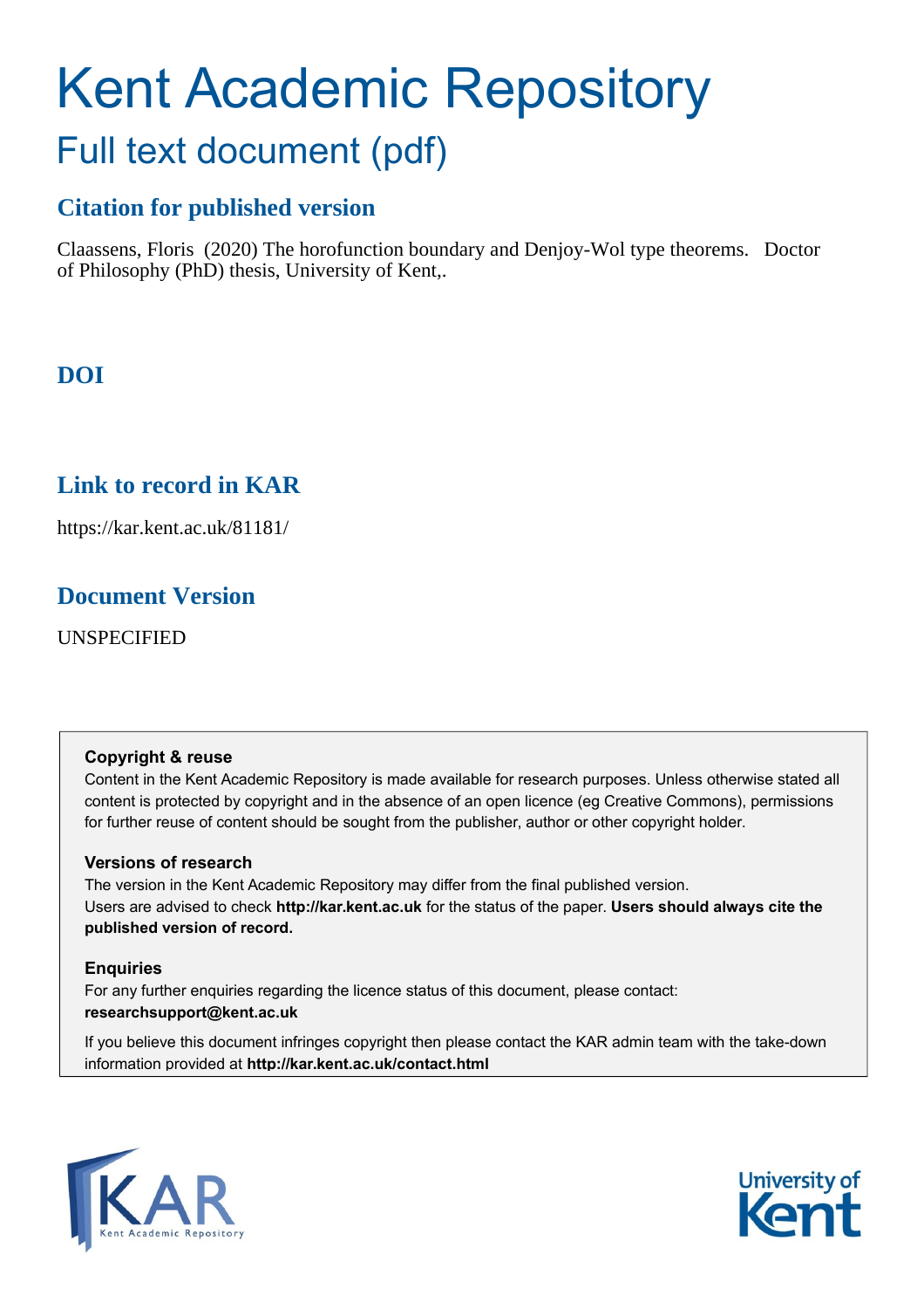# Kent Academic Repository

## Full text document (pdf)

### Citation for published version

Claassens, Floris (2020) The horofunction boundary and Denjoy-Wol type theorems. Doctor of Philosophy (PhD) thesis, University of Kent,.

### DOI

### Link to record in KAR

https://kar.kent.ac.uk/81181/

### Document Version

UNSPECIFIED

**Copyright & reuse**

Content in the Kent Academic Repository is made available for research purposes. Unless otherwise stated all content is protected by copyright and in the absence of an open licence (eg Creative Commons), permissions for further reuse of content should be sought from the publisher, author or other copyright holder.

**Versions of research**

The version in the Kent Academic Repository may differ from the final published version. Users are advised to check **http://kar.kent.ac.uk** for the status of the paper. **Users should always cite the published version of record.**

**Enquiries**

For any further enquiries regarding the licence status of this document, please contact: **researchsupport@kent.ac.uk**

If you believe this document infringes copyright then please contact the KAR admin team with the take-down information provided at **http://kar.kent.ac.uk/contact.html**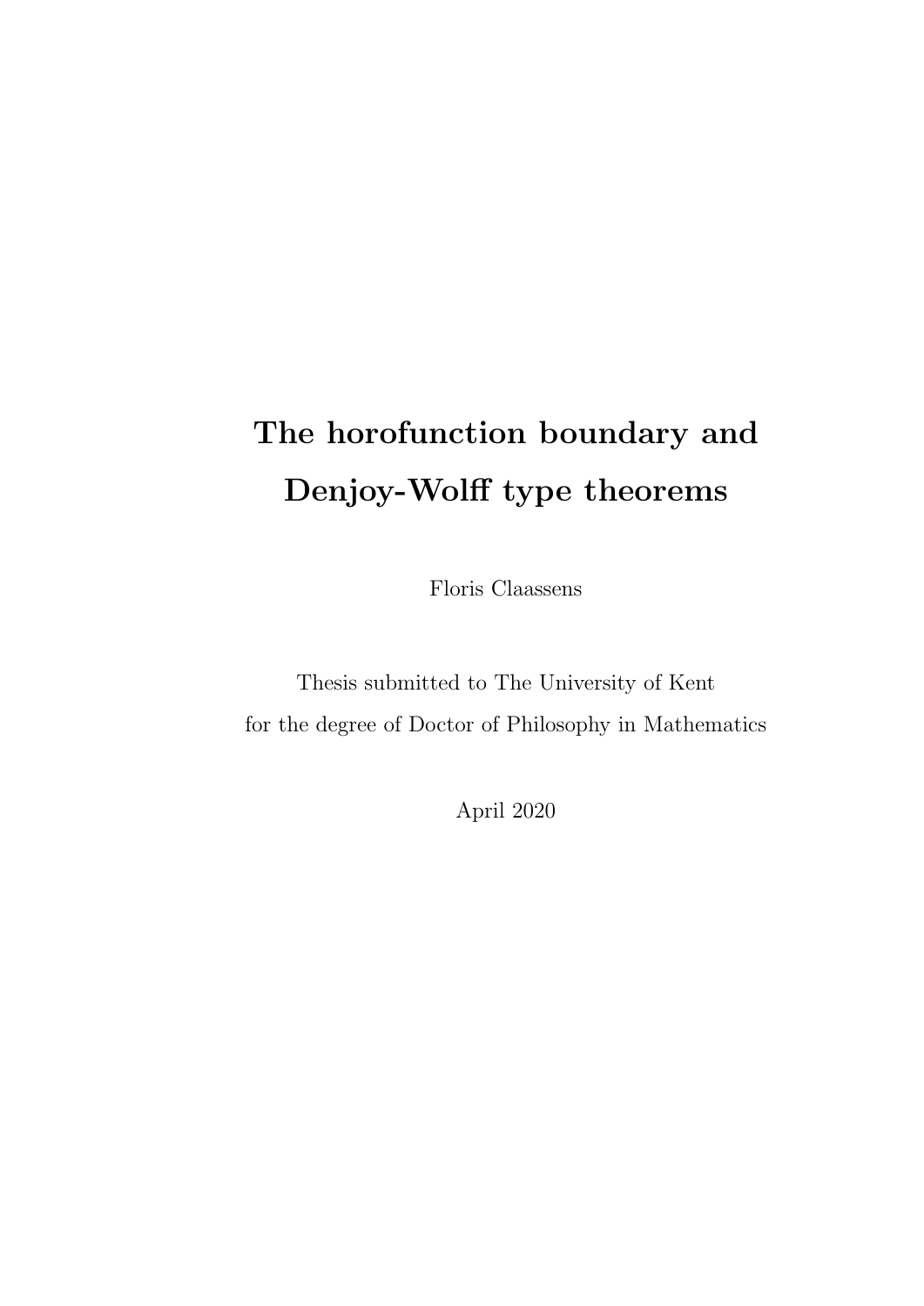# The horofunction boundary and Denjoy-Wolff type theorems

Floris Claassens

Thesis submitted to The University of Kent
for the degree of Doctor of Philosophy in Mathematics

April 2020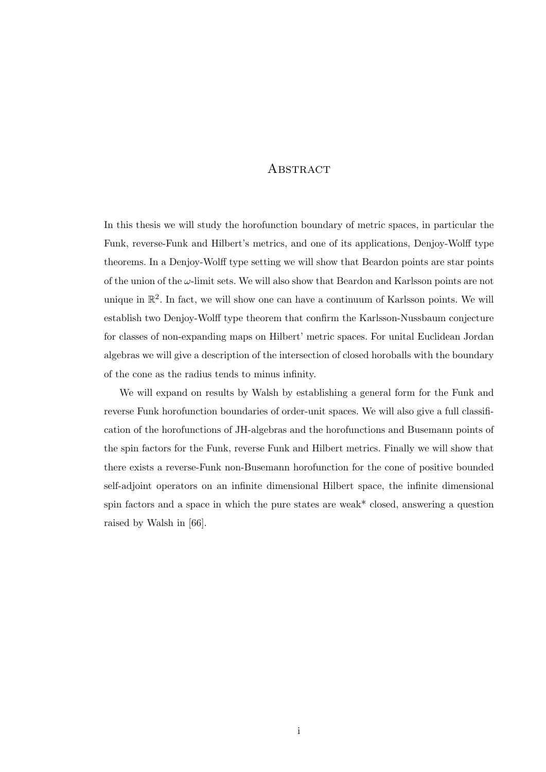# Abstract

In this thesis we will study the horofunction boundary of metric spaces, in particular the Funk, reverse-Funk and Hilbert's metrics, and one of its applications, Denjoy-Wolff type theorems. In a Denjoy-Wolff type setting we will show that Beardon points are star points of the union of the $\omega$-limit sets. We will also show that Beardon and Karlsson points are not unique in $\mathbb{R}^2$. In fact, we will show one can have a continuum of Karlsson points. We will establish two Denjoy-Wolff type theorem that confirm the Karlsson-Nussbaum conjecture for classes of non-expanding maps on Hilbert' metric spaces. For unital Euclidean Jordan algebras we will give a description of the intersection of closed horoballs with the boundary of the cone as the radius tends to minus infinity.

We will expand on results by Walsh by establishing a general form for the Funk and reverse Funk horofunction boundaries of order-unit spaces. We will also give a full classification of the horofunctions of JH-algebras and the horofunctions and Busemann points of the spin factors for the Funk, reverse Funk and Hilbert metrics. Finally we will show that there exists a reverse-Funk non-Busemann horofunction for the cone of positive bounded self-adjoint operators on an infinite dimensional Hilbert space, the infinite dimensional spin factors and a space in which the pure states are weak* closed, answering a question raised by Walsh in [66].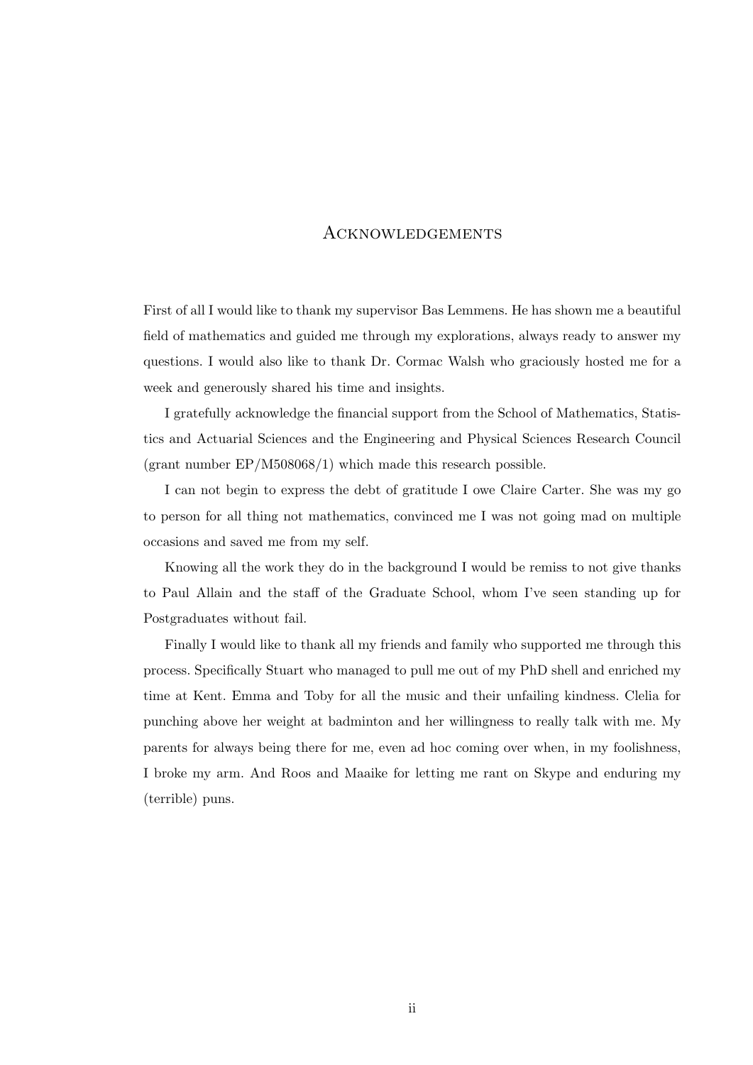# Acknowledgements

First of all I would like to thank my supervisor Bas Lemmens. He has shown me a beautiful field of mathematics and guided me through my explorations, always ready to answer my questions. I would also like to thank Dr. Cormac Walsh who graciously hosted me for a week and generously shared his time and insights.

I gratefully acknowledge the financial support from the School of Mathematics, Statistics and Actuarial Sciences and the Engineering and Physical Sciences Research Council (grant number EP/M508068/1) which made this research possible.

I can not begin to express the debt of gratitude I owe Claire Carter. She was my go to person for all thing not mathematics, convinced me I was not going mad on multiple occasions and saved me from my self.

Knowing all the work they do in the background I would be remiss to not give thanks to Paul Allain and the staff of the Graduate School, whom I've seen standing up for Postgraduates without fail.

Finally I would like to thank all my friends and family who supported me through this process. Specifically Stuart who managed to pull me out of my PhD shell and enriched my time at Kent. Emma and Toby for all the music and their unfailing kindness. Clelia for punching above her weight at badminton and her willingness to really talk with me. My parents for always being there for me, even ad hoc coming over when, in my foolishness, I broke my arm. And Roos and Maaike for letting me rant on Skype and enduring my (terrible) puns.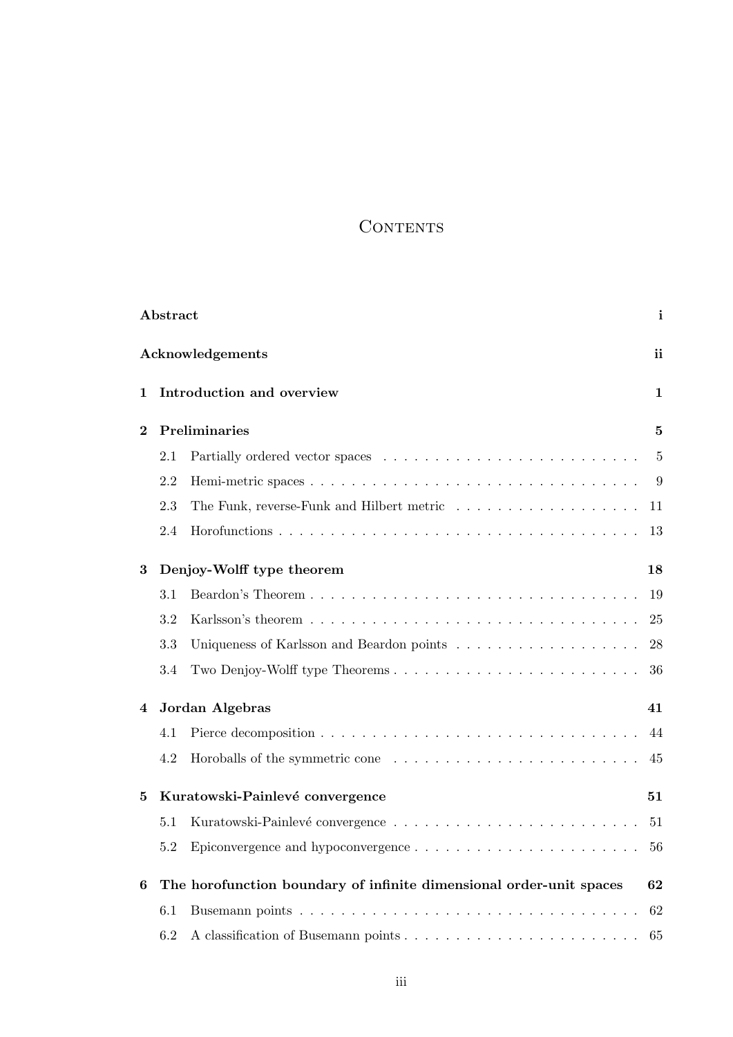# Contents

**Abstract** i

**Acknowledgements** ii

**1 Introduction and overview** 1

**2 Preliminaries** 5

- 2.1 Partially ordered vector spaces 5
- 2.2 Hemi-metric spaces 9
- 2.3 The Funk, reverse-Funk and Hilbert metric 11
- 2.4 Horofunctions 13

**3 Denjoy-Wolff type theorem** 18

- 3.1 Beardon's Theorem 19
- 3.2 Karlsson's theorem 25
- 3.3 Uniqueness of Karlsson and Beardon points 28
- 3.4 Two Denjoy-Wolff type Theorems 36

**4 Jordan Algebras** 41

- 4.1 Pierce decomposition 44
- 4.2 Horoballs of the symmetric cone 45

**5 Kuratowski-Painlevé convergence** 51

- 5.1 Kuratowski-Painlevé convergence 51
- 5.2 Epiconvergence and hypoconvergence 56

**6 The horofunction boundary of infinite dimensional order-unit spaces** 62

- 6.1 Busemann points 62
- 6.2 A classification of Busemann points 65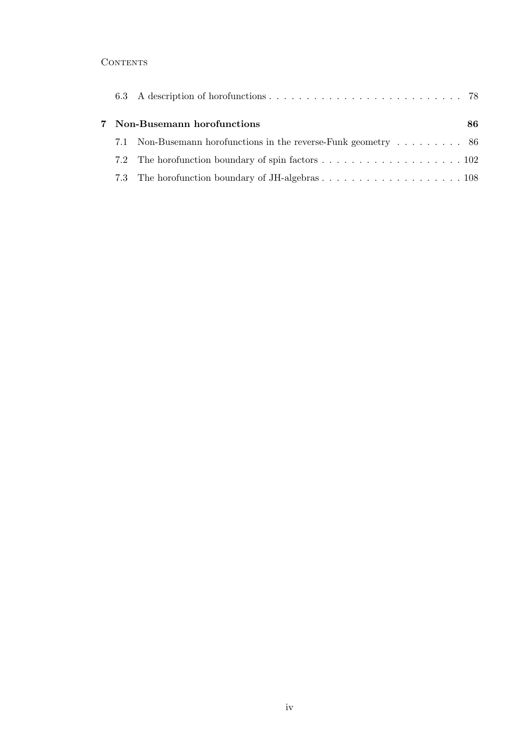6.3 A description of horofunctions . . . . . . . . . . . . . . . . . . . . . . . . . . . 78

**7 Non-Busemann horofunctions** **86**

7.1 Non-Busemann horofunctions in the reverse-Funk geometry . . . . . . . . . 86

7.2 The horofunction boundary of spin factors . . . . . . . . . . . . . . . . . . . . 102

7.3 The horofunction boundary of JH-algebras . . . . . . . . . . . . . . . . . . . . 108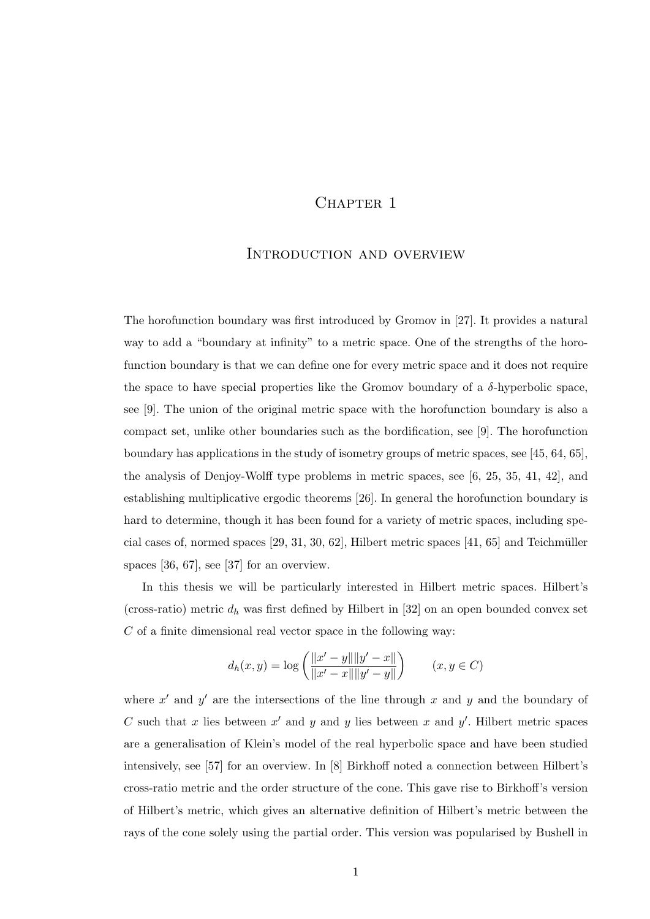# Chapter 1

## Introduction and overview

The horofunction boundary was first introduced by Gromov in [27]. It provides a natural way to add a "boundary at infinity" to a metric space. One of the strengths of the horofunction boundary is that we can define one for every metric space and it does not require the space to have special properties like the Gromov boundary of a $\delta$-hyperbolic space, see [9]. The union of the original metric space with the horofunction boundary is also a compact set, unlike other boundaries such as the bordification, see [9]. The horofunction boundary has applications in the study of isometry groups of metric spaces, see [45, 64, 65], the analysis of Denjoy-Wolff type problems in metric spaces, see [6, 25, 35, 41, 42], and establishing multiplicative ergodic theorems [26]. In general the horofunction boundary is hard to determine, though it has been found for a variety of metric spaces, including special cases of, normed spaces [29, 31, 30, 62], Hilbert metric spaces [41, 65] and Teichmüller spaces [36, 67], see [37] for an overview.

In this thesis we will be particularly interested in Hilbert metric spaces. Hilbert's (cross-ratio) metric $d_h$ was first defined by Hilbert in [32] on an open bounded convex set $C$ of a finite dimensional real vector space in the following way:

$$d_h(x, y) = \log\left(\frac{\|x' - y\|\|y' - x\|}{\|x' - x\|\|y' - y\|}\right) \qquad (x, y \in C)$$

where $x'$ and $y'$ are the intersections of the line through $x$ and $y$ and the boundary of $C$ such that $x$ lies between $x'$ and $y$ and $y$ lies between $x$ and $y'$. Hilbert metric spaces are a generalisation of Klein's model of the real hyperbolic space and have been studied intensively, see [57] for an overview. In [8] Birkhoff noted a connection between Hilbert's cross-ratio metric and the order structure of the cone. This gave rise to Birkhoff's version of Hilbert's metric, which gives an alternative definition of Hilbert's metric between the rays of the cone solely using the partial order. This version was popularised by Bushell in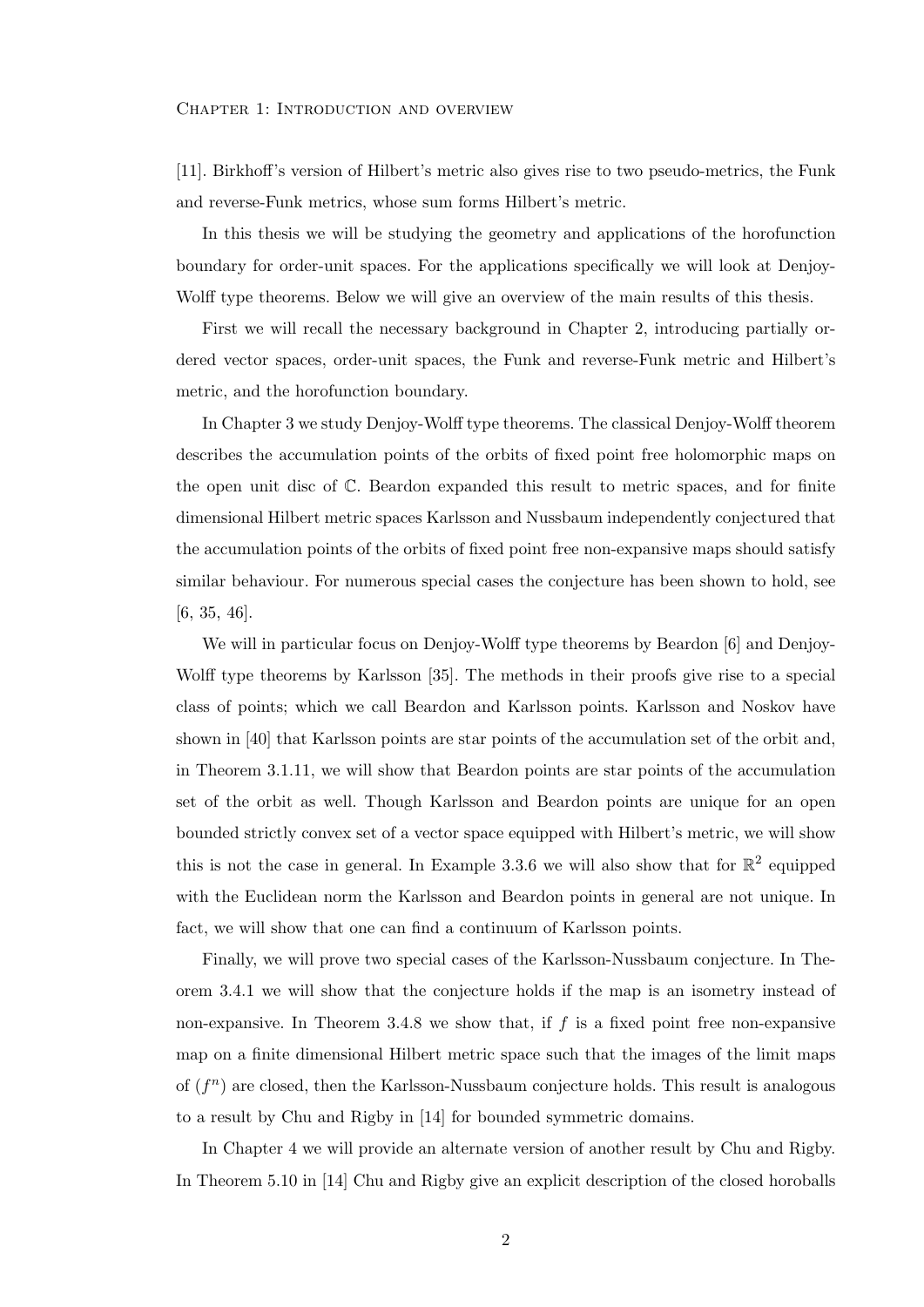[11]. Birkhoff's version of Hilbert's metric also gives rise to two pseudo-metrics, the Funk and reverse-Funk metrics, whose sum forms Hilbert's metric.

In this thesis we will be studying the geometry and applications of the horofunction boundary for order-unit spaces. For the applications specifically we will look at Denjoy-Wolff type theorems. Below we will give an overview of the main results of this thesis.

First we will recall the necessary background in Chapter 2, introducing partially ordered vector spaces, order-unit spaces, the Funk and reverse-Funk metric and Hilbert's metric, and the horofunction boundary.

In Chapter 3 we study Denjoy-Wolff type theorems. The classical Denjoy-Wolff theorem describes the accumulation points of the orbits of fixed point free holomorphic maps on the open unit disc of $\mathbb{C}$. Beardon expanded this result to metric spaces, and for finite dimensional Hilbert metric spaces Karlsson and Nussbaum independently conjectured that the accumulation points of the orbits of fixed point free non-expansive maps should satisfy similar behaviour. For numerous special cases the conjecture has been shown to hold, see [6, 35, 46].

We will in particular focus on Denjoy-Wolff type theorems by Beardon [6] and Denjoy-Wolff type theorems by Karlsson [35]. The methods in their proofs give rise to a special class of points; which we call Beardon and Karlsson points. Karlsson and Noskov have shown in [40] that Karlsson points are star points of the accumulation set of the orbit and, in Theorem 3.1.11, we will show that Beardon points are star points of the accumulation set of the orbit as well. Though Karlsson and Beardon points are unique for an open bounded strictly convex set of a vector space equipped with Hilbert's metric, we will show this is not the case in general. In Example 3.3.6 we will also show that for $\mathbb{R}^2$ equipped with the Euclidean norm the Karlsson and Beardon points in general are not unique. In fact, we will show that one can find a continuum of Karlsson points.

Finally, we will prove two special cases of the Karlsson-Nussbaum conjecture. In Theorem 3.4.1 we will show that the conjecture holds if the map is an isometry instead of non-expansive. In Theorem 3.4.8 we show that, if $f$ is a fixed point free non-expansive map on a finite dimensional Hilbert metric space such that the images of the limit maps of $(f^n)$ are closed, then the Karlsson-Nussbaum conjecture holds. This result is analogous to a result by Chu and Rigby in [14] for bounded symmetric domains.

In Chapter 4 we will provide an alternate version of another result by Chu and Rigby. In Theorem 5.10 in [14] Chu and Rigby give an explicit description of the closed horoballs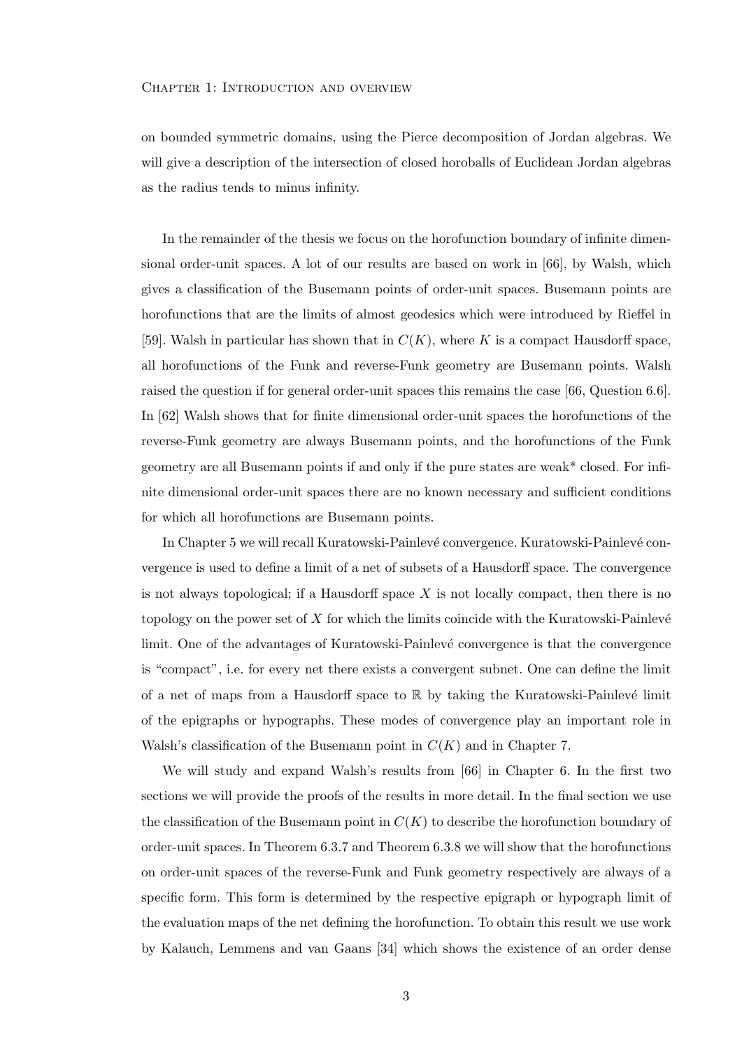on bounded symmetric domains, using the Pierce decomposition of Jordan algebras. We will give a description of the intersection of closed horoballs of Euclidean Jordan algebras as the radius tends to minus infinity.

In the remainder of the thesis we focus on the horofunction boundary of infinite dimensional order-unit spaces. A lot of our results are based on work in [66], by Walsh, which gives a classification of the Busemann points of order-unit spaces. Busemann points are horofunctions that are the limits of almost geodesics which were introduced by Rieffel in [59]. Walsh in particular has shown that in $C(K)$, where $K$ is a compact Hausdorff space, all horofunctions of the Funk and reverse-Funk geometry are Busemann points. Walsh raised the question if for general order-unit spaces this remains the case [66, Question 6.6]. In [62] Walsh shows that for finite dimensional order-unit spaces the horofunctions of the reverse-Funk geometry are always Busemann points, and the horofunctions of the Funk geometry are all Busemann points if and only if the pure states are weak* closed. For infinite dimensional order-unit spaces there are no known necessary and sufficient conditions for which all horofunctions are Busemann points.

In Chapter 5 we will recall Kuratowski-Painlevé convergence. Kuratowski-Painlevé convergence is used to define a limit of a net of subsets of a Hausdorff space. The convergence is not always topological; if a Hausdorff space $X$ is not locally compact, then there is no topology on the power set of $X$ for which the limits coincide with the Kuratowski-Painlevé limit. One of the advantages of Kuratowski-Painlevé convergence is that the convergence is "compact", i.e. for every net there exists a convergent subnet. One can define the limit of a net of maps from a Hausdorff space to $\mathbb{R}$ by taking the Kuratowski-Painlevé limit of the epigraphs or hypographs. These modes of convergence play an important role in Walsh's classification of the Busemann point in $C(K)$ and in Chapter 7.

We will study and expand Walsh's results from [66] in Chapter 6. In the first two sections we will provide the proofs of the results in more detail. In the final section we use the classification of the Busemann point in $C(K)$ to describe the horofunction boundary of order-unit spaces. In Theorem 6.3.7 and Theorem 6.3.8 we will show that the horofunctions on order-unit spaces of the reverse-Funk and Funk geometry respectively are always of a specific form. This form is determined by the respective epigraph or hypograph limit of the evaluation maps of the net defining the horofunction. To obtain this result we use work by Kalauch, Lemmens and van Gaans [34] which shows the existence of an order dense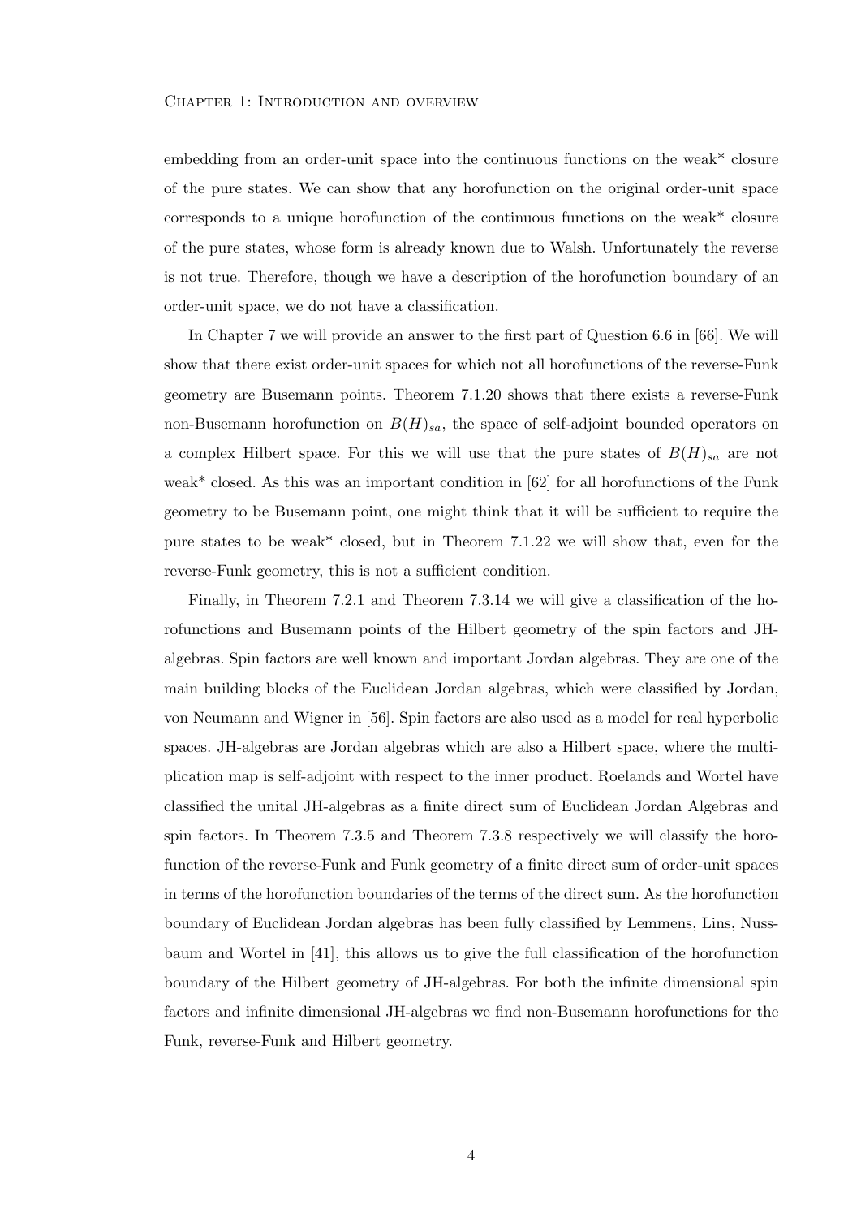embedding from an order-unit space into the continuous functions on the weak* closure of the pure states. We can show that any horofunction on the original order-unit space corresponds to a unique horofunction of the continuous functions on the weak* closure of the pure states, whose form is already known due to Walsh. Unfortunately the reverse is not true. Therefore, though we have a description of the horofunction boundary of an order-unit space, we do not have a classification.

In Chapter 7 we will provide an answer to the first part of Question 6.6 in [66]. We will show that there exist order-unit spaces for which not all horofunctions of the reverse-Funk geometry are Busemann points. Theorem 7.1.20 shows that there exists a reverse-Funk non-Busemann horofunction on $B(H)_{sa}$, the space of self-adjoint bounded operators on a complex Hilbert space. For this we will use that the pure states of $B(H)_{sa}$ are not weak* closed. As this was an important condition in [62] for all horofunctions of the Funk geometry to be Busemann point, one might think that it will be sufficient to require the pure states to be weak* closed, but in Theorem 7.1.22 we will show that, even for the reverse-Funk geometry, this is not a sufficient condition.

Finally, in Theorem 7.2.1 and Theorem 7.3.14 we will give a classification of the horofunctions and Busemann points of the Hilbert geometry of the spin factors and JH-algebras. Spin factors are well known and important Jordan algebras. They are one of the main building blocks of the Euclidean Jordan algebras, which were classified by Jordan, von Neumann and Wigner in [56]. Spin factors are also used as a model for real hyperbolic spaces. JH-algebras are Jordan algebras which are also a Hilbert space, where the multiplication map is self-adjoint with respect to the inner product. Roelands and Wortel have classified the unital JH-algebras as a finite direct sum of Euclidean Jordan Algebras and spin factors. In Theorem 7.3.5 and Theorem 7.3.8 respectively we will classify the horofunction of the reverse-Funk and Funk geometry of a finite direct sum of order-unit spaces in terms of the horofunction boundaries of the terms of the direct sum. As the horofunction boundary of Euclidean Jordan algebras has been fully classified by Lemmens, Lins, Nussbaum and Wortel in [41], this allows us to give the full classification of the horofunction boundary of the Hilbert geometry of JH-algebras. For both the infinite dimensional spin factors and infinite dimensional JH-algebras we find non-Busemann horofunctions for the Funk, reverse-Funk and Hilbert geometry.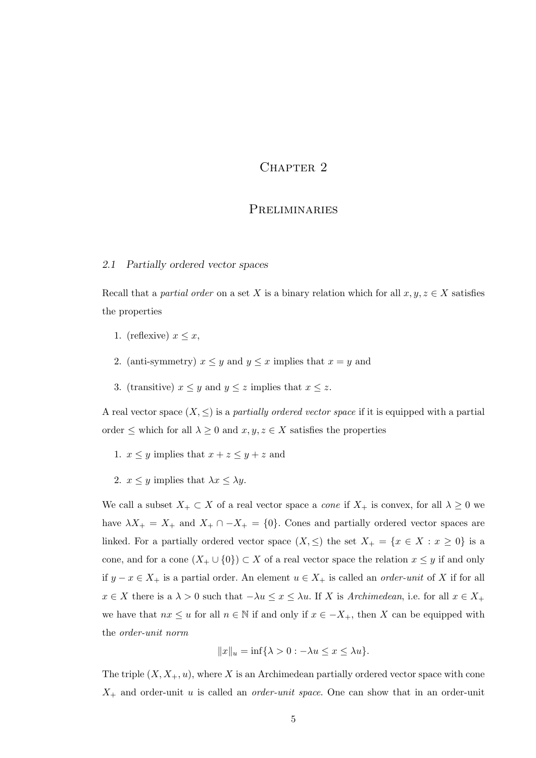# Chapter 2

# Preliminaries

## 2.1 Partially ordered vector spaces

Recall that a *partial order* on a set $X$ is a binary relation which for all $x, y, z \in X$ satisfies the properties

1. (reflexive) $x \leq x$,
2. (anti-symmetry) $x \leq y$ and $y \leq x$ implies that $x = y$ and
3. (transitive) $x \leq y$ and $y \leq z$ implies that $x \leq z$.

A real vector space $(X, \leq)$ is a *partially ordered vector space* if it is equipped with a partial order $\leq$ which for all $\lambda \geq 0$ and $x, y, z \in X$ satisfies the properties

1. $x \leq y$ implies that $x + z \leq y + z$ and
2. $x \leq y$ implies that $\lambda x \leq \lambda y$.

We call a subset $X_+ \subset X$ of a real vector space a *cone* if $X_+$ is convex, for all $\lambda \geq 0$ we have $\lambda X_+ = X_+$ and $X_+ \cap -X_+ = \{0\}$. Cones and partially ordered vector spaces are linked. For a partially ordered vector space $(X, \leq)$ the set $X_+ = \{x \in X : x \geq 0\}$ is a cone, and for a cone $(X_+ \cup \{0\}) \subset X$ of a real vector space the relation $x \leq y$ if and only if $y - x \in X_+$ is a partial order. An element $u \in X_+$ is called an *order-unit* of $X$ if for all $x \in X$ there is a $\lambda > 0$ such that $-\lambda u \leq x \leq \lambda u$. If $X$ is *Archimedean*, i.e. for all $x \in X_+$ we have that $nx \leq u$ for all $n \in \mathbb{N}$ if and only if $x \in -X_+$, then $X$ can be equipped with the *order-unit norm*

$$\|x\|_u = \inf\{\lambda > 0 : -\lambda u \leq x \leq \lambda u\}.$$

The triple $(X, X_+, u)$, where $X$ is an Archimedean partially ordered vector space with cone $X_+$ and order-unit $u$ is called an *order-unit space*. One can show that in an order-unit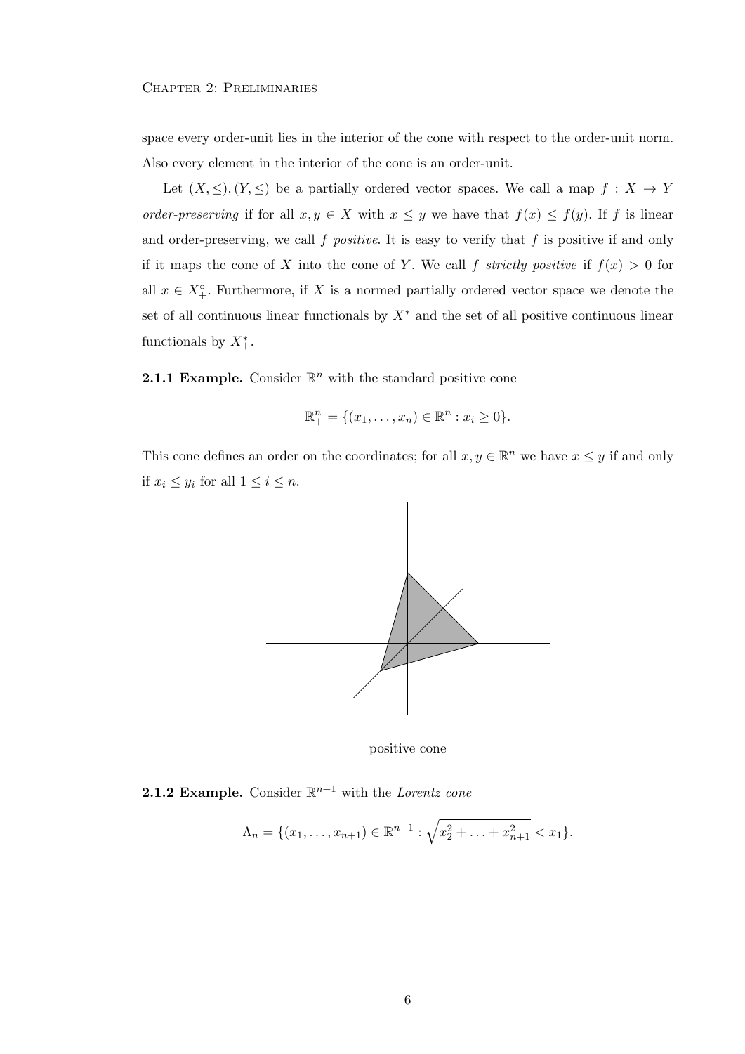space every order-unit lies in the interior of the cone with respect to the order-unit norm. Also every element in the interior of the cone is an order-unit.

Let $(X, \leq), (Y, \leq)$ be a partially ordered vector spaces. We call a map $f : X \to Y$ *order-preserving* if for all $x, y \in X$ with $x \leq y$ we have that $f(x) \leq f(y)$. If $f$ is linear and order-preserving, we call $f$ *positive*. It is easy to verify that $f$ is positive if and only if it maps the cone of $X$ into the cone of $Y$. We call $f$ *strictly positive* if $f(x) > 0$ for all $x \in X_+^\circ$. Furthermore, if $X$ is a normed partially ordered vector space we denote the set of all continuous linear functionals by $X^*$ and the set of all positive continuous linear functionals by $X_+^*$.

**2.1.1 Example.** Consider $\mathbb{R}^n$ with the standard positive cone

$$\mathbb{R}_+^n = \{(x_1, \ldots, x_n) \in \mathbb{R}^n : x_i \geq 0\}.$$

This cone defines an order on the coordinates; for all $x, y \in \mathbb{R}^n$ we have $x \leq y$ if and only if $x_i \leq y_i$ for all $1 \leq i \leq n$.

positive cone

**2.1.2 Example.** Consider $\mathbb{R}^{n+1}$ with the *Lorentz cone*

$$\Lambda_n = \{(x_1, \ldots, x_{n+1}) \in \mathbb{R}^{n+1} : \sqrt{x_2^2 + \ldots + x_{n+1}^2} < x_1\}.$$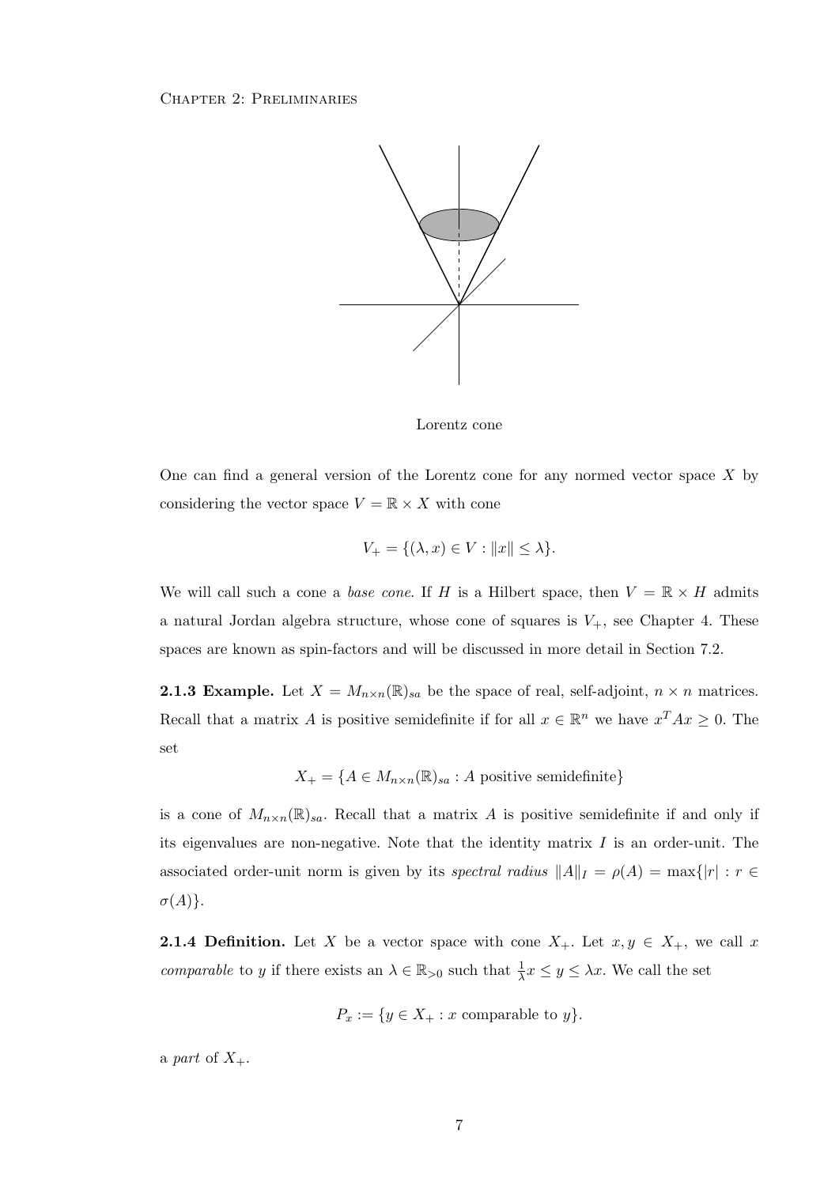Lorentz cone

One can find a general version of the Lorentz cone for any normed vector space $X$ by considering the vector space $V = \mathbb{R} \times X$ with cone

$$V_+ = \{(\lambda, x) \in V : \|x\| \leq \lambda\}.$$

We will call such a cone a *base cone*. If $H$ is a Hilbert space, then $V = \mathbb{R} \times H$ admits a natural Jordan algebra structure, whose cone of squares is $V_+$, see Chapter 4. These spaces are known as spin-factors and will be discussed in more detail in Section 7.2.

**2.1.3 Example.** Let $X = M_{n\times n}(\mathbb{R})_{sa}$ be the space of real, self-adjoint, $n \times n$ matrices. Recall that a matrix $A$ is positive semidefinite if for all $x \in \mathbb{R}^n$ we have $x^T Ax \geq 0$. The set

$$X_+ = \{A \in M_{n\times n}(\mathbb{R})_{sa} : A \text{ positive semidefinite}\}$$

is a cone of $M_{n\times n}(\mathbb{R})_{sa}$. Recall that a matrix $A$ is positive semidefinite if and only if its eigenvalues are non-negative. Note that the identity matrix $I$ is an order-unit. The associated order-unit norm is given by its *spectral radius* $\|A\|_I = \rho(A) = \max\{|r| : r \in \sigma(A)\}$.

**2.1.4 Definition.** Let $X$ be a vector space with cone $X_+$. Let $x, y \in X_+$, we call $x$ *comparable* to $y$ if there exists an $\lambda \in \mathbb{R}_{>0}$ such that $\frac{1}{\lambda}x \leq y \leq \lambda x$. We call the set

$$P_x := \{y \in X_+ : x \text{ comparable to } y\}.$$

a *part* of $X_+$.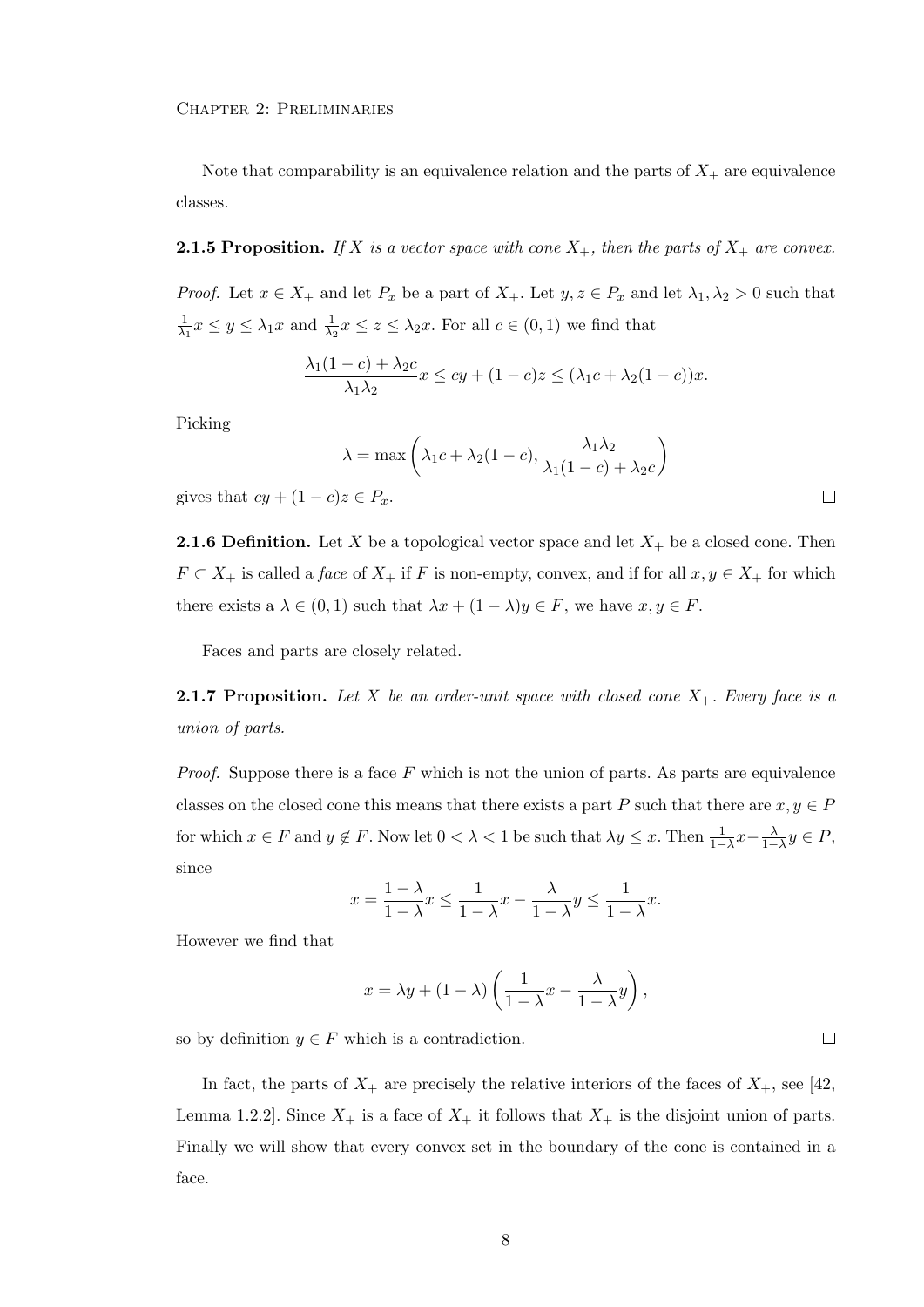Note that comparability is an equivalence relation and the parts of $X_+$ are equivalence classes.

**2.1.5 Proposition.** *If $X$ is a vector space with cone $X_+$, then the parts of $X_+$ are convex.*

*Proof.* Let $x \in X_+$ and let $P_x$ be a part of $X_+$. Let $y, z \in P_x$ and let $\lambda_1, \lambda_2 > 0$ such that $\frac{1}{\lambda_1}x \leq y \leq \lambda_1 x$ and $\frac{1}{\lambda_2}x \leq z \leq \lambda_2 x$. For all $c \in (0,1)$ we find that

$$\frac{\lambda_1(1-c) + \lambda_2 c}{\lambda_1 \lambda_2} x \leq cy + (1-c)z \leq (\lambda_1 c + \lambda_2(1-c))x.$$

Picking

$$\lambda = \max\left(\lambda_1 c + \lambda_2(1-c), \frac{\lambda_1 \lambda_2}{\lambda_1(1-c) + \lambda_2 c}\right)$$

gives that $cy + (1-c)z \in P_x$. ☐

**2.1.6 Definition.** Let $X$ be a topological vector space and let $X_+$ be a closed cone. Then $F \subset X_+$ is called a *face* of $X_+$ if $F$ is non-empty, convex, and if for all $x, y \in X_+$ for which there exists a $\lambda \in (0,1)$ such that $\lambda x + (1-\lambda)y \in F$, we have $x, y \in F$.

Faces and parts are closely related.

**2.1.7 Proposition.** *Let $X$ be an order-unit space with closed cone $X_+$. Every face is a union of parts.*

*Proof.* Suppose there is a face $F$ which is not the union of parts. As parts are equivalence classes on the closed cone this means that there exists a part $P$ such that there are $x, y \in P$ for which $x \in F$ and $y \notin F$. Now let $0 < \lambda < 1$ be such that $\lambda y \leq x$. Then $\frac{1}{1-\lambda}x - \frac{\lambda}{1-\lambda}y \in P$, since

$$x = \frac{1-\lambda}{1-\lambda}x \leq \frac{1}{1-\lambda}x - \frac{\lambda}{1-\lambda}y \leq \frac{1}{1-\lambda}x.$$

However we find that

$$x = \lambda y + (1-\lambda)\left(\frac{1}{1-\lambda}x - \frac{\lambda}{1-\lambda}y\right),$$

so by definition $y \in F$ which is a contradiction. ☐

In fact, the parts of $X_+$ are precisely the relative interiors of the faces of $X_+$, see [42, Lemma 1.2.2]. Since $X_+$ is a face of $X_+$ it follows that $X_+$ is the disjoint union of parts. Finally we will show that every convex set in the boundary of the cone is contained in a face.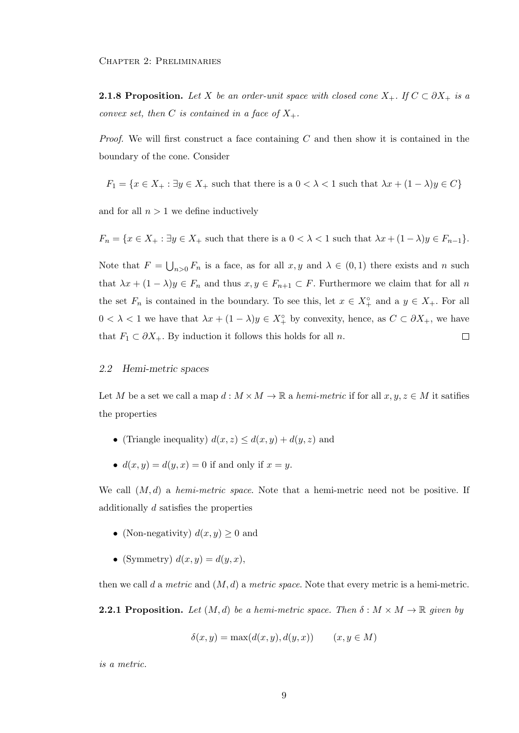**2.1.8 Proposition.** *Let $X$ be an order-unit space with closed cone $X_+$. If $C \subset \partial X_+$ is a convex set, then $C$ is contained in a face of $X_+$.*

*Proof.* We will first construct a face containing $C$ and then show it is contained in the boundary of the cone. Consider

$$F_1 = \{x \in X_+ : \exists y \in X_+ \text{ such that there is a } 0 < \lambda < 1 \text{ such that } \lambda x + (1-\lambda)y \in C\}$$

and for all $n > 1$ we define inductively

$$F_n = \{x \in X_+ : \exists y \in X_+ \text{ such that there is a } 0 < \lambda < 1 \text{ such that } \lambda x + (1-\lambda)y \in F_{n-1}\}.$$

Note that $F = \bigcup_{n>0} F_n$ is a face, as for all $x, y$ and $\lambda \in (0,1)$ there exists and $n$ such that $\lambda x + (1-\lambda)y \in F_n$ and thus $x, y \in F_{n+1} \subset F$. Furthermore we claim that for all $n$ the set $F_n$ is contained in the boundary. To see this, let $x \in X_+^\circ$ and a $y \in X_+$. For all $0 < \lambda < 1$ we have that $\lambda x + (1-\lambda)y \in X_+^\circ$ by convexity, hence, as $C \subset \partial X_+$, we have that $F_1 \subset \partial X_+$. By induction it follows this holds for all $n$. $\square$

## *2.2 Hemi-metric spaces*

Let $M$ be a set we call a map $d : M \times M \to \mathbb{R}$ a *hemi-metric* if for all $x, y, z \in M$ it satifies the properties

- (Triangle inequality) $d(x,z) \leq d(x,y) + d(y,z)$ and
- $d(x,y) = d(y,x) = 0$ if and only if $x = y$.

We call $(M,d)$ a *hemi-metric space*. Note that a hemi-metric need not be positive. If additionally $d$ satisfies the properties

- (Non-negativity) $d(x,y) \geq 0$ and
- (Symmetry) $d(x,y) = d(y,x)$,

then we call $d$ a *metric* and $(M,d)$ a *metric space*. Note that every metric is a hemi-metric.

**2.2.1 Proposition.** *Let $(M,d)$ be a hemi-metric space. Then $\delta : M \times M \to \mathbb{R}$ given by*

$$\delta(x,y) = \max(d(x,y), d(y,x)) \qquad (x, y \in M)$$

*is a metric.*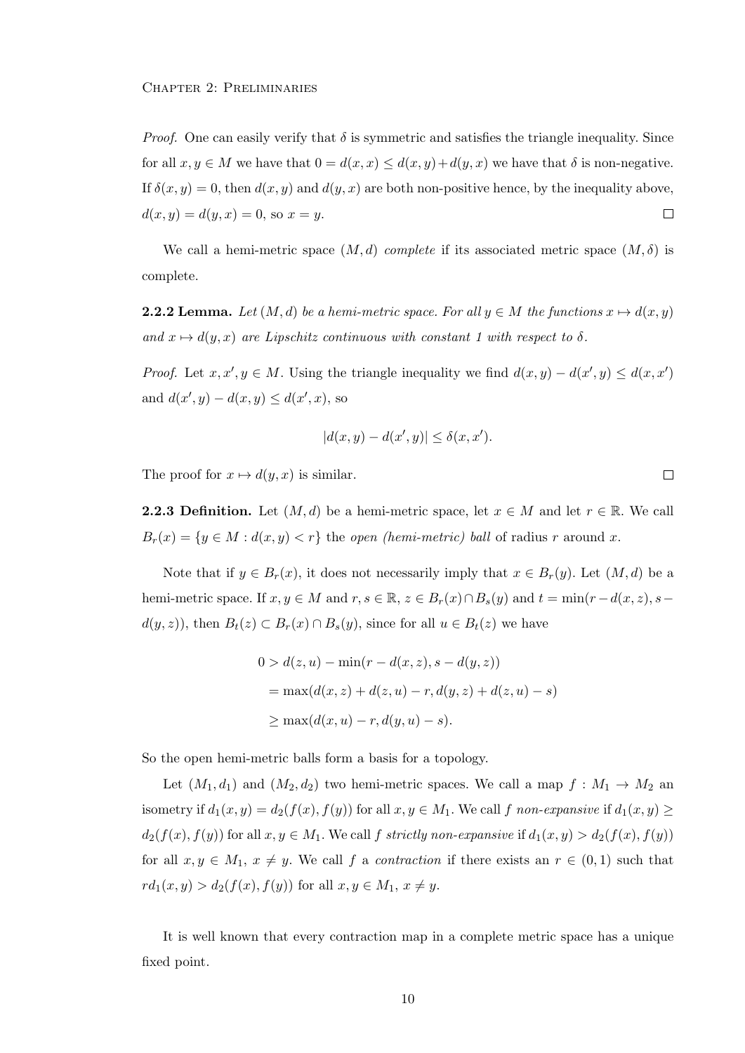*Proof.* One can easily verify that $\delta$ is symmetric and satisfies the triangle inequality. Since for all $x, y \in M$ we have that $0 = d(x,x) \leq d(x,y) + d(y,x)$ we have that $\delta$ is non-negative. If $\delta(x,y) = 0$, then $d(x,y)$ and $d(y,x)$ are both non-positive hence, by the inequality above, $d(x,y) = d(y,x) = 0$, so $x = y$. □

We call a hemi-metric space $(M, d)$ *complete* if its associated metric space $(M, \delta)$ is complete.

**2.2.2 Lemma.** *Let $(M, d)$ be a hemi-metric space. For all $y \in M$ the functions $x \mapsto d(x,y)$ and $x \mapsto d(y,x)$ are Lipschitz continuous with constant 1 with respect to $\delta$.*

*Proof.* Let $x, x', y \in M$. Using the triangle inequality we find $d(x,y) - d(x',y) \leq d(x,x')$ and $d(x',y) - d(x,y) \leq d(x',x)$, so

$$|d(x,y) - d(x',y)| \leq \delta(x,x').$$

The proof for $x \mapsto d(y,x)$ is similar. □

**2.2.3 Definition.** Let $(M, d)$ be a hemi-metric space, let $x \in M$ and let $r \in \mathbb{R}$. We call $B_r(x) = \{y \in M : d(x,y) < r\}$ the *open (hemi-metric) ball* of radius $r$ around $x$.

Note that if $y \in B_r(x)$, it does not necessarily imply that $x \in B_r(y)$. Let $(M, d)$ be a hemi-metric space. If $x, y \in M$ and $r, s \in \mathbb{R}$, $z \in B_r(x) \cap B_s(y)$ and $t = \min(r - d(x,z), s - d(y,z))$, then $B_t(z) \subset B_r(x) \cap B_s(y)$, since for all $u \in B_t(z)$ we have

$$\begin{aligned}
0 &> d(z,u) - \min(r - d(x,z), s - d(y,z)) \\
&= \max(d(x,z) + d(z,u) - r, d(y,z) + d(z,u) - s) \\
&\geq \max(d(x,u) - r, d(y,u) - s).
\end{aligned}$$

So the open hemi-metric balls form a basis for a topology.

Let $(M_1, d_1)$ and $(M_2, d_2)$ two hemi-metric spaces. We call a map $f : M_1 \to M_2$ an isometry if $d_1(x,y) = d_2(f(x), f(y))$ for all $x, y \in M_1$. We call $f$ *non-expansive* if $d_1(x,y) \geq d_2(f(x), f(y))$ for all $x, y \in M_1$. We call $f$ *strictly non-expansive* if $d_1(x,y) > d_2(f(x), f(y))$ for all $x, y \in M_1$, $x \neq y$. We call $f$ a *contraction* if there exists an $r \in (0,1)$ such that $r d_1(x,y) > d_2(f(x), f(y))$ for all $x, y \in M_1$, $x \neq y$.

It is well known that every contraction map in a complete metric space has a unique fixed point.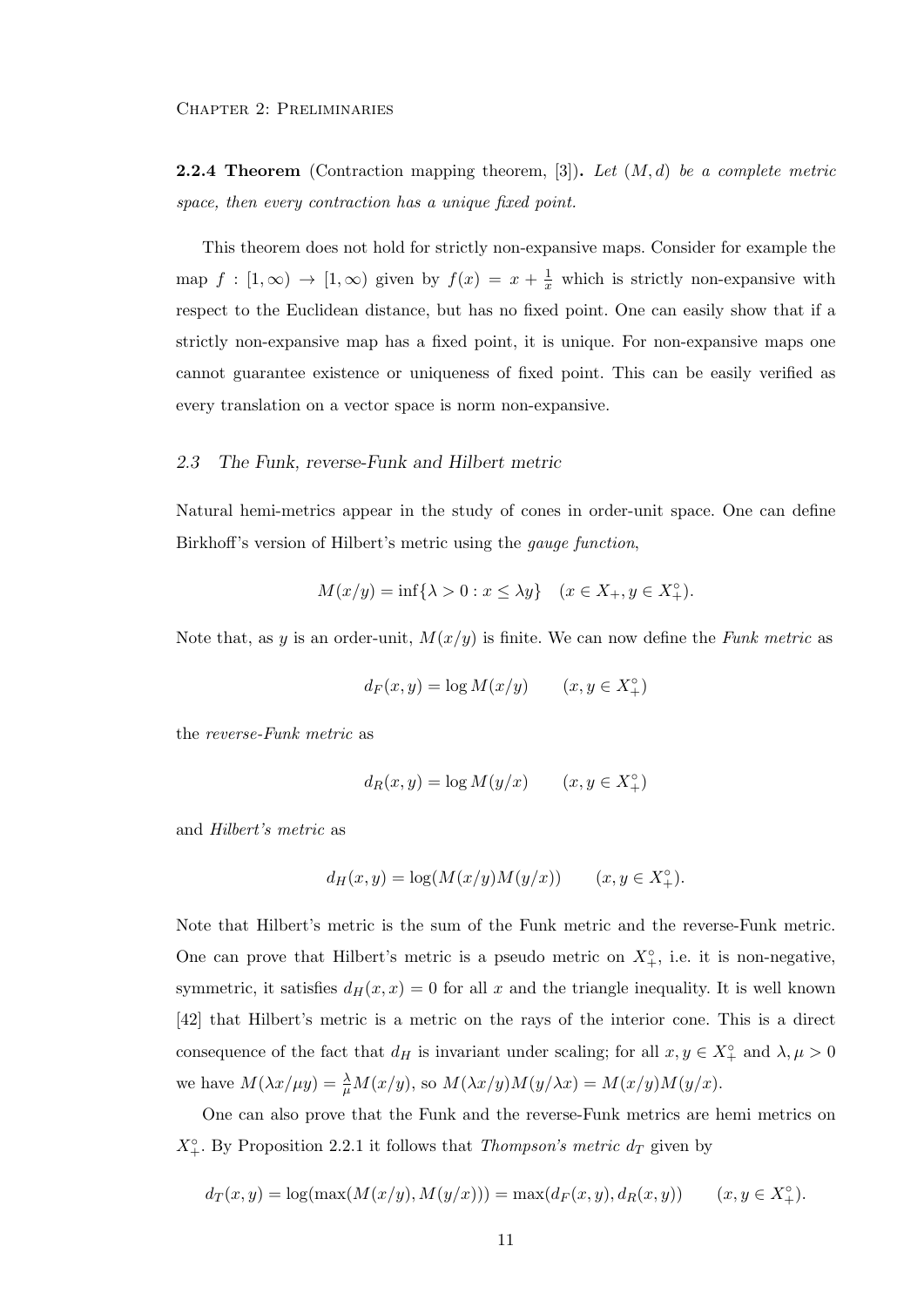**2.2.4 Theorem** (Contraction mapping theorem, [3])**.** *Let $(M, d)$ be a complete metric space, then every contraction has a unique fixed point.*

This theorem does not hold for strictly non-expansive maps. Consider for example the map $f : [1, \infty) \to [1, \infty)$ given by $f(x) = x + \frac{1}{x}$ which is strictly non-expansive with respect to the Euclidean distance, but has no fixed point. One can easily show that if a strictly non-expansive map has a fixed point, it is unique. For non-expansive maps one cannot guarantee existence or uniqueness of fixed point. This can be easily verified as every translation on a vector space is norm non-expansive.

### 2.3 The Funk, reverse-Funk and Hilbert metric

Natural hemi-metrics appear in the study of cones in order-unit space. One can define Birkhoff's version of Hilbert's metric using the *gauge function*,

$$M(x/y) = \inf\{\lambda > 0 : x \leq \lambda y\} \quad (x \in X_+, y \in X_+^\circ).$$

Note that, as $y$ is an order-unit, $M(x/y)$ is finite. We can now define the *Funk metric* as

$$d_F(x, y) = \log M(x/y) \qquad (x, y \in X_+^\circ)$$

the *reverse-Funk metric* as

$$d_R(x, y) = \log M(y/x) \qquad (x, y \in X_+^\circ)$$

and *Hilbert's metric* as

$$d_H(x, y) = \log(M(x/y)M(y/x)) \qquad (x, y \in X_+^\circ).$$

Note that Hilbert's metric is the sum of the Funk metric and the reverse-Funk metric. One can prove that Hilbert's metric is a pseudo metric on $X_+^\circ$, i.e. it is non-negative, symmetric, it satisfies $d_H(x, x) = 0$ for all $x$ and the triangle inequality. It is well known [42] that Hilbert's metric is a metric on the rays of the interior cone. This is a direct consequence of the fact that $d_H$ is invariant under scaling; for all $x, y \in X_+^\circ$ and $\lambda, \mu > 0$ we have $M(\lambda x/\mu y) = \frac{\lambda}{\mu} M(x/y)$, so $M(\lambda x/y)M(y/\lambda x) = M(x/y)M(y/x)$.

One can also prove that the Funk and the reverse-Funk metrics are hemi metrics on $X_+^\circ$. By Proposition 2.2.1 it follows that *Thompson's metric* $d_T$ given by

$$d_T(x, y) = \log(\max(M(x/y), M(y/x))) = \max(d_F(x, y), d_R(x, y)) \qquad (x, y \in X_+^\circ).$$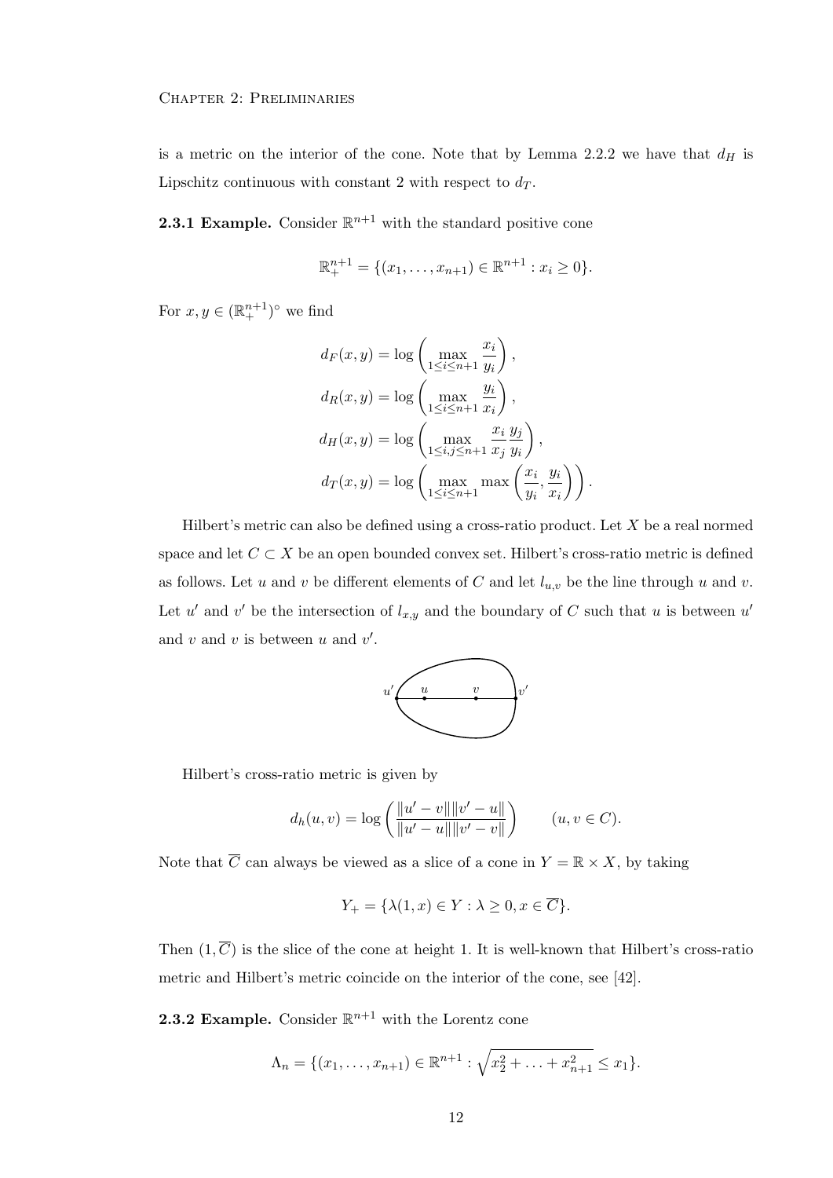is a metric on the interior of the cone. Note that by Lemma 2.2.2 we have that $d_H$ is Lipschitz continuous with constant 2 with respect to $d_T$.

**2.3.1 Example.** Consider $\mathbb{R}^{n+1}$ with the standard positive cone

$$\mathbb{R}^{n+1}_+ = \{(x_1, \ldots, x_{n+1}) \in \mathbb{R}^{n+1} : x_i \geq 0\}.$$

For $x, y \in (\mathbb{R}^{n+1}_+)^\circ$ we find

$$\begin{aligned}
d_F(x, y) &= \log\left(\max_{1\leq i\leq n+1} \frac{x_i}{y_i}\right), \\
d_R(x, y) &= \log\left(\max_{1\leq i\leq n+1} \frac{y_i}{x_i}\right), \\
d_H(x, y) &= \log\left(\max_{1\leq i,j\leq n+1} \frac{x_i}{x_j}\frac{y_j}{y_i}\right), \\
d_T(x, y) &= \log\left(\max_{1\leq i\leq n+1} \max\left(\frac{x_i}{y_i}, \frac{y_i}{x_i}\right)\right).
\end{aligned}$$

Hilbert's metric can also be defined using a cross-ratio product. Let $X$ be a real normed space and let $C \subset X$ be an open bounded convex set. Hilbert's cross-ratio metric is defined as follows. Let $u$ and $v$ be different elements of $C$ and let $l_{u,v}$ be the line through $u$ and $v$. Let $u'$ and $v'$ be the intersection of $l_{x,y}$ and the boundary of $C$ such that $u$ is between $u'$ and $v$ and $v$ is between $u$ and $v'$.

Hilbert's cross-ratio metric is given by

$$d_h(u, v) = \log\left(\frac{\|u' - v\|\|v' - u\|}{\|u' - u\|\|v' - v\|}\right) \qquad (u, v \in C).$$

Note that $\overline{C}$ can always be viewed as a slice of a cone in $Y = \mathbb{R} \times X$, by taking

$$Y_+ = \{\lambda(1, x) \in Y : \lambda \geq 0, x \in \overline{C}\}.$$

Then $(1, \overline{C})$ is the slice of the cone at height 1. It is well-known that Hilbert's cross-ratio metric and Hilbert's metric coincide on the interior of the cone, see [42].

**2.3.2 Example.** Consider $\mathbb{R}^{n+1}$ with the Lorentz cone

$$\Lambda_n = \{(x_1, \ldots, x_{n+1}) \in \mathbb{R}^{n+1} : \sqrt{x_2^2 + \ldots + x_{n+1}^2} \leq x_1\}.$$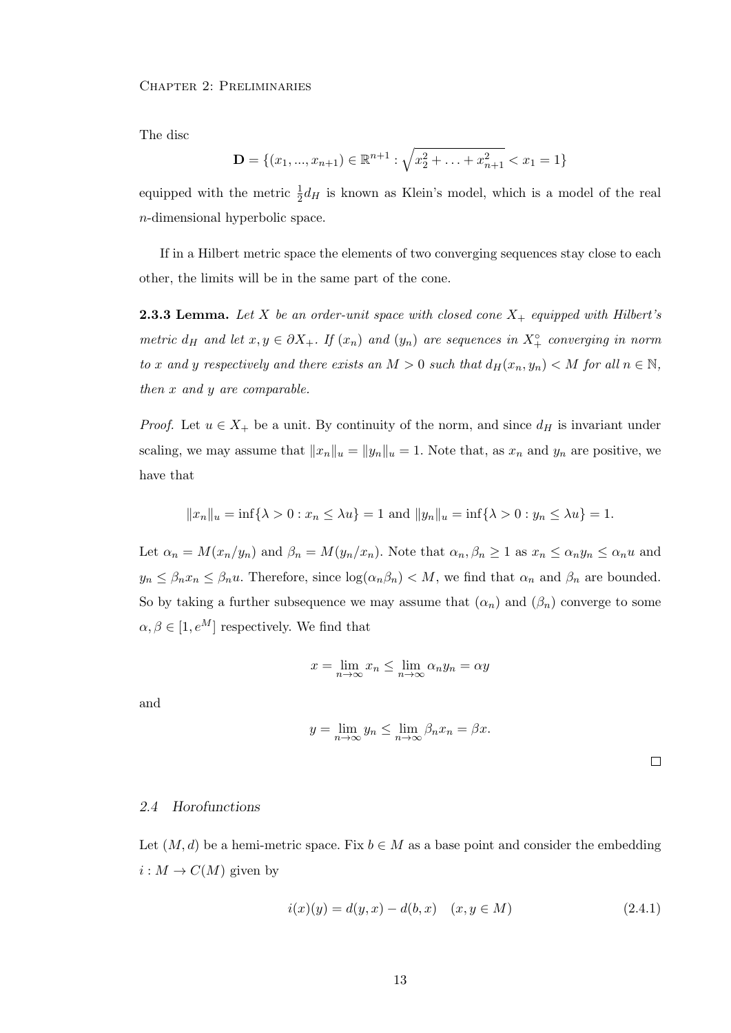The disc

$$\mathbf{D} = \{(x_1, ..., x_{n+1}) \in \mathbb{R}^{n+1} : \sqrt{x_2^2 + \ldots + x_{n+1}^2} < x_1 = 1\}$$

equipped with the metric $\frac{1}{2}d_H$ is known as Klein's model, which is a model of the real $n$-dimensional hyperbolic space.

If in a Hilbert metric space the elements of two converging sequences stay close to each other, the limits will be in the same part of the cone.

**2.3.3 Lemma.** *Let $X$ be an order-unit space with closed cone $X_+$ equipped with Hilbert's metric $d_H$ and let $x, y \in \partial X_+$. If $(x_n)$ and $(y_n)$ are sequences in $X_+^\circ$ converging in norm to $x$ and $y$ respectively and there exists an $M > 0$ such that $d_H(x_n, y_n) < M$ for all $n \in \mathbb{N}$, then $x$ and $y$ are comparable.*

*Proof.* Let $u \in X_+$ be a unit. By continuity of the norm, and since $d_H$ is invariant under scaling, we may assume that $\|x_n\|_u = \|y_n\|_u = 1$. Note that, as $x_n$ and $y_n$ are positive, we have that

$$\|x_n\|_u = \inf\{\lambda > 0 : x_n \leq \lambda u\} = 1 \text{ and } \|y_n\|_u = \inf\{\lambda > 0 : y_n \leq \lambda u\} = 1.$$

Let $\alpha_n = M(x_n/y_n)$ and $\beta_n = M(y_n/x_n)$. Note that $\alpha_n, \beta_n \geq 1$ as $x_n \leq \alpha_n y_n \leq \alpha_n u$ and $y_n \leq \beta_n x_n \leq \beta_n u$. Therefore, since $\log(\alpha_n \beta_n) < M$, we find that $\alpha_n$ and $\beta_n$ are bounded. So by taking a further subsequence we may assume that $(\alpha_n)$ and $(\beta_n)$ converge to some $\alpha, \beta \in [1, e^M]$ respectively. We find that

$$x = \lim_{n\to\infty} x_n \leq \lim_{n\to\infty} \alpha_n y_n = \alpha y$$

and

$$y = \lim_{n\to\infty} y_n \leq \lim_{n\to\infty} \beta_n x_n = \beta x.$$

□

### 2.4 Horofunctions

Let $(M, d)$ be a hemi-metric space. Fix $b \in M$ as a base point and consider the embedding $i : M \to C(M)$ given by

$$i(x)(y) = d(y, x) - d(b, x) \quad (x, y \in M) \tag{2.4.1}$$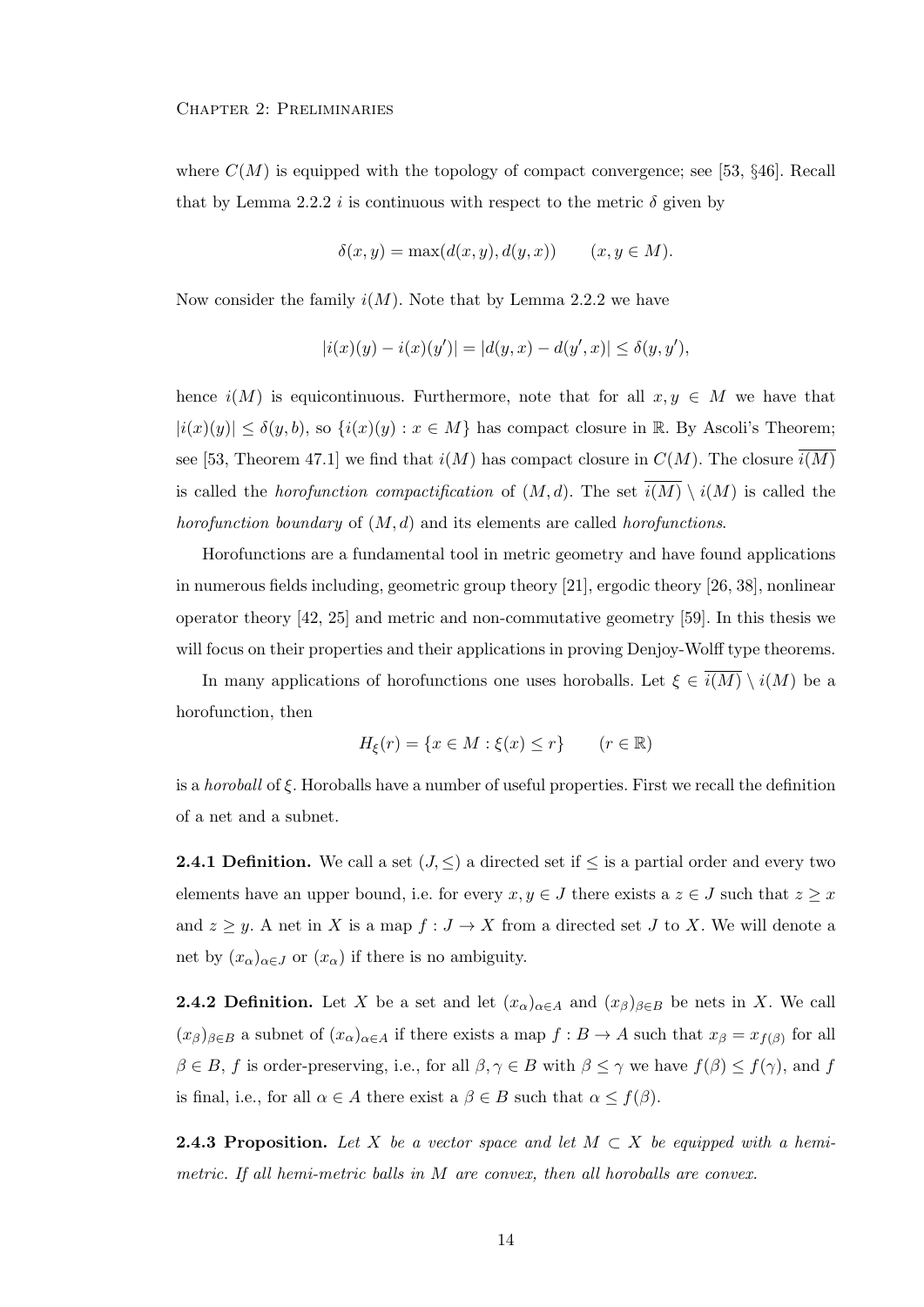where $C(M)$ is equipped with the topology of compact convergence; see [53, §46]. Recall that by Lemma 2.2.2 $i$ is continuous with respect to the metric $\delta$ given by

$$\delta(x, y) = \max(d(x, y), d(y, x)) \qquad (x, y \in M).$$

Now consider the family $i(M)$. Note that by Lemma 2.2.2 we have

$$|i(x)(y) - i(x)(y')| = |d(y, x) - d(y', x)| \leq \delta(y, y'),$$

hence $i(M)$ is equicontinuous. Furthermore, note that for all $x, y \in M$ we have that $|i(x)(y)| \leq \delta(y, b)$, so $\{i(x)(y) : x \in M\}$ has compact closure in $\mathbb{R}$. By Ascoli's Theorem; see [53, Theorem 47.1] we find that $i(M)$ has compact closure in $C(M)$. The closure $\overline{i(M)}$ is called the *horofunction compactification* of $(M, d)$. The set $\overline{i(M)} \setminus i(M)$ is called the *horofunction boundary* of $(M, d)$ and its elements are called *horofunctions*.

Horofunctions are a fundamental tool in metric geometry and have found applications in numerous fields including, geometric group theory [21], ergodic theory [26, 38], nonlinear operator theory [42, 25] and metric and non-commutative geometry [59]. In this thesis we will focus on their properties and their applications in proving Denjoy-Wolff type theorems.

In many applications of horofunctions one uses horoballs. Let $\xi \in \overline{i(M)} \setminus i(M)$ be a horofunction, then

$$H_\xi(r) = \{x \in M : \xi(x) \leq r\} \qquad (r \in \mathbb{R})$$

is a *horoball* of $\xi$. Horoballs have a number of useful properties. First we recall the definition of a net and a subnet.

**2.4.1 Definition.** We call a set $(J, \leq)$ a directed set if $\leq$ is a partial order and every two elements have an upper bound, i.e. for every $x, y \in J$ there exists a $z \in J$ such that $z \geq x$ and $z \geq y$. A net in $X$ is a map $f : J \to X$ from a directed set $J$ to $X$. We will denote a net by $(x_\alpha)_{\alpha \in J}$ or $(x_\alpha)$ if there is no ambiguity.

**2.4.2 Definition.** Let $X$ be a set and let $(x_\alpha)_{\alpha \in A}$ and $(x_\beta)_{\beta \in B}$ be nets in $X$. We call $(x_\beta)_{\beta \in B}$ a subnet of $(x_\alpha)_{\alpha \in A}$ if there exists a map $f : B \to A$ such that $x_\beta = x_{f(\beta)}$ for all $\beta \in B$, $f$ is order-preserving, i.e., for all $\beta, \gamma \in B$ with $\beta \leq \gamma$ we have $f(\beta) \leq f(\gamma)$, and $f$ is final, i.e., for all $\alpha \in A$ there exist a $\beta \in B$ such that $\alpha \leq f(\beta)$.

**2.4.3 Proposition.** *Let $X$ be a vector space and let $M \subset X$ be equipped with a hemi-metric. If all hemi-metric balls in $M$ are convex, then all horoballs are convex.*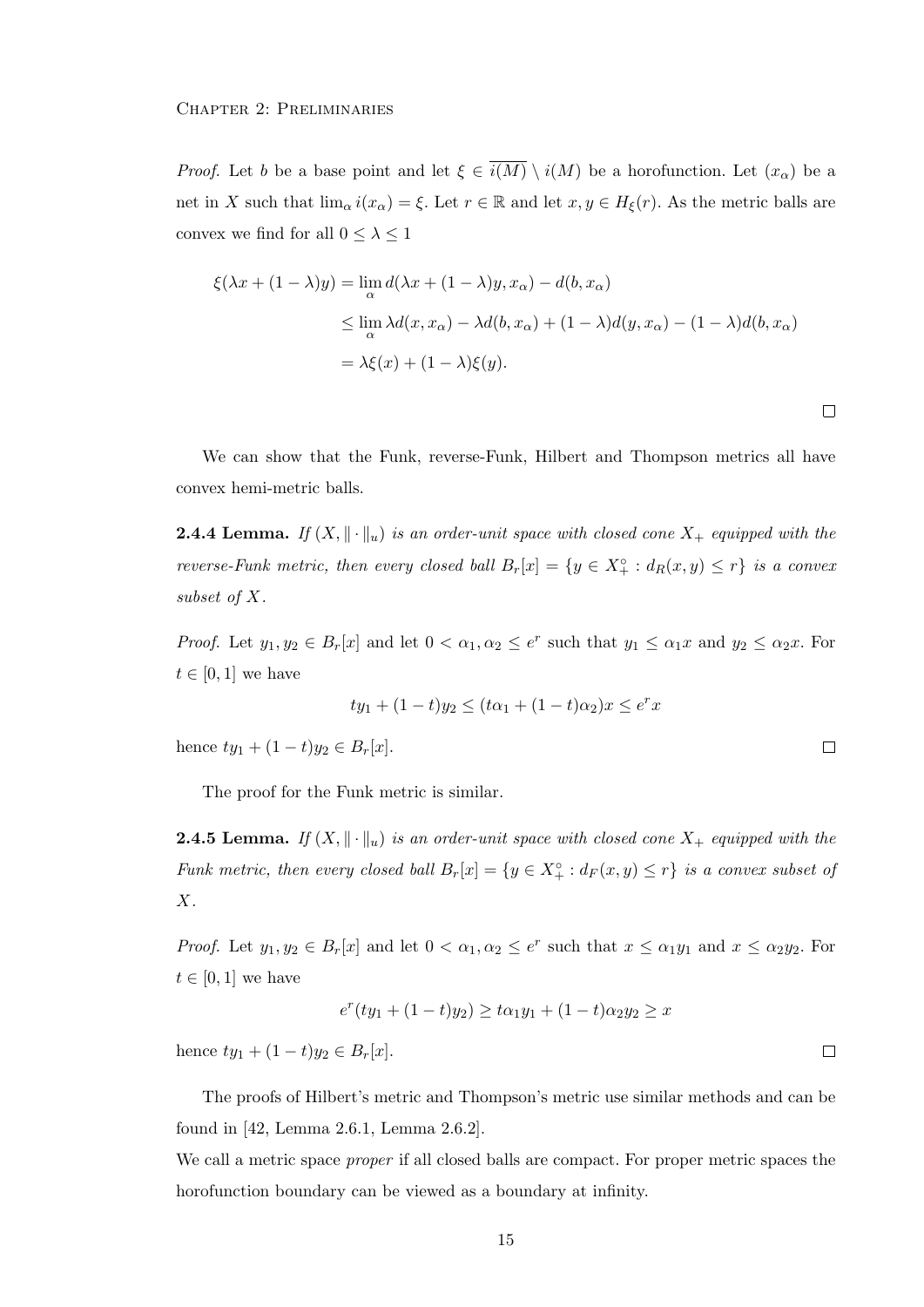*Proof.* Let $b$ be a base point and let $\xi \in \overline{i(M)} \setminus i(M)$ be a horofunction. Let $(x_\alpha)$ be a net in $X$ such that $\lim_\alpha i(x_\alpha) = \xi$. Let $r \in \mathbb{R}$ and let $x, y \in H_\xi(r)$. As the metric balls are convex we find for all $0 \leq \lambda \leq 1$

$$
\begin{aligned}
\xi(\lambda x + (1-\lambda)y) &= \lim_\alpha d(\lambda x + (1-\lambda)y, x_\alpha) - d(b, x_\alpha) \\
&\leq \lim_\alpha \lambda d(x, x_\alpha) - \lambda d(b, x_\alpha) + (1-\lambda)d(y, x_\alpha) - (1-\lambda)d(b, x_\alpha) \\
&= \lambda \xi(x) + (1-\lambda)\xi(y).
\end{aligned}
$$

□

We can show that the Funk, reverse-Funk, Hilbert and Thompson metrics all have convex hemi-metric balls.

**2.4.4 Lemma.** *If $(X, \|\cdot\|_u)$ is an order-unit space with closed cone $X_+$ equipped with the reverse-Funk metric, then every closed ball $B_r[x] = \{y \in X_+^\circ : d_R(x,y) \leq r\}$ is a convex subset of $X$.*

*Proof.* Let $y_1, y_2 \in B_r[x]$ and let $0 < \alpha_1, \alpha_2 \leq e^r$ such that $y_1 \leq \alpha_1 x$ and $y_2 \leq \alpha_2 x$. For $t \in [0,1]$ we have

$$
ty_1 + (1-t)y_2 \leq (t\alpha_1 + (1-t)\alpha_2)x \leq e^r x
$$

hence $ty_1 + (1-t)y_2 \in B_r[x]$. □

The proof for the Funk metric is similar.

**2.4.5 Lemma.** *If $(X, \|\cdot\|_u)$ is an order-unit space with closed cone $X_+$ equipped with the Funk metric, then every closed ball $B_r[x] = \{y \in X_+^\circ : d_F(x,y) \leq r\}$ is a convex subset of $X$.*

*Proof.* Let $y_1, y_2 \in B_r[x]$ and let $0 < \alpha_1, \alpha_2 \leq e^r$ such that $x \leq \alpha_1 y_1$ and $x \leq \alpha_2 y_2$. For $t \in [0,1]$ we have

$$
e^r(ty_1 + (1-t)y_2) \geq t\alpha_1 y_1 + (1-t)\alpha_2 y_2 \geq x
$$

hence $ty_1 + (1-t)y_2 \in B_r[x]$. □

The proofs of Hilbert's metric and Thompson's metric use similar methods and can be found in [42, Lemma 2.6.1, Lemma 2.6.2].

We call a metric space *proper* if all closed balls are compact. For proper metric spaces the horofunction boundary can be viewed as a boundary at infinity.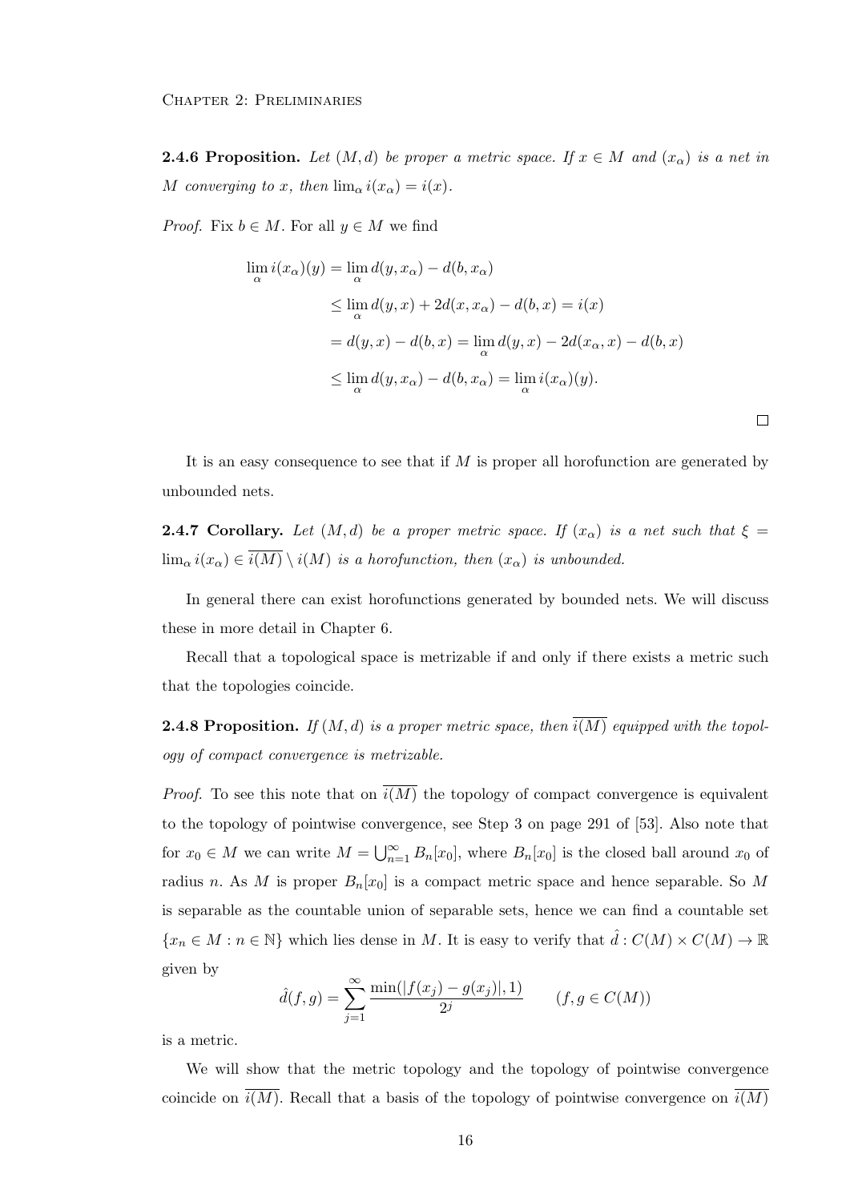**2.4.6 Proposition.** *Let $(M, d)$ be proper a metric space. If $x \in M$ and $(x_\alpha)$ is a net in $M$ converging to $x$, then $\lim_\alpha i(x_\alpha) = i(x)$.*

*Proof.* Fix $b \in M$. For all $y \in M$ we find

$$\begin{aligned}
\lim_\alpha i(x_\alpha)(y) &= \lim_\alpha d(y, x_\alpha) - d(b, x_\alpha) \\
&\leq \lim_\alpha d(y, x) + 2d(x, x_\alpha) - d(b, x) = i(x) \\
&= d(y, x) - d(b, x) = \lim_\alpha d(y, x) - 2d(x_\alpha, x) - d(b, x) \\
&\leq \lim_\alpha d(y, x_\alpha) - d(b, x_\alpha) = \lim_\alpha i(x_\alpha)(y).
\end{aligned}$$

□

It is an easy consequence to see that if $M$ is proper all horofunction are generated by unbounded nets.

**2.4.7 Corollary.** *Let $(M, d)$ be a proper metric space. If $(x_\alpha)$ is a net such that $\xi = \lim_\alpha i(x_\alpha) \in \overline{i(M)} \setminus i(M)$ is a horofunction, then $(x_\alpha)$ is unbounded.*

In general there can exist horofunctions generated by bounded nets. We will discuss these in more detail in Chapter 6.

Recall that a topological space is metrizable if and only if there exists a metric such that the topologies coincide.

**2.4.8 Proposition.** *If $(M, d)$ is a proper metric space, then $\overline{i(M)}$ equipped with the topology of compact convergence is metrizable.*

*Proof.* To see this note that on $\overline{i(M)}$ the topology of compact convergence is equivalent to the topology of pointwise convergence, see Step 3 on page 291 of [53]. Also note that for $x_0 \in M$ we can write $M = \bigcup_{n=1}^{\infty} B_n[x_0]$, where $B_n[x_0]$ is the closed ball around $x_0$ of radius $n$. As $M$ is proper $B_n[x_0]$ is a compact metric space and hence separable. So $M$ is separable as the countable union of separable sets, hence we can find a countable set $\{x_n \in M : n \in \mathbb{N}\}$ which lies dense in $M$. It is easy to verify that $\hat{d} : C(M) \times C(M) \to \mathbb{R}$ given by

$$\hat{d}(f, g) = \sum_{j=1}^{\infty} \frac{\min(|f(x_j) - g(x_j)|, 1)}{2^j} \qquad (f, g \in C(M))$$

is a metric.

We will show that the metric topology and the topology of pointwise convergence coincide on $\overline{i(M)}$. Recall that a basis of the topology of pointwise convergence on $\overline{i(M)}$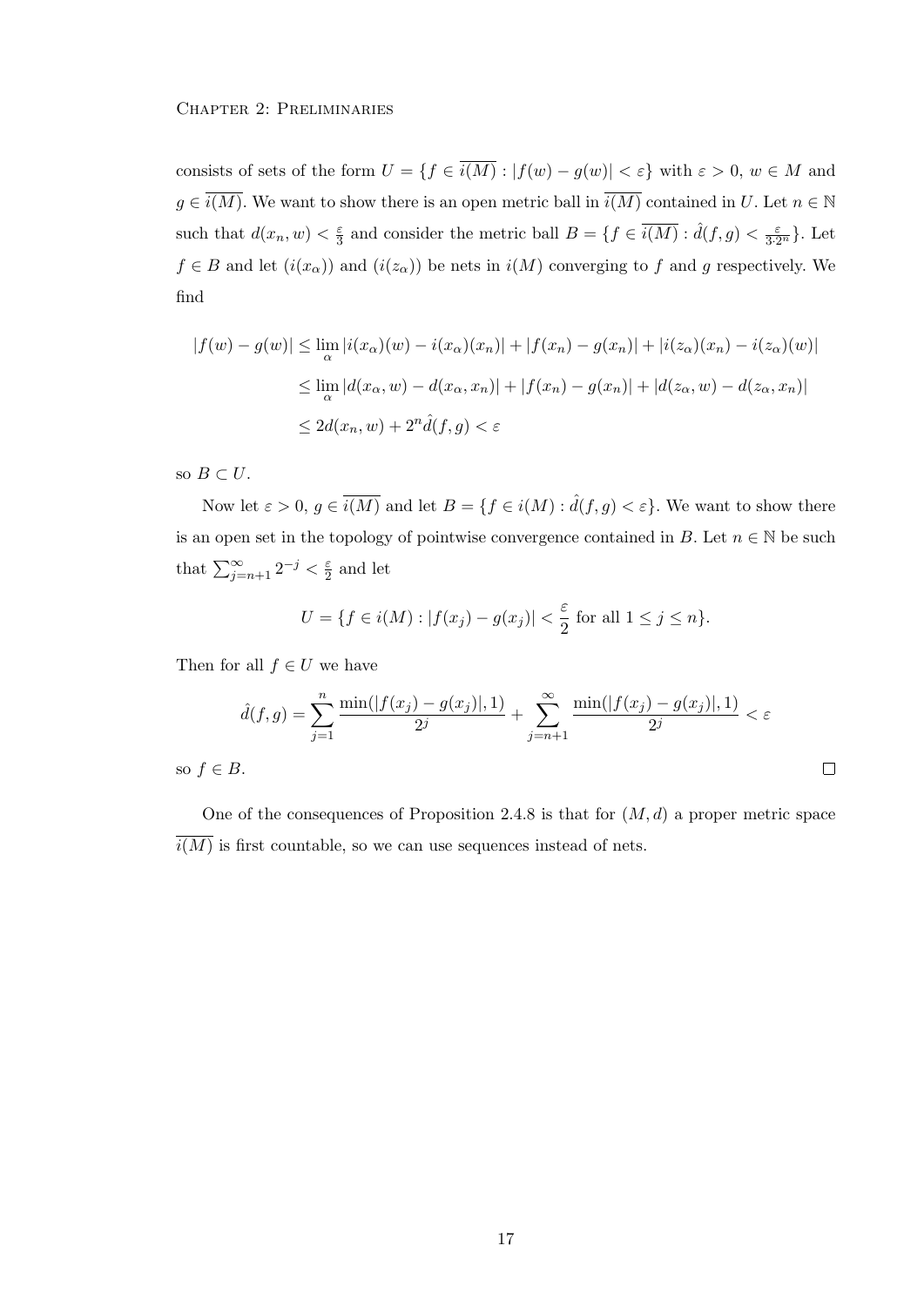consists of sets of the form $U = \{f \in \overline{i(M)} : |f(w) - g(w)| < \varepsilon\}$ with $\varepsilon > 0$, $w \in M$ and $g \in \overline{i(M)}$. We want to show there is an open metric ball in $\overline{i(M)}$ contained in $U$. Let $n \in \mathbb{N}$ such that $d(x_n, w) < \frac{\varepsilon}{3}$ and consider the metric ball $B = \{f \in \overline{i(M)} : \hat{d}(f, g) < \frac{\varepsilon}{3 \cdot 2^n}\}$. Let $f \in B$ and let $(i(x_\alpha))$ and $(i(z_\alpha))$ be nets in $i(M)$ converging to $f$ and $g$ respectively. We find

$$\begin{aligned}
|f(w) - g(w)| &\leq \lim_\alpha |i(x_\alpha)(w) - i(x_\alpha)(x_n)| + |f(x_n) - g(x_n)| + |i(z_\alpha)(x_n) - i(z_\alpha)(w)| \\
&\leq \lim_\alpha |d(x_\alpha, w) - d(x_\alpha, x_n)| + |f(x_n) - g(x_n)| + |d(z_\alpha, w) - d(z_\alpha, x_n)| \\
&\leq 2d(x_n, w) + 2^n \hat{d}(f, g) < \varepsilon
\end{aligned}$$

so $B \subset U$.

Now let $\varepsilon > 0$, $g \in \overline{i(M)}$ and let $B = \{f \in i(M) : \hat{d}(f, g) < \varepsilon\}$. We want to show there is an open set in the topology of pointwise convergence contained in $B$. Let $n \in \mathbb{N}$ be such that $\sum_{j=n+1}^{\infty} 2^{-j} < \frac{\varepsilon}{2}$ and let

$$U = \{f \in i(M) : |f(x_j) - g(x_j)| < \frac{\varepsilon}{2} \text{ for all } 1 \leq j \leq n\}.$$

Then for all $f \in U$ we have

$$\hat{d}(f, g) = \sum_{j=1}^{n} \frac{\min(|f(x_j) - g(x_j)|, 1)}{2^j} + \sum_{j=n+1}^{\infty} \frac{\min(|f(x_j) - g(x_j)|, 1)}{2^j} < \varepsilon$$

so $f \in B$. $\square$

One of the consequences of Proposition 2.4.8 is that for $(M, d)$ a proper metric space $\overline{i(M)}$ is first countable, so we can use sequences instead of nets.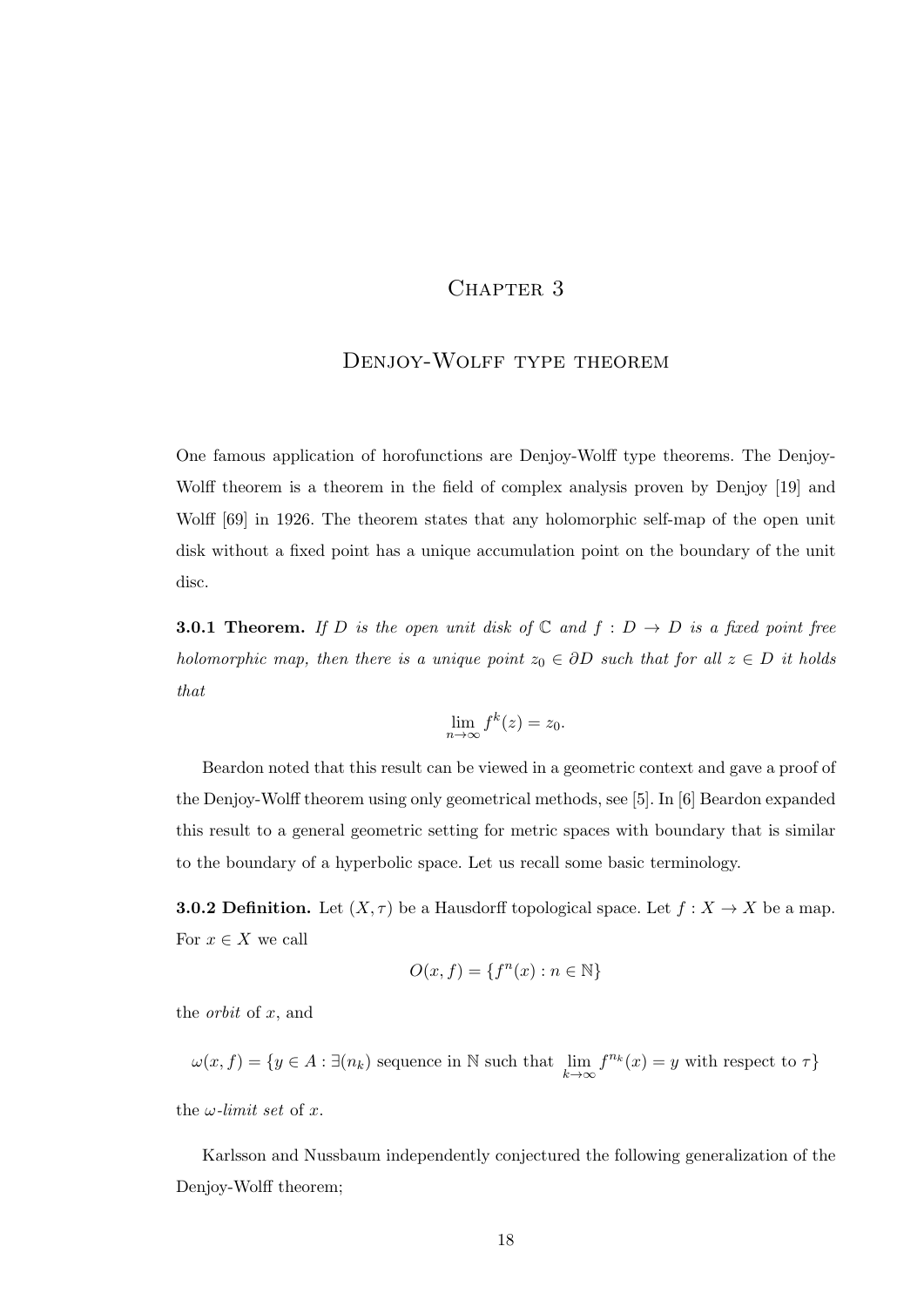# Chapter 3

## Denjoy-Wolff type theorem

One famous application of horofunctions are Denjoy-Wolff type theorems. The Denjoy-Wolff theorem is a theorem in the field of complex analysis proven by Denjoy [19] and Wolff [69] in 1926. The theorem states that any holomorphic self-map of the open unit disk without a fixed point has a unique accumulation point on the boundary of the unit disc.

**3.0.1 Theorem.** *If $D$ is the open unit disk of $\mathbb{C}$ and $f : D \to D$ is a fixed point free holomorphic map, then there is a unique point $z_0 \in \partial D$ such that for all $z \in D$ it holds that*

$$\lim_{n\to\infty} f^k(z) = z_0.$$

Beardon noted that this result can be viewed in a geometric context and gave a proof of the Denjoy-Wolff theorem using only geometrical methods, see [5]. In [6] Beardon expanded this result to a general geometric setting for metric spaces with boundary that is similar to the boundary of a hyperbolic space. Let us recall some basic terminology.

**3.0.2 Definition.** Let $(X, \tau)$ be a Hausdorff topological space. Let $f : X \to X$ be a map. For $x \in X$ we call

$$O(x, f) = \{f^n(x) : n \in \mathbb{N}\}$$

the *orbit* of $x$, and

$$\omega(x, f) = \{y \in A : \exists (n_k) \text{ sequence in } \mathbb{N} \text{ such that } \lim_{k\to\infty} f^{n_k}(x) = y \text{ with respect to } \tau\}$$

the *$\omega$-limit set* of $x$.

Karlsson and Nussbaum independently conjectured the following generalization of the Denjoy-Wolff theorem;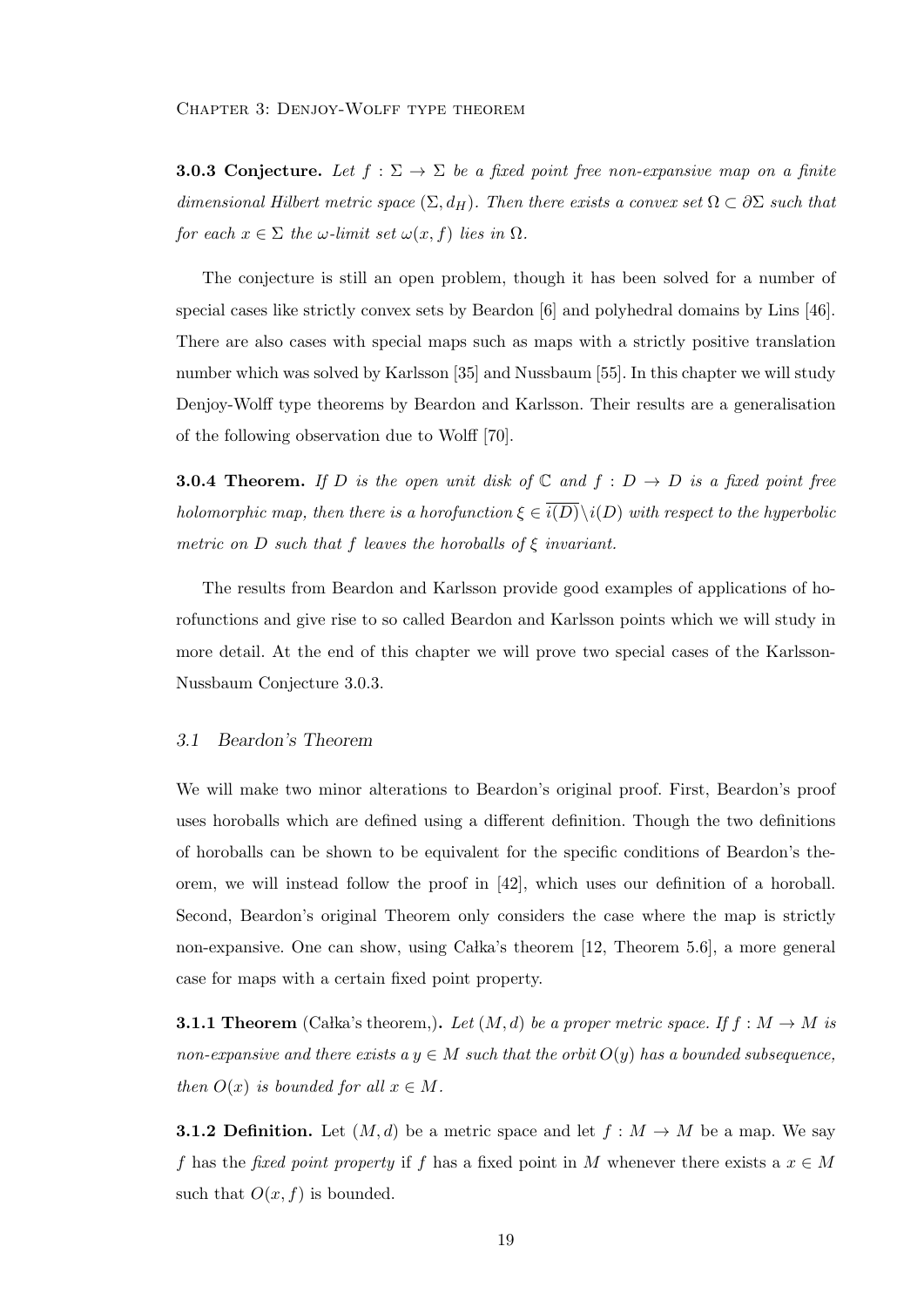**3.0.3 Conjecture.** *Let $f : \Sigma \to \Sigma$ be a fixed point free non-expansive map on a finite dimensional Hilbert metric space $(\Sigma, d_H)$. Then there exists a convex set $\Omega \subset \partial\Sigma$ such that for each $x \in \Sigma$ the $\omega$-limit set $\omega(x, f)$ lies in $\Omega$.*

The conjecture is still an open problem, though it has been solved for a number of special cases like strictly convex sets by Beardon [6] and polyhedral domains by Lins [46]. There are also cases with special maps such as maps with a strictly positive translation number which was solved by Karlsson [35] and Nussbaum [55]. In this chapter we will study Denjoy-Wolff type theorems by Beardon and Karlsson. Their results are a generalisation of the following observation due to Wolff [70].

**3.0.4 Theorem.** *If $D$ is the open unit disk of $\mathbb{C}$ and $f : D \to D$ is a fixed point free holomorphic map, then there is a horofunction $\xi \in \overline{i(D)} \backslash i(D)$ with respect to the hyperbolic metric on $D$ such that $f$ leaves the horoballs of $\xi$ invariant.*

The results from Beardon and Karlsson provide good examples of applications of horofunctions and give rise to so called Beardon and Karlsson points which we will study in more detail. At the end of this chapter we will prove two special cases of the Karlsson-Nussbaum Conjecture 3.0.3.

## *3.1 Beardon's Theorem*

We will make two minor alterations to Beardon's original proof. First, Beardon's proof uses horoballs which are defined using a different definition. Though the two definitions of horoballs can be shown to be equivalent for the specific conditions of Beardon's theorem, we will instead follow the proof in [42], which uses our definition of a horoball. Second, Beardon's original Theorem only considers the case where the map is strictly non-expansive. One can show, using Całka's theorem [12, Theorem 5.6], a more general case for maps with a certain fixed point property.

**3.1.1 Theorem** (Całka's theorem,)**.** *Let $(M, d)$ be a proper metric space. If $f : M \to M$ is non-expansive and there exists a $y \in M$ such that the orbit $O(y)$ has a bounded subsequence, then $O(x)$ is bounded for all $x \in M$.*

**3.1.2 Definition.** Let $(M, d)$ be a metric space and let $f : M \to M$ be a map. We say $f$ has the *fixed point property* if $f$ has a fixed point in $M$ whenever there exists a $x \in M$ such that $O(x, f)$ is bounded.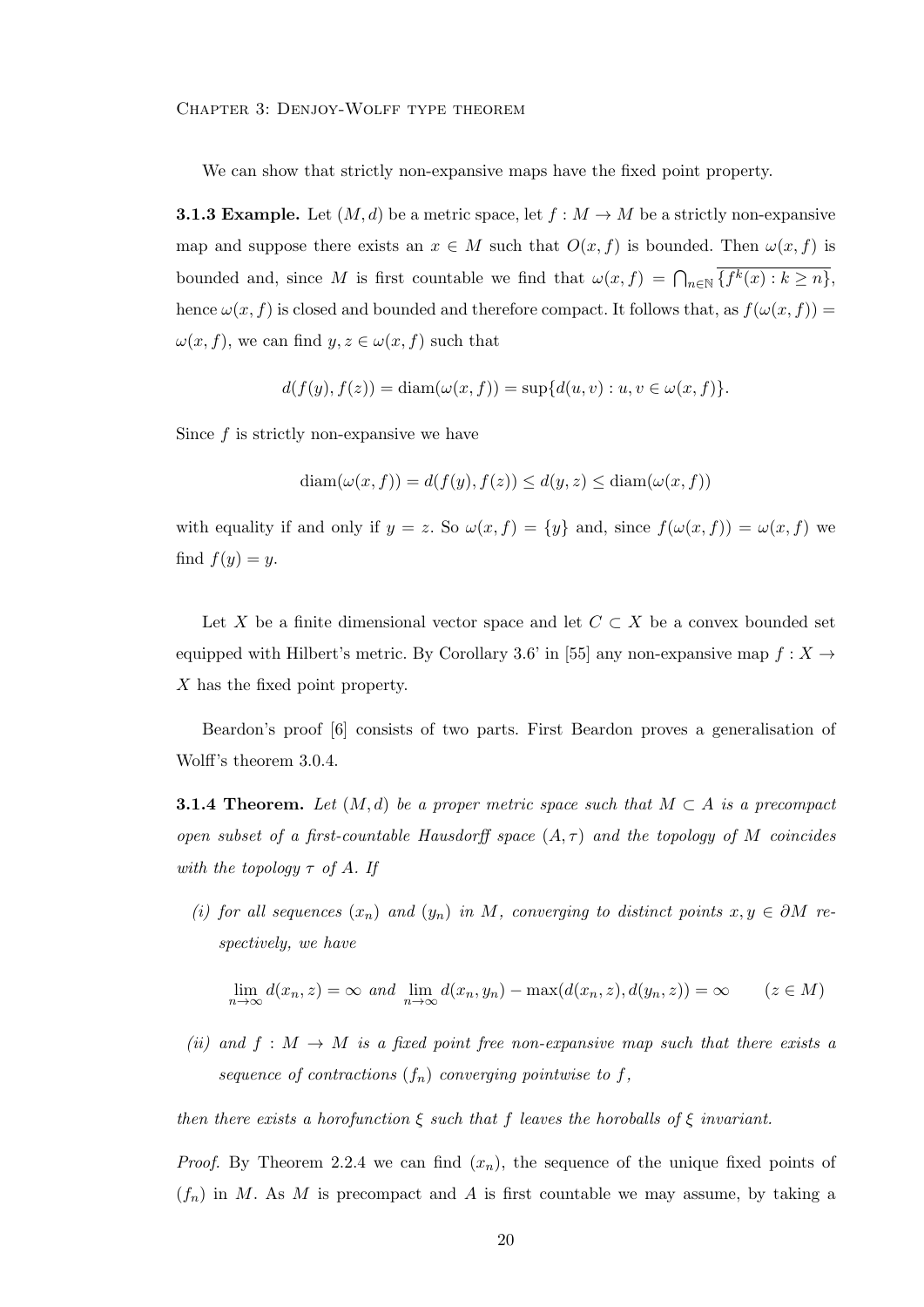We can show that strictly non-expansive maps have the fixed point property.

**3.1.3 Example.** Let $(M, d)$ be a metric space, let $f : M \to M$ be a strictly non-expansive map and suppose there exists an $x \in M$ such that $O(x, f)$ is bounded. Then $\omega(x, f)$ is bounded and, since $M$ is first countable we find that $\omega(x, f) = \bigcap_{n\in\mathbb{N}} \overline{\{f^k(x) : k \geq n\}}$, hence $\omega(x, f)$ is closed and bounded and therefore compact. It follows that, as $f(\omega(x, f)) = \omega(x, f)$, we can find $y, z \in \omega(x, f)$ such that

$$d(f(y), f(z)) = \operatorname{diam}(\omega(x, f)) = \sup\{d(u, v) : u, v \in \omega(x, f)\}.$$

Since $f$ is strictly non-expansive we have

$$\operatorname{diam}(\omega(x, f)) = d(f(y), f(z)) \leq d(y, z) \leq \operatorname{diam}(\omega(x, f))$$

with equality if and only if $y = z$. So $\omega(x, f) = \{y\}$ and, since $f(\omega(x, f)) = \omega(x, f)$ we find $f(y) = y$.

Let $X$ be a finite dimensional vector space and let $C \subset X$ be a convex bounded set equipped with Hilbert's metric. By Corollary 3.6' in [55] any non-expansive map $f : X \to X$ has the fixed point property.

Beardon's proof [6] consists of two parts. First Beardon proves a generalisation of Wolff's theorem 3.0.4.

**3.1.4 Theorem.** *Let $(M, d)$ be a proper metric space such that $M \subset A$ is a precompact open subset of a first-countable Hausdorff space $(A, \tau)$ and the topology of $M$ coincides with the topology $\tau$ of $A$. If*

*(i) for all sequences $(x_n)$ and $(y_n)$ in $M$, converging to distinct points $x, y \in \partial M$ respectively, we have*

$$\lim_{n\to\infty} d(x_n, z) = \infty \text{ and } \lim_{n\to\infty} d(x_n, y_n) - \max(d(x_n, z), d(y_n, z)) = \infty \qquad (z \in M)$$

*(ii) and $f : M \to M$ is a fixed point free non-expansive map such that there exists a sequence of contractions $(f_n)$ converging pointwise to $f$,*

*then there exists a horofunction $\xi$ such that $f$ leaves the horoballs of $\xi$ invariant.*

*Proof.* By Theorem 2.2.4 we can find $(x_n)$, the sequence of the unique fixed points of $(f_n)$ in $M$. As $M$ is precompact and $A$ is first countable we may assume, by taking a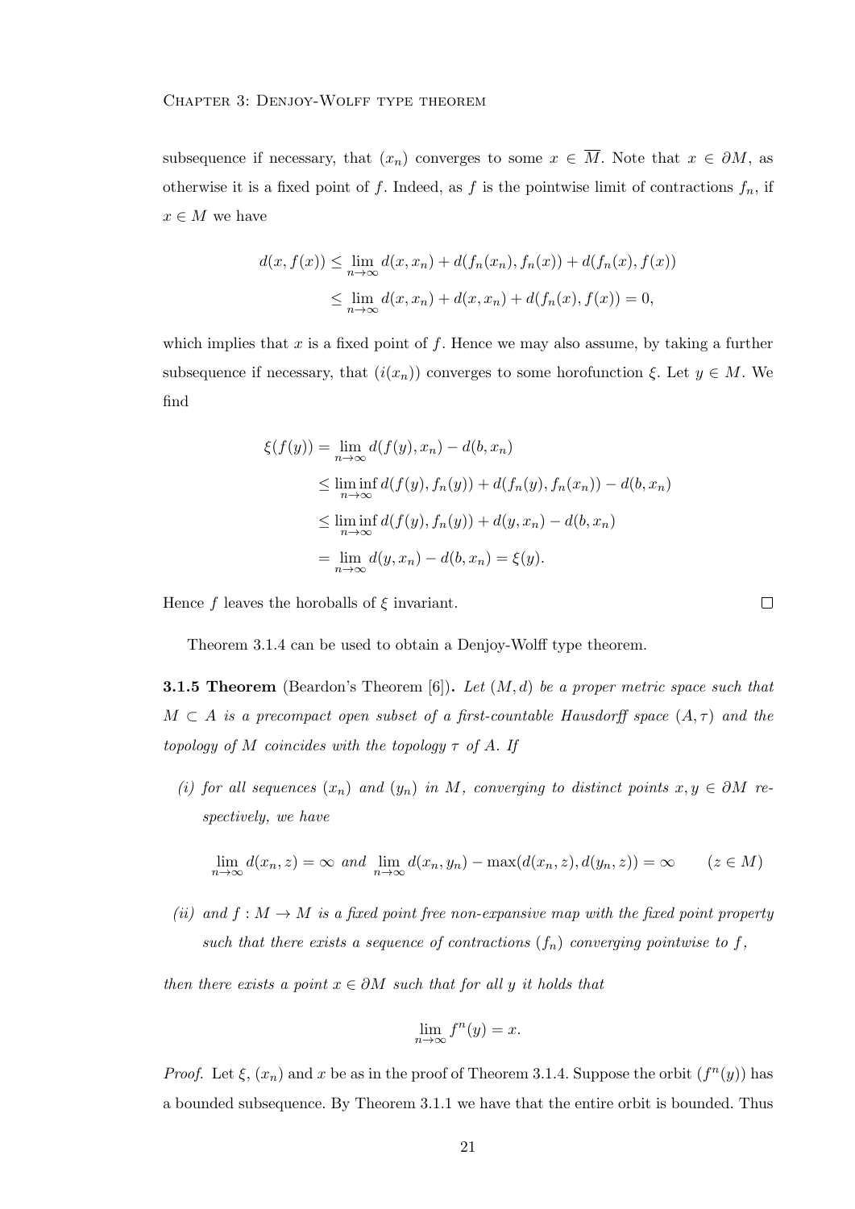subsequence if necessary, that $(x_n)$ converges to some $x \in \overline{M}$. Note that $x \in \partial M$, as otherwise it is a fixed point of $f$. Indeed, as $f$ is the pointwise limit of contractions $f_n$, if $x \in M$ we have

$$
\begin{aligned}
d(x, f(x)) &\leq \lim_{n\to\infty} d(x, x_n) + d(f_n(x_n), f_n(x)) + d(f_n(x), f(x)) \\
&\leq \lim_{n\to\infty} d(x, x_n) + d(x, x_n) + d(f_n(x), f(x)) = 0,
\end{aligned}
$$

which implies that $x$ is a fixed point of $f$. Hence we may also assume, by taking a further subsequence if necessary, that $(i(x_n))$ converges to some horofunction $\xi$. Let $y \in M$. We find

$$
\begin{aligned}
\xi(f(y)) &= \lim_{n\to\infty} d(f(y), x_n) - d(b, x_n) \\
&\leq \liminf_{n\to\infty} d(f(y), f_n(y)) + d(f_n(y), f_n(x_n)) - d(b, x_n) \\
&\leq \liminf_{n\to\infty} d(f(y), f_n(y)) + d(y, x_n) - d(b, x_n) \\
&= \lim_{n\to\infty} d(y, x_n) - d(b, x_n) = \xi(y).
\end{aligned}
$$

Hence $f$ leaves the horoballs of $\xi$ invariant. □

Theorem 3.1.4 can be used to obtain a Denjoy-Wolff type theorem.

**3.1.5 Theorem** (Beardon's Theorem [6])**.** *Let $(M, d)$ be a proper metric space such that $M \subset A$ is a precompact open subset of a first-countable Hausdorff space $(A, \tau)$ and the topology of $M$ coincides with the topology $\tau$ of $A$. If*

*(i) for all sequences $(x_n)$ and $(y_n)$ in $M$, converging to distinct points $x, y \in \partial M$ respectively, we have*

$$
\lim_{n\to\infty} d(x_n, z) = \infty \text{ and } \lim_{n\to\infty} d(x_n, y_n) - \max(d(x_n, z), d(y_n, z)) = \infty \qquad (z \in M)
$$

*(ii) and $f : M \to M$ is a fixed point free non-expansive map with the fixed point property such that there exists a sequence of contractions $(f_n)$ converging pointwise to $f$,*

*then there exists a point $x \in \partial M$ such that for all $y$ it holds that*

$$
\lim_{n\to\infty} f^n(y) = x.
$$

*Proof.* Let $\xi$, $(x_n)$ and $x$ be as in the proof of Theorem 3.1.4. Suppose the orbit $(f^n(y))$ has a bounded subsequence. By Theorem 3.1.1 we have that the entire orbit is bounded. Thus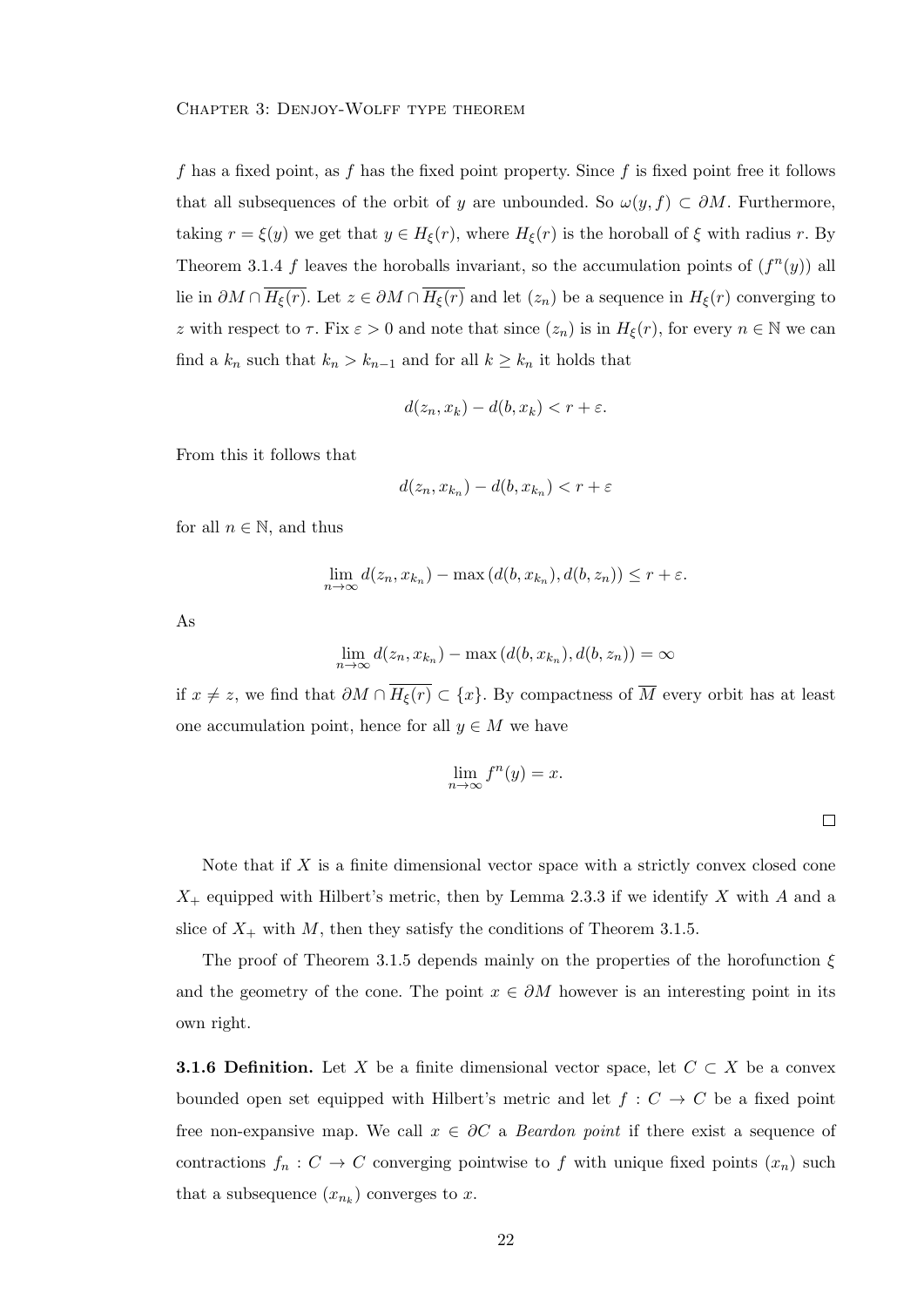$f$ has a fixed point, as $f$ has the fixed point property. Since $f$ is fixed point free it follows that all subsequences of the orbit of $y$ are unbounded. So $\omega(y, f) \subset \partial M$. Furthermore, taking $r = \xi(y)$ we get that $y \in H_\xi(r)$, where $H_\xi(r)$ is the horoball of $\xi$ with radius $r$. By Theorem 3.1.4 $f$ leaves the horoballs invariant, so the accumulation points of $(f^n(y))$ all lie in $\partial M \cap \overline{H_\xi(r)}$. Let $z \in \partial M \cap \overline{H_\xi(r)}$ and let $(z_n)$ be a sequence in $H_\xi(r)$ converging to $z$ with respect to $\tau$. Fix $\varepsilon > 0$ and note that since $(z_n)$ is in $H_\xi(r)$, for every $n \in \mathbb{N}$ we can find a $k_n$ such that $k_n > k_{n-1}$ and for all $k \geq k_n$ it holds that

$$d(z_n, x_k) - d(b, x_k) < r + \varepsilon.$$

From this it follows that

$$d(z_n, x_{k_n}) - d(b, x_{k_n}) < r + \varepsilon$$

for all $n \in \mathbb{N}$, and thus

$$\lim_{n\to\infty} d(z_n, x_{k_n}) - \max\left(d(b, x_{k_n}), d(b, z_n)\right) \leq r + \varepsilon.$$

As

$$\lim_{n\to\infty} d(z_n, x_{k_n}) - \max\left(d(b, x_{k_n}), d(b, z_n)\right) = \infty$$

if $x \neq z$, we find that $\partial M \cap \overline{H_\xi(r)} \subset \{x\}$. By compactness of $\overline{M}$ every orbit has at least one accumulation point, hence for all $y \in M$ we have

$$\lim_{n\to\infty} f^n(y) = x.$$

□

Note that if $X$ is a finite dimensional vector space with a strictly convex closed cone $X_+$ equipped with Hilbert's metric, then by Lemma 2.3.3 if we identify $X$ with $A$ and a slice of $X_+$ with $M$, then they satisfy the conditions of Theorem 3.1.5.

The proof of Theorem 3.1.5 depends mainly on the properties of the horofunction $\xi$ and the geometry of the cone. The point $x \in \partial M$ however is an interesting point in its own right.

**3.1.6 Definition.** Let $X$ be a finite dimensional vector space, let $C \subset X$ be a convex bounded open set equipped with Hilbert's metric and let $f : C \to C$ be a fixed point free non-expansive map. We call $x \in \partial C$ a *Beardon point* if there exist a sequence of contractions $f_n : C \to C$ converging pointwise to $f$ with unique fixed points $(x_n)$ such that a subsequence $(x_{n_k})$ converges to $x$.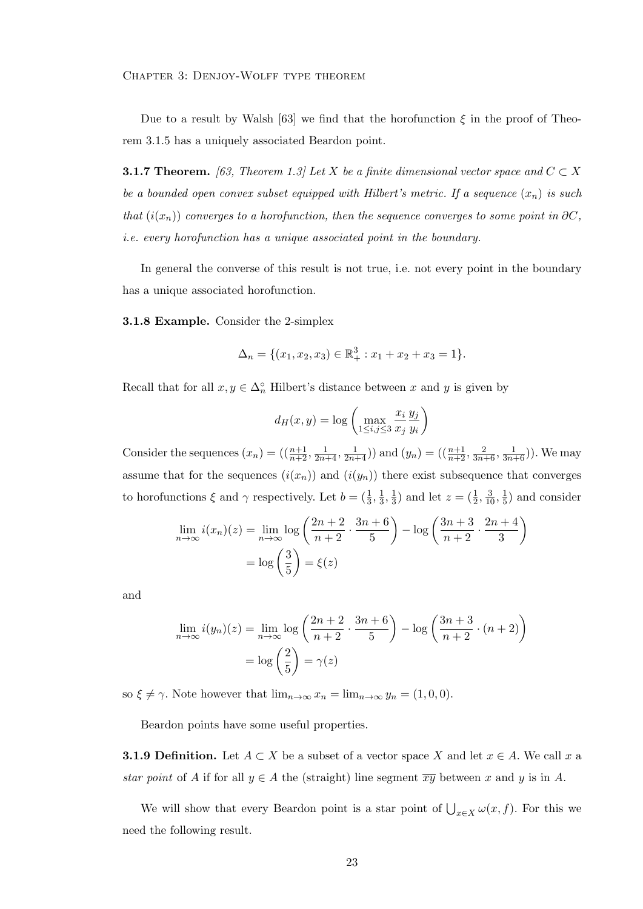Due to a result by Walsh [63] we find that the horofunction $\xi$ in the proof of Theorem 3.1.5 has a uniquely associated Beardon point.

**3.1.7 Theorem.** *[63, Theorem 1.3] Let $X$ be a finite dimensional vector space and $C \subset X$ be a bounded open convex subset equipped with Hilbert's metric. If a sequence $(x_n)$ is such that $(i(x_n))$ converges to a horofunction, then the sequence converges to some point in $\partial C$, i.e. every horofunction has a unique associated point in the boundary.*

In general the converse of this result is not true, i.e. not every point in the boundary has a unique associated horofunction.

**3.1.8 Example.** Consider the 2-simplex

$$\Delta_n = \{(x_1, x_2, x_3) \in \mathbb{R}^3_+ : x_1 + x_2 + x_3 = 1\}.$$

Recall that for all $x, y \in \Delta_n^\circ$ Hilbert's distance between $x$ and $y$ is given by

$$d_H(x, y) = \log\left(\max_{1 \leq i,j \leq 3} \frac{x_i}{x_j} \frac{y_j}{y_i}\right)$$

Consider the sequences $(x_n) = ((\frac{n+1}{n+2}, \frac{1}{2n+4}, \frac{1}{2n+4}))$ and $(y_n) = ((\frac{n+1}{n+2}, \frac{2}{3n+6}, \frac{1}{3n+6}))$. We may assume that for the sequences $(i(x_n))$ and $(i(y_n))$ there exist subsequence that converges to horofunctions $\xi$ and $\gamma$ respectively. Let $b = (\frac{1}{3}, \frac{1}{3}, \frac{1}{3})$ and let $z = (\frac{1}{2}, \frac{3}{10}, \frac{1}{5})$ and consider

$$\begin{aligned}
\lim_{n\to\infty} i(x_n)(z) &= \lim_{n\to\infty} \log\left(\frac{2n+2}{n+2} \cdot \frac{3n+6}{5}\right) - \log\left(\frac{3n+3}{n+2} \cdot \frac{2n+4}{3}\right) \\
&= \log\left(\frac{3}{5}\right) = \xi(z)
\end{aligned}$$

and

$$\begin{aligned}
\lim_{n\to\infty} i(y_n)(z) &= \lim_{n\to\infty} \log\left(\frac{2n+2}{n+2} \cdot \frac{3n+6}{5}\right) - \log\left(\frac{3n+3}{n+2} \cdot (n+2)\right) \\
&= \log\left(\frac{2}{5}\right) = \gamma(z)
\end{aligned}$$

so $\xi \neq \gamma$. Note however that $\lim_{n\to\infty} x_n = \lim_{n\to\infty} y_n = (1, 0, 0)$.

Beardon points have some useful properties.

**3.1.9 Definition.** Let $A \subset X$ be a subset of a vector space $X$ and let $x \in A$. We call $x$ a *star point* of $A$ if for all $y \in A$ the (straight) line segment $\overline{xy}$ between $x$ and $y$ is in $A$.

We will show that every Beardon point is a star point of $\bigcup_{x\in X} \omega(x, f)$. For this we need the following result.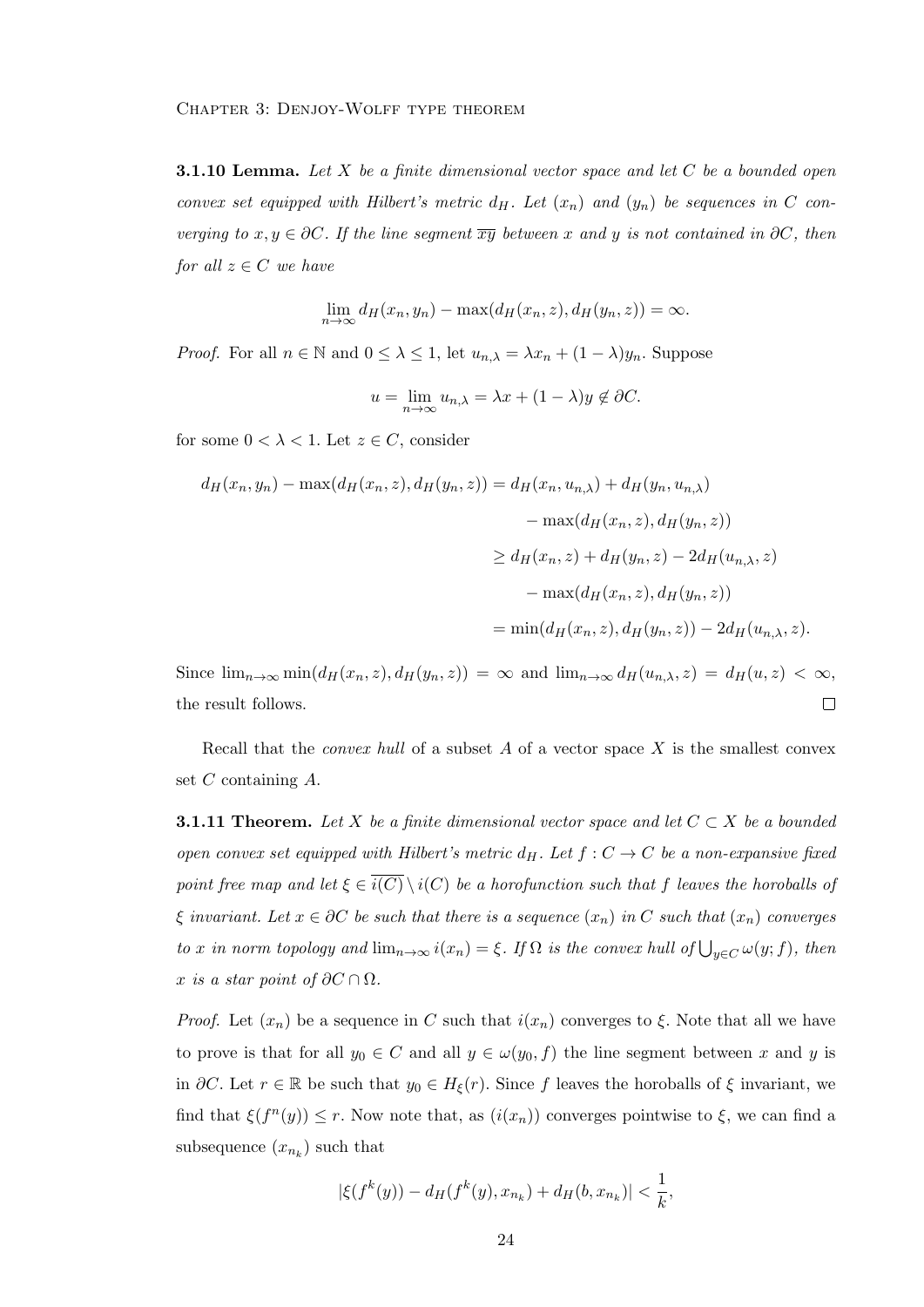**3.1.10 Lemma.** *Let $X$ be a finite dimensional vector space and let $C$ be a bounded open convex set equipped with Hilbert's metric $d_H$. Let $(x_n)$ and $(y_n)$ be sequences in $C$ converging to $x, y \in \partial C$. If the line segment $\overline{xy}$ between $x$ and $y$ is not contained in $\partial C$, then for all $z \in C$ we have*

$$\lim_{n\to\infty} d_H(x_n, y_n) - \max(d_H(x_n, z), d_H(y_n, z)) = \infty.$$

*Proof.* For all $n \in \mathbb{N}$ and $0 \leq \lambda \leq 1$, let $u_{n,\lambda} = \lambda x_n + (1-\lambda)y_n$. Suppose

$$u = \lim_{n\to\infty} u_{n,\lambda} = \lambda x + (1-\lambda)y \notin \partial C.$$

for some $0 < \lambda < 1$. Let $z \in C$, consider

$$\begin{aligned}
d_H(x_n, y_n) - \max(d_H(x_n, z), d_H(y_n, z)) &= d_H(x_n, u_{n,\lambda}) + d_H(y_n, u_{n,\lambda}) \\
&\quad - \max(d_H(x_n, z), d_H(y_n, z)) \\
&\geq d_H(x_n, z) + d_H(y_n, z) - 2d_H(u_{n,\lambda}, z) \\
&\quad - \max(d_H(x_n, z), d_H(y_n, z)) \\
&= \min(d_H(x_n, z), d_H(y_n, z)) - 2d_H(u_{n,\lambda}, z).
\end{aligned}$$

Since $\lim_{n\to\infty} \min(d_H(x_n, z), d_H(y_n, z)) = \infty$ and $\lim_{n\to\infty} d_H(u_{n,\lambda}, z) = d_H(u, z) < \infty$, the result follows. $\square$

Recall that the *convex hull* of a subset $A$ of a vector space $X$ is the smallest convex set $C$ containing $A$.

**3.1.11 Theorem.** *Let $X$ be a finite dimensional vector space and let $C \subset X$ be a bounded open convex set equipped with Hilbert's metric $d_H$. Let $f : C \to C$ be a non-expansive fixed point free map and let $\xi \in \overline{i(C)} \setminus i(C)$ be a horofunction such that $f$ leaves the horoballs of $\xi$ invariant. Let $x \in \partial C$ be such that there is a sequence $(x_n)$ in $C$ such that $(x_n)$ converges to $x$ in norm topology and $\lim_{n\to\infty} i(x_n) = \xi$. If $\Omega$ is the convex hull of $\bigcup_{y\in C} \omega(y; f)$, then $x$ is a star point of $\partial C \cap \Omega$.*

*Proof.* Let $(x_n)$ be a sequence in $C$ such that $i(x_n)$ converges to $\xi$. Note that all we have to prove is that for all $y_0 \in C$ and all $y \in \omega(y_0, f)$ the line segment between $x$ and $y$ is in $\partial C$. Let $r \in \mathbb{R}$ be such that $y_0 \in H_\xi(r)$. Since $f$ leaves the horoballs of $\xi$ invariant, we find that $\xi(f^n(y)) \leq r$. Now note that, as $(i(x_n))$ converges pointwise to $\xi$, we can find a subsequence $(x_{n_k})$ such that

$$|\xi(f^k(y)) - d_H(f^k(y), x_{n_k}) + d_H(b, x_{n_k})| < \frac{1}{k},$$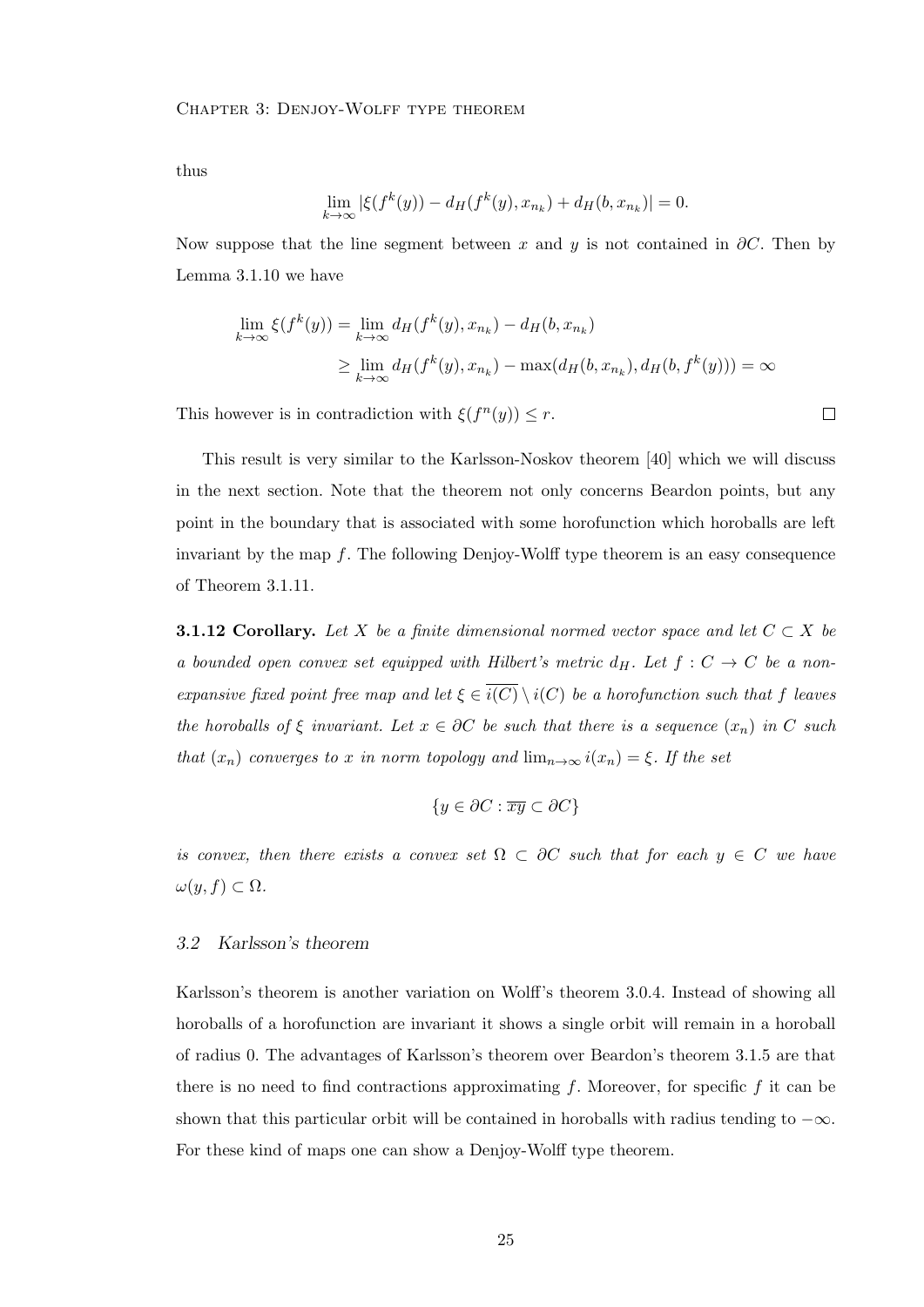thus

$$\lim_{k\to\infty} |\xi(f^k(y)) - d_H(f^k(y), x_{n_k}) + d_H(b, x_{n_k})| = 0.$$

Now suppose that the line segment between $x$ and $y$ is not contained in $\partial C$. Then by Lemma 3.1.10 we have

$$\begin{aligned}
\lim_{k\to\infty} \xi(f^k(y)) &= \lim_{k\to\infty} d_H(f^k(y), x_{n_k}) - d_H(b, x_{n_k}) \\
&\geq \lim_{k\to\infty} d_H(f^k(y), x_{n_k}) - \max(d_H(b, x_{n_k}), d_H(b, f^k(y))) = \infty
\end{aligned}$$

This however is in contradiction with $\xi(f^n(y)) \leq r$. □

This result is very similar to the Karlsson-Noskov theorem [40] which we will discuss in the next section. Note that the theorem not only concerns Beardon points, but any point in the boundary that is associated with some horofunction which horoballs are left invariant by the map $f$. The following Denjoy-Wolff type theorem is an easy consequence of Theorem 3.1.11.

**3.1.12 Corollary.** *Let $X$ be a finite dimensional normed vector space and let $C \subset X$ be a bounded open convex set equipped with Hilbert's metric $d_H$. Let $f : C \to C$ be a non-expansive fixed point free map and let $\xi \in \overline{i(C)} \setminus i(C)$ be a horofunction such that $f$ leaves the horoballs of $\xi$ invariant. Let $x \in \partial C$ be such that there is a sequence $(x_n)$ in $C$ such that $(x_n)$ converges to $x$ in norm topology and $\lim_{n\to\infty} i(x_n) = \xi$. If the set*

$$\{y \in \partial C : \overline{xy} \subset \partial C\}$$

*is convex, then there exists a convex set $\Omega \subset \partial C$ such that for each $y \in C$ we have $\omega(y, f) \subset \Omega$.*

### *3.2 Karlsson's theorem*

Karlsson's theorem is another variation on Wolff's theorem 3.0.4. Instead of showing all horoballs of a horofunction are invariant it shows a single orbit will remain in a horoball of radius 0. The advantages of Karlsson's theorem over Beardon's theorem 3.1.5 are that there is no need to find contractions approximating $f$. Moreover, for specific $f$ it can be shown that this particular orbit will be contained in horoballs with radius tending to $-\infty$. For these kind of maps one can show a Denjoy-Wolff type theorem.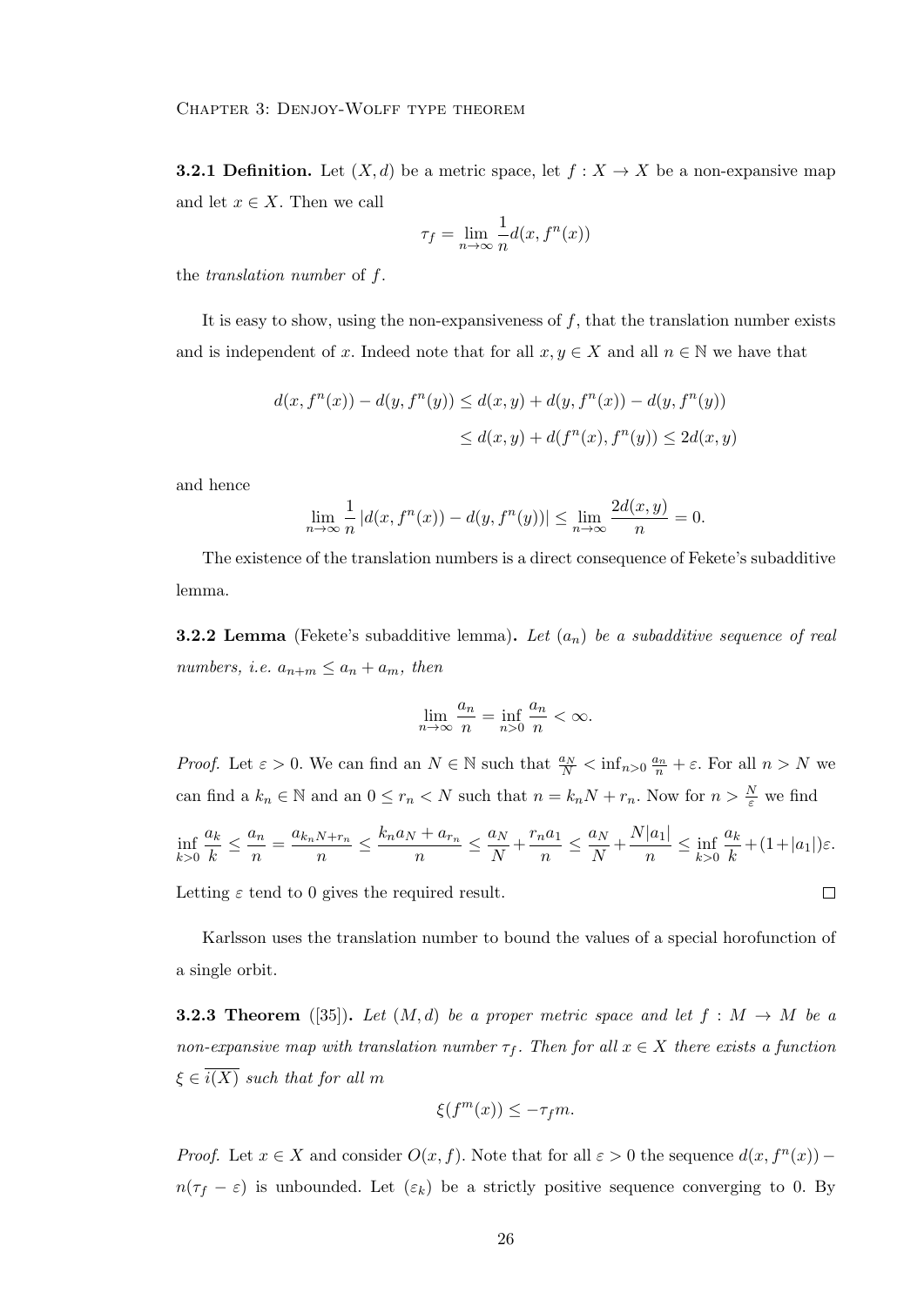**3.2.1 Definition.** Let $(X, d)$ be a metric space, let $f : X \to X$ be a non-expansive map and let $x \in X$. Then we call

$$\tau_f = \lim_{n\to\infty} \frac{1}{n} d(x, f^n(x))$$

the *translation number* of $f$.

It is easy to show, using the non-expansiveness of $f$, that the translation number exists and is independent of $x$. Indeed note that for all $x, y \in X$ and all $n \in \mathbb{N}$ we have that

$$\begin{aligned} d(x, f^n(x)) - d(y, f^n(y)) &\le d(x, y) + d(y, f^n(x)) - d(y, f^n(y)) \\ &\le d(x, y) + d(f^n(x), f^n(y)) \le 2d(x, y) \end{aligned}$$

and hence

$$\lim_{n\to\infty} \frac{1}{n} \left| d(x, f^n(x)) - d(y, f^n(y)) \right| \le \lim_{n\to\infty} \frac{2d(x, y)}{n} = 0.$$

The existence of the translation numbers is a direct consequence of Fekete's subadditive lemma.

**3.2.2 Lemma** (Fekete's subadditive lemma)**.** *Let $(a_n)$ be a subadditive sequence of real numbers, i.e. $a_{n+m} \le a_n + a_m$, then*

$$\lim_{n\to\infty} \frac{a_n}{n} = \inf_{n>0} \frac{a_n}{n} < \infty.$$

*Proof.* Let $\varepsilon > 0$. We can find an $N \in \mathbb{N}$ such that $\frac{a_N}{N} < \inf_{n>0} \frac{a_n}{n} + \varepsilon$. For all $n > N$ we can find a $k_n \in \mathbb{N}$ and an $0 \le r_n < N$ such that $n = k_n N + r_n$. Now for $n > \frac{N}{\varepsilon}$ we find

$$\inf_{k>0} \frac{a_k}{k} \le \frac{a_n}{n} = \frac{a_{k_n N + r_n}}{n} \le \frac{k_n a_N + a_{r_n}}{n} \le \frac{a_N}{N} + \frac{r_n a_1}{n} \le \frac{a_N}{N} + \frac{N|a_1|}{n} \le \inf_{k>0} \frac{a_k}{k} + (1 + |a_1|)\varepsilon.$$

Letting $\varepsilon$ tend to 0 gives the required result. □

Karlsson uses the translation number to bound the values of a special horofunction of a single orbit.

**3.2.3 Theorem** ([35])**.** *Let $(M, d)$ be a proper metric space and let $f : M \to M$ be a non-expansive map with translation number $\tau_f$. Then for all $x \in X$ there exists a function $\xi \in \overline{i(X)}$ such that for all $m$*

$$\xi(f^m(x)) \le -\tau_f m.$$

*Proof.* Let $x \in X$ and consider $O(x, f)$. Note that for all $\varepsilon > 0$ the sequence $d(x, f^n(x)) - n(\tau_f - \varepsilon)$ is unbounded. Let $(\varepsilon_k)$ be a strictly positive sequence converging to 0. By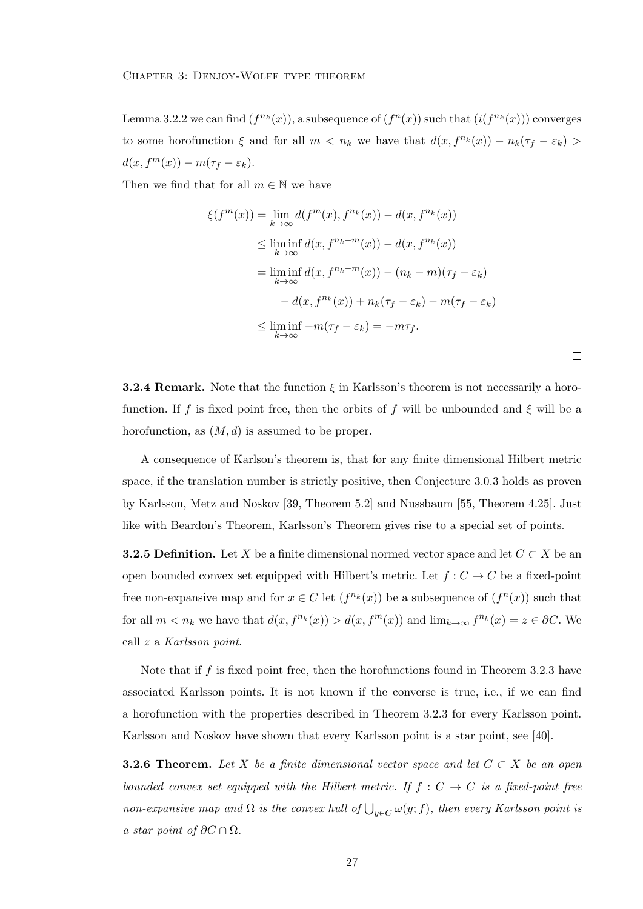Lemma 3.2.2 we can find $(f^{n_k}(x))$, a subsequence of $(f^n(x))$ such that $(i(f^{n_k}(x)))$ converges to some horofunction $\xi$ and for all $m < n_k$ we have that $d(x, f^{n_k}(x)) - n_k(\tau_f - \varepsilon_k) > d(x, f^m(x)) - m(\tau_f - \varepsilon_k)$.

Then we find that for all $m \in \mathbb{N}$ we have

$$\begin{aligned}
\xi(f^m(x)) &= \lim_{k\to\infty} d(f^m(x), f^{n_k}(x)) - d(x, f^{n_k}(x)) \\
&\leq \liminf_{k\to\infty} d(x, f^{n_k-m}(x)) - d(x, f^{n_k}(x)) \\
&= \liminf_{k\to\infty} d(x, f^{n_k-m}(x)) - (n_k - m)(\tau_f - \varepsilon_k) \\
&\qquad - d(x, f^{n_k}(x)) + n_k(\tau_f - \varepsilon_k) - m(\tau_f - \varepsilon_k) \\
&\leq \liminf_{k\to\infty} -m(\tau_f - \varepsilon_k) = -m\tau_f.
\end{aligned}$$

□

**3.2.4 Remark.** Note that the function $\xi$ in Karlsson's theorem is not necessarily a horofunction. If $f$ is fixed point free, then the orbits of $f$ will be unbounded and $\xi$ will be a horofunction, as $(M, d)$ is assumed to be proper.

A consequence of Karlson's theorem is, that for any finite dimensional Hilbert metric space, if the translation number is strictly positive, then Conjecture 3.0.3 holds as proven by Karlsson, Metz and Noskov [39, Theorem 5.2] and Nussbaum [55, Theorem 4.25]. Just like with Beardon's Theorem, Karlsson's Theorem gives rise to a special set of points.

**3.2.5 Definition.** Let $X$ be a finite dimensional normed vector space and let $C \subset X$ be an open bounded convex set equipped with Hilbert's metric. Let $f : C \to C$ be a fixed-point free non-expansive map and for $x \in C$ let $(f^{n_k}(x))$ be a subsequence of $(f^n(x))$ such that for all $m < n_k$ we have that $d(x, f^{n_k}(x)) > d(x, f^m(x))$ and $\lim_{k\to\infty} f^{n_k}(x) = z \in \partial C$. We call $z$ a *Karlsson point*.

Note that if $f$ is fixed point free, then the horofunctions found in Theorem 3.2.3 have associated Karlsson points. It is not known if the converse is true, i.e., if we can find a horofunction with the properties described in Theorem 3.2.3 for every Karlsson point. Karlsson and Noskov have shown that every Karlsson point is a star point, see [40].

**3.2.6 Theorem.** *Let $X$ be a finite dimensional vector space and let $C \subset X$ be an open bounded convex set equipped with the Hilbert metric. If $f : C \to C$ is a fixed-point free non-expansive map and $\Omega$ is the convex hull of $\bigcup_{y\in C} \omega(y; f)$, then every Karlsson point is a star point of $\partial C \cap \Omega$.*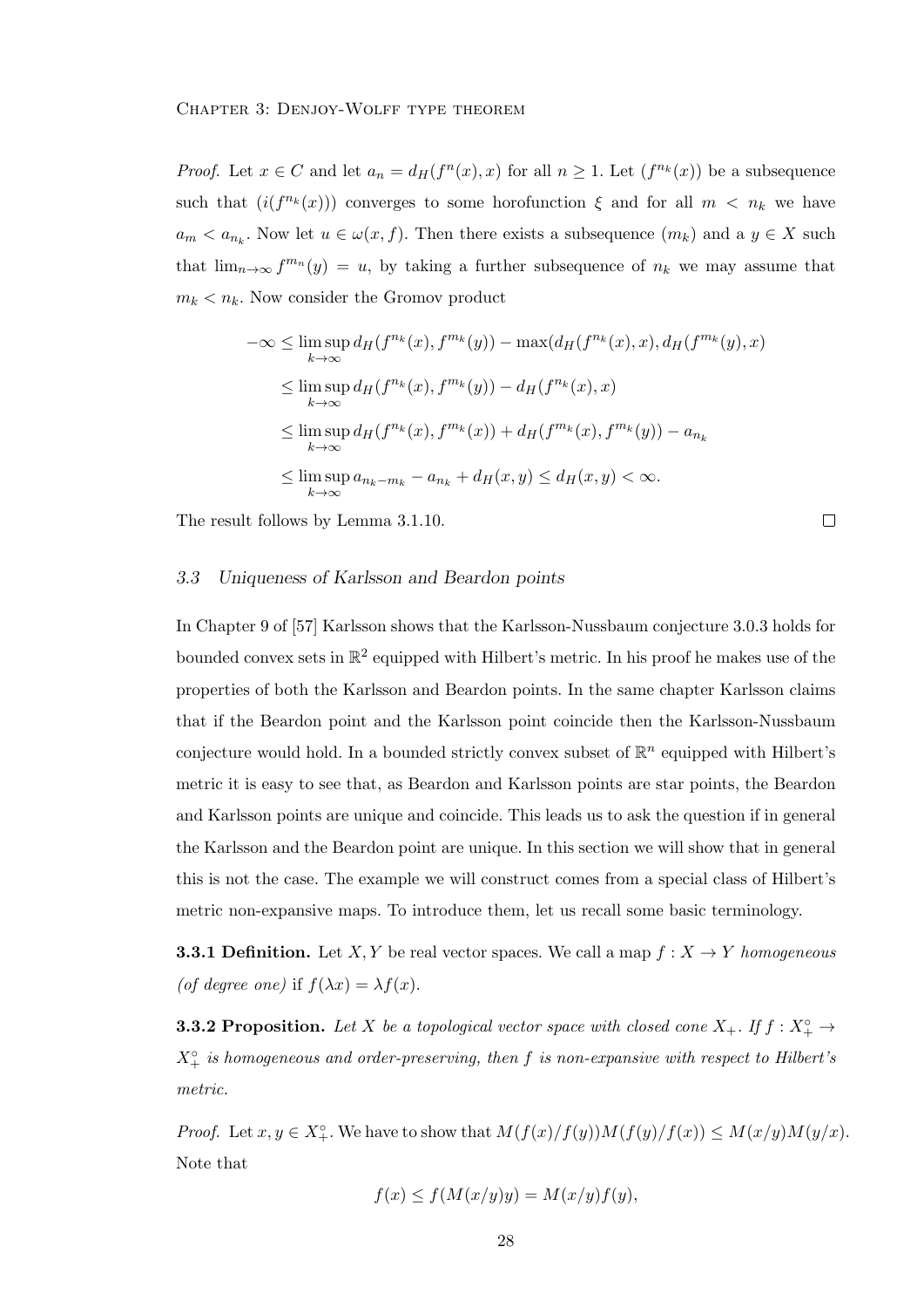*Proof.* Let $x \in C$ and let $a_n = d_H(f^n(x), x)$ for all $n \geq 1$. Let $(f^{n_k}(x))$ be a subsequence such that $(i(f^{n_k}(x)))$ converges to some horofunction $\xi$ and for all $m < n_k$ we have $a_m < a_{n_k}$. Now let $u \in \omega(x, f)$. Then there exists a subsequence $(m_k)$ and a $y \in X$ such that $\lim_{n\to\infty} f^{m_n}(y) = u$, by taking a further subsequence of $n_k$ we may assume that $m_k < n_k$. Now consider the Gromov product

$$
\begin{aligned}
-\infty &\leq \limsup_{k\to\infty} d_H(f^{n_k}(x), f^{m_k}(y)) - \max(d_H(f^{n_k}(x), x), d_H(f^{m_k}(y), x) \\
&\leq \limsup_{k\to\infty} d_H(f^{n_k}(x), f^{m_k}(y)) - d_H(f^{n_k}(x), x) \\
&\leq \limsup_{k\to\infty} d_H(f^{n_k}(x), f^{m_k}(x)) + d_H(f^{m_k}(x), f^{m_k}(y)) - a_{n_k} \\
&\leq \limsup_{k\to\infty} a_{n_k - m_k} - a_{n_k} + d_H(x, y) \leq d_H(x, y) < \infty.
\end{aligned}
$$

The result follows by Lemma 3.1.10. $\square$

### 3.3 Uniqueness of Karlsson and Beardon points

In Chapter 9 of [57] Karlsson shows that the Karlsson-Nussbaum conjecture 3.0.3 holds for bounded convex sets in $\mathbb{R}^2$ equipped with Hilbert's metric. In his proof he makes use of the properties of both the Karlsson and Beardon points. In the same chapter Karlsson claims that if the Beardon point and the Karlsson point coincide then the Karlsson-Nussbaum conjecture would hold. In a bounded strictly convex subset of $\mathbb{R}^n$ equipped with Hilbert's metric it is easy to see that, as Beardon and Karlsson points are star points, the Beardon and Karlsson points are unique and coincide. This leads us to ask the question if in general the Karlsson and the Beardon point are unique. In this section we will show that in general this is not the case. The example we will construct comes from a special class of Hilbert's metric non-expansive maps. To introduce them, let us recall some basic terminology.

**3.3.1 Definition.** Let $X, Y$ be real vector spaces. We call a map $f : X \to Y$ *homogeneous (of degree one)* if $f(\lambda x) = \lambda f(x)$.

**3.3.2 Proposition.** *Let $X$ be a topological vector space with closed cone $X_+$. If $f : X_+^\circ \to X_+^\circ$ is homogeneous and order-preserving, then $f$ is non-expansive with respect to Hilbert's metric.*

*Proof.* Let $x, y \in X_+^\circ$. We have to show that $M(f(x)/f(y))M(f(y)/f(x)) \leq M(x/y)M(y/x)$. Note that

$$
f(x) \leq f(M(x/y)y) = M(x/y)f(y),
$$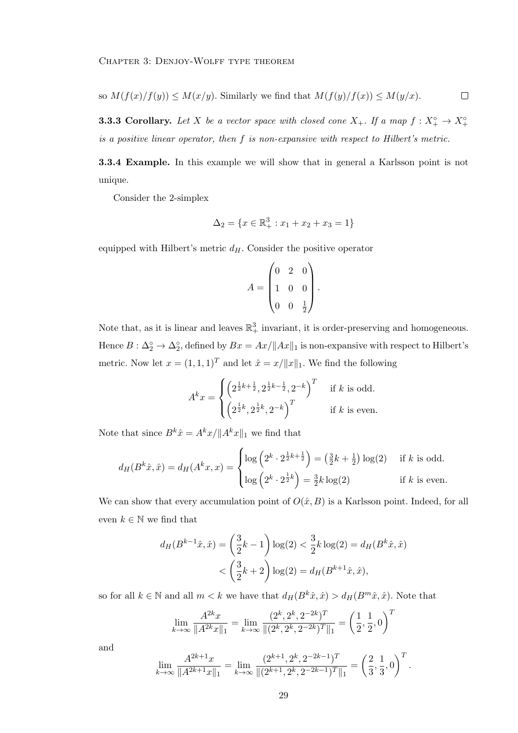so $M(f(x)/f(y)) \leq M(x/y)$. Similarly we find that $M(f(y)/f(x)) \leq M(y/x)$. ☐

**3.3.3 Corollary.** *Let $X$ be a vector space with closed cone $X_+$. If a map $f : X_+^\circ \to X_+^\circ$ is a positive linear operator, then $f$ is non-expansive with respect to Hilbert's metric.*

**3.3.4 Example.** In this example we will show that in general a Karlsson point is not unique.

Consider the 2-simplex

$$\Delta_2 = \{x \in \mathbb{R}^3_+ : x_1 + x_2 + x_3 = 1\}$$

equipped with Hilbert's metric $d_H$. Consider the positive operator

$$A = \begin{pmatrix} 0 & 2 & 0 \\ 1 & 0 & 0 \\ 0 & 0 & \frac{1}{2} \end{pmatrix}.$$

Note that, as it is linear and leaves $\mathbb{R}^3_+$ invariant, it is order-preserving and homogeneous. Hence $B : \Delta_2^\circ \to \Delta_2^\circ$, defined by $Bx = Ax/\|Ax\|_1$ is non-expansive with respect to Hilbert's metric. Now let $x = (1,1,1)^T$ and let $\hat{x} = x/\|x\|_1$. We find the following

$$A^k x = \begin{cases} \left(2^{\frac{1}{2}k+\frac{1}{2}}, 2^{\frac{1}{2}k-\frac{1}{2}}, 2^{-k}\right)^T & \text{if } k \text{ is odd.} \\ \left(2^{\frac{1}{2}k}, 2^{\frac{1}{2}k}, 2^{-k}\right)^T & \text{if } k \text{ is even.} \end{cases}$$

Note that since $B^k\hat{x} = A^k x/\|A^k x\|_1$ we find that

$$d_H(B^k\hat{x}, \hat{x}) = d_H(A^k x, x) = \begin{cases} \log\left(2^k \cdot 2^{\frac{1}{2}k+\frac{1}{2}}\right) = \left(\frac{3}{2}k + \frac{1}{2}\right)\log(2) & \text{if } k \text{ is odd.} \\ \log\left(2^k \cdot 2^{\frac{1}{2}k}\right) = \frac{3}{2}k\log(2) & \text{if } k \text{ is even.} \end{cases}$$

We can show that every accumulation point of $O(\hat{x}, B)$ is a Karlsson point. Indeed, for all even $k \in \mathbb{N}$ we find that

$$\begin{aligned} d_H(B^{k-1}\hat{x}, \hat{x}) = \left(\frac{3}{2}k - 1\right)\log(2) &< \frac{3}{2}k\log(2) = d_H(B^k\hat{x}, \hat{x}) \\ &< \left(\frac{3}{2}k + 2\right)\log(2) = d_H(B^{k+1}\hat{x}, \hat{x}), \end{aligned}$$

so for all $k \in \mathbb{N}$ and all $m < k$ we have that $d_H(B^k\hat{x}, \hat{x}) > d_H(B^m\hat{x}, \hat{x})$. Note that

$$\lim_{k\to\infty} \frac{A^{2k}x}{\|A^{2k}x\|_1} = \lim_{k\to\infty} \frac{(2^k, 2^k, 2^{-2k})^T}{\|(2^k, 2^k, 2^{-2k})^T\|_1} = \left(\frac{1}{2}, \frac{1}{2}, 0\right)^T$$

and

$$\lim_{k\to\infty} \frac{A^{2k+1}x}{\|A^{2k+1}x\|_1} = \lim_{k\to\infty} \frac{(2^{k+1}, 2^k, 2^{-2k-1})^T}{\|(2^{k+1}, 2^k, 2^{-2k-1})^T\|_1} = \left(\frac{2}{3}, \frac{1}{3}, 0\right)^T.$$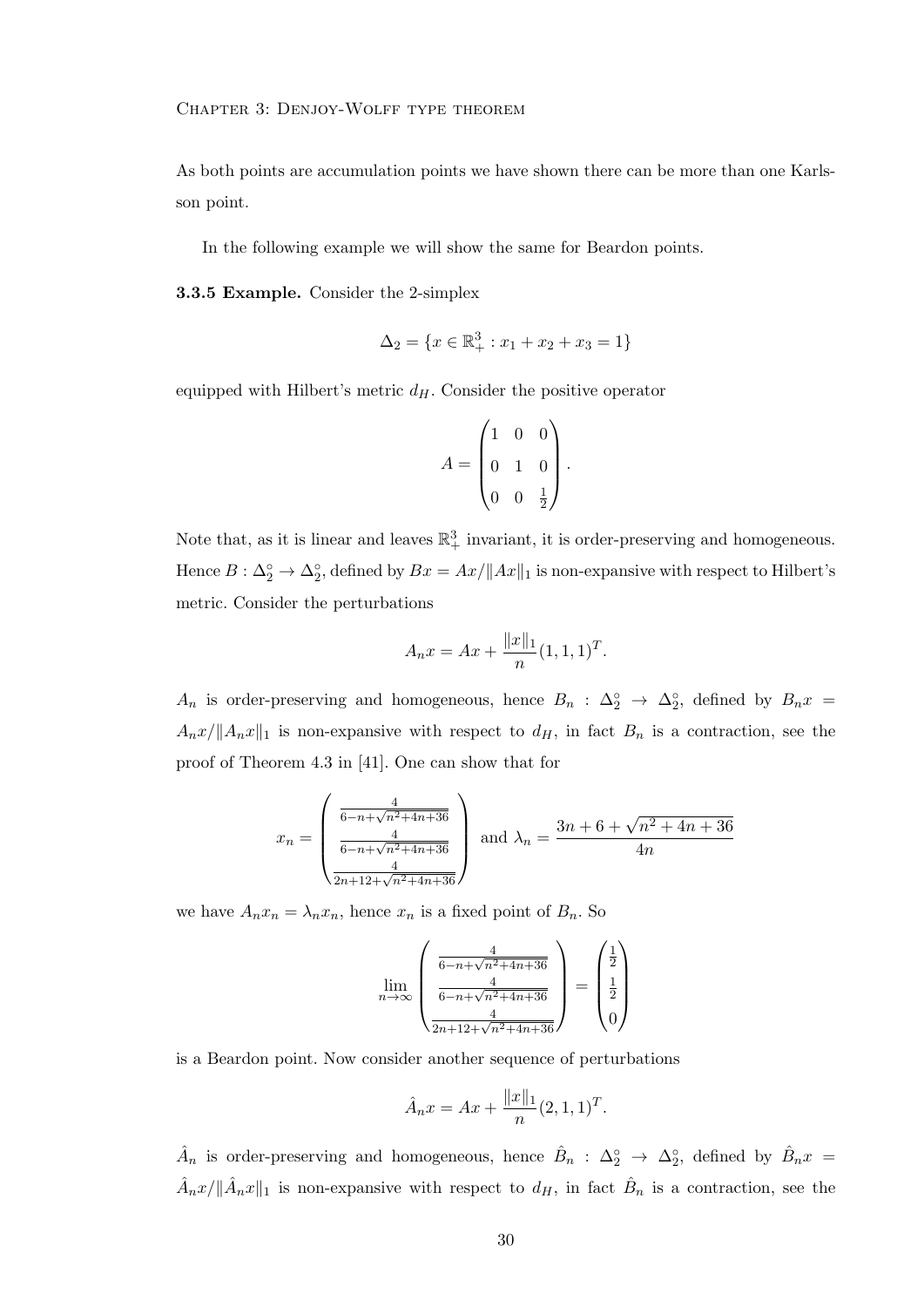As both points are accumulation points we have shown there can be more than one Karlsson point.

In the following example we will show the same for Beardon points.

**3.3.5 Example.** Consider the 2-simplex

$$\Delta_2 = \{x \in \mathbb{R}^3_+ : x_1 + x_2 + x_3 = 1\}$$

equipped with Hilbert's metric $d_H$. Consider the positive operator

$$A = \begin{pmatrix} 1 & 0 & 0 \\ 0 & 1 & 0 \\ 0 & 0 & \frac{1}{2} \end{pmatrix}.$$

Note that, as it is linear and leaves $\mathbb{R}^3_+$ invariant, it is order-preserving and homogeneous. Hence $B : \Delta_2^\circ \to \Delta_2^\circ$, defined by $Bx = Ax/\|Ax\|_1$ is non-expansive with respect to Hilbert's metric. Consider the perturbations

$$A_n x = Ax + \frac{\|x\|_1}{n}(1,1,1)^T.$$

$A_n$ is order-preserving and homogeneous, hence $B_n : \Delta_2^\circ \to \Delta_2^\circ$, defined by $B_n x = A_n x/\|A_n x\|_1$ is non-expansive with respect to $d_H$, in fact $B_n$ is a contraction, see the proof of Theorem 4.3 in [41]. One can show that for

$$x_n = \begin{pmatrix} \frac{4}{6-n+\sqrt{n^2+4n+36}} \\ \frac{4}{6-n+\sqrt{n^2+4n+36}} \\ \frac{4}{2n+12+\sqrt{n^2+4n+36}} \end{pmatrix} \text{ and } \lambda_n = \frac{3n+6+\sqrt{n^2+4n+36}}{4n}$$

we have $A_n x_n = \lambda_n x_n$, hence $x_n$ is a fixed point of $B_n$. So

$$\lim_{n\to\infty} \begin{pmatrix} \frac{4}{6-n+\sqrt{n^2+4n+36}} \\ \frac{4}{6-n+\sqrt{n^2+4n+36}} \\ \frac{4}{2n+12+\sqrt{n^2+4n+36}} \end{pmatrix} = \begin{pmatrix} \frac{1}{2} \\ \frac{1}{2} \\ 0 \end{pmatrix}$$

is a Beardon point. Now consider another sequence of perturbations

$$\hat{A}_n x = Ax + \frac{\|x\|_1}{n}(2,1,1)^T.$$

$\hat{A}_n$ is order-preserving and homogeneous, hence $\hat{B}_n : \Delta_2^\circ \to \Delta_2^\circ$, defined by $\hat{B}_n x = \hat{A}_n x/\|\hat{A}_n x\|_1$ is non-expansive with respect to $d_H$, in fact $\hat{B}_n$ is a contraction, see the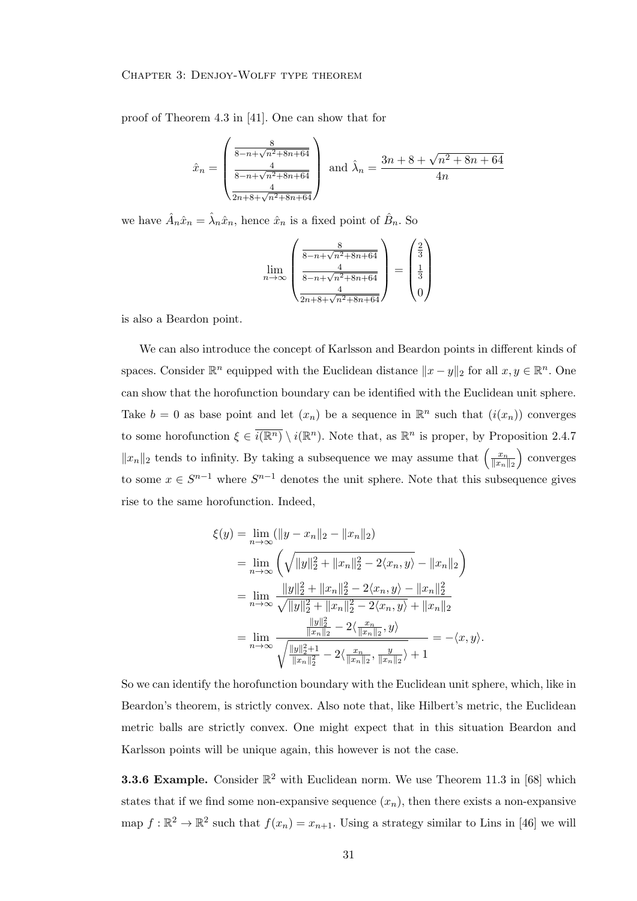proof of Theorem 4.3 in [41]. One can show that for

$$\hat{x}_n = \begin{pmatrix} \frac{8}{8-n+\sqrt{n^2+8n+64}} \\ \frac{4}{8-n+\sqrt{n^2+8n+64}} \\ \frac{4}{2n+8+\sqrt{n^2+8n+64}} \end{pmatrix} \text{ and } \hat{\lambda}_n = \frac{3n+8+\sqrt{n^2+8n+64}}{4n}$$

we have $\hat{A}_n \hat{x}_n = \hat{\lambda}_n \hat{x}_n$, hence $\hat{x}_n$ is a fixed point of $\hat{B}_n$. So

$$\lim_{n\to\infty} \begin{pmatrix} \frac{8}{8-n+\sqrt{n^2+8n+64}} \\ \frac{4}{8-n+\sqrt{n^2+8n+64}} \\ \frac{4}{2n+8+\sqrt{n^2+8n+64}} \end{pmatrix} = \begin{pmatrix} \frac{2}{3} \\ \frac{1}{3} \\ 0 \end{pmatrix}$$

is also a Beardon point.

We can also introduce the concept of Karlsson and Beardon points in different kinds of spaces. Consider $\mathbb{R}^n$ equipped with the Euclidean distance $\|x-y\|_2$ for all $x, y \in \mathbb{R}^n$. One can show that the horofunction boundary can be identified with the Euclidean unit sphere. Take $b = 0$ as base point and let $(x_n)$ be a sequence in $\mathbb{R}^n$ such that $(i(x_n))$ converges to some horofunction $\xi \in \overline{i(\mathbb{R}^n)} \setminus i(\mathbb{R}^n)$. Note that, as $\mathbb{R}^n$ is proper, by Proposition 2.4.7 $\|x_n\|_2$ tends to infinity. By taking a subsequence we may assume that $\left(\frac{x_n}{\|x_n\|_2}\right)$ converges to some $x \in S^{n-1}$ where $S^{n-1}$ denotes the unit sphere. Note that this subsequence gives rise to the same horofunction. Indeed,

$$\begin{aligned}
\xi(y) &= \lim_{n\to\infty} (\|y - x_n\|_2 - \|x_n\|_2) \\
&= \lim_{n\to\infty} \left( \sqrt{\|y\|_2^2 + \|x_n\|_2^2 - 2\langle x_n, y\rangle} - \|x_n\|_2 \right) \\
&= \lim_{n\to\infty} \frac{\|y\|_2^2 + \|x_n\|_2^2 - 2\langle x_n, y\rangle - \|x_n\|_2^2}{\sqrt{\|y\|_2^2 + \|x_n\|_2^2 - 2\langle x_n, y\rangle} + \|x_n\|_2} \\
&= \lim_{n\to\infty} \frac{\frac{\|y\|_2^2}{\|x_n\|_2} - 2\langle \frac{x_n}{\|x_n\|_2}, y\rangle}{\sqrt{\frac{\|y\|_2^2+1}{\|x_n\|_2^2} - 2\langle \frac{x_n}{\|x_n\|_2}, \frac{y}{\|x_n\|_2}\rangle} + 1} = -\langle x, y\rangle.
\end{aligned}$$

So we can identify the horofunction boundary with the Euclidean unit sphere, which, like in Beardon's theorem, is strictly convex. Also note that, like Hilbert's metric, the Euclidean metric balls are strictly convex. One might expect that in this situation Beardon and Karlsson points will be unique again, this however is not the case.

**3.3.6 Example.** Consider $\mathbb{R}^2$ with Euclidean norm. We use Theorem 11.3 in [68] which states that if we find some non-expansive sequence $(x_n)$, then there exists a non-expansive map $f : \mathbb{R}^2 \to \mathbb{R}^2$ such that $f(x_n) = x_{n+1}$. Using a strategy similar to Lins in [46] we will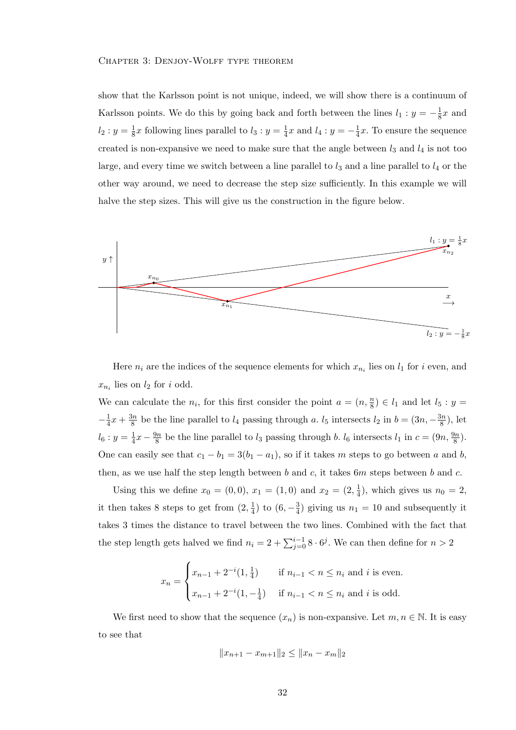show that the Karlsson point is not unique, indeed, we will show there is a continuum of Karlsson points. We do this by going back and forth between the lines $l_1 : y = -\frac{1}{8}x$ and $l_2 : y = \frac{1}{8}x$ following lines parallel to $l_3 : y = \frac{1}{4}x$ and $l_4 : y = -\frac{1}{4}x$. To ensure the sequence created is non-expansive we need to make sure that the angle between $l_3$ and $l_4$ is not too large, and every time we switch between a line parallel to $l_3$ and a line parallel to $l_4$ or the other way around, we need to decrease the step size sufficiently. In this example we will halve the step sizes. This will give us the construction in the figure below.

Here $n_i$ are the indices of the sequence elements for which $x_{n_i}$ lies on $l_1$ for $i$ even, and $x_{n_i}$ lies on $l_2$ for $i$ odd.

We can calculate the $n_i$, for this first consider the point $a = (n, \frac{n}{8}) \in l_1$ and let $l_5 : y = -\frac{1}{4}x + \frac{3n}{8}$ be the line parallel to $l_4$ passing through $a$. $l_5$ intersects $l_2$ in $b = (3n, -\frac{3n}{8})$, let $l_6 : y = \frac{1}{4}x - \frac{9n}{8}$ be the line parallel to $l_3$ passing through $b$. $l_6$ intersects $l_1$ in $c = (9n, \frac{9n}{8})$. One can easily see that $c_1 - b_1 = 3(b_1 - a_1)$, so if it takes $m$ steps to go between $a$ and $b$, then, as we use half the step length between $b$ and $c$, it takes $6m$ steps between $b$ and $c$.

Using this we define $x_0 = (0, 0)$, $x_1 = (1, 0)$ and $x_2 = (2, \frac{1}{4})$, which gives us $n_0 = 2$, it then takes 8 steps to get from $(2, \frac{1}{4})$ to $(6, -\frac{3}{4})$ giving us $n_1 = 10$ and subsequently it takes 3 times the distance to travel between the two lines. Combined with the fact that the step length gets halved we find $n_i = 2 + \sum_{j=0}^{i-1} 8 \cdot 6^j$. We can then define for $n > 2$

$$x_n = \begin{cases} x_{n-1} + 2^{-i}(1, \frac{1}{4}) & \text{if } n_{i-1} < n \leq n_i \text{ and } i \text{ is even.} \\ x_{n-1} + 2^{-i}(1, -\frac{1}{4}) & \text{if } n_{i-1} < n \leq n_i \text{ and } i \text{ is odd.} \end{cases}$$

We first need to show that the sequence $(x_n)$ is non-expansive. Let $m, n \in \mathbb{N}$. It is easy to see that

$$\|x_{n+1} - x_{m+1}\|_2 \leq \|x_n - x_m\|_2$$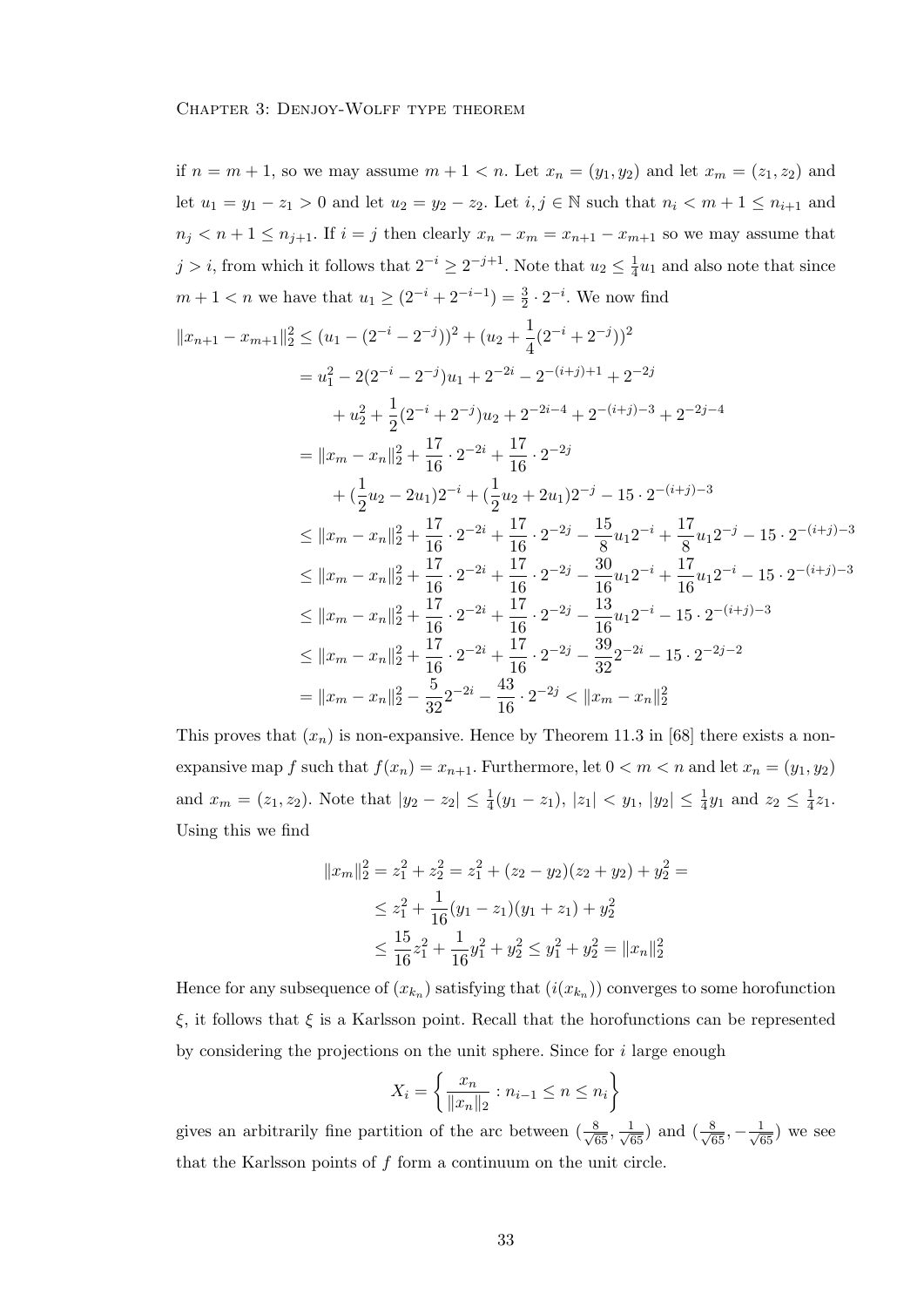if $n = m+1$, so we may assume $m+1 < n$. Let $x_n = (y_1, y_2)$ and let $x_m = (z_1, z_2)$ and let $u_1 = y_1 - z_1 > 0$ and let $u_2 = y_2 - z_2$. Let $i, j \in \mathbb{N}$ such that $n_i < m+1 \leq n_{i+1}$ and $n_j < n+1 \leq n_{j+1}$. If $i = j$ then clearly $x_n - x_m = x_{n+1} - x_{m+1}$ so we may assume that $j > i$, from which it follows that $2^{-i} \geq 2^{-j+1}$. Note that $u_2 \leq \frac{1}{4}u_1$ and also note that since $m+1 < n$ we have that $u_1 \geq (2^{-i} + 2^{-i-1}) = \frac{3}{2} \cdot 2^{-i}$. We now find

$$
\begin{aligned}
\|x_{n+1} - x_{m+1}\|_2^2 &\leq (u_1 - (2^{-i} - 2^{-j}))^2 + (u_2 + \frac{1}{4}(2^{-i} + 2^{-j}))^2 \\
&= u_1^2 - 2(2^{-i} - 2^{-j})u_1 + 2^{-2i} - 2^{-(i+j)+1} + 2^{-2j} \\
&\quad + u_2^2 + \frac{1}{2}(2^{-i} + 2^{-j})u_2 + 2^{-2i-4} + 2^{-(i+j)-3} + 2^{-2j-4} \\
&= \|x_m - x_n\|_2^2 + \frac{17}{16} \cdot 2^{-2i} + \frac{17}{16} \cdot 2^{-2j} \\
&\quad + (\frac{1}{2}u_2 - 2u_1)2^{-i} + (\frac{1}{2}u_2 + 2u_1)2^{-j} - 15 \cdot 2^{-(i+j)-3} \\
&\leq \|x_m - x_n\|_2^2 + \frac{17}{16} \cdot 2^{-2i} + \frac{17}{16} \cdot 2^{-2j} - \frac{15}{8}u_1 2^{-i} + \frac{17}{8}u_1 2^{-j} - 15 \cdot 2^{-(i+j)-3} \\
&\leq \|x_m - x_n\|_2^2 + \frac{17}{16} \cdot 2^{-2i} + \frac{17}{16} \cdot 2^{-2j} - \frac{30}{16}u_1 2^{-i} + \frac{17}{16}u_1 2^{-i} - 15 \cdot 2^{-(i+j)-3} \\
&\leq \|x_m - x_n\|_2^2 + \frac{17}{16} \cdot 2^{-2i} + \frac{17}{16} \cdot 2^{-2j} - \frac{13}{16}u_1 2^{-i} - 15 \cdot 2^{-(i+j)-3} \\
&\leq \|x_m - x_n\|_2^2 + \frac{17}{16} \cdot 2^{-2i} + \frac{17}{16} \cdot 2^{-2j} - \frac{39}{32}2^{-2i} - 15 \cdot 2^{-2j-2} \\
&= \|x_m - x_n\|_2^2 - \frac{5}{32}2^{-2i} - \frac{43}{16} \cdot 2^{-2j} < \|x_m - x_n\|_2^2
\end{aligned}
$$

This proves that $(x_n)$ is non-expansive. Hence by Theorem 11.3 in [68] there exists a non-expansive map $f$ such that $f(x_n) = x_{n+1}$. Furthermore, let $0 < m < n$ and let $x_n = (y_1, y_2)$ and $x_m = (z_1, z_2)$. Note that $|y_2 - z_2| \leq \frac{1}{4}(y_1 - z_1)$, $|z_1| < y_1$, $|y_2| \leq \frac{1}{4}y_1$ and $z_2 \leq \frac{1}{4}z_1$. Using this we find

$$
\begin{aligned}
\|x_m\|_2^2 = z_1^2 + z_2^2 &= z_1^2 + (z_2 - y_2)(z_2 + y_2) + y_2^2 = \\
&\leq z_1^2 + \frac{1}{16}(y_1 - z_1)(y_1 + z_1) + y_2^2 \\
&\leq \frac{15}{16}z_1^2 + \frac{1}{16}y_1^2 + y_2^2 \leq y_1^2 + y_2^2 = \|x_n\|_2^2
\end{aligned}
$$

Hence for any subsequence of $(x_{k_n})$ satisfying that $(i(x_{k_n}))$ converges to some horofunction $\xi$, it follows that $\xi$ is a Karlsson point. Recall that the horofunctions can be represented by considering the projections on the unit sphere. Since for $i$ large enough

$$
X_i = \left\{ \frac{x_n}{\|x_n\|_2} : n_{i-1} \leq n \leq n_i \right\}
$$

gives an arbitrarily fine partition of the arc between $(\frac{8}{\sqrt{65}}, \frac{1}{\sqrt{65}})$ and $(\frac{8}{\sqrt{65}}, -\frac{1}{\sqrt{65}})$ we see that the Karlsson points of $f$ form a continuum on the unit circle.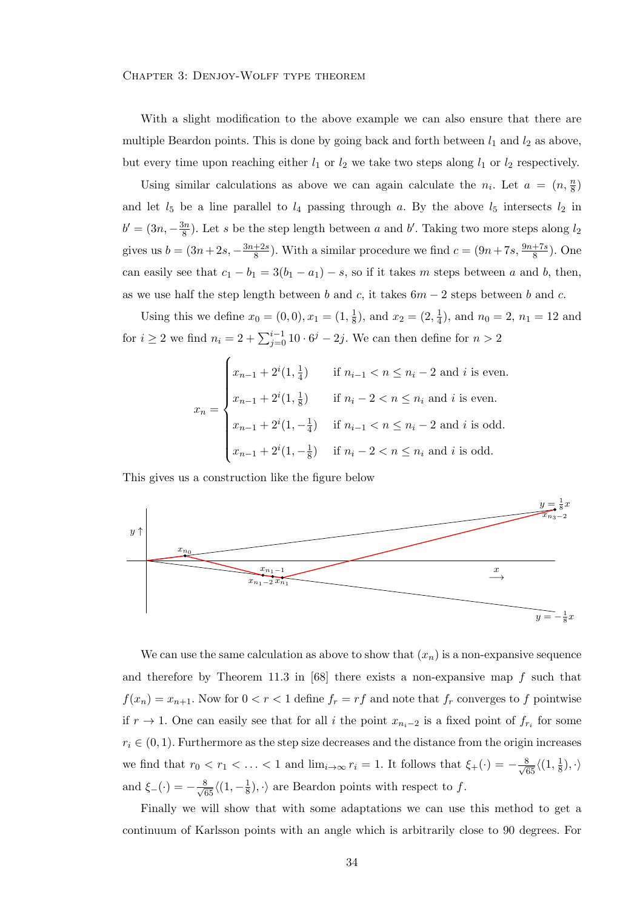With a slight modification to the above example we can also ensure that there are multiple Beardon points. This is done by going back and forth between $l_1$ and $l_2$ as above, but every time upon reaching either $l_1$ or $l_2$ we take two steps along $l_1$ or $l_2$ respectively.

Using similar calculations as above we can again calculate the $n_i$. Let $a = (n, \frac{n}{8})$ and let $l_5$ be a line parallel to $l_4$ passing through $a$. By the above $l_5$ intersects $l_2$ in $b' = (3n, -\frac{3n}{8})$. Let $s$ be the step length between $a$ and $b'$. Taking two more steps along $l_2$ gives us $b = (3n+2s, -\frac{3n+2s}{8})$. With a similar procedure we find $c = (9n+7s, \frac{9n+7s}{8})$. One can easily see that $c_1 - b_1 = 3(b_1 - a_1) - s$, so if it takes $m$ steps between $a$ and $b$, then, as we use half the step length between $b$ and $c$, it takes $6m - 2$ steps between $b$ and $c$.

Using this we define $x_0 = (0,0), x_1 = (1, \frac{1}{8})$, and $x_2 = (2, \frac{1}{4})$, and $n_0 = 2$, $n_1 = 12$ and for $i \geq 2$ we find $n_i = 2 + \sum_{j=0}^{i-1} 10 \cdot 6^j - 2j$. We can then define for $n > 2$

$$x_n = \begin{cases} x_{n-1} + 2^i(1, \frac{1}{4}) & \text{if } n_{i-1} < n \leq n_i - 2 \text{ and } i \text{ is even.} \\ x_{n-1} + 2^i(1, \frac{1}{8}) & \text{if } n_i - 2 < n \leq n_i \text{ and } i \text{ is even.} \\ x_{n-1} + 2^i(1, -\frac{1}{4}) & \text{if } n_{i-1} < n \leq n_i - 2 \text{ and } i \text{ is odd.} \\ x_{n-1} + 2^i(1, -\frac{1}{8}) & \text{if } n_i - 2 < n \leq n_i \text{ and } i \text{ is odd.} \end{cases}$$

This gives us a construction like the figure below

We can use the same calculation as above to show that $(x_n)$ is a non-expansive sequence and therefore by Theorem 11.3 in [68] there exists a non-expansive map $f$ such that $f(x_n) = x_{n+1}$. Now for $0 < r < 1$ define $f_r = rf$ and note that $f_r$ converges to $f$ pointwise if $r \to 1$. One can easily see that for all $i$ the point $x_{n_i-2}$ is a fixed point of $f_{r_i}$ for some $r_i \in (0,1)$. Furthermore as the step size decreases and the distance from the origin increases we find that $r_0 < r_1 < \ldots < 1$ and $\lim_{i\to\infty} r_i = 1$. It follows that $\xi_+(\cdot) = -\frac{8}{\sqrt{65}}\langle(1, \frac{1}{8}), \cdot\rangle$ and $\xi_-(\cdot) = -\frac{8}{\sqrt{65}}\langle(1, -\frac{1}{8}), \cdot\rangle$ are Beardon points with respect to $f$.

Finally we will show that with some adaptations we can use this method to get a continuum of Karlsson points with an angle which is arbitrarily close to 90 degrees. For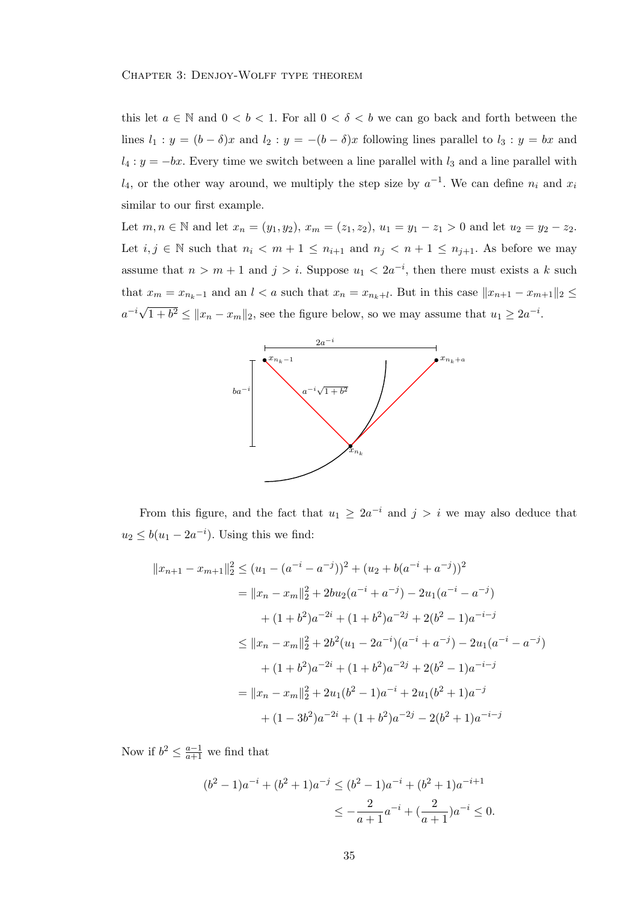this let $a \in \mathbb{N}$ and $0 < b < 1$. For all $0 < \delta < b$ we can go back and forth between the lines $l_1 : y = (b - \delta)x$ and $l_2 : y = -(b - \delta)x$ following lines parallel to $l_3 : y = bx$ and $l_4 : y = -bx$. Every time we switch between a line parallel with $l_3$ and a line parallel with $l_4$, or the other way around, we multiply the step size by $a^{-1}$. We can define $n_i$ and $x_i$ similar to our first example.

Let $m, n \in \mathbb{N}$ and let $x_n = (y_1, y_2)$, $x_m = (z_1, z_2)$, $u_1 = y_1 - z_1 > 0$ and let $u_2 = y_2 - z_2$. Let $i, j \in \mathbb{N}$ such that $n_i < m + 1 \leq n_{i+1}$ and $n_j < n + 1 \leq n_{j+1}$. As before we may assume that $n > m + 1$ and $j > i$. Suppose $u_1 < 2a^{-i}$, then there must exists a $k$ such that $x_m = x_{n_k - 1}$ and an $l < a$ such that $x_n = x_{n_k + l}$. But in this case $\|x_{n+1} - x_{m+1}\|_2 \leq a^{-i}\sqrt{1 + b^2} \leq \|x_n - x_m\|_2$, see the figure below, so we may assume that $u_1 \geq 2a^{-i}$.

From this figure, and the fact that $u_1 \geq 2a^{-i}$ and $j > i$ we may also deduce that $u_2 \leq b(u_1 - 2a^{-i})$. Using this we find:

$$
\begin{aligned}
\|x_{n+1} - x_{m+1}\|_2^2 &\leq (u_1 - (a^{-i} - a^{-j}))^2 + (u_2 + b(a^{-i} + a^{-j}))^2 \\
&= \|x_n - x_m\|_2^2 + 2bu_2(a^{-i} + a^{-j}) - 2u_1(a^{-i} - a^{-j}) \\
&\quad + (1 + b^2)a^{-2i} + (1 + b^2)a^{-2j} + 2(b^2 - 1)a^{-i-j} \\
&\leq \|x_n - x_m\|_2^2 + 2b^2(u_1 - 2a^{-i})(a^{-i} + a^{-j}) - 2u_1(a^{-i} - a^{-j}) \\
&\quad + (1 + b^2)a^{-2i} + (1 + b^2)a^{-2j} + 2(b^2 - 1)a^{-i-j} \\
&= \|x_n - x_m\|_2^2 + 2u_1(b^2 - 1)a^{-i} + 2u_1(b^2 + 1)a^{-j} \\
&\quad + (1 - 3b^2)a^{-2i} + (1 + b^2)a^{-2j} - 2(b^2 + 1)a^{-i-j}
\end{aligned}
$$

Now if $b^2 \leq \frac{a-1}{a+1}$ we find that

$$
\begin{aligned}
(b^2 - 1)a^{-i} + (b^2 + 1)a^{-j} &\leq (b^2 - 1)a^{-i} + (b^2 + 1)a^{-i+1} \\
&\leq -\frac{2}{a+1}a^{-i} + (\frac{2}{a+1})a^{-i} \leq 0.
\end{aligned}
$$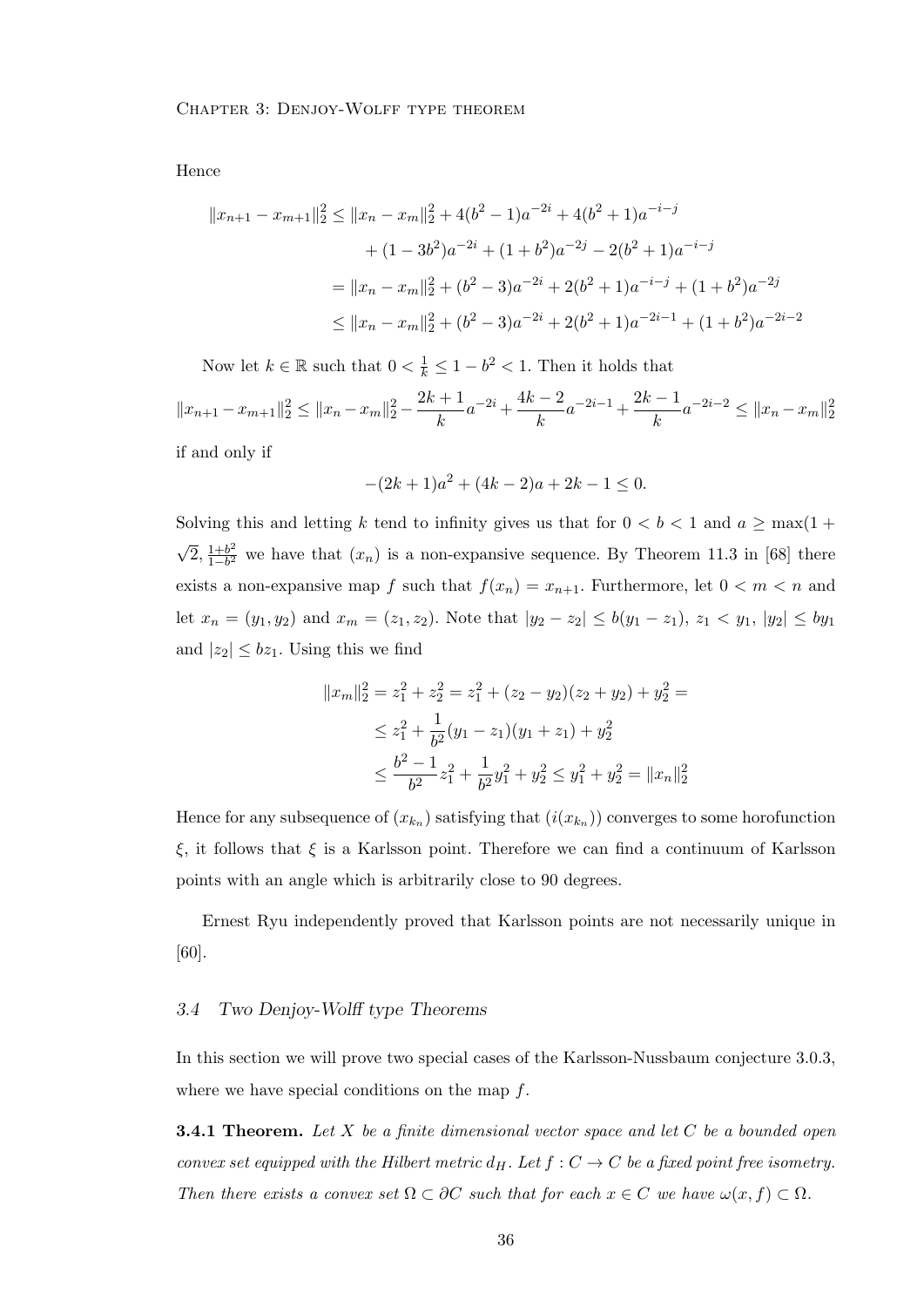Hence

$$
\begin{aligned}
\|x_{n+1} - x_{m+1}\|_2^2 &\leq \|x_n - x_m\|_2^2 + 4(b^2-1)a^{-2i} + 4(b^2+1)a^{-i-j} \\
&\quad + (1-3b^2)a^{-2i} + (1+b^2)a^{-2j} - 2(b^2+1)a^{-i-j} \\
&= \|x_n - x_m\|_2^2 + (b^2-3)a^{-2i} + 2(b^2+1)a^{-i-j} + (1+b^2)a^{-2j} \\
&\leq \|x_n - x_m\|_2^2 + (b^2-3)a^{-2i} + 2(b^2+1)a^{-2i-1} + (1+b^2)a^{-2i-2}
\end{aligned}
$$

Now let $k \in \mathbb{R}$ such that $0 < \frac{1}{k} \leq 1 - b^2 < 1$. Then it holds that

$$
\|x_{n+1} - x_{m+1}\|_2^2 \leq \|x_n - x_m\|_2^2 - \frac{2k+1}{k}a^{-2i} + \frac{4k-2}{k}a^{-2i-1} + \frac{2k-1}{k}a^{-2i-2} \leq \|x_n - x_m\|_2^2
$$

if and only if

$$
-(2k+1)a^2 + (4k-2)a + 2k - 1 \leq 0.
$$

Solving this and letting $k$ tend to infinity gives us that for $0 < b < 1$ and $a \geq \max(1 + \sqrt{2}, \frac{1+b^2}{1-b^2}$ we have that $(x_n)$ is a non-expansive sequence. By Theorem 11.3 in [68] there exists a non-expansive map $f$ such that $f(x_n) = x_{n+1}$. Furthermore, let $0 < m < n$ and let $x_n = (y_1, y_2)$ and $x_m = (z_1, z_2)$. Note that $|y_2 - z_2| \leq b(y_1 - z_1)$, $z_1 < y_1$, $|y_2| \leq by_1$ and $|z_2| \leq bz_1$. Using this we find

$$
\begin{aligned}
\|x_m\|_2^2 = z_1^2 + z_2^2 = z_1^2 + (z_2 - y_2)(z_2 + y_2) + y_2^2 &= \\
&\leq z_1^2 + \frac{1}{b^2}(y_1 - z_1)(y_1 + z_1) + y_2^2 \\
&\leq \frac{b^2-1}{b^2}z_1^2 + \frac{1}{b^2}y_1^2 + y_2^2 \leq y_1^2 + y_2^2 = \|x_n\|_2^2
\end{aligned}
$$

Hence for any subsequence of $(x_{k_n})$ satisfying that $(i(x_{k_n}))$ converges to some horofunction $\xi$, it follows that $\xi$ is a Karlsson point. Therefore we can find a continuum of Karlsson points with an angle which is arbitrarily close to 90 degrees.

Ernest Ryu independently proved that Karlsson points are not necessarily unique in [60].

### 3.4 Two Denjoy-Wolff type Theorems

In this section we will prove two special cases of the Karlsson-Nussbaum conjecture 3.0.3, where we have special conditions on the map $f$.

**3.4.1 Theorem.** *Let $X$ be a finite dimensional vector space and let $C$ be a bounded open convex set equipped with the Hilbert metric $d_H$. Let $f : C \to C$ be a fixed point free isometry. Then there exists a convex set $\Omega \subset \partial C$ such that for each $x \in C$ we have $\omega(x, f) \subset \Omega$.*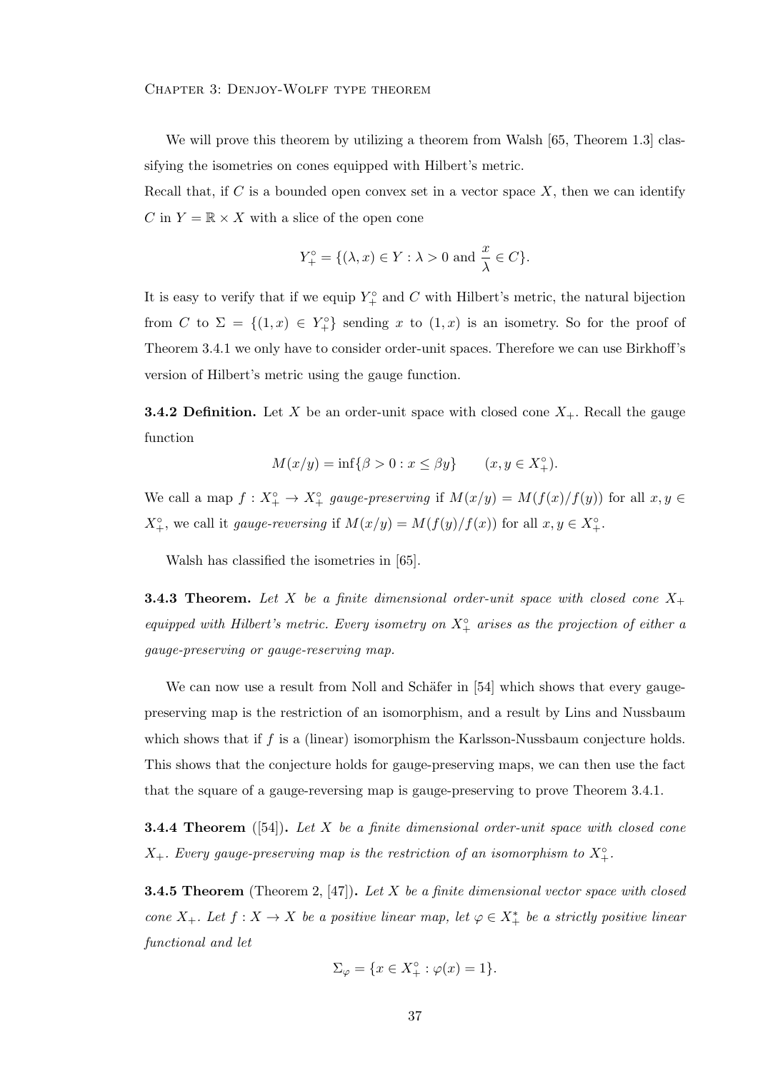We will prove this theorem by utilizing a theorem from Walsh [65, Theorem 1.3] classifying the isometries on cones equipped with Hilbert's metric.
Recall that, if $C$ is a bounded open convex set in a vector space $X$, then we can identify $C$ in $Y = \mathbb{R} \times X$ with a slice of the open cone

$$Y_+^\circ = \{(\lambda, x) \in Y : \lambda > 0 \text{ and } \frac{x}{\lambda} \in C\}.$$

It is easy to verify that if we equip $Y_+^\circ$ and $C$ with Hilbert's metric, the natural bijection from $C$ to $\Sigma = \{(1, x) \in Y_+^\circ\}$ sending $x$ to $(1, x)$ is an isometry. So for the proof of Theorem 3.4.1 we only have to consider order-unit spaces. Therefore we can use Birkhoff's version of Hilbert's metric using the gauge function.

**3.4.2 Definition.** Let $X$ be an order-unit space with closed cone $X_+$. Recall the gauge function

$$M(x/y) = \inf\{\beta > 0 : x \leq \beta y\} \qquad (x, y \in X_+^\circ).$$

We call a map $f : X_+^\circ \to X_+^\circ$ *gauge-preserving* if $M(x/y) = M(f(x)/f(y))$ for all $x, y \in X_+^\circ$, we call it *gauge-reversing* if $M(x/y) = M(f(y)/f(x))$ for all $x, y \in X_+^\circ$.

Walsh has classified the isometries in [65].

**3.4.3 Theorem.** *Let $X$ be a finite dimensional order-unit space with closed cone $X_+$ equipped with Hilbert's metric. Every isometry on $X_+^\circ$ arises as the projection of either a gauge-preserving or gauge-reserving map.*

We can now use a result from Noll and Schäfer in [54] which shows that every gauge-preserving map is the restriction of an isomorphism, and a result by Lins and Nussbaum which shows that if $f$ is a (linear) isomorphism the Karlsson-Nussbaum conjecture holds. This shows that the conjecture holds for gauge-preserving maps, we can then use the fact that the square of a gauge-reversing map is gauge-preserving to prove Theorem 3.4.1.

**3.4.4 Theorem** ([54])**.** *Let $X$ be a finite dimensional order-unit space with closed cone $X_+$. Every gauge-preserving map is the restriction of an isomorphism to $X_+^\circ$.*

**3.4.5 Theorem** (Theorem 2, [47])**.** *Let $X$ be a finite dimensional vector space with closed cone $X_+$. Let $f : X \to X$ be a positive linear map, let $\varphi \in X_+^*$ be a strictly positive linear functional and let*

$$\Sigma_\varphi = \{x \in X_+^\circ : \varphi(x) = 1\}.$$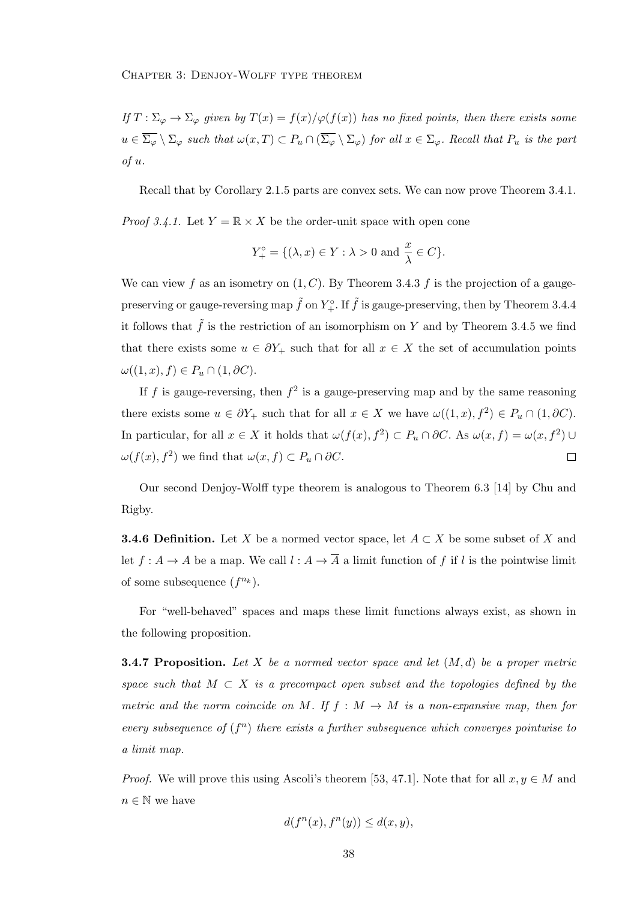*If $T : \Sigma_\varphi \to \Sigma_\varphi$ given by $T(x) = f(x)/\varphi(f(x))$ has no fixed points, then there exists some $u \in \overline{\Sigma_\varphi} \setminus \Sigma_\varphi$ such that $\omega(x, T) \subset P_u \cap (\overline{\Sigma_\varphi} \setminus \Sigma_\varphi)$ for all $x \in \Sigma_\varphi$. Recall that $P_u$ is the part of $u$.*

Recall that by Corollary 2.1.5 parts are convex sets. We can now prove Theorem 3.4.1.

*Proof 3.4.1.* Let $Y = \mathbb{R} \times X$ be the order-unit space with open cone

$$Y_+^\circ = \{(\lambda, x) \in Y : \lambda > 0 \text{ and } \frac{x}{\lambda} \in C\}.$$

We can view $f$ as an isometry on $(1, C)$. By Theorem 3.4.3 $f$ is the projection of a gauge-preserving or gauge-reversing map $\tilde{f}$ on $Y_+^\circ$. If $\tilde{f}$ is gauge-preserving, then by Theorem 3.4.4 it follows that $\tilde{f}$ is the restriction of an isomorphism on $Y$ and by Theorem 3.4.5 we find that there exists some $u \in \partial Y_+$ such that for all $x \in X$ the set of accumulation points $\omega((1, x), f) \in P_u \cap (1, \partial C)$.

If $f$ is gauge-reversing, then $f^2$ is a gauge-preserving map and by the same reasoning there exists some $u \in \partial Y_+$ such that for all $x \in X$ we have $\omega((1, x), f^2) \in P_u \cap (1, \partial C)$. In particular, for all $x \in X$ it holds that $\omega(f(x), f^2) \subset P_u \cap \partial C$. As $\omega(x, f) = \omega(x, f^2) \cup \omega(f(x), f^2)$ we find that $\omega(x, f) \subset P_u \cap \partial C$. $\square$

Our second Denjoy-Wolff type theorem is analogous to Theorem 6.3 [14] by Chu and Rigby.

**3.4.6 Definition.** Let $X$ be a normed vector space, let $A \subset X$ be some subset of $X$ and let $f : A \to A$ be a map. We call $l : A \to \overline{A}$ a limit function of $f$ if $l$ is the pointwise limit of some subsequence $(f^{n_k})$.

For "well-behaved" spaces and maps these limit functions always exist, as shown in the following proposition.

**3.4.7 Proposition.** *Let $X$ be a normed vector space and let $(M, d)$ be a proper metric space such that $M \subset X$ is a precompact open subset and the topologies defined by the metric and the norm coincide on $M$. If $f : M \to M$ is a non-expansive map, then for every subsequence of $(f^n)$ there exists a further subsequence which converges pointwise to a limit map.*

*Proof.* We will prove this using Ascoli's theorem [53, 47.1]. Note that for all $x, y \in M$ and $n \in \mathbb{N}$ we have

$$d(f^n(x), f^n(y)) \leq d(x, y),$$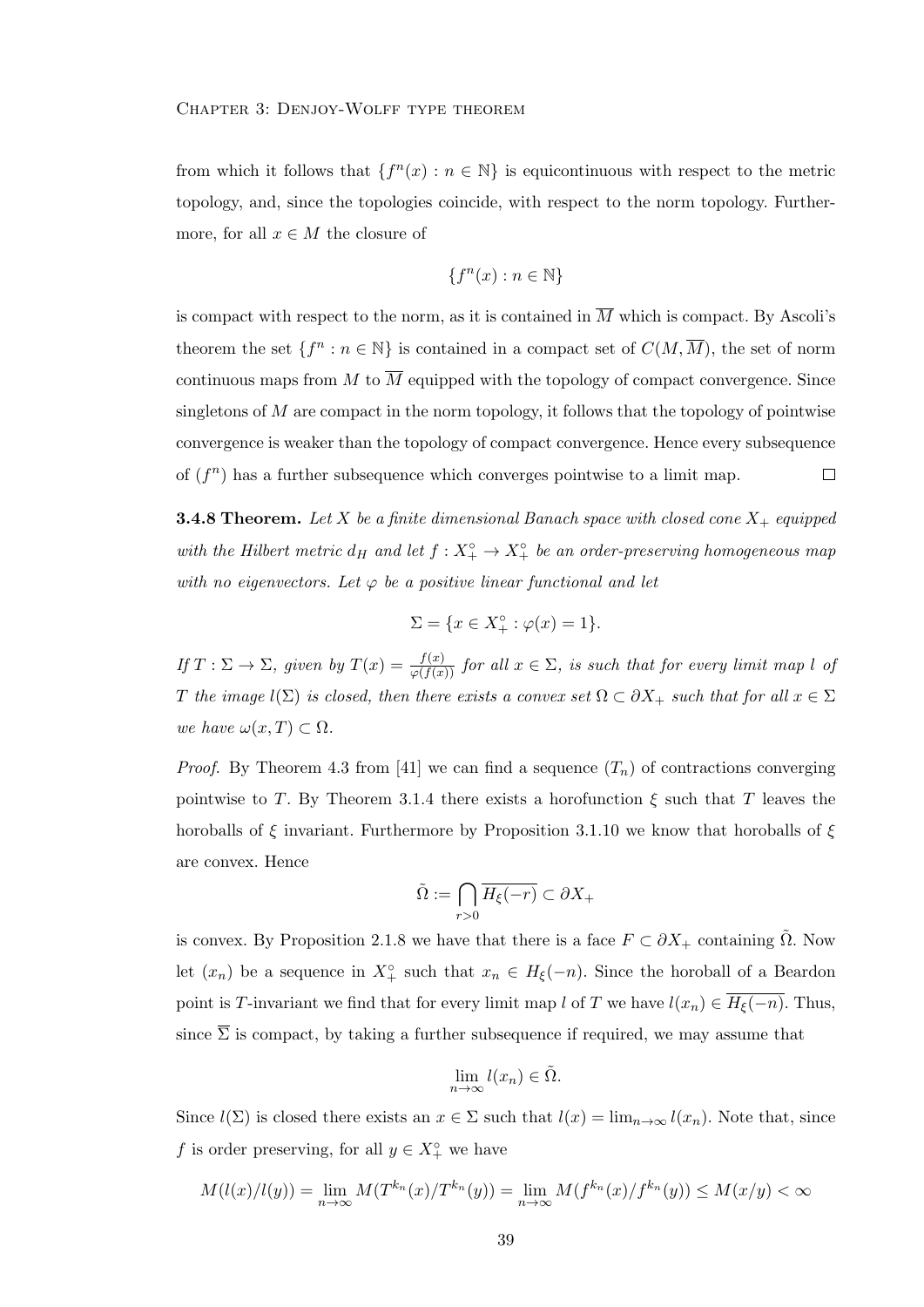from which it follows that $\{f^n(x) : n \in \mathbb{N}\}$ is equicontinuous with respect to the metric topology, and, since the topologies coincide, with respect to the norm topology. Furthermore, for all $x \in M$ the closure of

$$\{f^n(x) : n \in \mathbb{N}\}$$

is compact with respect to the norm, as it is contained in $\overline{M}$ which is compact. By Ascoli's theorem the set $\{f^n : n \in \mathbb{N}\}$ is contained in a compact set of $C(M, \overline{M})$, the set of norm continuous maps from $M$ to $\overline{M}$ equipped with the topology of compact convergence. Since singletons of $M$ are compact in the norm topology, it follows that the topology of pointwise convergence is weaker than the topology of compact convergence. Hence every subsequence of $(f^n)$ has a further subsequence which converges pointwise to a limit map. $\square$

**3.4.8 Theorem.** *Let $X$ be a finite dimensional Banach space with closed cone $X_+$ equipped with the Hilbert metric $d_H$ and let $f : X_+^\circ \to X_+^\circ$ be an order-preserving homogeneous map with no eigenvectors. Let $\varphi$ be a positive linear functional and let*

$$\Sigma = \{x \in X_+^\circ : \varphi(x) = 1\}.$$

*If $T : \Sigma \to \Sigma$, given by $T(x) = \frac{f(x)}{\varphi(f(x))}$ for all $x \in \Sigma$, is such that for every limit map $l$ of $T$ the image $l(\Sigma)$ is closed, then there exists a convex set $\Omega \subset \partial X_+$ such that for all $x \in \Sigma$ we have $\omega(x, T) \subset \Omega$.*

*Proof.* By Theorem 4.3 from [41] we can find a sequence $(T_n)$ of contractions converging pointwise to $T$. By Theorem 3.1.4 there exists a horofunction $\xi$ such that $T$ leaves the horoballs of $\xi$ invariant. Furthermore by Proposition 3.1.10 we know that horoballs of $\xi$ are convex. Hence

$$\tilde{\Omega} := \bigcap_{r>0} \overline{H_\xi(-r)} \subset \partial X_+$$

is convex. By Proposition 2.1.8 we have that there is a face $F \subset \partial X_+$ containing $\tilde{\Omega}$. Now let $(x_n)$ be a sequence in $X_+^\circ$ such that $x_n \in H_\xi(-n)$. Since the horoball of a Beardon point is $T$-invariant we find that for every limit map $l$ of $T$ we have $l(x_n) \in \overline{H_\xi(-n)}$. Thus, since $\overline{\Sigma}$ is compact, by taking a further subsequence if required, we may assume that

$$\lim_{n\to\infty} l(x_n) \in \tilde{\Omega}.$$

Since $l(\Sigma)$ is closed there exists an $x \in \Sigma$ such that $l(x) = \lim_{n\to\infty} l(x_n)$. Note that, since $f$ is order preserving, for all $y \in X_+^\circ$ we have

$$M(l(x)/l(y)) = \lim_{n\to\infty} M(T^{k_n}(x)/T^{k_n}(y)) = \lim_{n\to\infty} M(f^{k_n}(x)/f^{k_n}(y)) \leq M(x/y) < \infty$$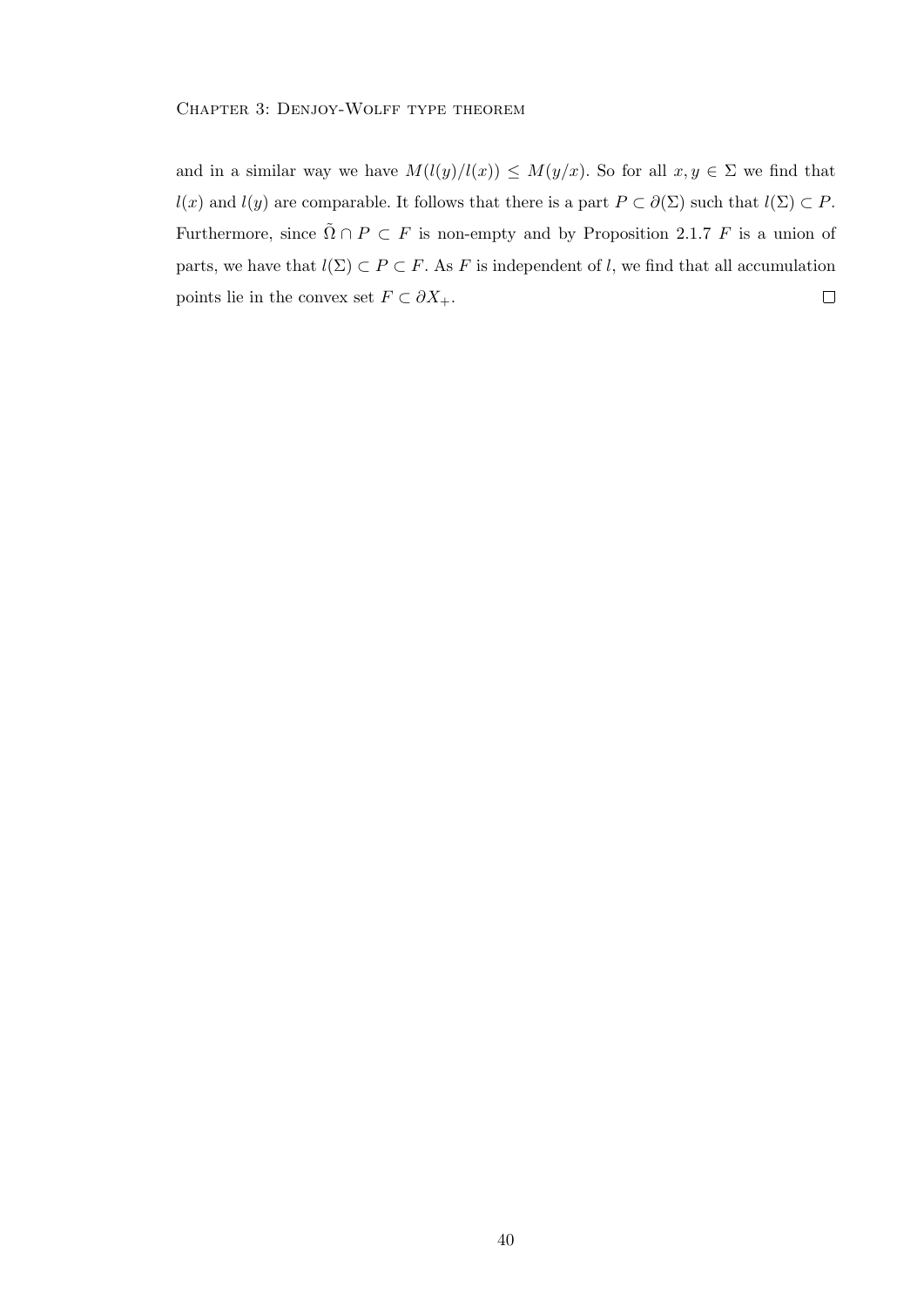and in a similar way we have $M(l(y)/l(x)) \leq M(y/x)$. So for all $x, y \in \Sigma$ we find that $l(x)$ and $l(y)$ are comparable. It follows that there is a part $P \subset \partial(\Sigma)$ such that $l(\Sigma) \subset P$. Furthermore, since $\tilde{\Omega} \cap P \subset F$ is non-empty and by Proposition 2.1.7 $F$ is a union of parts, we have that $l(\Sigma) \subset P \subset F$. As $F$ is independent of $l$, we find that all accumulation points lie in the convex set $F \subset \partial X_+$. □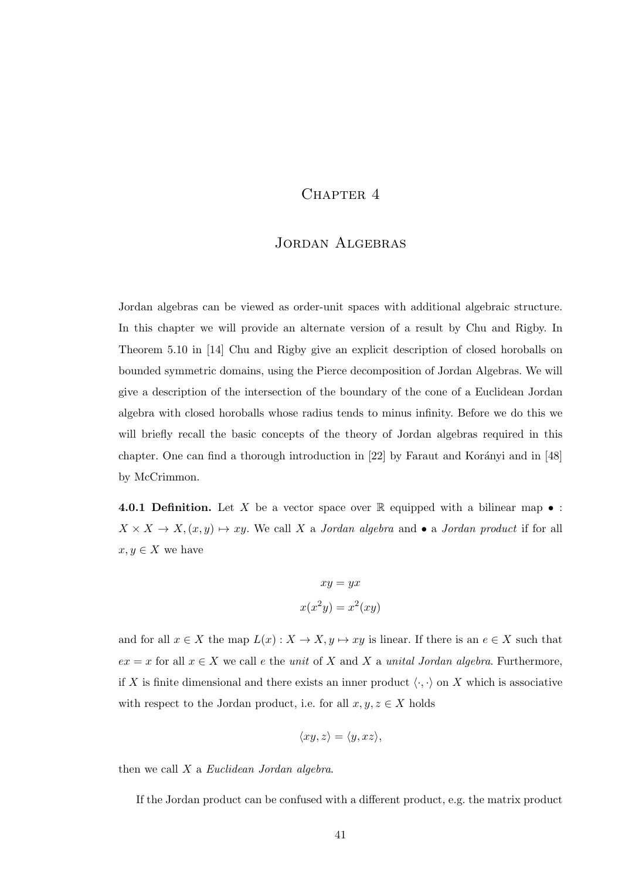# Chapter 4

# Jordan Algebras

Jordan algebras can be viewed as order-unit spaces with additional algebraic structure. In this chapter we will provide an alternate version of a result by Chu and Rigby. In Theorem 5.10 in [14] Chu and Rigby give an explicit description of closed horoballs on bounded symmetric domains, using the Pierce decomposition of Jordan Algebras. We will give a description of the intersection of the boundary of the cone of a Euclidean Jordan algebra with closed horoballs whose radius tends to minus infinity. Before we do this we will briefly recall the basic concepts of the theory of Jordan algebras required in this chapter. One can find a thorough introduction in [22] by Faraut and Korányi and in [48] by McCrimmon.

**4.0.1 Definition.** Let $X$ be a vector space over $\mathbb{R}$ equipped with a bilinear map $\bullet : X \times X \to X, (x, y) \mapsto xy$. We call $X$ a *Jordan algebra* and $\bullet$ a *Jordan product* if for all $x, y \in X$ we have

$$xy = yx$$
$$x(x^2y) = x^2(xy)$$

and for all $x \in X$ the map $L(x) : X \to X, y \mapsto xy$ is linear. If there is an $e \in X$ such that $ex = x$ for all $x \in X$ we call $e$ the *unit* of $X$ and $X$ a *unital Jordan algebra*. Furthermore, if $X$ is finite dimensional and there exists an inner product $\langle \cdot, \cdot \rangle$ on $X$ which is associative with respect to the Jordan product, i.e. for all $x, y, z \in X$ holds

$$\langle xy, z \rangle = \langle y, xz \rangle,$$

then we call $X$ a *Euclidean Jordan algebra*.

If the Jordan product can be confused with a different product, e.g. the matrix product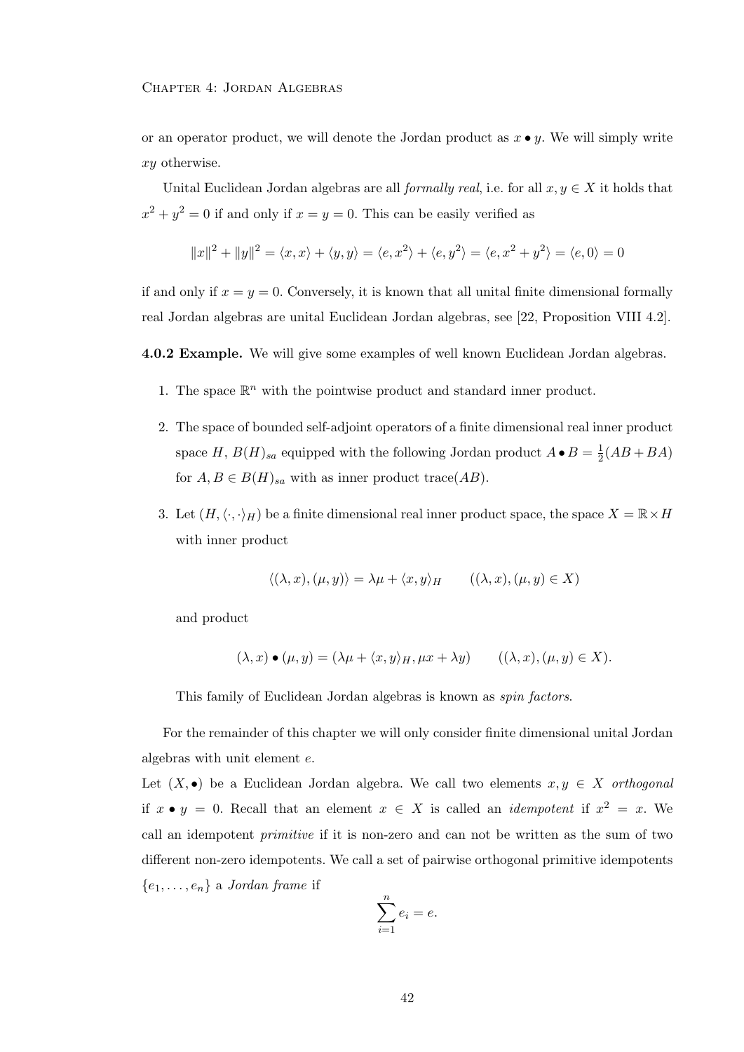or an operator product, we will denote the Jordan product as $x \bullet y$. We will simply write $xy$ otherwise.

Unital Euclidean Jordan algebras are all *formally real*, i.e. for all $x, y \in X$ it holds that $x^2 + y^2 = 0$ if and only if $x = y = 0$. This can be easily verified as

$$\|x\|^2 + \|y\|^2 = \langle x, x\rangle + \langle y, y\rangle = \langle e, x^2\rangle + \langle e, y^2\rangle = \langle e, x^2 + y^2\rangle = \langle e, 0\rangle = 0$$

if and only if $x = y = 0$. Conversely, it is known that all unital finite dimensional formally real Jordan algebras are unital Euclidean Jordan algebras, see [22, Proposition VIII 4.2].

**4.0.2 Example.** We will give some examples of well known Euclidean Jordan algebras.

1. The space $\mathbb{R}^n$ with the pointwise product and standard inner product.
2. The space of bounded self-adjoint operators of a finite dimensional real inner product space $H$, $B(H)_{sa}$ equipped with the following Jordan product $A \bullet B = \frac{1}{2}(AB + BA)$ for $A, B \in B(H)_{sa}$ with as inner product trace$(AB)$.
3. Let $(H, \langle\cdot,\cdot\rangle_H)$ be a finite dimensional real inner product space, the space $X = \mathbb{R} \times H$ with inner product

   $$\langle(\lambda, x), (\mu, y)\rangle = \lambda\mu + \langle x, y\rangle_H \qquad ((\lambda, x), (\mu, y) \in X)$$

   and product

   $$(\lambda, x) \bullet (\mu, y) = (\lambda\mu + \langle x, y\rangle_H, \mu x + \lambda y) \qquad ((\lambda, x), (\mu, y) \in X).$$

   This family of Euclidean Jordan algebras is known as *spin factors*.

For the remainder of this chapter we will only consider finite dimensional unital Jordan algebras with unit element $e$.

Let $(X, \bullet)$ be a Euclidean Jordan algebra. We call two elements $x, y \in X$ *orthogonal* if $x \bullet y = 0$. Recall that an element $x \in X$ is called an *idempotent* if $x^2 = x$. We call an idempotent *primitive* if it is non-zero and can not be written as the sum of two different non-zero idempotents. We call a set of pairwise orthogonal primitive idempotents $\{e_1, \ldots, e_n\}$ a *Jordan frame* if

$$\sum_{i=1}^{n} e_i = e.$$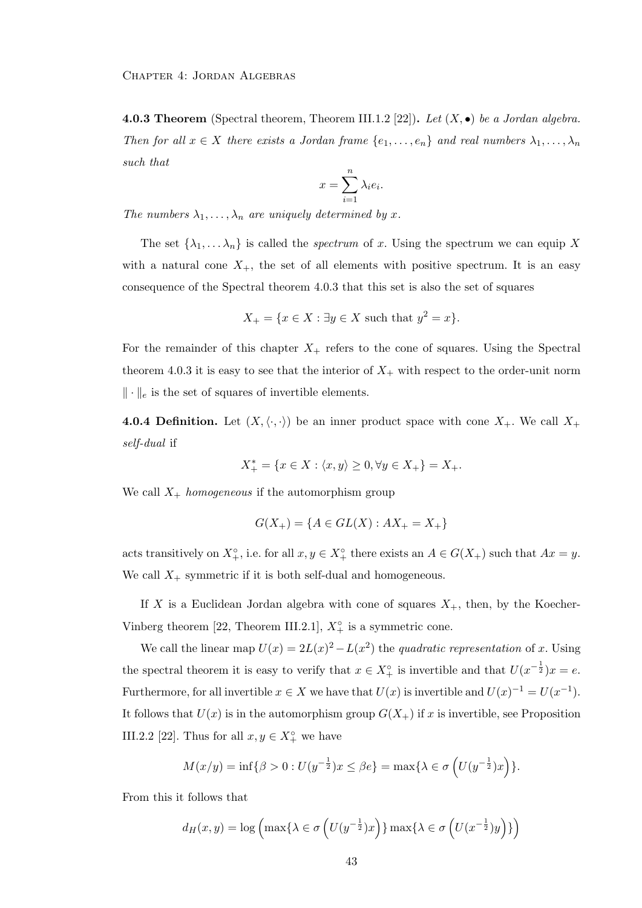**4.0.3 Theorem** (Spectral theorem, Theorem III.1.2 [22])**.** *Let $(X, \bullet)$ be a Jordan algebra. Then for all $x \in X$ there exists a Jordan frame $\{e_1, \ldots, e_n\}$ and real numbers $\lambda_1, \ldots, \lambda_n$ such that*

$$x = \sum_{i=1}^{n} \lambda_i e_i.$$

*The numbers $\lambda_1, \ldots, \lambda_n$ are uniquely determined by $x$.*

The set $\{\lambda_1, \ldots \lambda_n\}$ is called the *spectrum* of $x$. Using the spectrum we can equip $X$ with a natural cone $X_+$, the set of all elements with positive spectrum. It is an easy consequence of the Spectral theorem 4.0.3 that this set is also the set of squares

$$X_+ = \{x \in X : \exists y \in X \text{ such that } y^2 = x\}.$$

For the remainder of this chapter $X_+$ refers to the cone of squares. Using the Spectral theorem 4.0.3 it is easy to see that the interior of $X_+$ with respect to the order-unit norm $\|\cdot\|_e$ is the set of squares of invertible elements.

**4.0.4 Definition.** Let $(X, \langle \cdot, \cdot \rangle)$ be an inner product space with cone $X_+$. We call $X_+$ *self-dual* if

$$X_+^* = \{x \in X : \langle x, y \rangle \geq 0, \forall y \in X_+\} = X_+.$$

We call $X_+$ *homogeneous* if the automorphism group

$$G(X_+) = \{A \in GL(X) : AX_+ = X_+\}$$

acts transitively on $X_+^\circ$, i.e. for all $x, y \in X_+^\circ$ there exists an $A \in G(X_+)$ such that $Ax = y$. We call $X_+$ symmetric if it is both self-dual and homogeneous.

If $X$ is a Euclidean Jordan algebra with cone of squares $X_+$, then, by the Koecher-Vinberg theorem [22, Theorem III.2.1], $X_+^\circ$ is a symmetric cone.

We call the linear map $U(x) = 2L(x)^2 - L(x^2)$ the *quadratic representation* of $x$. Using the spectral theorem it is easy to verify that $x \in X_+^\circ$ is invertible and that $U(x^{-\frac{1}{2}})x = e$. Furthermore, for all invertible $x \in X$ we have that $U(x)$ is invertible and $U(x)^{-1} = U(x^{-1})$. It follows that $U(x)$ is in the automorphism group $G(X_+)$ if $x$ is invertible, see Proposition III.2.2 [22]. Thus for all $x, y \in X_+^\circ$ we have

$$M(x/y) = \inf\{\beta > 0 : U(y^{-\frac{1}{2}})x \leq \beta e\} = \max\{\lambda \in \sigma\left(U(y^{-\frac{1}{2}})x\right)\}.$$

From this it follows that

$$d_H(x, y) = \log\left(\max\{\lambda \in \sigma\left(U(y^{-\frac{1}{2}})x\right)\} \max\{\lambda \in \sigma\left(U(x^{-\frac{1}{2}})y\right)\}\right)$$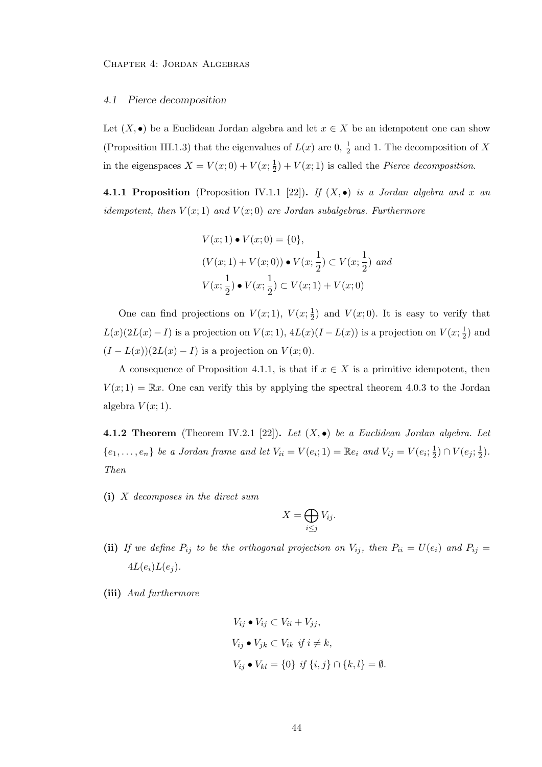## 4.1 Pierce decomposition

Let $(X, \bullet)$ be a Euclidean Jordan algebra and let $x \in X$ be an idempotent one can show (Proposition III.1.3) that the eigenvalues of $L(x)$ are 0, $\frac{1}{2}$ and 1. The decomposition of $X$ in the eigenspaces $X = V(x; 0) + V(x; \frac{1}{2}) + V(x; 1)$ is called the *Pierce decomposition*.

**4.1.1 Proposition** (Proposition IV.1.1 [22])**.** *If $(X, \bullet)$ is a Jordan algebra and $x$ an idempotent, then $V(x; 1)$ and $V(x; 0)$ are Jordan subalgebras. Furthermore*

$$V(x; 1) \bullet V(x; 0) = \{0\},$$
$$(V(x; 1) + V(x; 0)) \bullet V(x; \frac{1}{2}) \subset V(x; \frac{1}{2}) \text{ and}$$
$$V(x; \frac{1}{2}) \bullet V(x; \frac{1}{2}) \subset V(x; 1) + V(x; 0)$$

One can find projections on $V(x; 1)$, $V(x; \frac{1}{2})$ and $V(x; 0)$. It is easy to verify that $L(x)(2L(x) - I)$ is a projection on $V(x; 1)$, $4L(x)(I - L(x))$ is a projection on $V(x; \frac{1}{2})$ and $(I - L(x))(2L(x) - I)$ is a projection on $V(x; 0)$.

A consequence of Proposition 4.1.1, is that if $x \in X$ is a primitive idempotent, then $V(x; 1) = \mathbb{R}x$. One can verify this by applying the spectral theorem 4.0.3 to the Jordan algebra $V(x; 1)$.

**4.1.2 Theorem** (Theorem IV.2.1 [22])**.** *Let $(X, \bullet)$ be a Euclidean Jordan algebra. Let $\{e_1, \ldots, e_n\}$ be a Jordan frame and let $V_{ii} = V(e_i; 1) = \mathbb{R}e_i$ and $V_{ij} = V(e_i; \frac{1}{2}) \cap V(e_j; \frac{1}{2})$. Then*

**(i)** *$X$ decomposes in the direct sum*

$$X = \bigoplus_{i \leq j} V_{ij}.$$

**(ii)** *If we define $P_{ij}$ to be the orthogonal projection on $V_{ij}$, then $P_{ii} = U(e_i)$ and $P_{ij} = 4L(e_i)L(e_j)$.*

**(iii)** *And furthermore*

$$V_{ij} \bullet V_{ij} \subset V_{ii} + V_{jj},$$
$$V_{ij} \bullet V_{jk} \subset V_{ik} \text{ if } i \neq k,$$
$$V_{ij} \bullet V_{kl} = \{0\} \text{ if } \{i, j\} \cap \{k, l\} = \emptyset.$$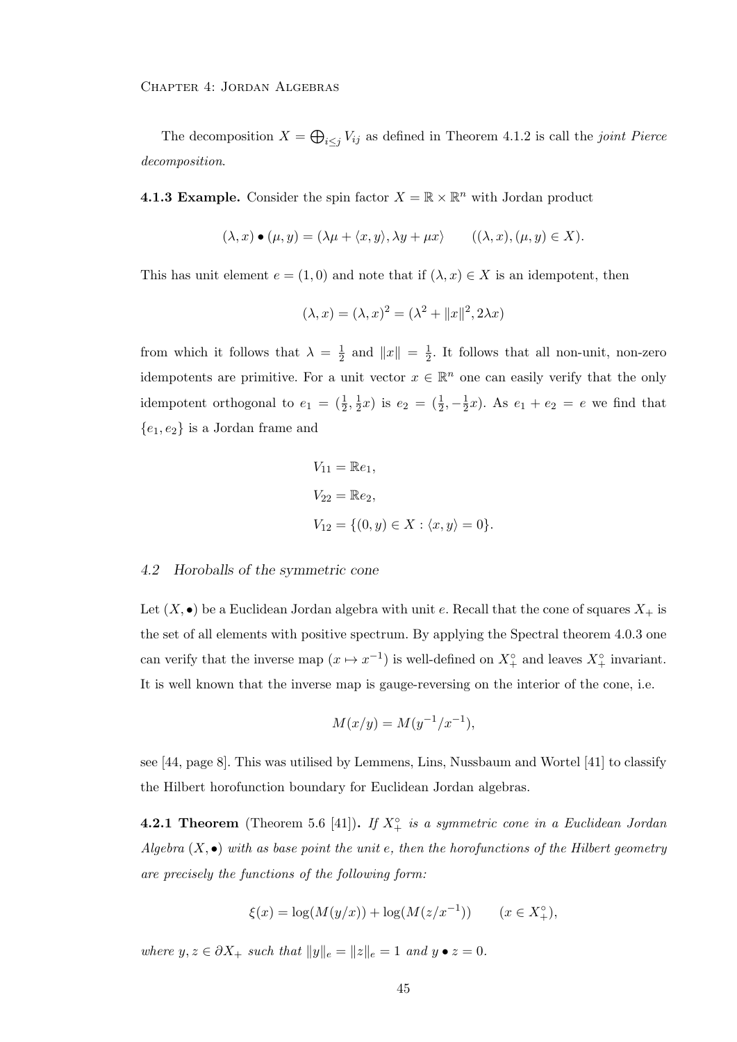The decomposition $X = \bigoplus_{i \leq j} V_{ij}$ as defined in Theorem 4.1.2 is call the *joint Pierce decomposition*.

**4.1.3 Example.** Consider the spin factor $X = \mathbb{R} \times \mathbb{R}^n$ with Jordan product

$$(\lambda, x) \bullet (\mu, y) = (\lambda\mu + \langle x, y\rangle, \lambda y + \mu x) \qquad ((\lambda, x), (\mu, y) \in X).$$

This has unit element $e = (1, 0)$ and note that if $(\lambda, x) \in X$ is an idempotent, then

$$(\lambda, x) = (\lambda, x)^2 = (\lambda^2 + \|x\|^2, 2\lambda x)$$

from which it follows that $\lambda = \frac{1}{2}$ and $\|x\| = \frac{1}{2}$. It follows that all non-unit, non-zero idempotents are primitive. For a unit vector $x \in \mathbb{R}^n$ one can easily verify that the only idempotent orthogonal to $e_1 = (\frac{1}{2}, \frac{1}{2}x)$ is $e_2 = (\frac{1}{2}, -\frac{1}{2}x)$. As $e_1 + e_2 = e$ we find that $\{e_1, e_2\}$ is a Jordan frame and

$$
\begin{aligned}
V_{11} &= \mathbb{R}e_1, \\
V_{22} &= \mathbb{R}e_2, \\
V_{12} &= \{(0, y) \in X : \langle x, y\rangle = 0\}.
\end{aligned}
$$

## 4.2 Horoballs of the symmetric cone

Let $(X, \bullet)$ be a Euclidean Jordan algebra with unit $e$. Recall that the cone of squares $X_+$ is the set of all elements with positive spectrum. By applying the Spectral theorem 4.0.3 one can verify that the inverse map $(x \mapsto x^{-1})$ is well-defined on $X_+^\circ$ and leaves $X_+^\circ$ invariant. It is well known that the inverse map is gauge-reversing on the interior of the cone, i.e.

$$M(x/y) = M(y^{-1}/x^{-1}),$$

see [44, page 8]. This was utilised by Lemmens, Lins, Nussbaum and Wortel [41] to classify the Hilbert horofunction boundary for Euclidean Jordan algebras.

**4.2.1 Theorem** (Theorem 5.6 [41])**.** *If $X_+^\circ$ is a symmetric cone in a Euclidean Jordan Algebra $(X, \bullet)$ with as base point the unit $e$, then the horofunctions of the Hilbert geometry are precisely the functions of the following form:*

$$\xi(x) = \log(M(y/x)) + \log(M(z/x^{-1})) \qquad (x \in X_+^\circ),$$

*where $y, z \in \partial X_+$ such that $\|y\|_e = \|z\|_e = 1$ and $y \bullet z = 0$.*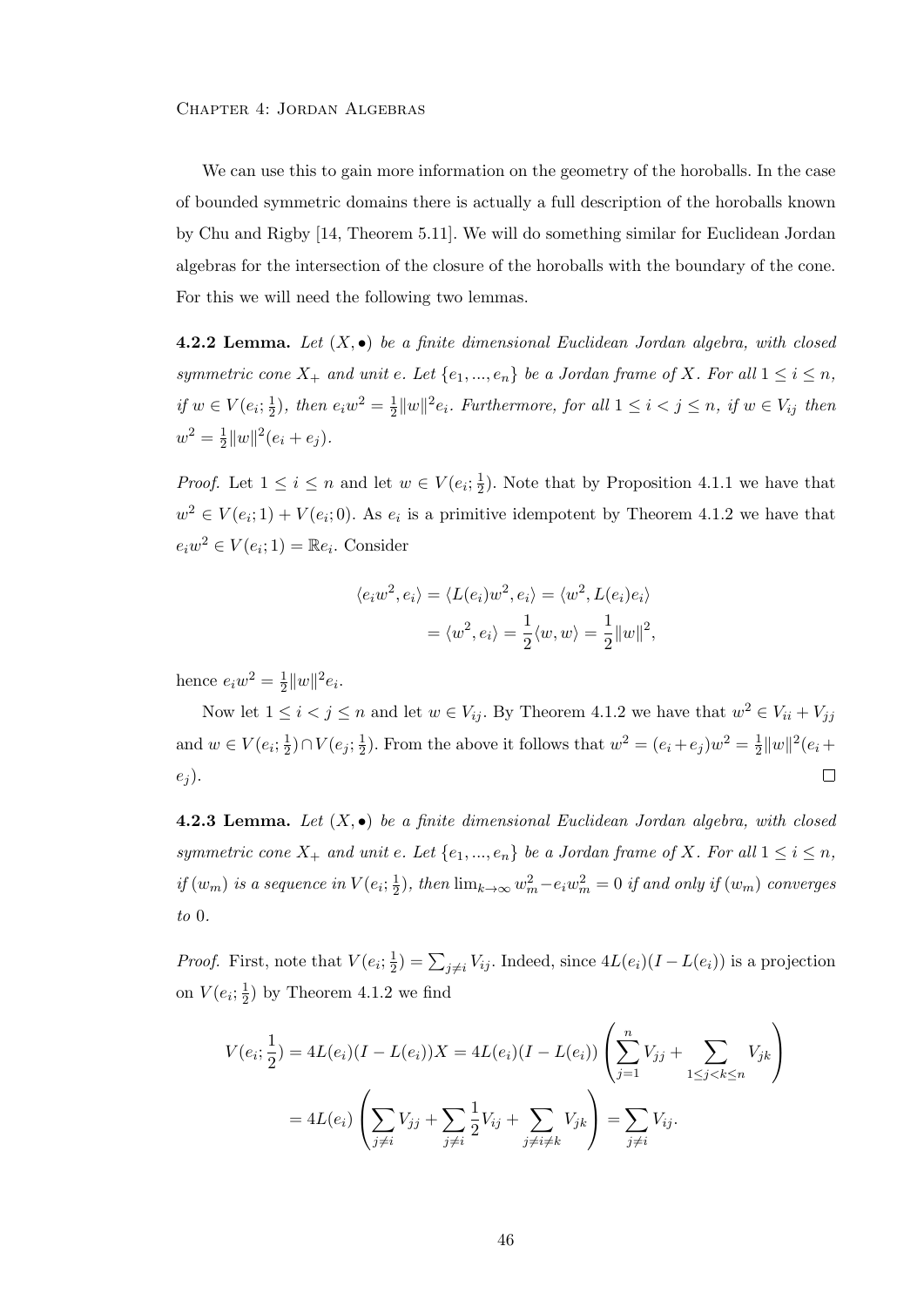We can use this to gain more information on the geometry of the horoballs. In the case of bounded symmetric domains there is actually a full description of the horoballs known by Chu and Rigby [14, Theorem 5.11]. We will do something similar for Euclidean Jordan algebras for the intersection of the closure of the horoballs with the boundary of the cone. For this we will need the following two lemmas.

**4.2.2 Lemma.** *Let $(X, \bullet)$ be a finite dimensional Euclidean Jordan algebra, with closed symmetric cone $X_+$ and unit $e$. Let $\{e_1, ..., e_n\}$ be a Jordan frame of $X$. For all $1 \leq i \leq n$, if $w \in V(e_i; \frac{1}{2})$, then $e_i w^2 = \frac{1}{2}\|w\|^2 e_i$. Furthermore, for all $1 \leq i < j \leq n$, if $w \in V_{ij}$ then $w^2 = \frac{1}{2}\|w\|^2(e_i + e_j)$.*

*Proof.* Let $1 \leq i \leq n$ and let $w \in V(e_i; \frac{1}{2})$. Note that by Proposition 4.1.1 we have that $w^2 \in V(e_i; 1) + V(e_i; 0)$. As $e_i$ is a primitive idempotent by Theorem 4.1.2 we have that $e_i w^2 \in V(e_i; 1) = \mathbb{R}e_i$. Consider

$$\begin{aligned}
\langle e_i w^2, e_i \rangle = \langle L(e_i)w^2, e_i \rangle = \langle w^2, L(e_i)e_i \rangle \\
= \langle w^2, e_i \rangle = \frac{1}{2}\langle w, w \rangle = \frac{1}{2}\|w\|^2,
\end{aligned}$$

hence $e_i w^2 = \frac{1}{2}\|w\|^2 e_i$.

Now let $1 \leq i < j \leq n$ and let $w \in V_{ij}$. By Theorem 4.1.2 we have that $w^2 \in V_{ii} + V_{jj}$ and $w \in V(e_i; \frac{1}{2}) \cap V(e_j; \frac{1}{2})$. From the above it follows that $w^2 = (e_i + e_j)w^2 = \frac{1}{2}\|w\|^2(e_i + e_j)$. $\square$

**4.2.3 Lemma.** *Let $(X, \bullet)$ be a finite dimensional Euclidean Jordan algebra, with closed symmetric cone $X_+$ and unit $e$. Let $\{e_1, ..., e_n\}$ be a Jordan frame of $X$. For all $1 \leq i \leq n$, if $(w_m)$ is a sequence in $V(e_i; \frac{1}{2})$, then $\lim_{k\to\infty} w_m^2 - e_i w_m^2 = 0$ if and only if $(w_m)$ converges to $0$.*

*Proof.* First, note that $V(e_i; \frac{1}{2}) = \sum_{j \neq i} V_{ij}$. Indeed, since $4L(e_i)(I - L(e_i))$ is a projection on $V(e_i; \frac{1}{2})$ by Theorem 4.1.2 we find

$$\begin{aligned}
V(e_i; \frac{1}{2}) &= 4L(e_i)(I - L(e_i))X = 4L(e_i)(I - L(e_i)) \left( \sum_{j=1}^{n} V_{jj} + \sum_{1 \leq j < k \leq n} V_{jk} \right) \\
&= 4L(e_i) \left( \sum_{j \neq i} V_{jj} + \sum_{j \neq i} \frac{1}{2} V_{ij} + \sum_{j \neq i \neq k} V_{jk} \right) = \sum_{j \neq i} V_{ij}.
\end{aligned}$$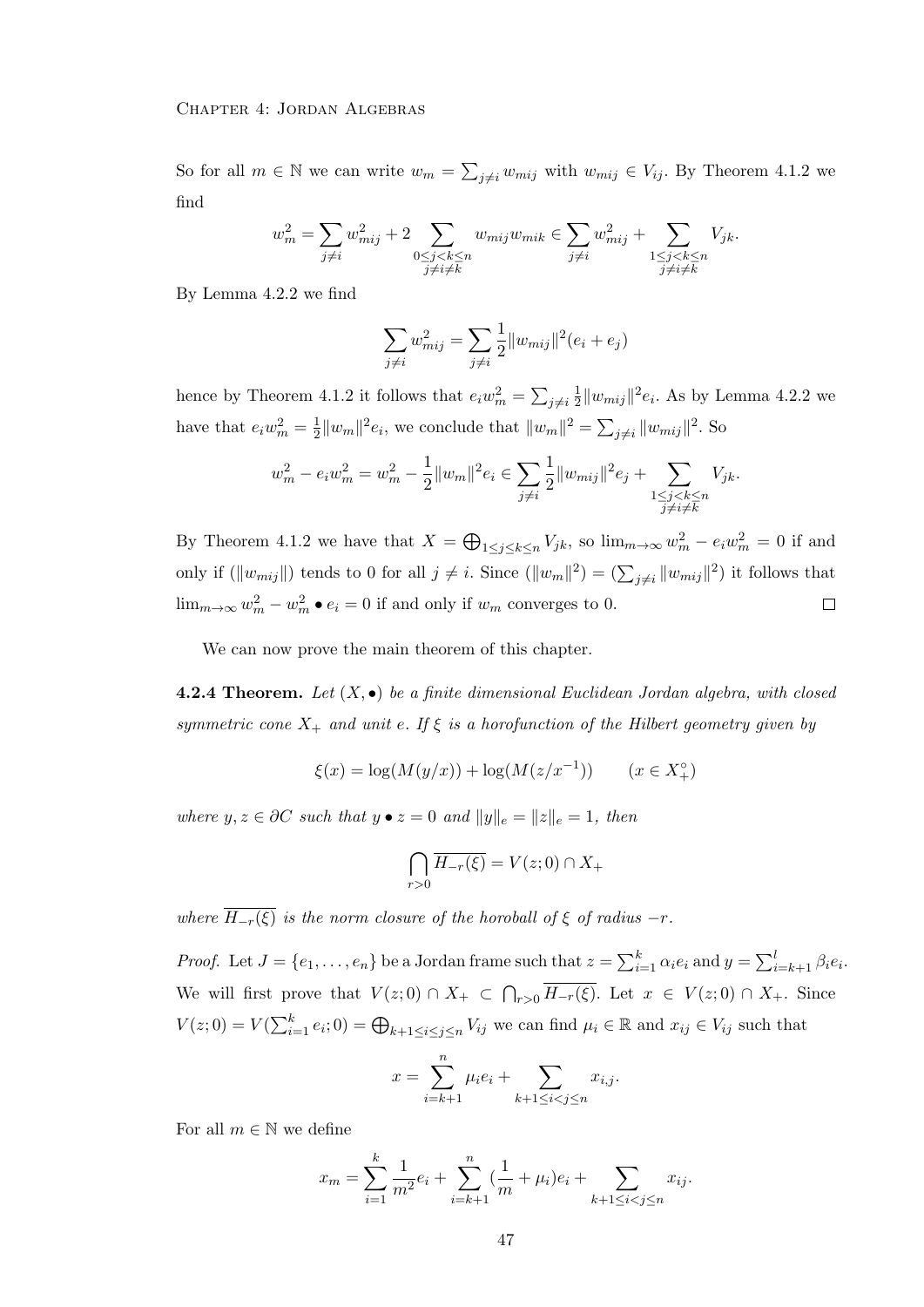So for all $m \in \mathbb{N}$ we can write $w_m = \sum_{j \neq i} w_{mij}$ with $w_{mij} \in V_{ij}$. By Theorem 4.1.2 we find

$$w_m^2 = \sum_{j \neq i} w_{mij}^2 + 2 \sum_{\substack{0 \leq j < k \leq n \\ j \neq i \neq k}} w_{mij} w_{mik} \in \sum_{j \neq i} w_{mij}^2 + \sum_{\substack{1 \leq j < k \leq n \\ j \neq i \neq k}} V_{jk}.$$

By Lemma 4.2.2 we find

$$\sum_{j \neq i} w_{mij}^2 = \sum_{j \neq i} \frac{1}{2} \|w_{mij}\|^2 (e_i + e_j)$$

hence by Theorem 4.1.2 it follows that $e_i w_m^2 = \sum_{j \neq i} \frac{1}{2} \|w_{mij}\|^2 e_i$. As by Lemma 4.2.2 we have that $e_i w_m^2 = \frac{1}{2} \|w_m\|^2 e_i$, we conclude that $\|w_m\|^2 = \sum_{j \neq i} \|w_{mij}\|^2$. So

$$w_m^2 - e_i w_m^2 = w_m^2 - \frac{1}{2} \|w_m\|^2 e_i \in \sum_{j \neq i} \frac{1}{2} \|w_{mij}\|^2 e_j + \sum_{\substack{1 \leq j < k \leq n \\ j \neq i \neq k}} V_{jk}.$$

By Theorem 4.1.2 we have that $X = \bigoplus_{1 \leq j \leq k \leq n} V_{jk}$, so $\lim_{m \to \infty} w_m^2 - e_i w_m^2 = 0$ if and only if $(\|w_{mij}\|)$ tends to 0 for all $j \neq i$. Since $(\|w_m\|^2) = (\sum_{j \neq i} \|w_{mij}\|^2)$ it follows that $\lim_{m \to \infty} w_m^2 - w_m^2 \bullet e_i = 0$ if and only if $w_m$ converges to 0. $\square$

We can now prove the main theorem of this chapter.

**4.2.4 Theorem.** *Let $(X, \bullet)$ be a finite dimensional Euclidean Jordan algebra, with closed symmetric cone $X_+$ and unit $e$. If $\xi$ is a horofunction of the Hilbert geometry given by*

$$\xi(x) = \log(M(y/x)) + \log(M(z/x^{-1})) \qquad (x \in X_+^\circ)$$

*where $y, z \in \partial C$ such that $y \bullet z = 0$ and $\|y\|_e = \|z\|_e = 1$, then*

$$\bigcap_{r > 0} \overline{H_{-r}(\xi)} = V(z; 0) \cap X_+$$

*where $\overline{H_{-r}(\xi)}$ is the norm closure of the horoball of $\xi$ of radius $-r$.*

*Proof.* Let $J = \{e_1, \ldots, e_n\}$ be a Jordan frame such that $z = \sum_{i=1}^k \alpha_i e_i$ and $y = \sum_{i=k+1}^l \beta_i e_i$. We will first prove that $V(z; 0) \cap X_+ \subset \bigcap_{r > 0} \overline{H_{-r}(\xi)}$. Let $x \in V(z; 0) \cap X_+$. Since $V(z; 0) = V(\sum_{i=1}^k e_i; 0) = \bigoplus_{k+1 \leq i \leq j \leq n} V_{ij}$ we can find $\mu_i \in \mathbb{R}$ and $x_{ij} \in V_{ij}$ such that

$$x = \sum_{i=k+1}^n \mu_i e_i + \sum_{k+1 \leq i < j \leq n} x_{i,j}.$$

For all $m \in \mathbb{N}$ we define

$$x_m = \sum_{i=1}^k \frac{1}{m^2} e_i + \sum_{i=k+1}^n (\frac{1}{m} + \mu_i) e_i + \sum_{k+1 \leq i < j \leq n} x_{ij}.$$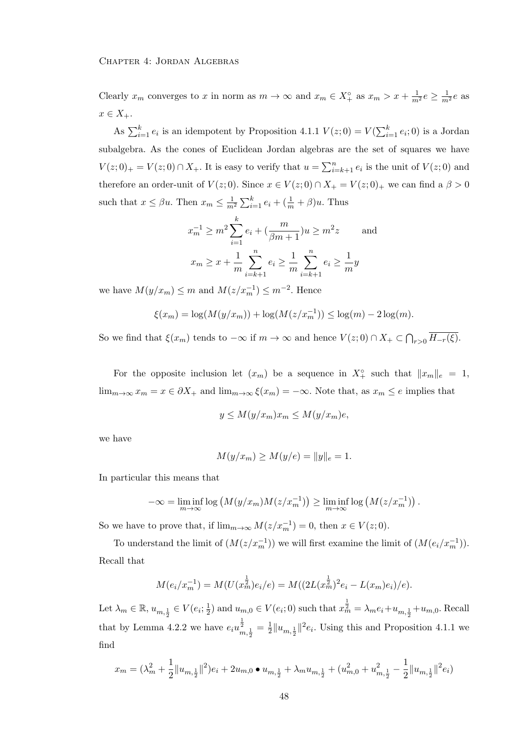Clearly $x_m$ converges to $x$ in norm as $m \to \infty$ and $x_m \in X_+^\circ$ as $x_m > x + \frac{1}{m^2}e \geq \frac{1}{m^2}e$ as $x \in X_+$.

As $\sum_{i=1}^k e_i$ is an idempotent by Proposition 4.1.1 $V(z;0) = V(\sum_{i=1}^k e_i; 0)$ is a Jordan subalgebra. As the cones of Euclidean Jordan algebras are the set of squares we have $V(z;0)_+ = V(z;0) \cap X_+$. It is easy to verify that $u = \sum_{i=k+1}^n e_i$ is the unit of $V(z;0)$ and therefore an order-unit of $V(z;0)$. Since $x \in V(z;0) \cap X_+ = V(z;0)_+$ we can find a $\beta > 0$ such that $x \leq \beta u$. Then $x_m \leq \frac{1}{m^2}\sum_{i=1}^k e_i + (\frac{1}{m} + \beta)u$. Thus

$$x_m^{-1} \geq m^2 \sum_{i=1}^k e_i + (\frac{m}{\beta m + 1})u \geq m^2 z \qquad \text{and}$$
$$x_m \geq x + \frac{1}{m}\sum_{i=k+1}^n e_i \geq \frac{1}{m}\sum_{i=k+1}^n e_i \geq \frac{1}{m}y$$

we have $M(y/x_m) \leq m$ and $M(z/x_m^{-1}) \leq m^{-2}$. Hence

$$\xi(x_m) = \log(M(y/x_m)) + \log(M(z/x_m^{-1})) \leq \log(m) - 2\log(m).$$

So we find that $\xi(x_m)$ tends to $-\infty$ if $m \to \infty$ and hence $V(z;0) \cap X_+ \subset \bigcap_{r>0} \overline{H_{-r}(\xi)}$.

For the opposite inclusion let $(x_m)$ be a sequence in $X_+^\circ$ such that $\|x_m\|_e = 1$, $\lim_{m\to\infty} x_m = x \in \partial X_+$ and $\lim_{m\to\infty} \xi(x_m) = -\infty$. Note that, as $x_m \leq e$ implies that

$$y \leq M(y/x_m)x_m \leq M(y/x_m)e,$$

we have

$$M(y/x_m) \geq M(y/e) = \|y\|_e = 1.$$

In particular this means that

$$-\infty = \liminf_{m\to\infty} \log\left(M(y/x_m)M(z/x_m^{-1})\right) \geq \liminf_{m\to\infty} \log\left(M(z/x_m^{-1})\right).$$

So we have to prove that, if $\lim_{m\to\infty} M(z/x_m^{-1}) = 0$, then $x \in V(z;0)$.

To understand the limit of $(M(z/x_m^{-1}))$ we will first examine the limit of $(M(e_i/x_m^{-1}))$. Recall that

$$M(e_i/x_m^{-1}) = M(U(x_m^{\frac{1}{2}})e_i/e) = M((2L(x_m^{\frac{1}{2}})^2 e_i - L(x_m)e_i)/e).$$

Let $\lambda_m \in \mathbb{R}$, $u_{m,\frac{1}{2}} \in V(e_i;\frac{1}{2})$ and $u_{m,0} \in V(e_i;0)$ such that $x_m^{\frac{1}{2}} = \lambda_m e_i + u_{m,\frac{1}{2}} + u_{m,0}$. Recall that by Lemma 4.2.2 we have $e_i u_{m,\frac{1}{2}}^2 = \frac{1}{2}\|u_{m,\frac{1}{2}}\|^2 e_i$. Using this and Proposition 4.1.1 we find

$$x_m = (\lambda_m^2 + \frac{1}{2}\|u_{m,\frac{1}{2}}\|^2)e_i + 2u_{m,0} \bullet u_{m,\frac{1}{2}} + \lambda_m u_{m,\frac{1}{2}} + (u_{m,0}^2 + u_{m,\frac{1}{2}}^2 - \frac{1}{2}\|u_{m,\frac{1}{2}}\|^2 e_i)$$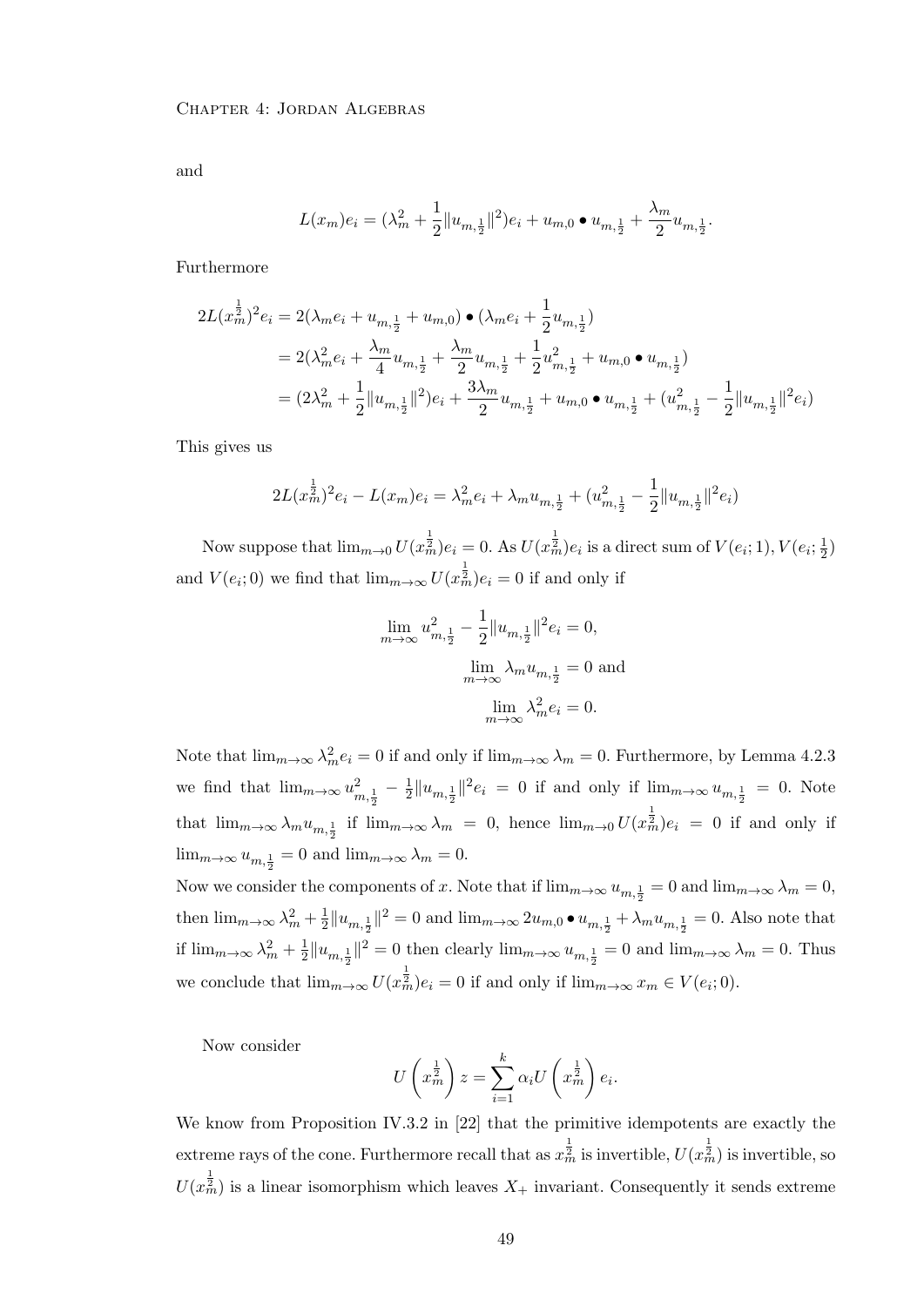and

$$L(x_m)e_i = (\lambda_m^2 + \frac{1}{2}\|u_{m,\frac{1}{2}}\|^2)e_i + u_{m,0} \bullet u_{m,\frac{1}{2}} + \frac{\lambda_m}{2}u_{m,\frac{1}{2}}.$$

Furthermore

$$\begin{aligned}
2L(x_m^{\frac{1}{2}})^2 e_i &= 2(\lambda_m e_i + u_{m,\frac{1}{2}} + u_{m,0}) \bullet (\lambda_m e_i + \frac{1}{2}u_{m,\frac{1}{2}}) \\
&= 2(\lambda_m^2 e_i + \frac{\lambda_m}{4}u_{m,\frac{1}{2}} + \frac{\lambda_m}{2}u_{m,\frac{1}{2}} + \frac{1}{2}u_{m,\frac{1}{2}}^2 + u_{m,0} \bullet u_{m,\frac{1}{2}}) \\
&= (2\lambda_m^2 + \frac{1}{2}\|u_{m,\frac{1}{2}}\|^2)e_i + \frac{3\lambda_m}{2}u_{m,\frac{1}{2}} + u_{m,0} \bullet u_{m,\frac{1}{2}} + (u_{m,\frac{1}{2}}^2 - \frac{1}{2}\|u_{m,\frac{1}{2}}\|^2 e_i)
\end{aligned}$$

This gives us

$$2L(x_m^{\frac{1}{2}})^2 e_i - L(x_m)e_i = \lambda_m^2 e_i + \lambda_m u_{m,\frac{1}{2}} + (u_{m,\frac{1}{2}}^2 - \frac{1}{2}\|u_{m,\frac{1}{2}}\|^2 e_i)$$

Now suppose that $\lim_{m\to 0} U(x_m^{\frac{1}{2}})e_i = 0$. As $U(x_m^{\frac{1}{2}})e_i$ is a direct sum of $V(e_i;1), V(e_i;\frac{1}{2})$ and $V(e_i;0)$ we find that $\lim_{m\to\infty} U(x_m^{\frac{1}{2}})e_i = 0$ if and only if

$$\lim_{m\to\infty} u_{m,\frac{1}{2}}^2 - \frac{1}{2}\|u_{m,\frac{1}{2}}\|^2 e_i = 0,$$
$$\lim_{m\to\infty} \lambda_m u_{m,\frac{1}{2}} = 0 \text{ and}$$
$$\lim_{m\to\infty} \lambda_m^2 e_i = 0.$$

Note that $\lim_{m\to\infty} \lambda_m^2 e_i = 0$ if and only if $\lim_{m\to\infty} \lambda_m = 0$. Furthermore, by Lemma 4.2.3 we find that $\lim_{m\to\infty} u_{m,\frac{1}{2}}^2 - \frac{1}{2}\|u_{m,\frac{1}{2}}\|^2 e_i = 0$ if and only if $\lim_{m\to\infty} u_{m,\frac{1}{2}} = 0$. Note that $\lim_{m\to\infty} \lambda_m u_{m,\frac{1}{2}}$ if $\lim_{m\to\infty} \lambda_m = 0$, hence $\lim_{m\to 0} U(x_m^{\frac{1}{2}})e_i = 0$ if and only if $\lim_{m\to\infty} u_{m,\frac{1}{2}} = 0$ and $\lim_{m\to\infty} \lambda_m = 0$.

Now we consider the components of $x$. Note that if $\lim_{m\to\infty} u_{m,\frac{1}{2}} = 0$ and $\lim_{m\to\infty} \lambda_m = 0$, then $\lim_{m\to\infty} \lambda_m^2 + \frac{1}{2}\|u_{m,\frac{1}{2}}\|^2 = 0$ and $\lim_{m\to\infty} 2u_{m,0} \bullet u_{m,\frac{1}{2}} + \lambda_m u_{m,\frac{1}{2}} = 0$. Also note that if $\lim_{m\to\infty} \lambda_m^2 + \frac{1}{2}\|u_{m,\frac{1}{2}}\|^2 = 0$ then clearly $\lim_{m\to\infty} u_{m,\frac{1}{2}} = 0$ and $\lim_{m\to\infty} \lambda_m = 0$. Thus we conclude that $\lim_{m\to\infty} U(x_m^{\frac{1}{2}})e_i = 0$ if and only if $\lim_{m\to\infty} x_m \in V(e_i;0)$.

Now consider

$$U\left(x_m^{\frac{1}{2}}\right) z = \sum_{i=1}^{k} \alpha_i U\left(x_m^{\frac{1}{2}}\right) e_i.$$

We know from Proposition IV.3.2 in [22] that the primitive idempotents are exactly the extreme rays of the cone. Furthermore recall that as $x_m^{\frac{1}{2}}$ is invertible, $U(x_m^{\frac{1}{2}})$ is invertible, so $U(x_m^{\frac{1}{2}})$ is a linear isomorphism which leaves $X_+$ invariant. Consequently it sends extreme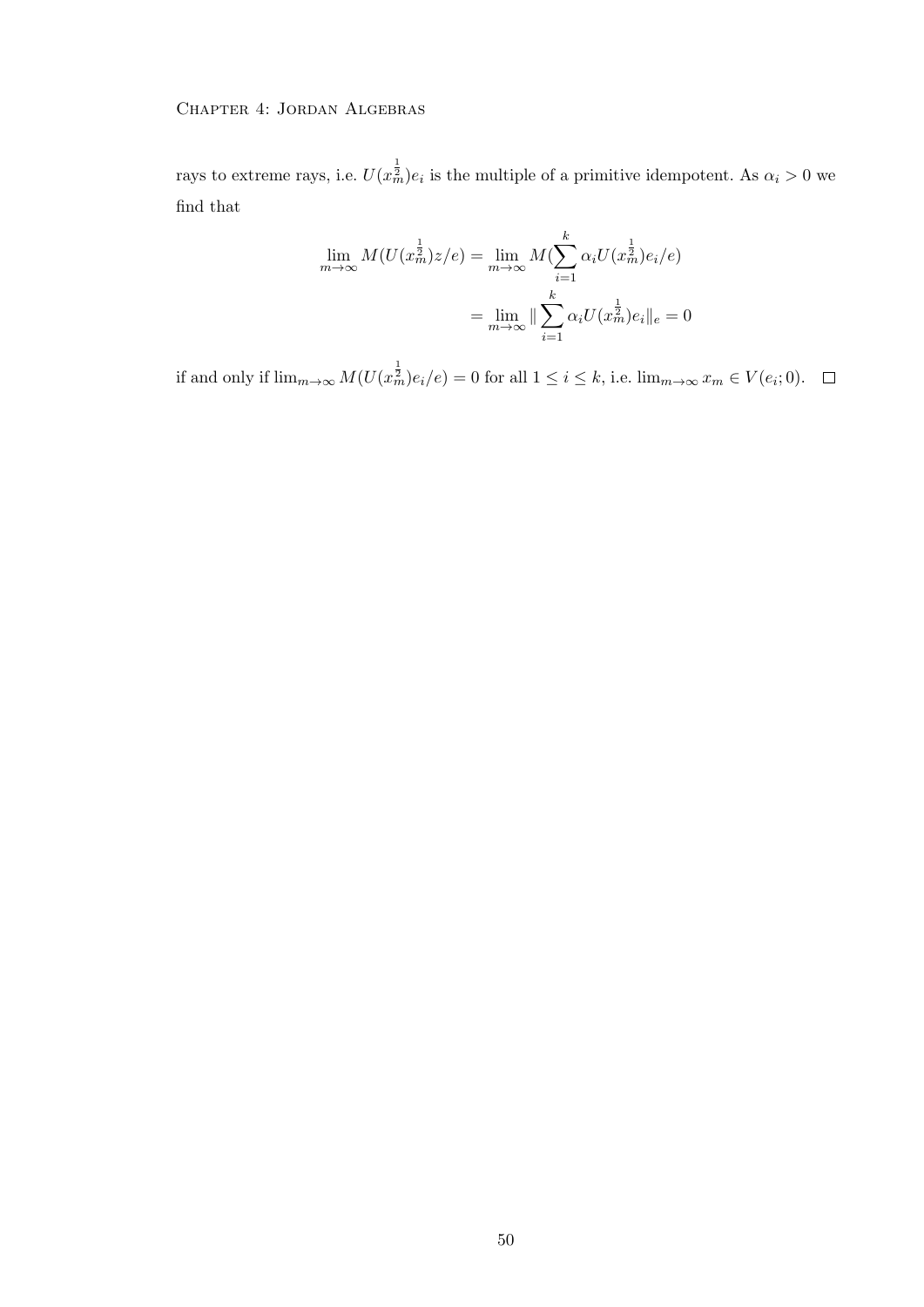rays to extreme rays, i.e. $U(x_m^{\frac{1}{2}})e_i$ is the multiple of a primitive idempotent. As $\alpha_i > 0$ we find that

$$
\begin{aligned}
\lim_{m\to\infty} M(U(x_m^{\frac{1}{2}})z/e) &= \lim_{m\to\infty} M(\sum_{i=1}^{k} \alpha_i U(x_m^{\frac{1}{2}})e_i/e) \\
&= \lim_{m\to\infty} \| \sum_{i=1}^{k} \alpha_i U(x_m^{\frac{1}{2}})e_i\|_e = 0
\end{aligned}
$$

if and only if $\lim_{m\to\infty} M(U(x_m^{\frac{1}{2}})e_i/e) = 0$ for all $1 \le i \le k$, i.e. $\lim_{m\to\infty} x_m \in V(e_i; 0)$. $\square$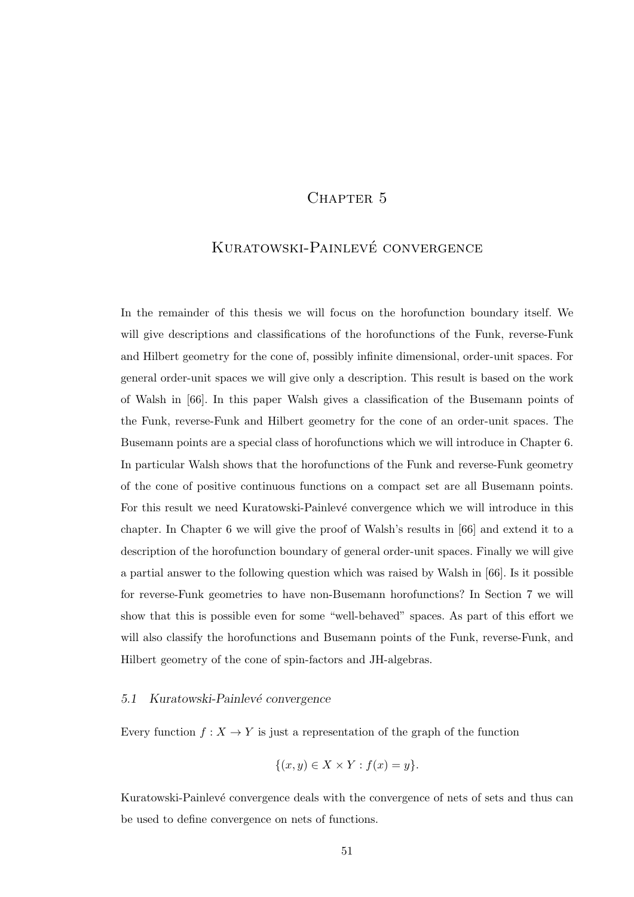# Chapter 5

# Kuratowski-Painlevé convergence

In the remainder of this thesis we will focus on the horofunction boundary itself. We will give descriptions and classifications of the horofunctions of the Funk, reverse-Funk and Hilbert geometry for the cone of, possibly infinite dimensional, order-unit spaces. For general order-unit spaces we will give only a description. This result is based on the work of Walsh in [66]. In this paper Walsh gives a classification of the Busemann points of the Funk, reverse-Funk and Hilbert geometry for the cone of an order-unit spaces. The Busemann points are a special class of horofunctions which we will introduce in Chapter 6. In particular Walsh shows that the horofunctions of the Funk and reverse-Funk geometry of the cone of positive continuous functions on a compact set are all Busemann points. For this result we need Kuratowski-Painlevé convergence which we will introduce in this chapter. In Chapter 6 we will give the proof of Walsh's results in [66] and extend it to a description of the horofunction boundary of general order-unit spaces. Finally we will give a partial answer to the following question which was raised by Walsh in [66]. Is it possible for reverse-Funk geometries to have non-Busemann horofunctions? In Section 7 we will show that this is possible even for some "well-behaved" spaces. As part of this effort we will also classify the horofunctions and Busemann points of the Funk, reverse-Funk, and Hilbert geometry of the cone of spin-factors and JH-algebras.

## 5.1 *Kuratowski-Painlevé convergence*

Every function $f : X \to Y$ is just a representation of the graph of the function

$$\{(x, y) \in X \times Y : f(x) = y\}.$$

Kuratowski-Painlevé convergence deals with the convergence of nets of sets and thus can be used to define convergence on nets of functions.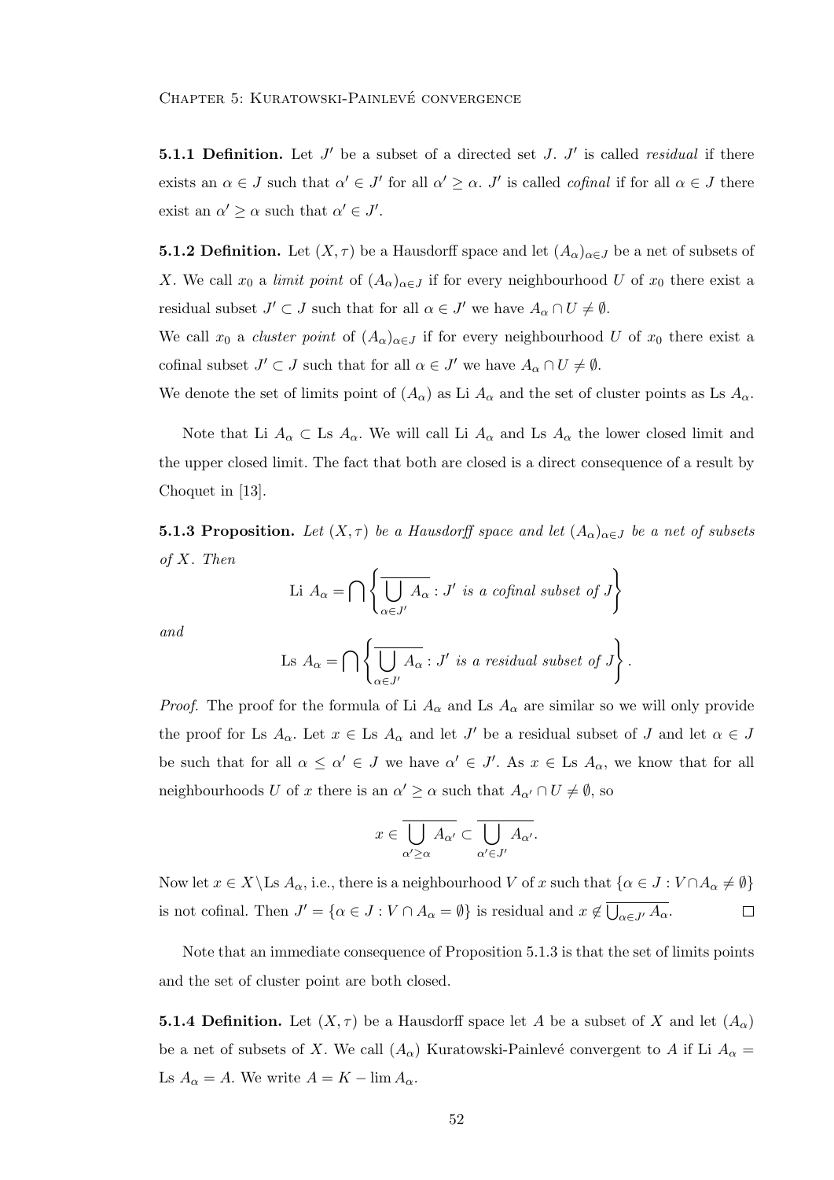**5.1.1 Definition.** Let $J'$ be a subset of a directed set $J$. $J'$ is called *residual* if there exists an $\alpha \in J$ such that $\alpha' \in J'$ for all $\alpha' \geq \alpha$. $J'$ is called *cofinal* if for all $\alpha \in J$ there exist an $\alpha' \geq \alpha$ such that $\alpha' \in J'$.

**5.1.2 Definition.** Let $(X, \tau)$ be a Hausdorff space and let $(A_\alpha)_{\alpha \in J}$ be a net of subsets of $X$. We call $x_0$ a *limit point* of $(A_\alpha)_{\alpha \in J}$ if for every neighbourhood $U$ of $x_0$ there exist a residual subset $J' \subset J$ such that for all $\alpha \in J'$ we have $A_\alpha \cap U \neq \emptyset$.

We call $x_0$ a *cluster point* of $(A_\alpha)_{\alpha \in J}$ if for every neighbourhood $U$ of $x_0$ there exist a cofinal subset $J' \subset J$ such that for all $\alpha \in J'$ we have $A_\alpha \cap U \neq \emptyset$.

We denote the set of limits point of $(A_\alpha)$ as Li $A_\alpha$ and the set of cluster points as Ls $A_\alpha$.

Note that Li $A_\alpha \subset$ Ls $A_\alpha$. We will call Li $A_\alpha$ and Ls $A_\alpha$ the lower closed limit and the upper closed limit. The fact that both are closed is a direct consequence of a result by Choquet in [13].

**5.1.3 Proposition.** *Let $(X, \tau)$ be a Hausdorff space and let $(A_\alpha)_{\alpha \in J}$ be a net of subsets of $X$. Then*

$$\text{Li } A_\alpha = \bigcap \left\{ \overline{\bigcup_{\alpha \in J'} A_\alpha} : J' \text{ is a cofinal subset of } J \right\}$$

*and*

$$\text{Ls } A_\alpha = \bigcap \left\{ \overline{\bigcup_{\alpha \in J'} A_\alpha} : J' \text{ is a residual subset of } J \right\}.$$

*Proof.* The proof for the formula of Li $A_\alpha$ and Ls $A_\alpha$ are similar so we will only provide the proof for Ls $A_\alpha$. Let $x \in$ Ls $A_\alpha$ and let $J'$ be a residual subset of $J$ and let $\alpha \in J$ be such that for all $\alpha \leq \alpha' \in J$ we have $\alpha' \in J'$. As $x \in$ Ls $A_\alpha$, we know that for all neighbourhoods $U$ of $x$ there is an $\alpha' \geq \alpha$ such that $A_{\alpha'} \cap U \neq \emptyset$, so

$$x \in \overline{\bigcup_{\alpha' \geq \alpha} A_{\alpha'}} \subset \overline{\bigcup_{\alpha' \in J'} A_{\alpha'}}.$$

Now let $x \in X \backslash$Ls $A_\alpha$, i.e., there is a neighbourhood $V$ of $x$ such that $\{\alpha \in J : V \cap A_\alpha \neq \emptyset\}$ is not cofinal. Then $J' = \{\alpha \in J : V \cap A_\alpha = \emptyset\}$ is residual and $x \notin \overline{\bigcup_{\alpha \in J'} A_\alpha}$. $\square$

Note that an immediate consequence of Proposition 5.1.3 is that the set of limits points and the set of cluster point are both closed.

**5.1.4 Definition.** Let $(X, \tau)$ be a Hausdorff space let $A$ be a subset of $X$ and let $(A_\alpha)$ be a net of subsets of $X$. We call $(A_\alpha)$ Kuratowski-Painlevé convergent to $A$ if Li $A_\alpha =$ Ls $A_\alpha = A$. We write $A = K - \lim A_\alpha$.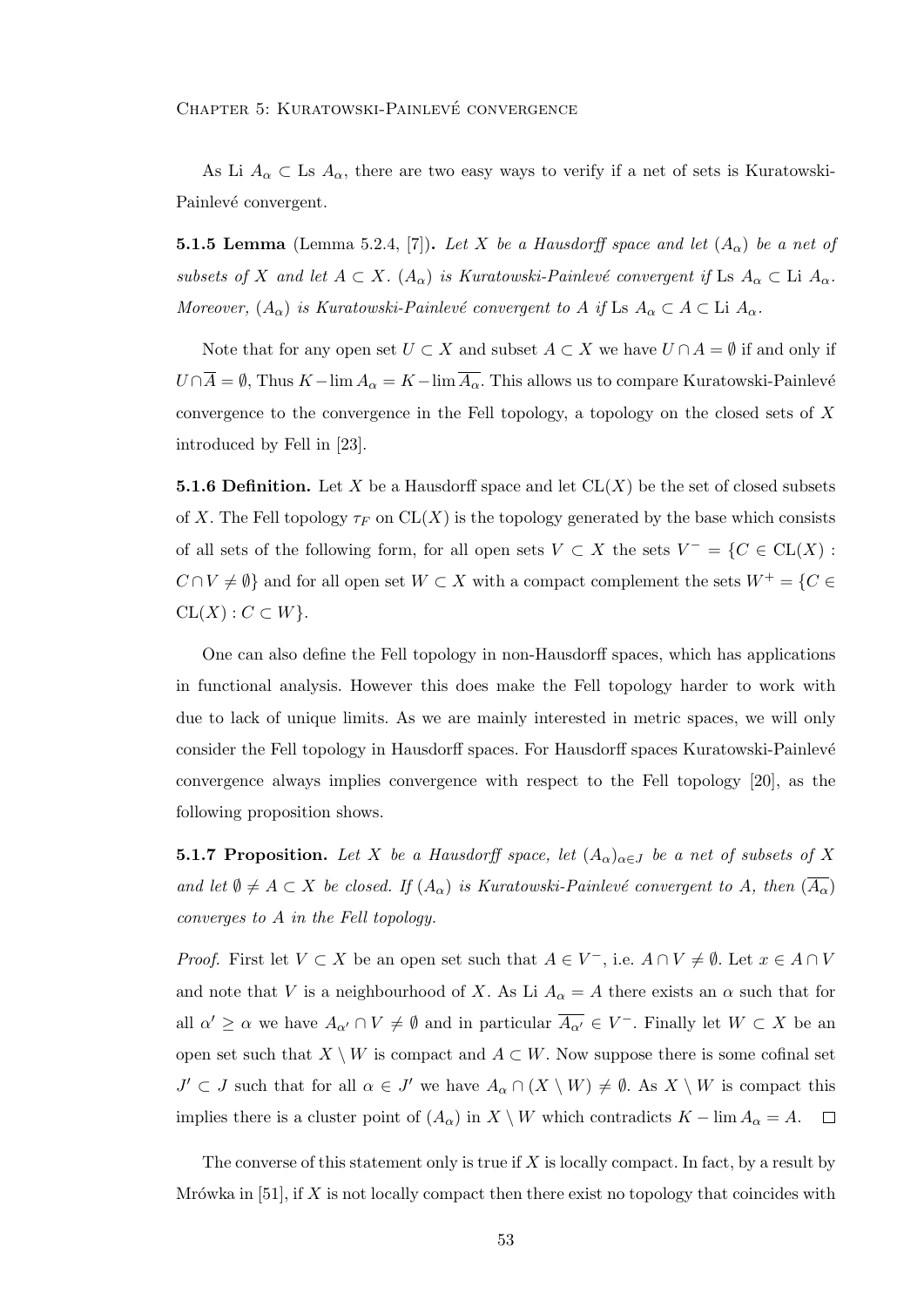As Li $A_\alpha \subset$ Ls $A_\alpha$, there are two easy ways to verify if a net of sets is Kuratowski-Painlevé convergent.

**5.1.5 Lemma** (Lemma 5.2.4, [7])**.** *Let $X$ be a Hausdorff space and let $(A_\alpha)$ be a net of subsets of $X$ and let $A \subset X$. $(A_\alpha)$ is Kuratowski-Painlevé convergent if* Ls $A_\alpha \subset$ Li $A_\alpha$. *Moreover, $(A_\alpha)$ is Kuratowski-Painlevé convergent to $A$ if* Ls $A_\alpha \subset A \subset$ Li $A_\alpha$.

Note that for any open set $U \subset X$ and subset $A \subset X$ we have $U \cap A = \emptyset$ if and only if $U \cap \overline{A} = \emptyset$, Thus $K - \lim A_\alpha = K - \lim \overline{A_\alpha}$. This allows us to compare Kuratowski-Painlevé convergence to the convergence in the Fell topology, a topology on the closed sets of $X$ introduced by Fell in [23].

**5.1.6 Definition.** Let $X$ be a Hausdorff space and let $\mathrm{CL}(X)$ be the set of closed subsets of $X$. The Fell topology $\tau_F$ on $\mathrm{CL}(X)$ is the topology generated by the base which consists of all sets of the following form, for all open sets $V \subset X$ the sets $V^- = \{C \in \mathrm{CL}(X) : C \cap V \neq \emptyset\}$ and for all open set $W \subset X$ with a compact complement the sets $W^+ = \{C \in \mathrm{CL}(X) : C \subset W\}$.

One can also define the Fell topology in non-Hausdorff spaces, which has applications in functional analysis. However this does make the Fell topology harder to work with due to lack of unique limits. As we are mainly interested in metric spaces, we will only consider the Fell topology in Hausdorff spaces. For Hausdorff spaces Kuratowski-Painlevé convergence always implies convergence with respect to the Fell topology [20], as the following proposition shows.

**5.1.7 Proposition.** *Let $X$ be a Hausdorff space, let $(A_\alpha)_{\alpha \in J}$ be a net of subsets of $X$ and let $\emptyset \neq A \subset X$ be closed. If $(A_\alpha)$ is Kuratowski-Painlevé convergent to $A$, then $(\overline{A_\alpha})$ converges to $A$ in the Fell topology.*

*Proof.* First let $V \subset X$ be an open set such that $A \in V^-$, i.e. $A \cap V \neq \emptyset$. Let $x \in A \cap V$ and note that $V$ is a neighbourhood of $X$. As Li $A_\alpha = A$ there exists an $\alpha$ such that for all $\alpha' \geq \alpha$ we have $A_{\alpha'} \cap V \neq \emptyset$ and in particular $\overline{A_{\alpha'}} \in V^-$. Finally let $W \subset X$ be an open set such that $X \setminus W$ is compact and $A \subset W$. Now suppose there is some cofinal set $J' \subset J$ such that for all $\alpha \in J'$ we have $A_\alpha \cap (X \setminus W) \neq \emptyset$. As $X \setminus W$ is compact this implies there is a cluster point of $(A_\alpha)$ in $X \setminus W$ which contradicts $K - \lim A_\alpha = A$. $\square$

The converse of this statement only is true if $X$ is locally compact. In fact, by a result by Mrówka in [51], if $X$ is not locally compact then there exist no topology that coincides with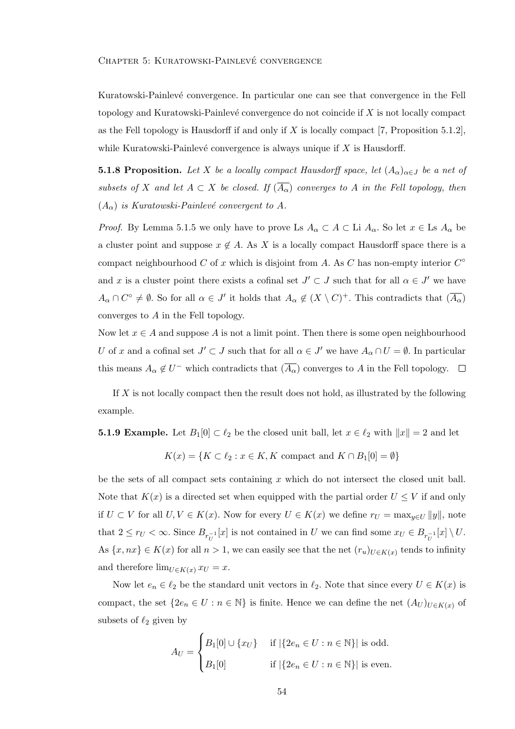Kuratowski-Painlevé convergence. In particular one can see that convergence in the Fell topology and Kuratowski-Painlevé convergence do not coincide if $X$ is not locally compact as the Fell topology is Hausdorff if and only if $X$ is locally compact [7, Proposition 5.1.2], while Kuratowski-Painlevé convergence is always unique if $X$ is Hausdorff.

**5.1.8 Proposition.** *Let $X$ be a locally compact Hausdorff space, let $(A_\alpha)_{\alpha \in J}$ be a net of subsets of $X$ and let $A \subset X$ be closed. If $(\overline{A_\alpha})$ converges to $A$ in the Fell topology, then $(A_\alpha)$ is Kuratowski-Painlevé convergent to $A$.*

*Proof.* By Lemma 5.1.5 we only have to prove $\text{Ls } A_\alpha \subset A \subset \text{Li } A_\alpha$. So let $x \in \text{Ls } A_\alpha$ be a cluster point and suppose $x \notin A$. As $X$ is a locally compact Hausdorff space there is a compact neighbourhood $C$ of $x$ which is disjoint from $A$. As $C$ has non-empty interior $C^\circ$ and $x$ is a cluster point there exists a cofinal set $J' \subset J$ such that for all $\alpha \in J'$ we have $A_\alpha \cap C^\circ \neq \emptyset$. So for all $\alpha \in J'$ it holds that $A_\alpha \notin (X \setminus C)^+$. This contradicts that $(\overline{A_\alpha})$ converges to $A$ in the Fell topology.
Now let $x \in A$ and suppose $A$ is not a limit point. Then there is some open neighbourhood $U$ of $x$ and a cofinal set $J' \subset J$ such that for all $\alpha \in J'$ we have $A_\alpha \cap U = \emptyset$. In particular this means $A_\alpha \notin U^-$ which contradicts that $(\overline{A_\alpha})$ converges to $A$ in the Fell topology. $\square$

If $X$ is not locally compact then the result does not hold, as illustrated by the following example.

**5.1.9 Example.** Let $B_1[0] \subset \ell_2$ be the closed unit ball, let $x \in \ell_2$ with $\|x\| = 2$ and let

$$K(x) = \{K \subset \ell_2 : x \in K, K \text{ compact and } K \cap B_1[0] = \emptyset\}$$

be the sets of all compact sets containing $x$ which do not intersect the closed unit ball. Note that $K(x)$ is a directed set when equipped with the partial order $U \leq V$ if and only if $U \subset V$ for all $U, V \in K(x)$. Now for every $U \in K(x)$ we define $r_U = \max_{y \in U} \|y\|$, note that $2 \leq r_U < \infty$. Since $B_{r_U^{-1}}[x]$ is not contained in $U$ we can find some $x_U \in B_{r_U^{-1}}[x] \setminus U$. As $\{x, nx\} \in K(x)$ for all $n > 1$, we can easily see that the net $(r_u)_{U \in K(x)}$ tends to infinity and therefore $\lim_{U \in K(x)} x_U = x$.

Now let $e_n \in \ell_2$ be the standard unit vectors in $\ell_2$. Note that since every $U \in K(x)$ is compact, the set $\{2e_n \in U : n \in \mathbb{N}\}$ is finite. Hence we can define the net $(A_U)_{U \in K(x)}$ of subsets of $\ell_2$ given by

$$A_U = \begin{cases} B_1[0] \cup \{x_U\} & \text{if } |\{2e_n \in U : n \in \mathbb{N}\}| \text{ is odd.} \\ B_1[0] & \text{if } |\{2e_n \in U : n \in \mathbb{N}\}| \text{ is even.} \end{cases}$$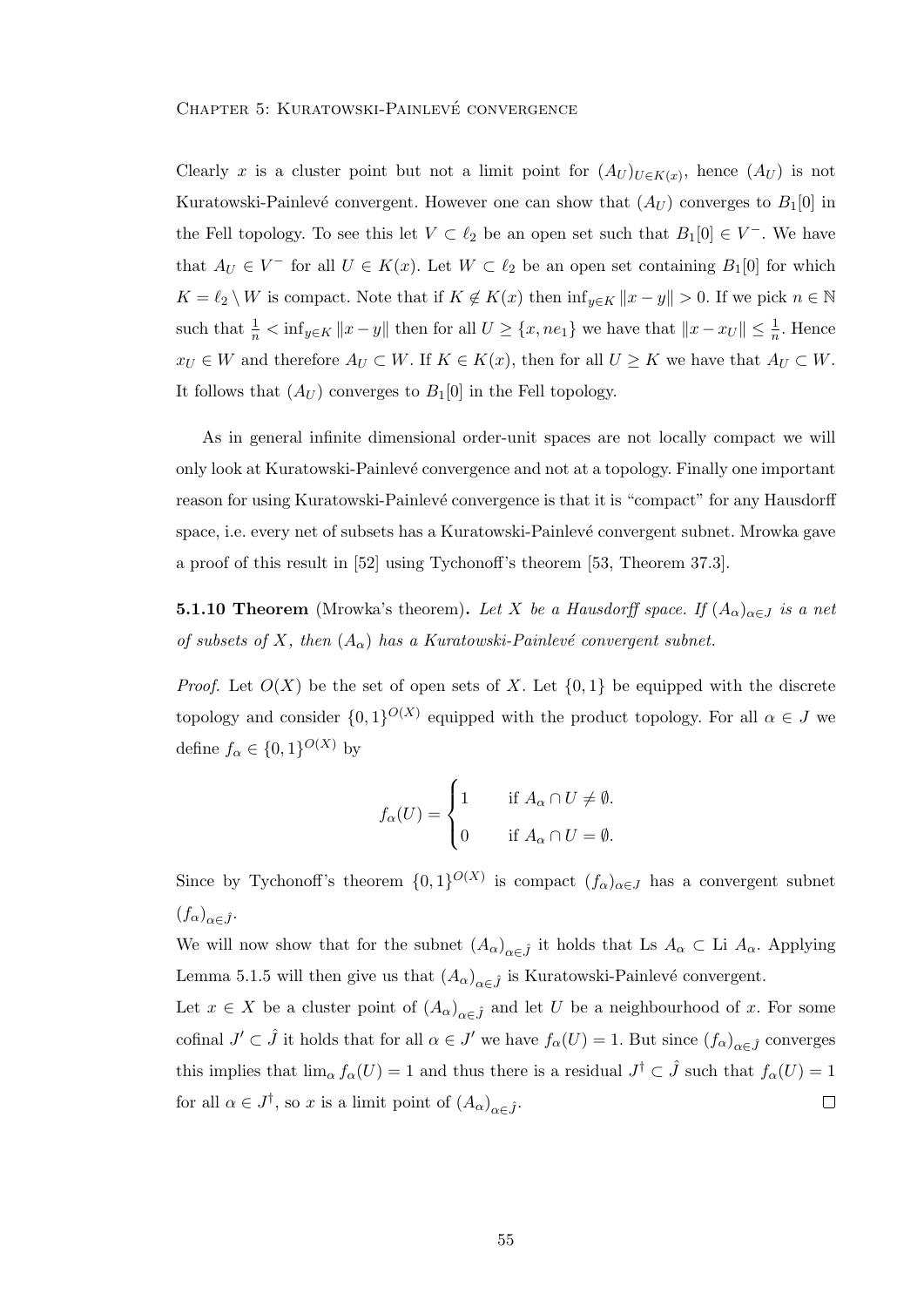Clearly $x$ is a cluster point but not a limit point for $(A_U)_{U \in K(x)}$, hence $(A_U)$ is not Kuratowski-Painlevé convergent. However one can show that $(A_U)$ converges to $B_1[0]$ in the Fell topology. To see this let $V \subset \ell_2$ be an open set such that $B_1[0] \in V^-$. We have that $A_U \in V^-$ for all $U \in K(x)$. Let $W \subset \ell_2$ be an open set containing $B_1[0]$ for which $K = \ell_2 \setminus W$ is compact. Note that if $K \notin K(x)$ then $\inf_{y \in K} \|x - y\| > 0$. If we pick $n \in \mathbb{N}$ such that $\frac{1}{n} < \inf_{y \in K} \|x - y\|$ then for all $U \geq \{x, ne_1\}$ we have that $\|x - x_U\| \leq \frac{1}{n}$. Hence $x_U \in W$ and therefore $A_U \subset W$. If $K \in K(x)$, then for all $U \geq K$ we have that $A_U \subset W$. It follows that $(A_U)$ converges to $B_1[0]$ in the Fell topology.

As in general infinite dimensional order-unit spaces are not locally compact we will only look at Kuratowski-Painlevé convergence and not at a topology. Finally one important reason for using Kuratowski-Painlevé convergence is that it is "compact" for any Hausdorff space, i.e. every net of subsets has a Kuratowski-Painlevé convergent subnet. Mrowka gave a proof of this result in [52] using Tychonoff's theorem [53, Theorem 37.3].

**5.1.10 Theorem** (Mrowka's theorem)**.** *Let $X$ be a Hausdorff space. If $(A_\alpha)_{\alpha \in J}$ is a net of subsets of $X$, then $(A_\alpha)$ has a Kuratowski-Painlevé convergent subnet.*

*Proof.* Let $O(X)$ be the set of open sets of $X$. Let $\{0, 1\}$ be equipped with the discrete topology and consider $\{0, 1\}^{O(X)}$ equipped with the product topology. For all $\alpha \in J$ we define $f_\alpha \in \{0, 1\}^{O(X)}$ by

$$f_\alpha(U) = \begin{cases} 1 & \text{if } A_\alpha \cap U \neq \emptyset. \\ 0 & \text{if } A_\alpha \cap U = \emptyset. \end{cases}$$

Since by Tychonoff's theorem $\{0, 1\}^{O(X)}$ is compact $(f_\alpha)_{\alpha \in J}$ has a convergent subnet $(f_\alpha)_{\alpha \in \hat{J}}$.

We will now show that for the subnet $(A_\alpha)_{\alpha \in \hat{J}}$ it holds that Ls $A_\alpha \subset$ Li $A_\alpha$. Applying Lemma 5.1.5 will then give us that $(A_\alpha)_{\alpha \in \hat{J}}$ is Kuratowski-Painlevé convergent.

Let $x \in X$ be a cluster point of $(A_\alpha)_{\alpha \in \hat{J}}$ and let $U$ be a neighbourhood of $x$. For some cofinal $J' \subset \hat{J}$ it holds that for all $\alpha \in J'$ we have $f_\alpha(U) = 1$. But since $(f_\alpha)_{\alpha \in \hat{J}}$ converges this implies that $\lim_\alpha f_\alpha(U) = 1$ and thus there is a residual $J^\dagger \subset \hat{J}$ such that $f_\alpha(U) = 1$ for all $\alpha \in J^\dagger$, so $x$ is a limit point of $(A_\alpha)_{\alpha \in \hat{J}}$. ∎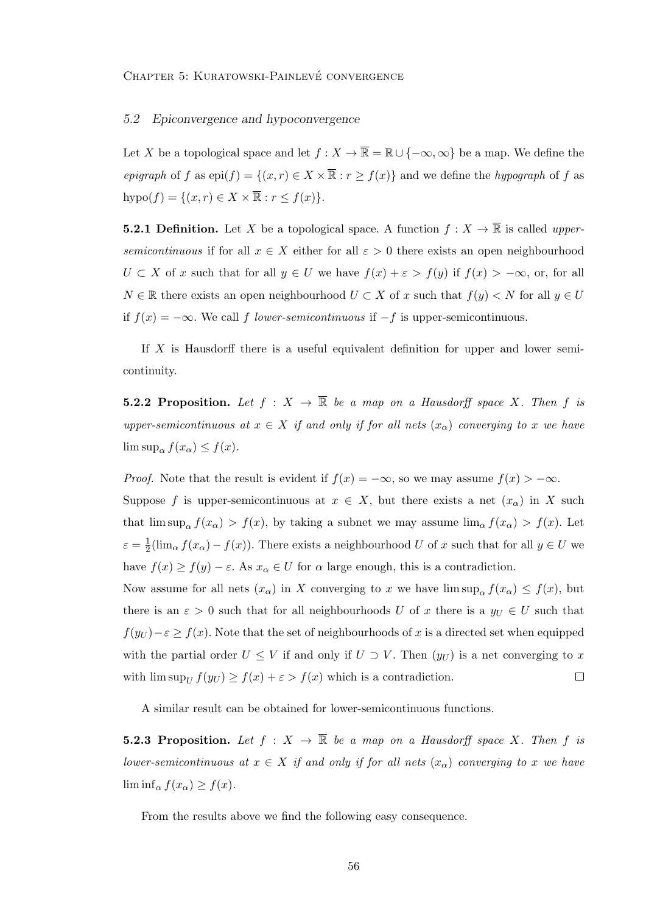## 5.2 Epiconvergence and hypoconvergence

Let $X$ be a topological space and let $f : X \to \overline{\mathbb{R}} = \mathbb{R} \cup \{-\infty, \infty\}$ be a map. We define the *epigraph* of $f$ as $\text{epi}(f) = \{(x, r) \in X \times \overline{\mathbb{R}} : r \geq f(x)\}$ and we define the *hypograph* of $f$ as $\text{hypo}(f) = \{(x, r) \in X \times \overline{\mathbb{R}} : r \leq f(x)\}$.

**5.2.1 Definition.** Let $X$ be a topological space. A function $f : X \to \overline{\mathbb{R}}$ is called *upper-semicontinuous* if for all $x \in X$ either for all $\varepsilon > 0$ there exists an open neighbourhood $U \subset X$ of $x$ such that for all $y \in U$ we have $f(x) + \varepsilon > f(y)$ if $f(x) > -\infty$, or, for all $N \in \mathbb{R}$ there exists an open neighbourhood $U \subset X$ of $x$ such that $f(y) < N$ for all $y \in U$ if $f(x) = -\infty$. We call $f$ *lower-semicontinuous* if $-f$ is upper-semicontinuous.

If $X$ is Hausdorff there is a useful equivalent definition for upper and lower semicontinuity.

**5.2.2 Proposition.** *Let $f : X \to \overline{\mathbb{R}}$ be a map on a Hausdorff space $X$. Then $f$ is upper-semicontinuous at $x \in X$ if and only if for all nets $(x_\alpha)$ converging to $x$ we have $\limsup_\alpha f(x_\alpha) \leq f(x)$.*

*Proof.* Note that the result is evident if $f(x) = -\infty$, so we may assume $f(x) > -\infty$. Suppose $f$ is upper-semicontinuous at $x \in X$, but there exists a net $(x_\alpha)$ in $X$ such that $\limsup_\alpha f(x_\alpha) > f(x)$, by taking a subnet we may assume $\lim_\alpha f(x_\alpha) > f(x)$. Let $\varepsilon = \frac{1}{2}(\lim_\alpha f(x_\alpha) - f(x))$. There exists a neighbourhood $U$ of $x$ such that for all $y \in U$ we have $f(x) \geq f(y) - \varepsilon$. As $x_\alpha \in U$ for $\alpha$ large enough, this is a contradiction.
Now assume for all nets $(x_\alpha)$ in $X$ converging to $x$ we have $\limsup_\alpha f(x_\alpha) \leq f(x)$, but there is an $\varepsilon > 0$ such that for all neighbourhoods $U$ of $x$ there is a $y_U \in U$ such that $f(y_U) - \varepsilon \geq f(x)$. Note that the set of neighbourhoods of $x$ is a directed set when equipped with the partial order $U \leq V$ if and only if $U \supset V$. Then $(y_U)$ is a net converging to $x$ with $\limsup_U f(y_U) \geq f(x) + \varepsilon > f(x)$ which is a contradiction. $\square$

A similar result can be obtained for lower-semicontinuous functions.

**5.2.3 Proposition.** *Let $f : X \to \overline{\mathbb{R}}$ be a map on a Hausdorff space $X$. Then $f$ is lower-semicontinuous at $x \in X$ if and only if for all nets $(x_\alpha)$ converging to $x$ we have $\liminf_\alpha f(x_\alpha) \geq f(x)$.*

From the results above we find the following easy consequence.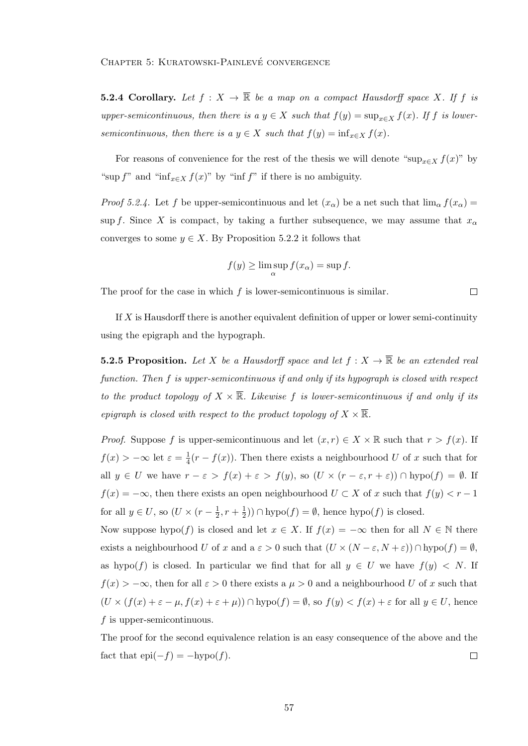**5.2.4 Corollary.** *Let $f : X \to \overline{\mathbb{R}}$ be a map on a compact Hausdorff space $X$. If $f$ is upper-semicontinuous, then there is a $y \in X$ such that $f(y) = \sup_{x \in X} f(x)$. If $f$ is lower-semicontinuous, then there is a $y \in X$ such that $f(y) = \inf_{x \in X} f(x)$.*

For reasons of convenience for the rest of the thesis we will denote "$\sup_{x \in X} f(x)$" by "$\sup f$" and "$\inf_{x \in X} f(x)$" by "$\inf f$" if there is no ambiguity.

*Proof 5.2.4.* Let $f$ be upper-semicontinuous and let $(x_\alpha)$ be a net such that $\lim_\alpha f(x_\alpha) = \sup f$. Since $X$ is compact, by taking a further subsequence, we may assume that $x_\alpha$ converges to some $y \in X$. By Proposition 5.2.2 it follows that

$$f(y) \geq \limsup_\alpha f(x_\alpha) = \sup f.$$

The proof for the case in which $f$ is lower-semicontinuous is similar. $\square$

If $X$ is Hausdorff there is another equivalent definition of upper or lower semi-continuity using the epigraph and the hypograph.

**5.2.5 Proposition.** *Let $X$ be a Hausdorff space and let $f : X \to \overline{\mathbb{R}}$ be an extended real function. Then $f$ is upper-semicontinuous if and only if its hypograph is closed with respect to the product topology of $X \times \overline{\mathbb{R}}$. Likewise $f$ is lower-semicontinuous if and only if its epigraph is closed with respect to the product topology of $X \times \overline{\mathbb{R}}$.*

*Proof.* Suppose $f$ is upper-semicontinuous and let $(x, r) \in X \times \mathbb{R}$ such that $r > f(x)$. If $f(x) > -\infty$ let $\varepsilon = \frac{1}{4}(r - f(x))$. Then there exists a neighbourhood $U$ of $x$ such that for all $y \in U$ we have $r - \varepsilon > f(x) + \varepsilon > f(y)$, so $(U \times (r - \varepsilon, r + \varepsilon)) \cap \text{hypo}(f) = \emptyset$. If $f(x) = -\infty$, then there exists an open neighbourhood $U \subset X$ of $x$ such that $f(y) < r - 1$ for all $y \in U$, so $(U \times (r - \frac{1}{2}, r + \frac{1}{2})) \cap \text{hypo}(f) = \emptyset$, hence $\text{hypo}(f)$ is closed.
Now suppose $\text{hypo}(f)$ is closed and let $x \in X$. If $f(x) = -\infty$ then for all $N \in \mathbb{N}$ there exists a neighbourhood $U$ of $x$ and a $\varepsilon > 0$ such that $(U \times (N - \varepsilon, N + \varepsilon)) \cap \text{hypo}(f) = \emptyset$, as $\text{hypo}(f)$ is closed. In particular we find that for all $y \in U$ we have $f(y) < N$. If $f(x) > -\infty$, then for all $\varepsilon > 0$ there exists a $\mu > 0$ and a neighbourhood $U$ of $x$ such that $(U \times (f(x) + \varepsilon - \mu, f(x) + \varepsilon + \mu)) \cap \text{hypo}(f) = \emptyset$, so $f(y) < f(x) + \varepsilon$ for all $y \in U$, hence $f$ is upper-semicontinuous.
The proof for the second equivalence relation is an easy consequence of the above and the fact that $\text{epi}(-f) = -\text{hypo}(f)$. $\square$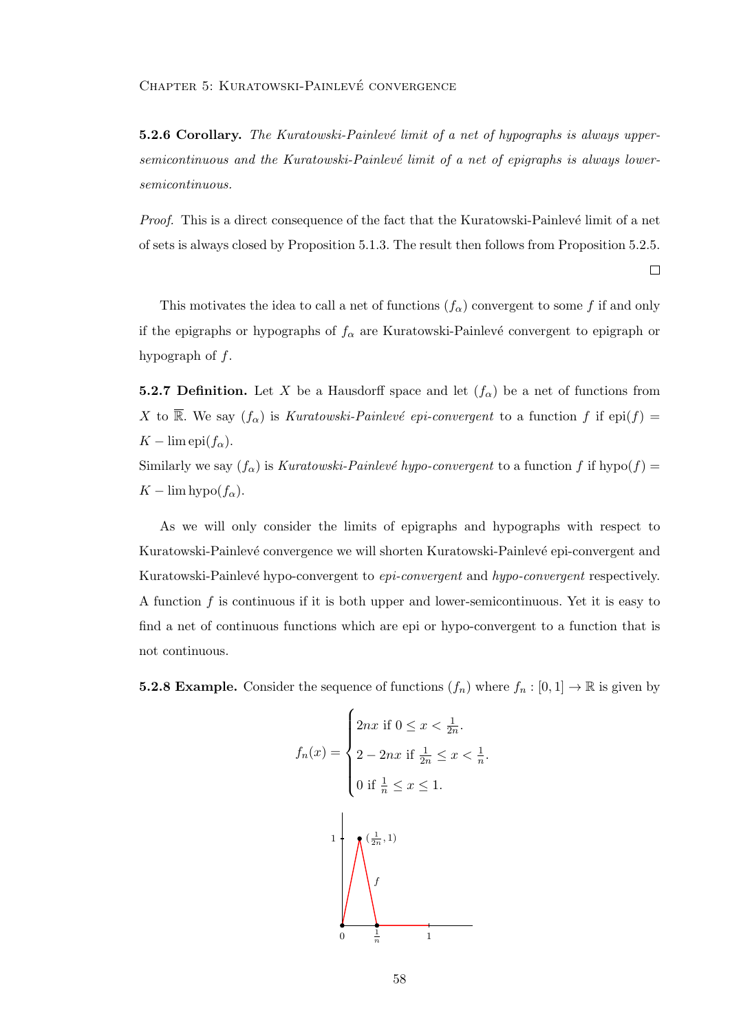**5.2.6 Corollary.** *The Kuratowski-Painlevé limit of a net of hypographs is always upper-semicontinuous and the Kuratowski-Painlevé limit of a net of epigraphs is always lower-semicontinuous.*

*Proof.* This is a direct consequence of the fact that the Kuratowski-Painlevé limit of a net of sets is always closed by Proposition 5.1.3. The result then follows from Proposition 5.2.5. □

This motivates the idea to call a net of functions $(f_\alpha)$ convergent to some $f$ if and only if the epigraphs or hypographs of $f_\alpha$ are Kuratowski-Painlevé convergent to epigraph or hypograph of $f$.

**5.2.7 Definition.** Let $X$ be a Hausdorff space and let $(f_\alpha)$ be a net of functions from $X$ to $\overline{\mathbb{R}}$. We say $(f_\alpha)$ is *Kuratowski-Painlevé epi-convergent* to a function $f$ if $\text{epi}(f) = K - \lim \text{epi}(f_\alpha)$.

Similarly we say $(f_\alpha)$ is *Kuratowski-Painlevé hypo-convergent* to a function $f$ if $\text{hypo}(f) = K - \lim \text{hypo}(f_\alpha)$.

As we will only consider the limits of epigraphs and hypographs with respect to Kuratowski-Painlevé convergence we will shorten Kuratowski-Painlevé epi-convergent and Kuratowski-Painlevé hypo-convergent to *epi-convergent* and *hypo-convergent* respectively. A function $f$ is continuous if it is both upper and lower-semicontinuous. Yet it is easy to find a net of continuous functions which are epi or hypo-convergent to a function that is not continuous.

**5.2.8 Example.** Consider the sequence of functions $(f_n)$ where $f_n : [0, 1] \to \mathbb{R}$ is given by

$$f_n(x) = \begin{cases} 2nx \text{ if } 0 \leq x < \frac{1}{2n}. \\ 2 - 2nx \text{ if } \frac{1}{2n} \leq x < \frac{1}{n}. \\ 0 \text{ if } \frac{1}{n} \leq x \leq 1. \end{cases}$$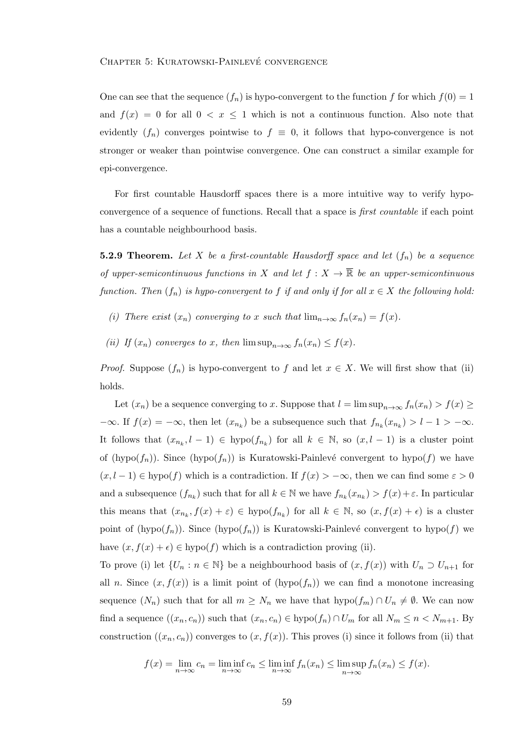One can see that the sequence $(f_n)$ is hypo-convergent to the function $f$ for which $f(0) = 1$ and $f(x) = 0$ for all $0 < x \leq 1$ which is not a continuous function. Also note that evidently $(f_n)$ converges pointwise to $f \equiv 0$, it follows that hypo-convergence is not stronger or weaker than pointwise convergence. One can construct a similar example for epi-convergence.

For first countable Hausdorff spaces there is a more intuitive way to verify hypo-convergence of a sequence of functions. Recall that a space is *first countable* if each point has a countable neighbourhood basis.

**5.2.9 Theorem.** *Let $X$ be a first-countable Hausdorff space and let $(f_n)$ be a sequence of upper-semicontinuous functions in $X$ and let $f : X \to \overline{\mathbb{R}}$ be an upper-semicontinuous function. Then $(f_n)$ is hypo-convergent to $f$ if and only if for all $x \in X$ the following hold:*

*(i) There exist $(x_n)$ converging to $x$ such that $\lim_{n\to\infty} f_n(x_n) = f(x)$.*

*(ii) If $(x_n)$ converges to $x$, then $\limsup_{n\to\infty} f_n(x_n) \leq f(x)$.*

*Proof.* Suppose $(f_n)$ is hypo-convergent to $f$ and let $x \in X$. We will first show that (ii) holds.

Let $(x_n)$ be a sequence converging to $x$. Suppose that $l = \limsup_{n\to\infty} f_n(x_n) > f(x) \geq -\infty$. If $f(x) = -\infty$, then let $(x_{n_k})$ be a subsequence such that $f_{n_k}(x_{n_k}) > l - 1 > -\infty$. It follows that $(x_{n_k}, l-1) \in \text{hypo}(f_{n_k})$ for all $k \in \mathbb{N}$, so $(x, l-1)$ is a cluster point of $(\text{hypo}(f_n))$. Since $(\text{hypo}(f_n))$ is Kuratowski-Painlevé convergent to $\text{hypo}(f)$ we have $(x, l-1) \in \text{hypo}(f)$ which is a contradiction. If $f(x) > -\infty$, then we can find some $\varepsilon > 0$ and a subsequence $(f_{n_k})$ such that for all $k \in \mathbb{N}$ we have $f_{n_k}(x_{n_k}) > f(x) + \varepsilon$. In particular this means that $(x_{n_k}, f(x) + \varepsilon) \in \text{hypo}(f_{n_k})$ for all $k \in \mathbb{N}$, so $(x, f(x) + \epsilon)$ is a cluster point of $(\text{hypo}(f_n))$. Since $(\text{hypo}(f_n))$ is Kuratowski-Painlevé convergent to $\text{hypo}(f)$ we have $(x, f(x) + \epsilon) \in \text{hypo}(f)$ which is a contradiction proving (ii).

To prove (i) let $\{U_n : n \in \mathbb{N}\}$ be a neighbourhood basis of $(x, f(x))$ with $U_n \supset U_{n+1}$ for all $n$. Since $(x, f(x))$ is a limit point of $(\text{hypo}(f_n))$ we can find a monotone increasing sequence $(N_n)$ such that for all $m \geq N_n$ we have that $\text{hypo}(f_m) \cap U_n \neq \emptyset$. We can now find a sequence $((x_n, c_n))$ such that $(x_n, c_n) \in \text{hypo}(f_n) \cap U_m$ for all $N_m \leq n < N_{m+1}$. By construction $((x_n, c_n))$ converges to $(x, f(x))$. This proves (i) since it follows from (ii) that

$$f(x) = \lim_{n\to\infty} c_n = \liminf_{n\to\infty} c_n \leq \liminf_{n\to\infty} f_n(x_n) \leq \limsup_{n\to\infty} f_n(x_n) \leq f(x).$$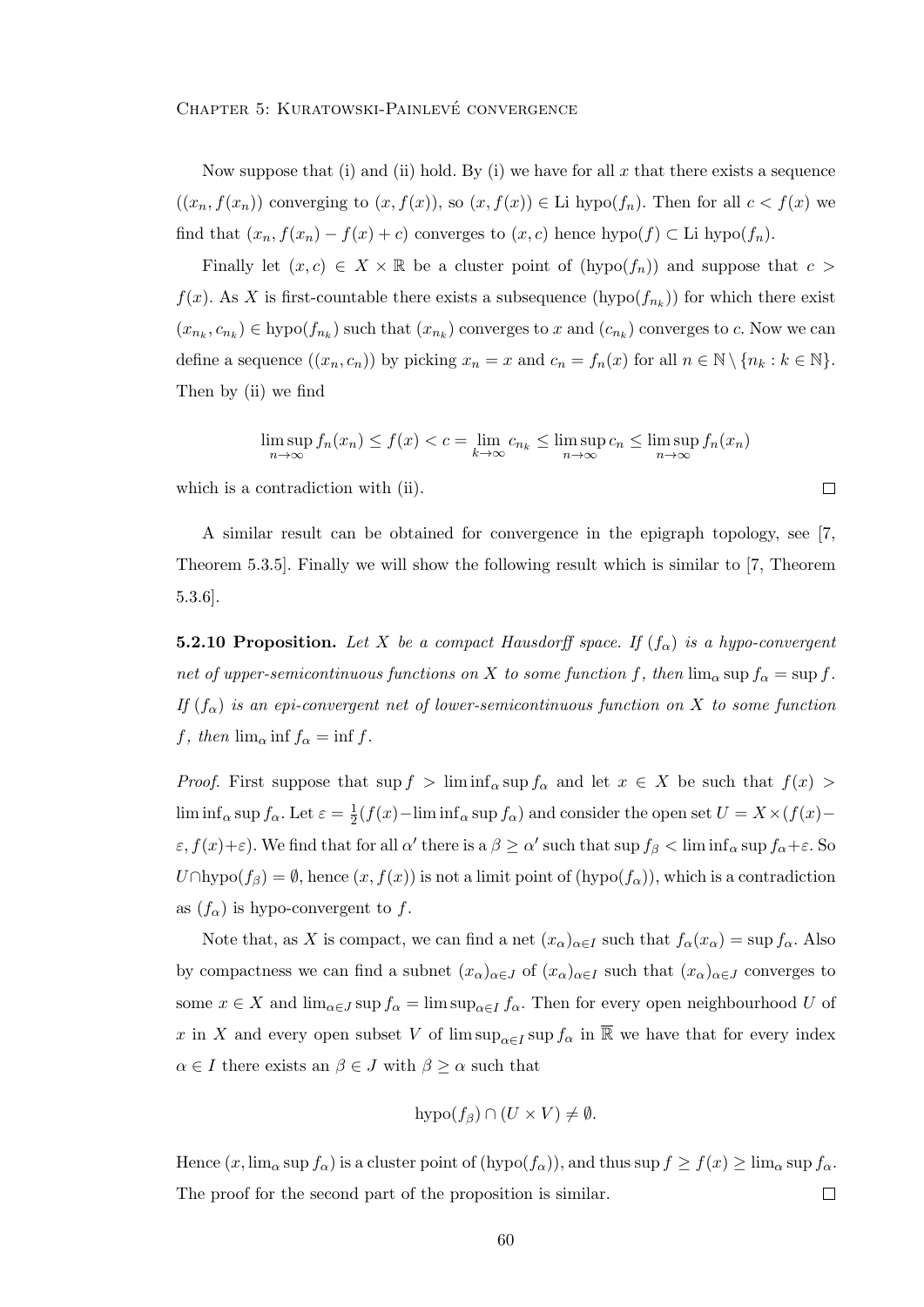Now suppose that (i) and (ii) hold. By (i) we have for all $x$ that there exists a sequence $((x_n, f(x_n))$ converging to $(x, f(x))$, so $(x, f(x)) \in \text{Li hypo}(f_n)$. Then for all $c < f(x)$ we find that $(x_n, f(x_n) - f(x) + c)$ converges to $(x, c)$ hence $\text{hypo}(f) \subset \text{Li hypo}(f_n)$.

Finally let $(x, c) \in X \times \mathbb{R}$ be a cluster point of $(\text{hypo}(f_n))$ and suppose that $c > f(x)$. As $X$ is first-countable there exists a subsequence $(\text{hypo}(f_{n_k}))$ for which there exist $(x_{n_k}, c_{n_k}) \in \text{hypo}(f_{n_k})$ such that $(x_{n_k})$ converges to $x$ and $(c_{n_k})$ converges to $c$. Now we can define a sequence $((x_n, c_n))$ by picking $x_n = x$ and $c_n = f_n(x)$ for all $n \in \mathbb{N} \setminus \{n_k : k \in \mathbb{N}\}$. Then by (ii) we find

$$\limsup_{n\to\infty} f_n(x_n) \leq f(x) < c = \lim_{k\to\infty} c_{n_k} \leq \limsup_{n\to\infty} c_n \leq \limsup_{n\to\infty} f_n(x_n)$$

which is a contradiction with (ii). □

A similar result can be obtained for convergence in the epigraph topology, see [7, Theorem 5.3.5]. Finally we will show the following result which is similar to [7, Theorem 5.3.6].

**5.2.10 Proposition.** *Let $X$ be a compact Hausdorff space. If $(f_\alpha)$ is a hypo-convergent net of upper-semicontinuous functions on $X$ to some function $f$, then $\lim_\alpha \sup f_\alpha = \sup f$. If $(f_\alpha)$ is an epi-convergent net of lower-semicontinuous function on $X$ to some function $f$, then $\lim_\alpha \inf f_\alpha = \inf f$.*

*Proof.* First suppose that $\sup f > \liminf_\alpha \sup f_\alpha$ and let $x \in X$ be such that $f(x) > \liminf_\alpha \sup f_\alpha$. Let $\varepsilon = \frac{1}{2}(f(x) - \liminf_\alpha \sup f_\alpha)$ and consider the open set $U = X \times (f(x) - \varepsilon, f(x) + \varepsilon)$. We find that for all $\alpha'$ there is a $\beta \geq \alpha'$ such that $\sup f_\beta < \liminf_\alpha \sup f_\alpha + \varepsilon$. So $U \cap \text{hypo}(f_\beta) = \emptyset$, hence $(x, f(x))$ is not a limit point of $(\text{hypo}(f_\alpha))$, which is a contradiction as $(f_\alpha)$ is hypo-convergent to $f$.

Note that, as $X$ is compact, we can find a net $(x_\alpha)_{\alpha\in I}$ such that $f_\alpha(x_\alpha) = \sup f_\alpha$. Also by compactness we can find a subnet $(x_\alpha)_{\alpha\in J}$ of $(x_\alpha)_{\alpha\in I}$ such that $(x_\alpha)_{\alpha\in J}$ converges to some $x \in X$ and $\lim_{\alpha\in J} \sup f_\alpha = \limsup_{\alpha\in I} f_\alpha$. Then for every open neighbourhood $U$ of $x$ in $X$ and every open subset $V$ of $\limsup_{\alpha\in I} \sup f_\alpha$ in $\overline{\mathbb{R}}$ we have that for every index $\alpha \in I$ there exists an $\beta \in J$ with $\beta \geq \alpha$ such that

$$\text{hypo}(f_\beta) \cap (U \times V) \neq \emptyset.$$

Hence $(x, \lim_\alpha \sup f_\alpha)$ is a cluster point of $(\text{hypo}(f_\alpha))$, and thus $\sup f \geq f(x) \geq \lim_\alpha \sup f_\alpha$. The proof for the second part of the proposition is similar. □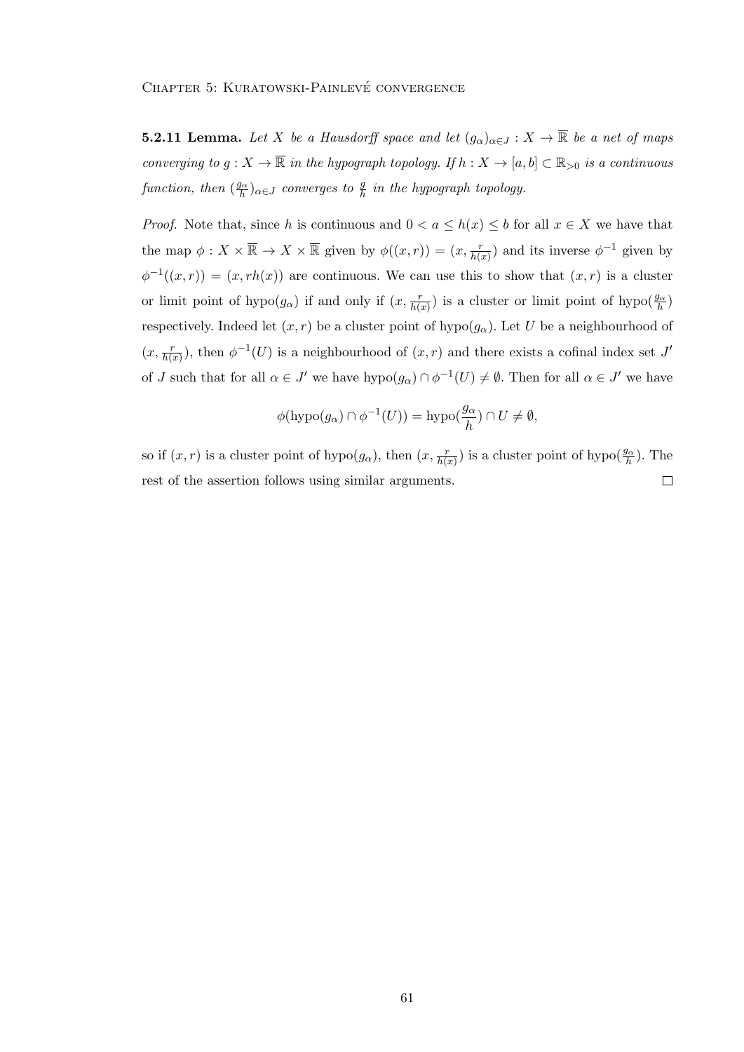**5.2.11 Lemma.** *Let $X$ be a Hausdorff space and let $(g_\alpha)_{\alpha\in J} : X \to \overline{\mathbb{R}}$ be a net of maps converging to $g : X \to \overline{\mathbb{R}}$ in the hypograph topology. If $h : X \to [a,b] \subset \mathbb{R}_{>0}$ is a continuous function, then $(\frac{g_\alpha}{h})_{\alpha\in J}$ converges to $\frac{g}{h}$ in the hypograph topology.*

*Proof.* Note that, since $h$ is continuous and $0 < a \le h(x) \le b$ for all $x \in X$ we have that the map $\phi : X \times \overline{\mathbb{R}} \to X \times \overline{\mathbb{R}}$ given by $\phi((x,r)) = (x, \frac{r}{h(x)})$ and its inverse $\phi^{-1}$ given by $\phi^{-1}((x,r)) = (x, rh(x))$ are continuous. We can use this to show that $(x,r)$ is a cluster or limit point of $\text{hypo}(g_\alpha)$ if and only if $(x, \frac{r}{h(x)})$ is a cluster or limit point of $\text{hypo}(\frac{g_\alpha}{h})$ respectively. Indeed let $(x,r)$ be a cluster point of $\text{hypo}(g_\alpha)$. Let $U$ be a neighbourhood of $(x, \frac{r}{h(x)})$, then $\phi^{-1}(U)$ is a neighbourhood of $(x,r)$ and there exists a cofinal index set $J'$ of $J$ such that for all $\alpha \in J'$ we have $\text{hypo}(g_\alpha) \cap \phi^{-1}(U) \neq \emptyset$. Then for all $\alpha \in J'$ we have

$$\phi(\text{hypo}(g_\alpha) \cap \phi^{-1}(U)) = \text{hypo}(\frac{g_\alpha}{h}) \cap U \neq \emptyset,$$

so if $(x,r)$ is a cluster point of $\text{hypo}(g_\alpha)$, then $(x, \frac{r}{h(x)})$ is a cluster point of $\text{hypo}(\frac{g_\alpha}{h})$. The rest of the assertion follows using similar arguments. $\square$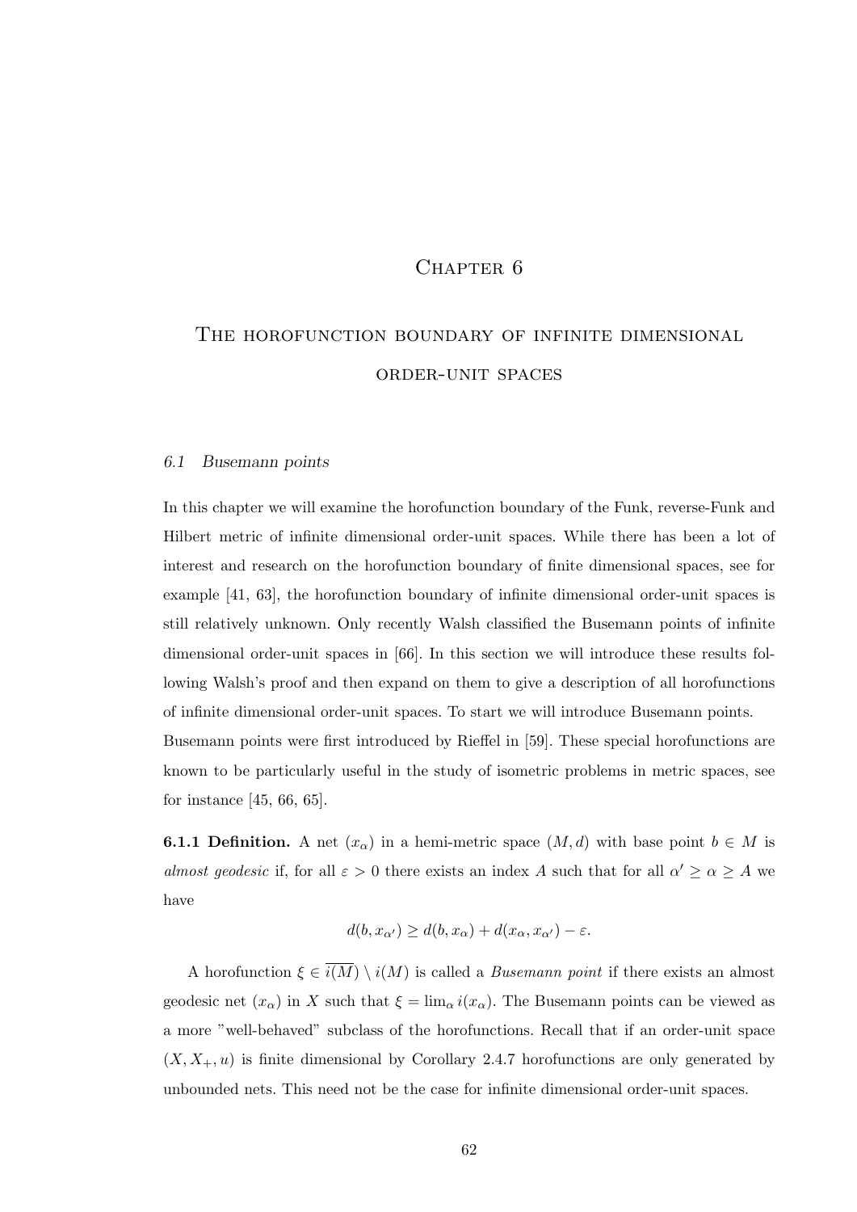# Chapter 6

# The horofunction boundary of infinite dimensional order-unit spaces

### 6.1 Busemann points

In this chapter we will examine the horofunction boundary of the Funk, reverse-Funk and Hilbert metric of infinite dimensional order-unit spaces. While there has been a lot of interest and research on the horofunction boundary of finite dimensional spaces, see for example [41, 63], the horofunction boundary of infinite dimensional order-unit spaces is still relatively unknown. Only recently Walsh classified the Busemann points of infinite dimensional order-unit spaces in [66]. In this section we will introduce these results following Walsh's proof and then expand on them to give a description of all horofunctions of infinite dimensional order-unit spaces. To start we will introduce Busemann points. Busemann points were first introduced by Rieffel in [59]. These special horofunctions are known to be particularly useful in the study of isometric problems in metric spaces, see for instance [45, 66, 65].

**6.1.1 Definition.** A net $(x_\alpha)$ in a hemi-metric space $(M, d)$ with base point $b \in M$ is *almost geodesic* if, for all $\varepsilon > 0$ there exists an index $A$ such that for all $\alpha' \geq \alpha \geq A$ we have

$$d(b, x_{\alpha'}) \geq d(b, x_\alpha) + d(x_\alpha, x_{\alpha'}) - \varepsilon.$$

A horofunction $\xi \in \overline{i(M)} \setminus i(M)$ is called a *Busemann point* if there exists an almost geodesic net $(x_\alpha)$ in $X$ such that $\xi = \lim_\alpha i(x_\alpha)$. The Busemann points can be viewed as a more "well-behaved" subclass of the horofunctions. Recall that if an order-unit space $(X, X_+, u)$ is finite dimensional by Corollary 2.4.7 horofunctions are only generated by unbounded nets. This need not be the case for infinite dimensional order-unit spaces.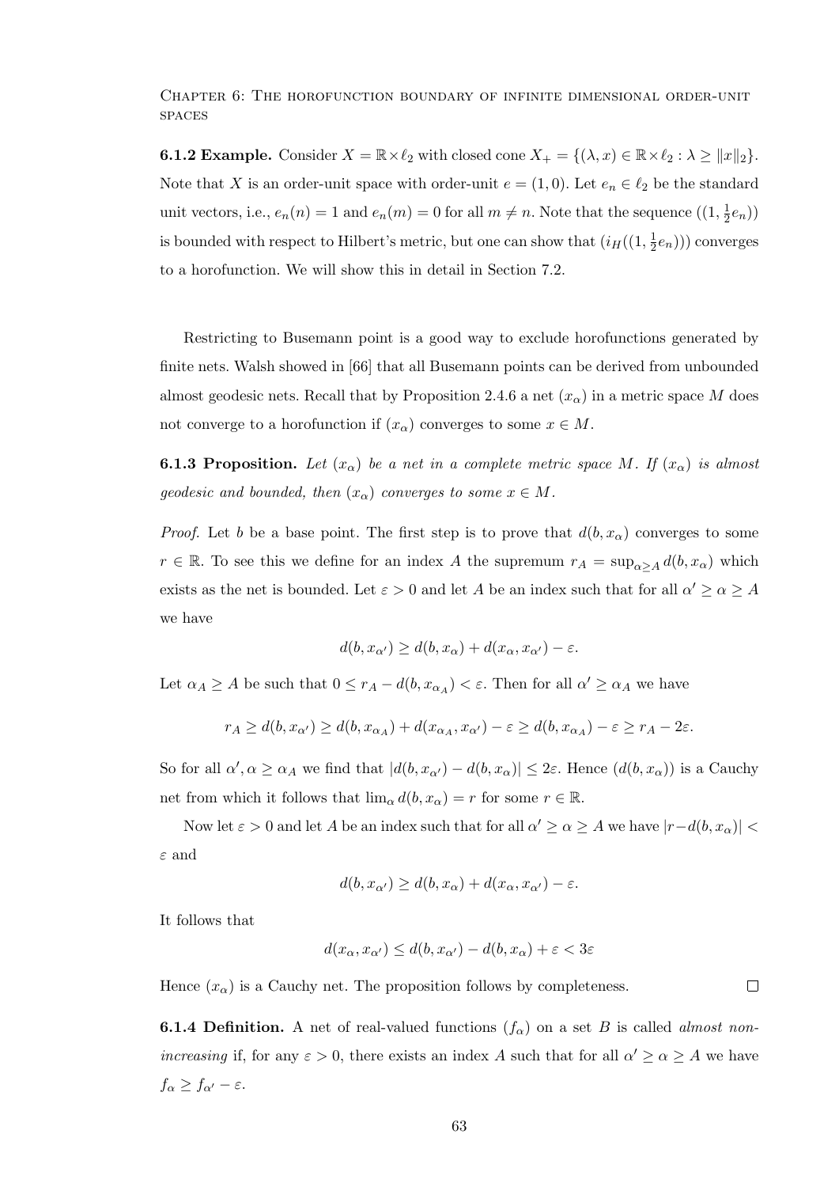**6.1.2 Example.** Consider $X = \mathbb{R} \times \ell_2$ with closed cone $X_+ = \{(\lambda, x) \in \mathbb{R} \times \ell_2 : \lambda \geq \|x\|_2\}$. Note that $X$ is an order-unit space with order-unit $e = (1, 0)$. Let $e_n \in \ell_2$ be the standard unit vectors, i.e., $e_n(n) = 1$ and $e_n(m) = 0$ for all $m \neq n$. Note that the sequence $((1, \frac{1}{2}e_n))$ is bounded with respect to Hilbert's metric, but one can show that $(i_H((1, \frac{1}{2}e_n)))$ converges to a horofunction. We will show this in detail in Section 7.2.

Restricting to Busemann point is a good way to exclude horofunctions generated by finite nets. Walsh showed in [66] that all Busemann points can be derived from unbounded almost geodesic nets. Recall that by Proposition 2.4.6 a net $(x_\alpha)$ in a metric space $M$ does not converge to a horofunction if $(x_\alpha)$ converges to some $x \in M$.

**6.1.3 Proposition.** *Let $(x_\alpha)$ be a net in a complete metric space $M$. If $(x_\alpha)$ is almost geodesic and bounded, then $(x_\alpha)$ converges to some $x \in M$.*

*Proof.* Let $b$ be a base point. The first step is to prove that $d(b, x_\alpha)$ converges to some $r \in \mathbb{R}$. To see this we define for an index $A$ the supremum $r_A = \sup_{\alpha \geq A} d(b, x_\alpha)$ which exists as the net is bounded. Let $\varepsilon > 0$ and let $A$ be an index such that for all $\alpha' \geq \alpha \geq A$ we have

$$d(b, x_{\alpha'}) \geq d(b, x_\alpha) + d(x_\alpha, x_{\alpha'}) - \varepsilon.$$

Let $\alpha_A \geq A$ be such that $0 \leq r_A - d(b, x_{\alpha_A}) < \varepsilon$. Then for all $\alpha' \geq \alpha_A$ we have

$$r_A \geq d(b, x_{\alpha'}) \geq d(b, x_{\alpha_A}) + d(x_{\alpha_A}, x_{\alpha'}) - \varepsilon \geq d(b, x_{\alpha_A}) - \varepsilon \geq r_A - 2\varepsilon.$$

So for all $\alpha', \alpha \geq \alpha_A$ we find that $|d(b, x_{\alpha'}) - d(b, x_\alpha)| \leq 2\varepsilon$. Hence $(d(b, x_\alpha))$ is a Cauchy net from which it follows that $\lim_\alpha d(b, x_\alpha) = r$ for some $r \in \mathbb{R}$.

Now let $\varepsilon > 0$ and let $A$ be an index such that for all $\alpha' \geq \alpha \geq A$ we have $|r - d(b, x_\alpha)| < \varepsilon$ and

$$d(b, x_{\alpha'}) \geq d(b, x_\alpha) + d(x_\alpha, x_{\alpha'}) - \varepsilon.$$

It follows that

$$d(x_\alpha, x_{\alpha'}) \leq d(b, x_{\alpha'}) - d(b, x_\alpha) + \varepsilon < 3\varepsilon$$

Hence $(x_\alpha)$ is a Cauchy net. The proposition follows by completeness. $\square$

**6.1.4 Definition.** A net of real-valued functions $(f_\alpha)$ on a set $B$ is called *almost non-increasing* if, for any $\varepsilon > 0$, there exists an index $A$ such that for all $\alpha' \geq \alpha \geq A$ we have $f_\alpha \geq f_{\alpha'} - \varepsilon$.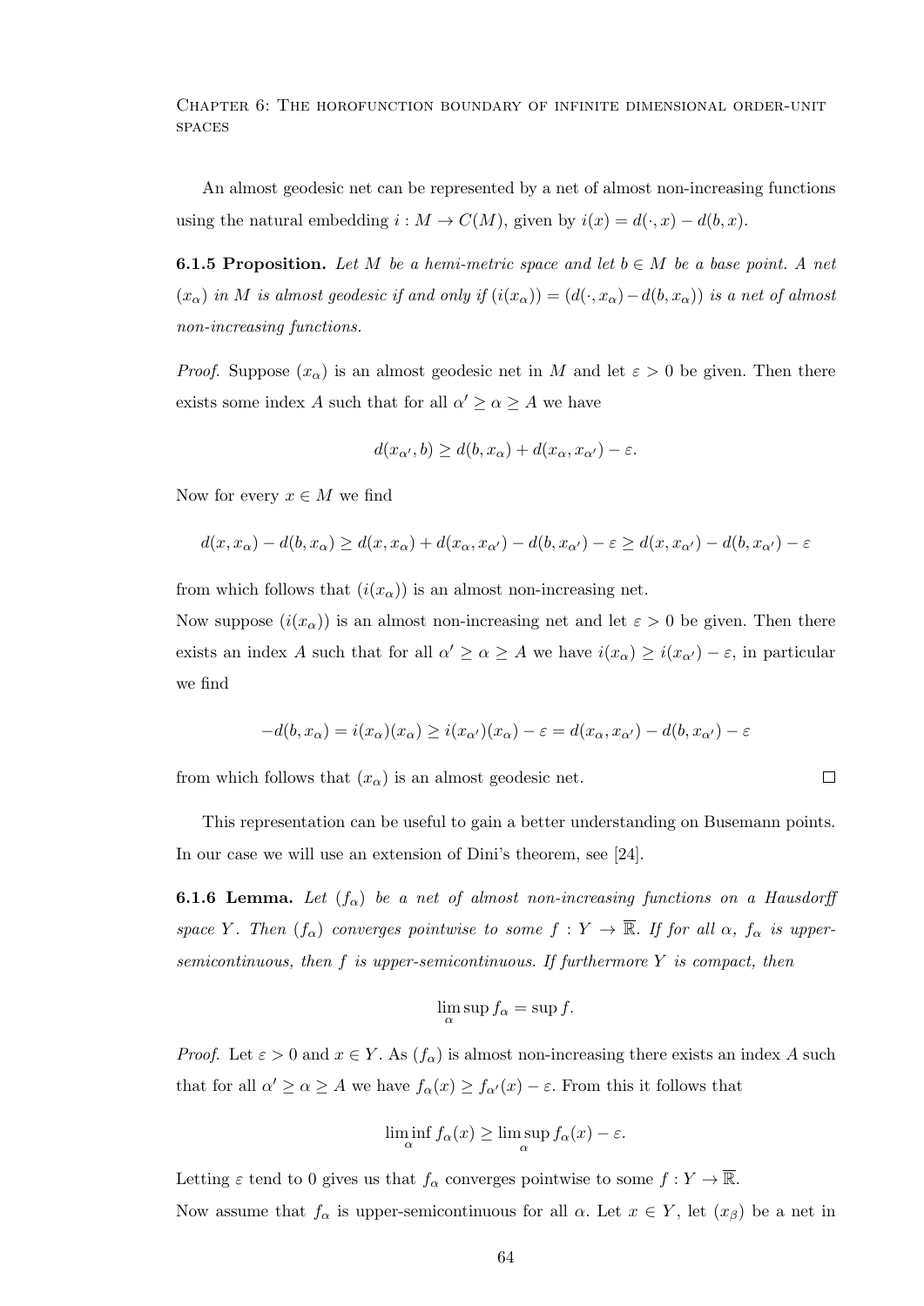An almost geodesic net can be represented by a net of almost non-increasing functions using the natural embedding $i : M \to C(M)$, given by $i(x) = d(\cdot, x) - d(b, x)$.

**6.1.5 Proposition.** *Let $M$ be a hemi-metric space and let $b \in M$ be a base point. A net $(x_\alpha)$ in $M$ is almost geodesic if and only if $(i(x_\alpha)) = (d(\cdot, x_\alpha) - d(b, x_\alpha))$ is a net of almost non-increasing functions.*

*Proof.* Suppose $(x_\alpha)$ is an almost geodesic net in $M$ and let $\varepsilon > 0$ be given. Then there exists some index $A$ such that for all $\alpha' \geq \alpha \geq A$ we have

$$d(x_{\alpha'}, b) \geq d(b, x_\alpha) + d(x_\alpha, x_{\alpha'}) - \varepsilon.$$

Now for every $x \in M$ we find

$$d(x, x_\alpha) - d(b, x_\alpha) \geq d(x, x_\alpha) + d(x_\alpha, x_{\alpha'}) - d(b, x_{\alpha'}) - \varepsilon \geq d(x, x_{\alpha'}) - d(b, x_{\alpha'}) - \varepsilon$$

from which follows that $(i(x_\alpha))$ is an almost non-increasing net.
Now suppose $(i(x_\alpha))$ is an almost non-increasing net and let $\varepsilon > 0$ be given. Then there exists an index $A$ such that for all $\alpha' \geq \alpha \geq A$ we have $i(x_\alpha) \geq i(x_{\alpha'}) - \varepsilon$, in particular we find

$$-d(b, x_\alpha) = i(x_\alpha)(x_\alpha) \geq i(x_{\alpha'})(x_\alpha) - \varepsilon = d(x_\alpha, x_{\alpha'}) - d(b, x_{\alpha'}) - \varepsilon$$

from which follows that $(x_\alpha)$ is an almost geodesic net. $\square$

This representation can be useful to gain a better understanding on Busemann points. In our case we will use an extension of Dini's theorem, see [24].

**6.1.6 Lemma.** *Let $(f_\alpha)$ be a net of almost non-increasing functions on a Hausdorff space $Y$. Then $(f_\alpha)$ converges pointwise to some $f : Y \to \overline{\mathbb{R}}$. If for all $\alpha$, $f_\alpha$ is upper-semicontinuous, then $f$ is upper-semicontinuous. If furthermore $Y$ is compact, then*

$$\limsup_\alpha \sup f_\alpha = \sup f.$$

*Proof.* Let $\varepsilon > 0$ and $x \in Y$. As $(f_\alpha)$ is almost non-increasing there exists an index $A$ such that for all $\alpha' \geq \alpha \geq A$ we have $f_\alpha(x) \geq f_{\alpha'}(x) - \varepsilon$. From this it follows that

$$\liminf_\alpha f_\alpha(x) \geq \limsup_\alpha f_\alpha(x) - \varepsilon.$$

Letting $\varepsilon$ tend to 0 gives us that $f_\alpha$ converges pointwise to some $f : Y \to \overline{\mathbb{R}}$.
Now assume that $f_\alpha$ is upper-semicontinuous for all $\alpha$. Let $x \in Y$, let $(x_\beta)$ be a net in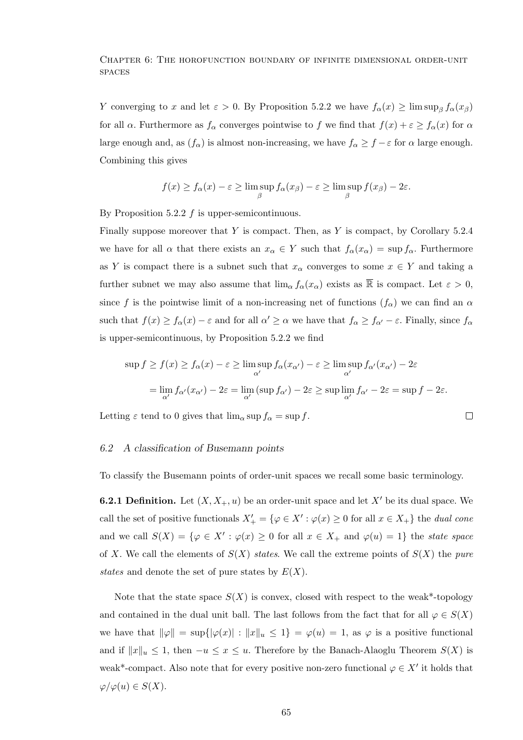$Y$ converging to $x$ and let $\varepsilon > 0$. By Proposition 5.2.2 we have $f_\alpha(x) \geq \limsup_\beta f_\alpha(x_\beta)$ for all $\alpha$. Furthermore as $f_\alpha$ converges pointwise to $f$ we find that $f(x) + \varepsilon \geq f_\alpha(x)$ for $\alpha$ large enough and, as $(f_\alpha)$ is almost non-increasing, we have $f_\alpha \geq f - \varepsilon$ for $\alpha$ large enough. Combining this gives

$$f(x) \geq f_\alpha(x) - \varepsilon \geq \limsup_\beta f_\alpha(x_\beta) - \varepsilon \geq \limsup_\beta f(x_\beta) - 2\varepsilon.$$

By Proposition 5.2.2 $f$ is upper-semicontinuous.

Finally suppose moreover that $Y$ is compact. Then, as $Y$ is compact, by Corollary 5.2.4 we have for all $\alpha$ that there exists an $x_\alpha \in Y$ such that $f_\alpha(x_\alpha) = \sup f_\alpha$. Furthermore as $Y$ is compact there is a subnet such that $x_\alpha$ converges to some $x \in Y$ and taking a further subnet we may also assume that $\lim_\alpha f_\alpha(x_\alpha)$ exists as $\overline{\mathbb{R}}$ is compact. Let $\varepsilon > 0$, since $f$ is the pointwise limit of a non-increasing net of functions $(f_\alpha)$ we can find an $\alpha$ such that $f(x) \geq f_\alpha(x) - \varepsilon$ and for all $\alpha' \geq \alpha$ we have that $f_\alpha \geq f_{\alpha'} - \varepsilon$. Finally, since $f_\alpha$ is upper-semicontinuous, by Proposition 5.2.2 we find

$$\begin{aligned}\sup f \geq f(x) \geq f_\alpha(x) - \varepsilon &\geq \limsup_{\alpha'} f_\alpha(x_{\alpha'}) - \varepsilon \geq \limsup_{\alpha'} f_{\alpha'}(x_{\alpha'}) - 2\varepsilon \\ &= \lim_{\alpha'} f_{\alpha'}(x_{\alpha'}) - 2\varepsilon = \lim_{\alpha'} (\sup f_{\alpha'}) - 2\varepsilon \geq \sup \lim_{\alpha'} f_{\alpha'} - 2\varepsilon = \sup f - 2\varepsilon.\end{aligned}$$

Letting $\varepsilon$ tend to 0 gives that $\lim_\alpha \sup f_\alpha = \sup f$. $\square$

## 6.2 A classification of Busemann points

To classify the Busemann points of order-unit spaces we recall some basic terminology.

**6.2.1 Definition.** Let $(X, X_+, u)$ be an order-unit space and let $X'$ be its dual space. We call the set of positive functionals $X'_+ = \{\varphi \in X' : \varphi(x) \geq 0 \text{ for all } x \in X_+\}$ the *dual cone* and we call $S(X) = \{\varphi \in X' : \varphi(x) \geq 0 \text{ for all } x \in X_+ \text{ and } \varphi(u) = 1\}$ the *state space* of $X$. We call the elements of $S(X)$ *states*. We call the extreme points of $S(X)$ the *pure states* and denote the set of pure states by $E(X)$.

Note that the state space $S(X)$ is convex, closed with respect to the weak*-topology and contained in the dual unit ball. The last follows from the fact that for all $\varphi \in S(X)$ we have that $\|\varphi\| = \sup\{|\varphi(x)| : \|x\|_u \leq 1\} = \varphi(u) = 1$, as $\varphi$ is a positive functional and if $\|x\|_u \leq 1$, then $-u \leq x \leq u$. Therefore by the Banach-Alaoglu Theorem $S(X)$ is weak*-compact. Also note that for every positive non-zero functional $\varphi \in X'$ it holds that $\varphi/\varphi(u) \in S(X)$.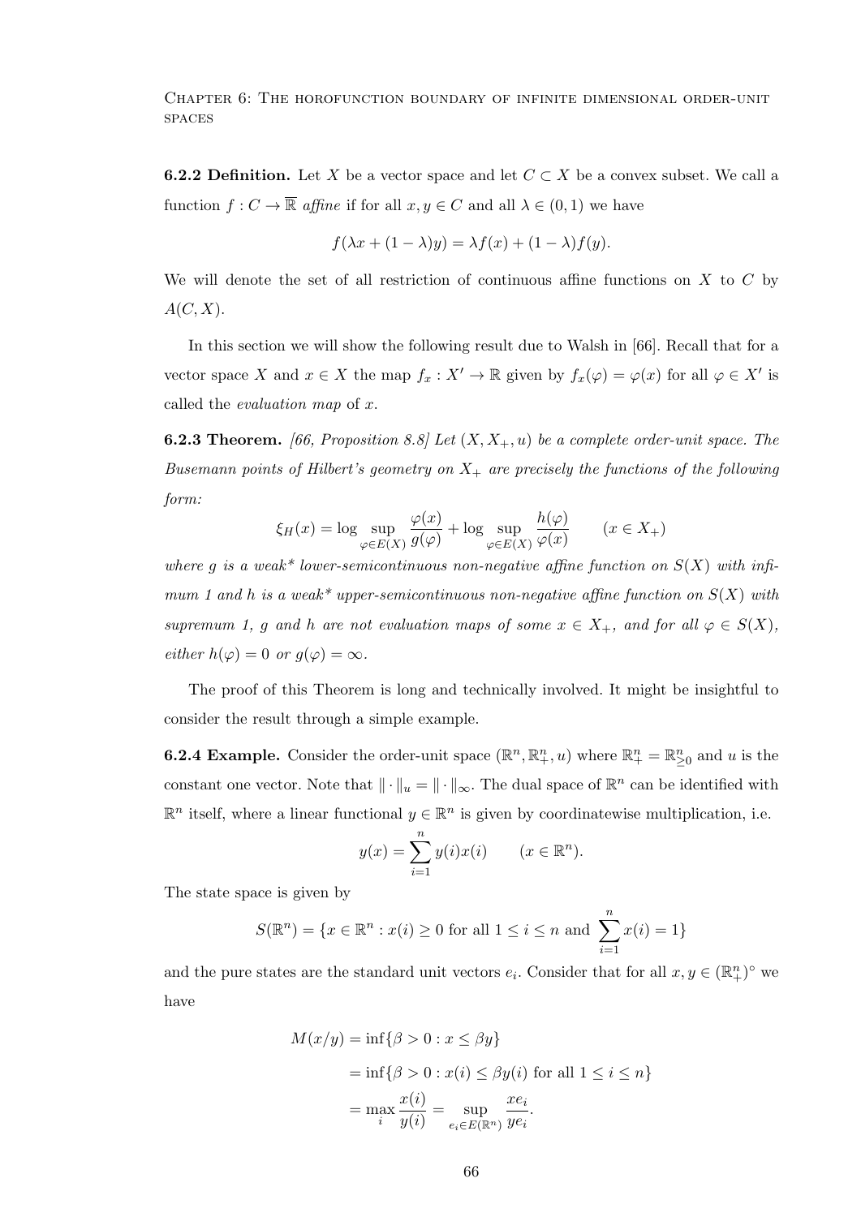**6.2.2 Definition.** Let $X$ be a vector space and let $C \subset X$ be a convex subset. We call a function $f : C \to \overline{\mathbb{R}}$ *affine* if for all $x, y \in C$ and all $\lambda \in (0,1)$ we have

$$f(\lambda x + (1-\lambda)y) = \lambda f(x) + (1-\lambda) f(y).$$

We will denote the set of all restriction of continuous affine functions on $X$ to $C$ by $A(C, X)$.

In this section we will show the following result due to Walsh in [66]. Recall that for a vector space $X$ and $x \in X$ the map $f_x : X' \to \mathbb{R}$ given by $f_x(\varphi) = \varphi(x)$ for all $\varphi \in X'$ is called the *evaluation map* of $x$.

**6.2.3 Theorem.** *[66, Proposition 8.8] Let $(X, X_+, u)$ be a complete order-unit space. The Busemann points of Hilbert's geometry on $X_+$ are precisely the functions of the following form:*

$$\xi_H(x) = \log \sup_{\varphi \in E(X)} \frac{\varphi(x)}{g(\varphi)} + \log \sup_{\varphi \in E(X)} \frac{h(\varphi)}{\varphi(x)} \qquad (x \in X_+)$$

*where $g$ is a weak\* lower-semicontinuous non-negative affine function on $S(X)$ with infimum 1 and $h$ is a weak\* upper-semicontinuous non-negative affine function on $S(X)$ with supremum 1, $g$ and $h$ are not evaluation maps of some $x \in X_+$, and for all $\varphi \in S(X)$, either $h(\varphi) = 0$ or $g(\varphi) = \infty$.*

The proof of this Theorem is long and technically involved. It might be insightful to consider the result through a simple example.

**6.2.4 Example.** Consider the order-unit space $(\mathbb{R}^n, \mathbb{R}^n_+, u)$ where $\mathbb{R}^n_+ = \mathbb{R}^n_{\geq 0}$ and $u$ is the constant one vector. Note that $\|\cdot\|_u = \|\cdot\|_\infty$. The dual space of $\mathbb{R}^n$ can be identified with $\mathbb{R}^n$ itself, where a linear functional $y \in \mathbb{R}^n$ is given by coordinatewise multiplication, i.e.

$$y(x) = \sum_{i=1}^{n} y(i)x(i) \qquad (x \in \mathbb{R}^n).$$

The state space is given by

$$S(\mathbb{R}^n) = \{x \in \mathbb{R}^n : x(i) \geq 0 \text{ for all } 1 \leq i \leq n \text{ and } \sum_{i=1}^{n} x(i) = 1\}$$

and the pure states are the standard unit vectors $e_i$. Consider that for all $x, y \in (\mathbb{R}^n_+)^\circ$ we have

$$\begin{aligned}
M(x/y) &= \inf\{\beta > 0 : x \leq \beta y\} \\
&= \inf\{\beta > 0 : x(i) \leq \beta y(i) \text{ for all } 1 \leq i \leq n\} \\
&= \max_i \frac{x(i)}{y(i)} = \sup_{e_i \in E(\mathbb{R}^n)} \frac{xe_i}{ye_i}.
\end{aligned}$$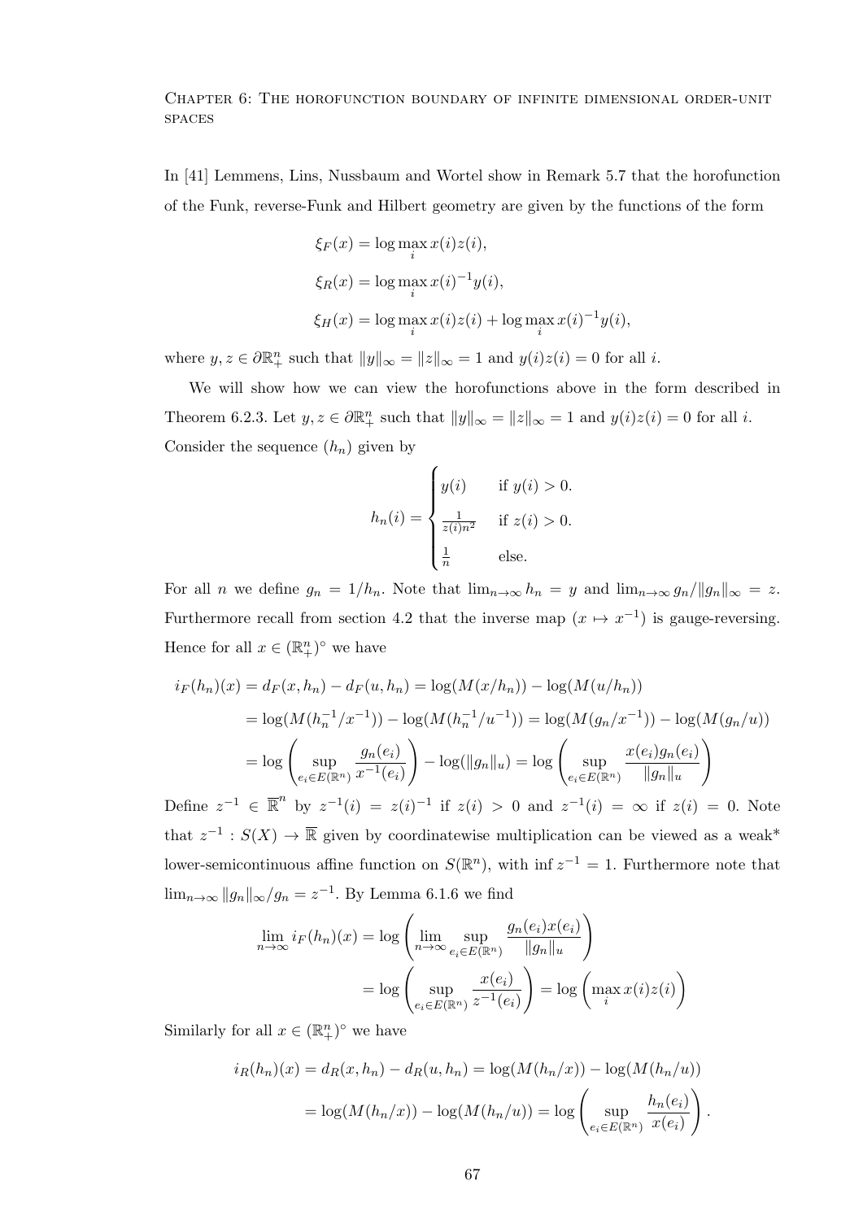In [41] Lemmens, Lins, Nussbaum and Wortel show in Remark 5.7 that the horofunction of the Funk, reverse-Funk and Hilbert geometry are given by the functions of the form

$$\xi_F(x) = \log \max_i x(i)z(i),$$

$$\xi_R(x) = \log \max_i x(i)^{-1}y(i),$$

$$\xi_H(x) = \log \max_i x(i)z(i) + \log \max_i x(i)^{-1}y(i),$$

where $y, z \in \partial\mathbb{R}^n_+$ such that $\|y\|_\infty = \|z\|_\infty = 1$ and $y(i)z(i) = 0$ for all $i$.

We will show how we can view the horofunctions above in the form described in Theorem 6.2.3. Let $y, z \in \partial\mathbb{R}^n_+$ such that $\|y\|_\infty = \|z\|_\infty = 1$ and $y(i)z(i) = 0$ for all $i$. Consider the sequence $(h_n)$ given by

$$h_n(i) = \begin{cases} y(i) & \text{if } y(i) > 0. \\ \frac{1}{z(i)n^2} & \text{if } z(i) > 0. \\ \frac{1}{n} & \text{else.} \end{cases}$$

For all $n$ we define $g_n = 1/h_n$. Note that $\lim_{n\to\infty} h_n = y$ and $\lim_{n\to\infty} g_n/\|g_n\|_\infty = z$. Furthermore recall from section 4.2 that the inverse map $(x \mapsto x^{-1})$ is gauge-reversing. Hence for all $x \in (\mathbb{R}^n_+)^\circ$ we have

$$\begin{aligned}
i_F(h_n)(x) &= d_F(x, h_n) - d_F(u, h_n) = \log(M(x/h_n)) - \log(M(u/h_n)) \\
&= \log(M(h_n^{-1}/x^{-1})) - \log(M(h_n^{-1}/u^{-1})) = \log(M(g_n/x^{-1})) - \log(M(g_n/u)) \\
&= \log\left(\sup_{e_i \in E(\mathbb{R}^n)} \frac{g_n(e_i)}{x^{-1}(e_i)}\right) - \log(\|g_n\|_u) = \log\left(\sup_{e_i \in E(\mathbb{R}^n)} \frac{x(e_i)g_n(e_i)}{\|g_n\|_u}\right)
\end{aligned}$$

Define $z^{-1} \in \overline{\mathbb{R}}^n$ by $z^{-1}(i) = z(i)^{-1}$ if $z(i) > 0$ and $z^{-1}(i) = \infty$ if $z(i) = 0$. Note that $z^{-1} : S(X) \to \overline{\mathbb{R}}$ given by coordinatewise multiplication can be viewed as a weak* lower-semicontinuous affine function on $S(\mathbb{R}^n)$, with $\inf z^{-1} = 1$. Furthermore note that $\lim_{n\to\infty} \|g_n\|_\infty/g_n = z^{-1}$. By Lemma 6.1.6 we find

$$\begin{aligned}
\lim_{n\to\infty} i_F(h_n)(x) &= \log\left(\lim_{n\to\infty} \sup_{e_i \in E(\mathbb{R}^n)} \frac{g_n(e_i)x(e_i)}{\|g_n\|_u}\right) \\
&= \log\left(\sup_{e_i \in E(\mathbb{R}^n)} \frac{x(e_i)}{z^{-1}(e_i)}\right) = \log\left(\max_i x(i)z(i)\right)
\end{aligned}$$

Similarly for all $x \in (\mathbb{R}^n_+)^\circ$ we have

$$\begin{aligned}
i_R(h_n)(x) &= d_R(x, h_n) - d_R(u, h_n) = \log(M(h_n/x)) - \log(M(h_n/u)) \\
&= \log(M(h_n/x)) - \log(M(h_n/u)) = \log\left(\sup_{e_i \in E(\mathbb{R}^n)} \frac{h_n(e_i)}{x(e_i)}\right).
\end{aligned}$$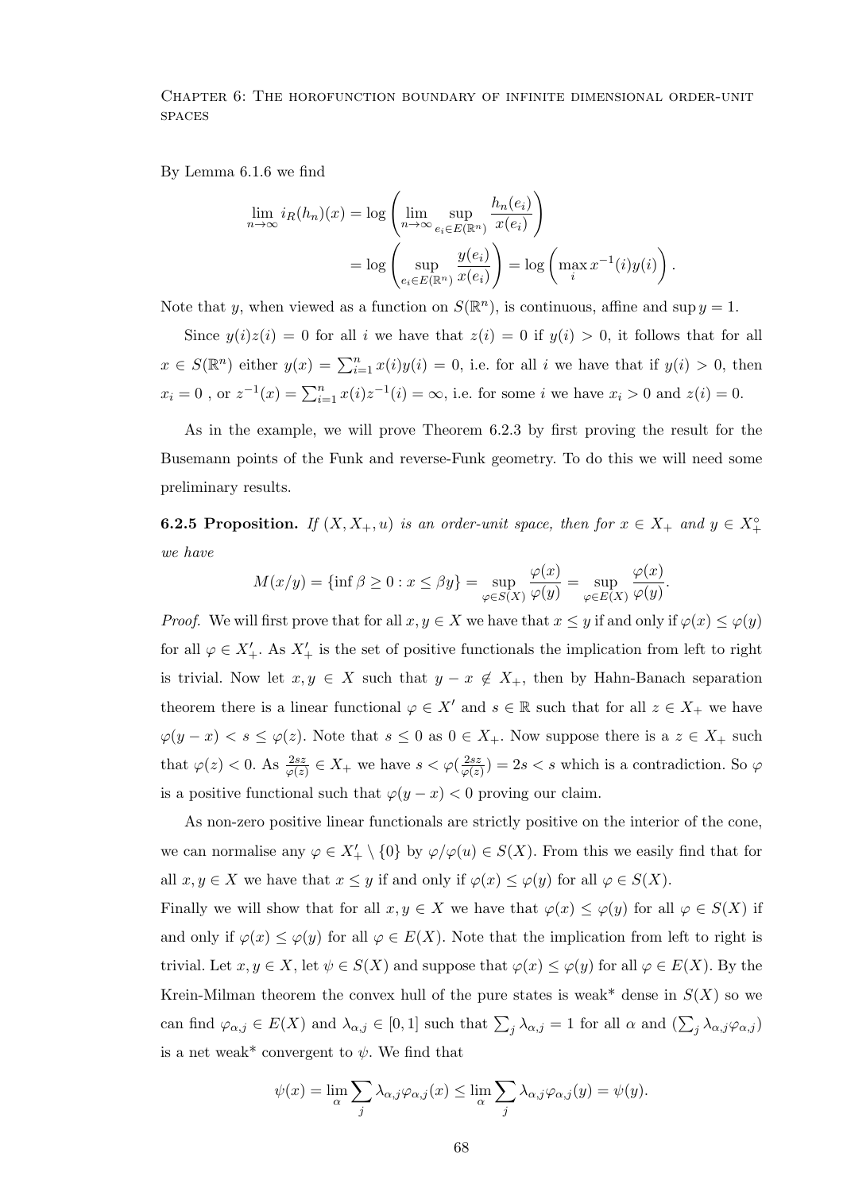By Lemma 6.1.6 we find

$$\lim_{n\to\infty} i_R(h_n)(x) = \log\left(\lim_{n\to\infty}\sup_{e_i\in E(\mathbb{R}^n)}\frac{h_n(e_i)}{x(e_i)}\right)$$
$$= \log\left(\sup_{e_i\in E(\mathbb{R}^n)}\frac{y(e_i)}{x(e_i)}\right) = \log\left(\max_i x^{-1}(i)y(i)\right).$$

Note that $y$, when viewed as a function on $S(\mathbb{R}^n)$, is continuous, affine and $\sup y = 1$.

Since $y(i)z(i) = 0$ for all $i$ we have that $z(i) = 0$ if $y(i) > 0$, it follows that for all $x \in S(\mathbb{R}^n)$ either $y(x) = \sum_{i=1}^n x(i)y(i) = 0$, i.e. for all $i$ we have that if $y(i) > 0$, then $x_i = 0$ , or $z^{-1}(x) = \sum_{i=1}^n x(i)z^{-1}(i) = \infty$, i.e. for some $i$ we have $x_i > 0$ and $z(i) = 0$.

As in the example, we will prove Theorem 6.2.3 by first proving the result for the Busemann points of the Funk and reverse-Funk geometry. To do this we will need some preliminary results.

**6.2.5 Proposition.** *If $(X, X_+, u)$ is an order-unit space, then for $x \in X_+$ and $y \in X_+^\circ$ we have*

$$M(x/y) = \{\inf \beta \geq 0 : x \leq \beta y\} = \sup_{\varphi\in S(X)}\frac{\varphi(x)}{\varphi(y)} = \sup_{\varphi\in E(X)}\frac{\varphi(x)}{\varphi(y)}.$$

*Proof.* We will first prove that for all $x, y \in X$ we have that $x \leq y$ if and only if $\varphi(x) \leq \varphi(y)$ for all $\varphi \in X'_+$. As $X'_+$ is the set of positive functionals the implication from left to right is trivial. Now let $x, y \in X$ such that $y - x \notin X_+$, then by Hahn-Banach separation theorem there is a linear functional $\varphi \in X'$ and $s \in \mathbb{R}$ such that for all $z \in X_+$ we have $\varphi(y - x) < s \leq \varphi(z)$. Note that $s \leq 0$ as $0 \in X_+$. Now suppose there is a $z \in X_+$ such that $\varphi(z) < 0$. As $\frac{2sz}{\varphi(z)} \in X_+$ we have $s < \varphi(\frac{2sz}{\varphi(z)}) = 2s < s$ which is a contradiction. So $\varphi$ is a positive functional such that $\varphi(y - x) < 0$ proving our claim.

As non-zero positive linear functionals are strictly positive on the interior of the cone, we can normalise any $\varphi \in X'_+ \setminus \{0\}$ by $\varphi/\varphi(u) \in S(X)$. From this we easily find that for all $x, y \in X$ we have that $x \leq y$ if and only if $\varphi(x) \leq \varphi(y)$ for all $\varphi \in S(X)$.
Finally we will show that for all $x, y \in X$ we have that $\varphi(x) \leq \varphi(y)$ for all $\varphi \in S(X)$ if and only if $\varphi(x) \leq \varphi(y)$ for all $\varphi \in E(X)$. Note that the implication from left to right is trivial. Let $x, y \in X$, let $\psi \in S(X)$ and suppose that $\varphi(x) \leq \varphi(y)$ for all $\varphi \in E(X)$. By the Krein-Milman theorem the convex hull of the pure states is weak* dense in $S(X)$ so we can find $\varphi_{\alpha,j} \in E(X)$ and $\lambda_{\alpha,j} \in [0, 1]$ such that $\sum_j \lambda_{\alpha,j} = 1$ for all $\alpha$ and $(\sum_j \lambda_{\alpha,j}\varphi_{\alpha,j})$ is a net weak* convergent to $\psi$. We find that

$$\psi(x) = \lim_\alpha \sum_j \lambda_{\alpha,j}\varphi_{\alpha,j}(x) \leq \lim_\alpha \sum_j \lambda_{\alpha,j}\varphi_{\alpha,j}(y) = \psi(y).$$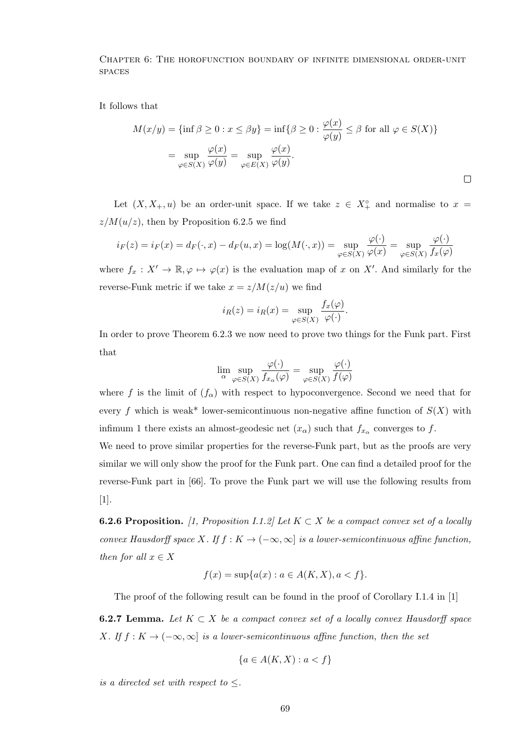It follows that

$$M(x/y) = \{\inf \beta \geq 0 : x \leq \beta y\} = \inf\{\beta \geq 0 : \frac{\varphi(x)}{\varphi(y)} \leq \beta \text{ for all } \varphi \in S(X)\}$$
$$= \sup_{\varphi \in S(X)} \frac{\varphi(x)}{\varphi(y)} = \sup_{\varphi \in E(X)} \frac{\varphi(x)}{\varphi(y)}.$$

□

Let $(X, X_+, u)$ be an order-unit space. If we take $z \in X_+^\circ$ and normalise to $x = z/M(u/z)$, then by Proposition 6.2.5 we find

$$i_F(z) = i_F(x) = d_F(\cdot, x) - d_F(u, x) = \log(M(\cdot, x)) = \sup_{\varphi \in S(X)} \frac{\varphi(\cdot)}{\varphi(x)} = \sup_{\varphi \in S(X)} \frac{\varphi(\cdot)}{f_x(\varphi)}$$

where $f_x : X' \to \mathbb{R}, \varphi \mapsto \varphi(x)$ is the evaluation map of $x$ on $X'$. And similarly for the reverse-Funk metric if we take $x = z/M(z/u)$ we find

$$i_R(z) = i_R(x) = \sup_{\varphi \in S(X)} \frac{f_x(\varphi)}{\varphi(\cdot)}.$$

In order to prove Theorem 6.2.3 we now need to prove two things for the Funk part. First that

$$\lim_\alpha \sup_{\varphi \in S(X)} \frac{\varphi(\cdot)}{f_{x_\alpha}(\varphi)} = \sup_{\varphi \in S(X)} \frac{\varphi(\cdot)}{f(\varphi)}$$

where $f$ is the limit of $(f_\alpha)$ with respect to hypoconvergence. Second we need that for every $f$ which is weak* lower-semicontinuous non-negative affine function of $S(X)$ with infimum 1 there exists an almost-geodesic net $(x_\alpha)$ such that $f_{x_\alpha}$ converges to $f$.

We need to prove similar properties for the reverse-Funk part, but as the proofs are very similar we will only show the proof for the Funk part. One can find a detailed proof for the reverse-Funk part in [66]. To prove the Funk part we will use the following results from [1].

**6.2.6 Proposition.** *[1, Proposition I.1.2] Let $K \subset X$ be a compact convex set of a locally convex Hausdorff space $X$. If $f : K \to (-\infty, \infty]$ is a lower-semicontinuous affine function, then for all $x \in X$*

$$f(x) = \sup\{a(x) : a \in A(K, X), a < f\}.$$

The proof of the following result can be found in the proof of Corollary I.1.4 in [1]

**6.2.7 Lemma.** *Let $K \subset X$ be a compact convex set of a locally convex Hausdorff space $X$. If $f : K \to (-\infty, \infty]$ is a lower-semicontinuous affine function, then the set*

$$\{a \in A(K, X) : a < f\}$$

*is a directed set with respect to $\leq$.*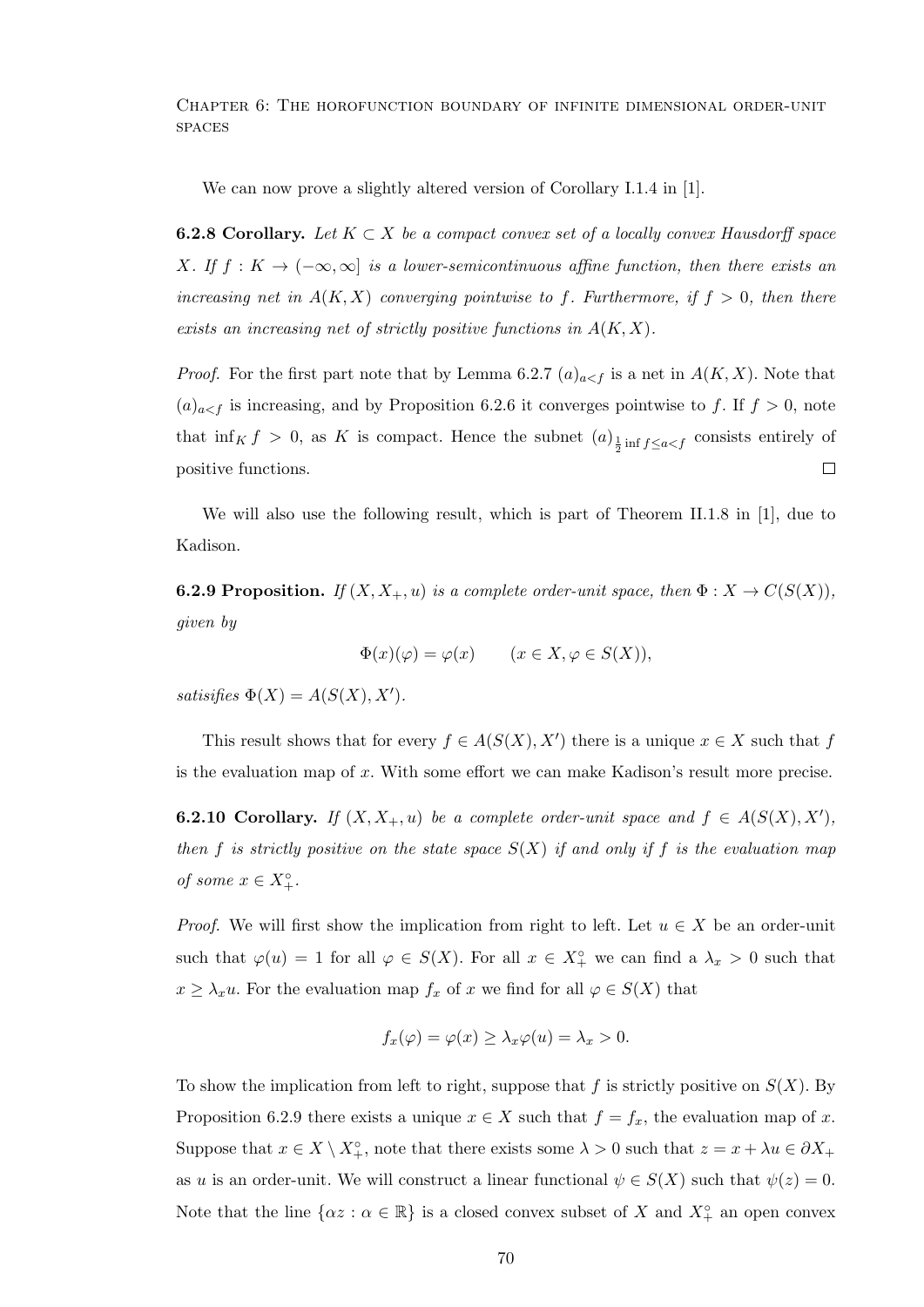We can now prove a slightly altered version of Corollary I.1.4 in [1].

**6.2.8 Corollary.** *Let $K \subset X$ be a compact convex set of a locally convex Hausdorff space $X$. If $f : K \to (-\infty, \infty]$ is a lower-semicontinuous affine function, then there exists an increasing net in $A(K, X)$ converging pointwise to $f$. Furthermore, if $f > 0$, then there exists an increasing net of strictly positive functions in $A(K, X)$.*

*Proof.* For the first part note that by Lemma 6.2.7 $(a)_{a<f}$ is a net in $A(K, X)$. Note that $(a)_{a<f}$ is increasing, and by Proposition 6.2.6 it converges pointwise to $f$. If $f > 0$, note that $\inf_K f > 0$, as $K$ is compact. Hence the subnet $(a)_{\frac{1}{2}\inf f \leq a < f}$ consists entirely of positive functions. □

We will also use the following result, which is part of Theorem II.1.8 in [1], due to Kadison.

**6.2.9 Proposition.** *If $(X, X_+, u)$ is a complete order-unit space, then $\Phi : X \to C(S(X))$, given by*

$$\Phi(x)(\varphi) = \varphi(x) \qquad (x \in X, \varphi \in S(X)),$$

*satisfies $\Phi(X) = A(S(X), X')$.*

This result shows that for every $f \in A(S(X), X')$ there is a unique $x \in X$ such that $f$ is the evaluation map of $x$. With some effort we can make Kadison's result more precise.

**6.2.10 Corollary.** *If $(X, X_+, u)$ be a complete order-unit space and $f \in A(S(X), X')$, then $f$ is strictly positive on the state space $S(X)$ if and only if $f$ is the evaluation map of some $x \in X_+^\circ$.*

*Proof.* We will first show the implication from right to left. Let $u \in X$ be an order-unit such that $\varphi(u) = 1$ for all $\varphi \in S(X)$. For all $x \in X_+^\circ$ we can find a $\lambda_x > 0$ such that $x \geq \lambda_x u$. For the evaluation map $f_x$ of $x$ we find for all $\varphi \in S(X)$ that

$$f_x(\varphi) = \varphi(x) \geq \lambda_x \varphi(u) = \lambda_x > 0.$$

To show the implication from left to right, suppose that $f$ is strictly positive on $S(X)$. By Proposition 6.2.9 there exists a unique $x \in X$ such that $f = f_x$, the evaluation map of $x$. Suppose that $x \in X \setminus X_+^\circ$, note that there exists some $\lambda > 0$ such that $z = x + \lambda u \in \partial X_+$ as $u$ is an order-unit. We will construct a linear functional $\psi \in S(X)$ such that $\psi(z) = 0$. Note that the line $\{\alpha z : \alpha \in \mathbb{R}\}$ is a closed convex subset of $X$ and $X_+^\circ$ an open convex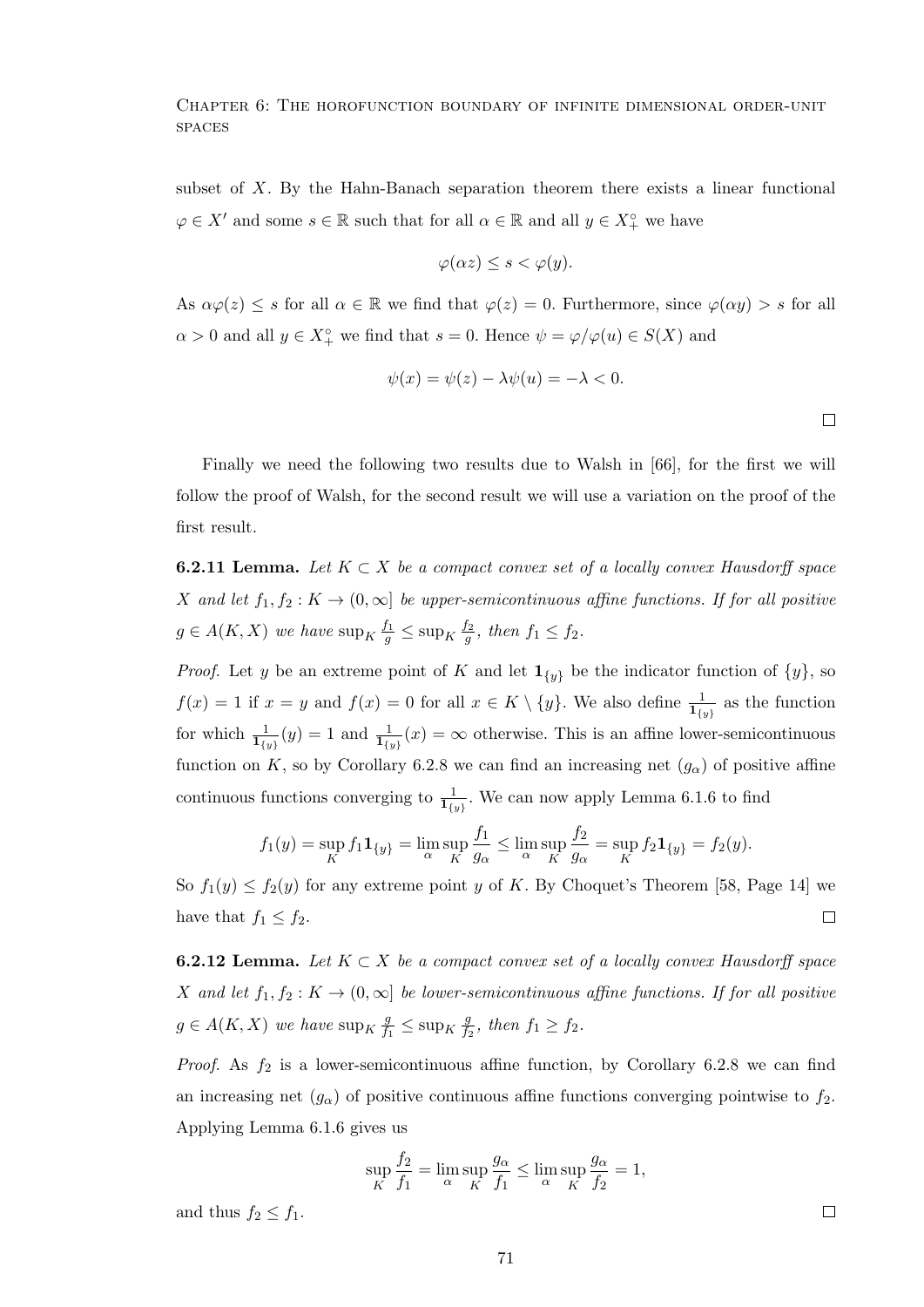subset of $X$. By the Hahn-Banach separation theorem there exists a linear functional $\varphi \in X'$ and some $s \in \mathbb{R}$ such that for all $\alpha \in \mathbb{R}$ and all $y \in X_+^\circ$ we have

$$\varphi(\alpha z) \leq s < \varphi(y).$$

As $\alpha\varphi(z) \leq s$ for all $\alpha \in \mathbb{R}$ we find that $\varphi(z) = 0$. Furthermore, since $\varphi(\alpha y) > s$ for all $\alpha > 0$ and all $y \in X_+^\circ$ we find that $s = 0$. Hence $\psi = \varphi/\varphi(u) \in S(X)$ and

$$\psi(x) = \psi(z) - \lambda\psi(u) = -\lambda < 0.$$

□

Finally we need the following two results due to Walsh in [66], for the first we will follow the proof of Walsh, for the second result we will use a variation on the proof of the first result.

**6.2.11 Lemma.** *Let $K \subset X$ be a compact convex set of a locally convex Hausdorff space $X$ and let $f_1, f_2 : K \to (0, \infty]$ be upper-semicontinuous affine functions. If for all positive $g \in A(K, X)$ we have $\sup_K \frac{f_1}{g} \leq \sup_K \frac{f_2}{g}$, then $f_1 \leq f_2$.*

*Proof.* Let $y$ be an extreme point of $K$ and let $\mathbf{1}_{\{y\}}$ be the indicator function of $\{y\}$, so $f(x) = 1$ if $x = y$ and $f(x) = 0$ for all $x \in K \setminus \{y\}$. We also define $\frac{1}{\mathbf{1}_{\{y\}}}$ as the function for which $\frac{1}{\mathbf{1}_{\{y\}}}(y) = 1$ and $\frac{1}{\mathbf{1}_{\{y\}}}(x) = \infty$ otherwise. This is an affine lower-semicontinuous function on $K$, so by Corollary 6.2.8 we can find an increasing net $(g_\alpha)$ of positive affine continuous functions converging to $\frac{1}{\mathbf{1}_{\{y\}}}$. We can now apply Lemma 6.1.6 to find

$$f_1(y) = \sup_K f_1\mathbf{1}_{\{y\}} = \lim_\alpha \sup_K \frac{f_1}{g_\alpha} \leq \lim_\alpha \sup_K \frac{f_2}{g_\alpha} = \sup_K f_2\mathbf{1}_{\{y\}} = f_2(y).$$

So $f_1(y) \leq f_2(y)$ for any extreme point $y$ of $K$. By Choquet's Theorem [58, Page 14] we have that $f_1 \leq f_2$. □

**6.2.12 Lemma.** *Let $K \subset X$ be a compact convex set of a locally convex Hausdorff space $X$ and let $f_1, f_2 : K \to (0, \infty]$ be lower-semicontinuous affine functions. If for all positive $g \in A(K, X)$ we have $\sup_K \frac{g}{f_1} \leq \sup_K \frac{g}{f_2}$, then $f_1 \geq f_2$.*

*Proof.* As $f_2$ is a lower-semicontinuous affine function, by Corollary 6.2.8 we can find an increasing net $(g_\alpha)$ of positive continuous affine functions converging pointwise to $f_2$. Applying Lemma 6.1.6 gives us

$$\sup_K \frac{f_2}{f_1} = \lim_\alpha \sup_K \frac{g_\alpha}{f_1} \leq \lim_\alpha \sup_K \frac{g_\alpha}{f_2} = 1,$$

and thus $f_2 \leq f_1$. □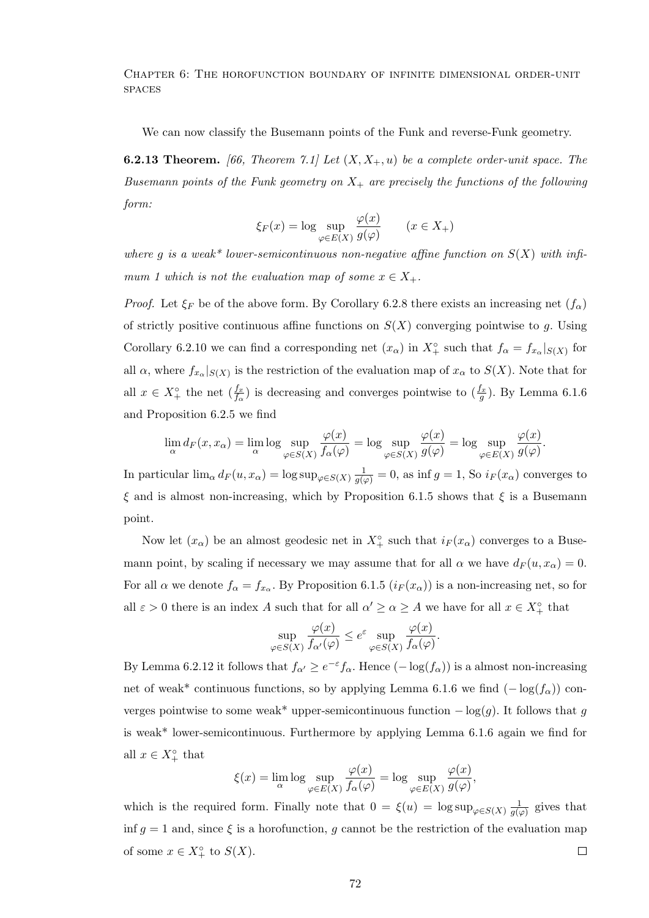We can now classify the Busemann points of the Funk and reverse-Funk geometry.

**6.2.13 Theorem.** *[66, Theorem 7.1] Let $(X, X_+, u)$ be a complete order-unit space. The Busemann points of the Funk geometry on $X_+$ are precisely the functions of the following form:*

$$\xi_F(x) = \log \sup_{\varphi \in E(X)} \frac{\varphi(x)}{g(\varphi)} \qquad (x \in X_+)$$

*where $g$ is a weak\* lower-semicontinuous non-negative affine function on $S(X)$ with infimum 1 which is not the evaluation map of some $x \in X_+$.*

*Proof.* Let $\xi_F$ be of the above form. By Corollary 6.2.8 there exists an increasing net $(f_\alpha)$ of strictly positive continuous affine functions on $S(X)$ converging pointwise to $g$. Using Corollary 6.2.10 we can find a corresponding net $(x_\alpha)$ in $X_+^\circ$ such that $f_\alpha = f_{x_\alpha}|_{S(X)}$ for all $\alpha$, where $f_{x_\alpha}|_{S(X)}$ is the restriction of the evaluation map of $x_\alpha$ to $S(X)$. Note that for all $x \in X_+^\circ$ the net $(\frac{f_x}{f_\alpha})$ is decreasing and converges pointwise to $(\frac{f_x}{g})$. By Lemma 6.1.6 and Proposition 6.2.5 we find

$$\lim_\alpha d_F(x, x_\alpha) = \lim_\alpha \log \sup_{\varphi \in S(X)} \frac{\varphi(x)}{f_\alpha(\varphi)} = \log \sup_{\varphi \in S(X)} \frac{\varphi(x)}{g(\varphi)} = \log \sup_{\varphi \in E(X)} \frac{\varphi(x)}{g(\varphi)}.$$

In particular $\lim_\alpha d_F(u, x_\alpha) = \log \sup_{\varphi \in S(X)} \frac{1}{g(\varphi)} = 0$, as $\inf g = 1$, So $i_F(x_\alpha)$ converges to $\xi$ and is almost non-increasing, which by Proposition 6.1.5 shows that $\xi$ is a Busemann point.

Now let $(x_\alpha)$ be an almost geodesic net in $X_+^\circ$ such that $i_F(x_\alpha)$ converges to a Busemann point, by scaling if necessary we may assume that for all $\alpha$ we have $d_F(u, x_\alpha) = 0$. For all $\alpha$ we denote $f_\alpha = f_{x_\alpha}$. By Proposition 6.1.5 $(i_F(x_\alpha))$ is a non-increasing net, so for all $\varepsilon > 0$ there is an index $A$ such that for all $\alpha' \geq \alpha \geq A$ we have for all $x \in X_+^\circ$ that

$$\sup_{\varphi \in S(X)} \frac{\varphi(x)}{f_{\alpha'}(\varphi)} \leq e^\varepsilon \sup_{\varphi \in S(X)} \frac{\varphi(x)}{f_\alpha(\varphi)}.$$

By Lemma 6.2.12 it follows that $f_{\alpha'} \geq e^{-\varepsilon} f_\alpha$. Hence $(-\log(f_\alpha))$ is a almost non-increasing net of weak\* continuous functions, so by applying Lemma 6.1.6 we find $(-\log(f_\alpha))$ converges pointwise to some weak\* upper-semicontinuous function $-\log(g)$. It follows that $g$ is weak\* lower-semicontinuous. Furthermore by applying Lemma 6.1.6 again we find for all $x \in X_+^\circ$ that

$$\xi(x) = \lim_\alpha \log \sup_{\varphi \in E(X)} \frac{\varphi(x)}{f_\alpha(\varphi)} = \log \sup_{\varphi \in E(X)} \frac{\varphi(x)}{g(\varphi)},$$

which is the required form. Finally note that $0 = \xi(u) = \log \sup_{\varphi \in S(X)} \frac{1}{g(\varphi)}$ gives that $\inf g = 1$ and, since $\xi$ is a horofunction, $g$ cannot be the restriction of the evaluation map of some $x \in X_+^\circ$ to $S(X)$. $\square$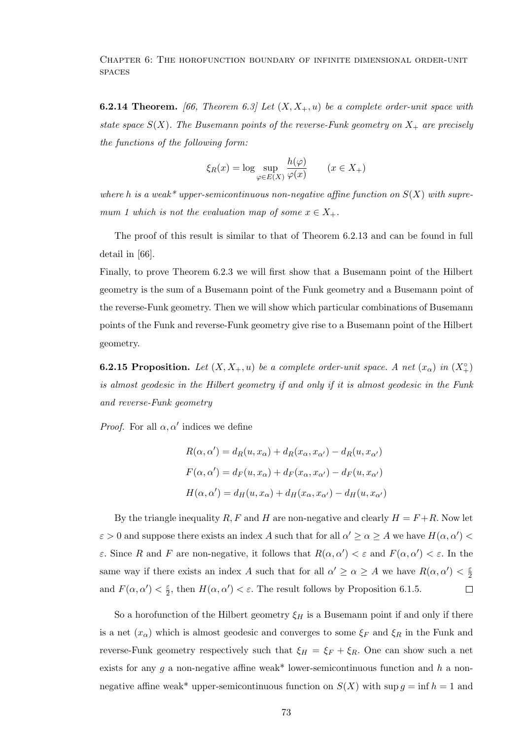**6.2.14 Theorem.** *[66, Theorem 6.3] Let $(X, X_+, u)$ be a complete order-unit space with state space $S(X)$. The Busemann points of the reverse-Funk geometry on $X_+$ are precisely the functions of the following form:*

$$\xi_R(x) = \log \sup_{\varphi \in E(X)} \frac{h(\varphi)}{\varphi(x)} \qquad (x \in X_+)$$

*where $h$ is a weak\* upper-semicontinuous non-negative affine function on $S(X)$ with supremum 1 which is not the evaluation map of some $x \in X_+$.*

The proof of this result is similar to that of Theorem 6.2.13 and can be found in full detail in [66].

Finally, to prove Theorem 6.2.3 we will first show that a Busemann point of the Hilbert geometry is the sum of a Busemann point of the Funk geometry and a Busemann point of the reverse-Funk geometry. Then we will show which particular combinations of Busemann points of the Funk and reverse-Funk geometry give rise to a Busemann point of the Hilbert geometry.

**6.2.15 Proposition.** *Let $(X, X_+, u)$ be a complete order-unit space. A net $(x_\alpha)$ in $(X_+^\circ)$ is almost geodesic in the Hilbert geometry if and only if it is almost geodesic in the Funk and reverse-Funk geometry*

*Proof.* For all $\alpha, \alpha'$ indices we define

$$R(\alpha, \alpha') = d_R(u, x_\alpha) + d_R(x_\alpha, x_{\alpha'}) - d_R(u, x_{\alpha'})$$

$$F(\alpha, \alpha') = d_F(u, x_\alpha) + d_F(x_\alpha, x_{\alpha'}) - d_F(u, x_{\alpha'})$$

$$H(\alpha, \alpha') = d_H(u, x_\alpha) + d_H(x_\alpha, x_{\alpha'}) - d_H(u, x_{\alpha'})$$

By the triangle inequality $R, F$ and $H$ are non-negative and clearly $H = F + R$. Now let $\varepsilon > 0$ and suppose there exists an index $A$ such that for all $\alpha' \geq \alpha \geq A$ we have $H(\alpha, \alpha') < \varepsilon$. Since $R$ and $F$ are non-negative, it follows that $R(\alpha, \alpha') < \varepsilon$ and $F(\alpha, \alpha') < \varepsilon$. In the same way if there exists an index $A$ such that for all $\alpha' \geq \alpha \geq A$ we have $R(\alpha, \alpha') < \frac{\varepsilon}{2}$ and $F(\alpha, \alpha') < \frac{\varepsilon}{2}$, then $H(\alpha, \alpha') < \varepsilon$. The result follows by Proposition 6.1.5. $\square$

So a horofunction of the Hilbert geometry $\xi_H$ is a Busemann point if and only if there is a net $(x_\alpha)$ which is almost geodesic and converges to some $\xi_F$ and $\xi_R$ in the Funk and reverse-Funk geometry respectively such that $\xi_H = \xi_F + \xi_R$. One can show such a net exists for any $g$ a non-negative affine weak\* lower-semicontinuous function and $h$ a non-negative affine weak\* upper-semicontinuous function on $S(X)$ with $\sup g = \inf h = 1$ and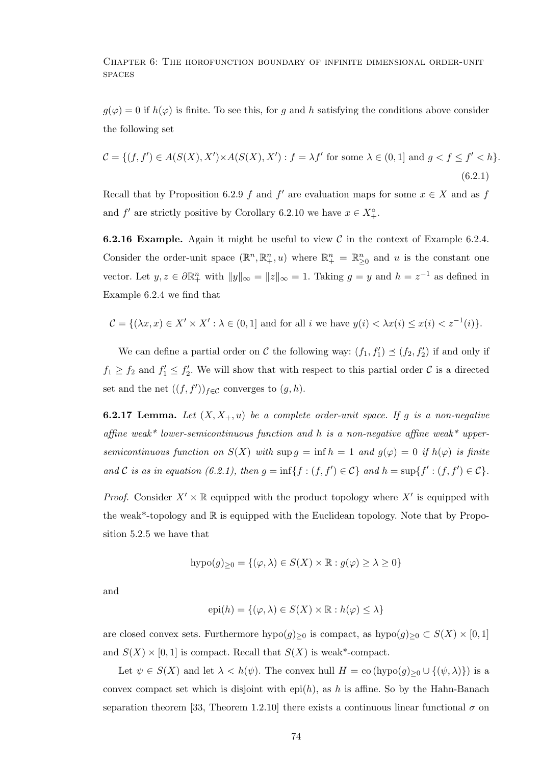$g(\varphi) = 0$ if $h(\varphi)$ is finite. To see this, for $g$ and $h$ satisfying the conditions above consider the following set

$$\mathcal{C} = \{(f, f') \in A(S(X), X') \times A(S(X), X') : f = \lambda f' \text{ for some } \lambda \in (0, 1] \text{ and } g < f \leq f' < h\}. \tag{6.2.1}$$

Recall that by Proposition 6.2.9 $f$ and $f'$ are evaluation maps for some $x \in X$ and as $f$ and $f'$ are strictly positive by Corollary 6.2.10 we have $x \in X_+^\circ$.

**6.2.16 Example.** Again it might be useful to view $\mathcal{C}$ in the context of Example 6.2.4. Consider the order-unit space $(\mathbb{R}^n, \mathbb{R}^n_+, u)$ where $\mathbb{R}^n_+ = \mathbb{R}^n_{\geq 0}$ and $u$ is the constant one vector. Let $y, z \in \partial \mathbb{R}^n_+$ with $\|y\|_\infty = \|z\|_\infty = 1$. Taking $g = y$ and $h = z^{-1}$ as defined in Example 6.2.4 we find that

$$\mathcal{C} = \{(\lambda x, x) \in X' \times X' : \lambda \in (0, 1] \text{ and for all } i \text{ we have } y(i) < \lambda x(i) \leq x(i) < z^{-1}(i)\}.$$

We can define a partial order on $\mathcal{C}$ the following way: $(f_1, f_1') \preceq (f_2, f_2')$ if and only if $f_1 \geq f_2$ and $f_1' \leq f_2'$. We will show that with respect to this partial order $\mathcal{C}$ is a directed set and the net $((f, f'))_{f \in \mathcal{C}}$ converges to $(g, h)$.

**6.2.17 Lemma.** *Let $(X, X_+, u)$ be a complete order-unit space. If $g$ is a non-negative affine weak\* lower-semicontinuous function and $h$ is a non-negative affine weak\* upper-semicontinuous function on $S(X)$ with $\sup g = \inf h = 1$ and $g(\varphi) = 0$ if $h(\varphi)$ is finite and $\mathcal{C}$ is as in equation (6.2.1), then $g = \inf\{f : (f, f') \in \mathcal{C}\}$ and $h = \sup\{f' : (f, f') \in \mathcal{C}\}$.*

*Proof.* Consider $X' \times \mathbb{R}$ equipped with the product topology where $X'$ is equipped with the weak\*-topology and $\mathbb{R}$ is equipped with the Euclidean topology. Note that by Proposition 5.2.5 we have that

$$\text{hypo}(g)_{\geq 0} = \{(\varphi, \lambda) \in S(X) \times \mathbb{R} : g(\varphi) \geq \lambda \geq 0\}$$

and

$$\text{epi}(h) = \{(\varphi, \lambda) \in S(X) \times \mathbb{R} : h(\varphi) \leq \lambda\}$$

are closed convex sets. Furthermore $\text{hypo}(g)_{\geq 0}$ is compact, as $\text{hypo}(g)_{\geq 0} \subset S(X) \times [0, 1]$ and $S(X) \times [0, 1]$ is compact. Recall that $S(X)$ is weak\*-compact.

Let $\psi \in S(X)$ and let $\lambda < h(\psi)$. The convex hull $H = \text{co}\,(\text{hypo}(g)_{\geq 0} \cup \{(\psi, \lambda)\})$ is a convex compact set which is disjoint with $\text{epi}(h)$, as $h$ is affine. So by the Hahn-Banach separation theorem [33, Theorem 1.2.10] there exists a continuous linear functional $\sigma$ on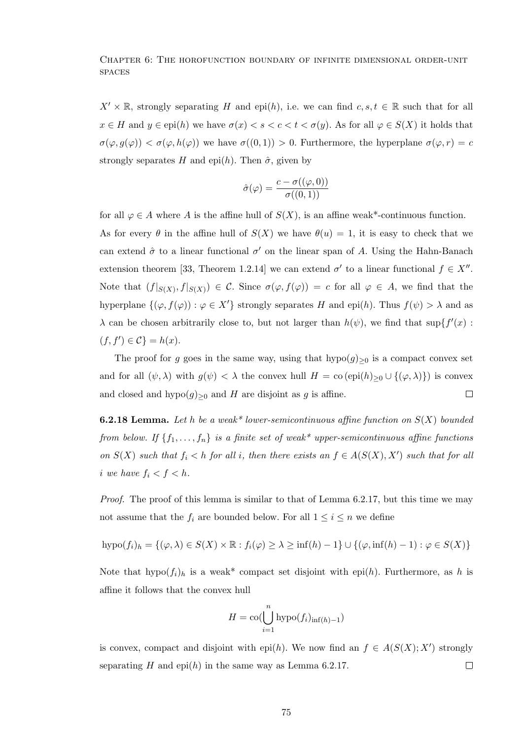$X' \times \mathbb{R}$, strongly separating $H$ and $\text{epi}(h)$, i.e. we can find $c, s, t \in \mathbb{R}$ such that for all $x \in H$ and $y \in \text{epi}(h)$ we have $\sigma(x) < s < c < t < \sigma(y)$. As for all $\varphi \in S(X)$ it holds that $\sigma(\varphi, g(\varphi)) < \sigma(\varphi, h(\varphi))$ we have $\sigma((0,1)) > 0$. Furthermore, the hyperplane $\sigma(\varphi, r) = c$ strongly separates $H$ and $\text{epi}(h)$. Then $\hat{\sigma}$, given by

$$\hat{\sigma}(\varphi) = \frac{c - \sigma((\varphi, 0))}{\sigma((0,1))}$$

for all $\varphi \in A$ where $A$ is the affine hull of $S(X)$, is an affine weak*-continuous function. As for every $\theta$ in the affine hull of $S(X)$ we have $\theta(u) = 1$, it is easy to check that we can extend $\hat{\sigma}$ to a linear functional $\sigma'$ on the linear span of $A$. Using the Hahn-Banach extension theorem [33, Theorem 1.2.14] we can extend $\sigma'$ to a linear functional $f \in X''$. Note that $(f|_{S(X)}, f|_{S(X)}) \in \mathcal{C}$. Since $\sigma(\varphi, f(\varphi)) = c$ for all $\varphi \in A$, we find that the hyperplane $\{(\varphi, f(\varphi)) : \varphi \in X'\}$ strongly separates $H$ and $\text{epi}(h)$. Thus $f(\psi) > \lambda$ and as $\lambda$ can be chosen arbitrarily close to, but not larger than $h(\psi)$, we find that $\sup\{f'(x) : (f, f') \in \mathcal{C}\} = h(x)$.

The proof for $g$ goes in the same way, using that $\text{hypo}(g)_{\geq 0}$ is a compact convex set and for all $(\psi, \lambda)$ with $g(\psi) < \lambda$ the convex hull $H = \text{co}\,(\text{epi}(h)_{\geq 0} \cup \{(\varphi, \lambda)\})$ is convex and closed and $\text{hypo}(g)_{\geq 0}$ and $H$ are disjoint as $g$ is affine. $\square$

**6.2.18 Lemma.** *Let $h$ be a weak\* lower-semicontinuous affine function on $S(X)$ bounded from below. If $\{f_1, \ldots, f_n\}$ is a finite set of weak\* upper-semicontinuous affine functions on $S(X)$ such that $f_i < h$ for all $i$, then there exists an $f \in A(S(X), X')$ such that for all $i$ we have $f_i < f < h$.*

*Proof.* The proof of this lemma is similar to that of Lemma 6.2.17, but this time we may not assume that the $f_i$ are bounded below. For all $1 \leq i \leq n$ we define

$$\text{hypo}(f_i)_h = \{(\varphi, \lambda) \in S(X) \times \mathbb{R} : f_i(\varphi) \geq \lambda \geq \inf(h) - 1\} \cup \{(\varphi, \inf(h) - 1) : \varphi \in S(X)\}$$

Note that $\text{hypo}(f_i)_h$ is a weak* compact set disjoint with $\text{epi}(h)$. Furthermore, as $h$ is affine it follows that the convex hull

$$H = \text{co}(\bigcup_{i=1}^{n} \text{hypo}(f_i)_{\inf(h)-1})$$

is convex, compact and disjoint with $\text{epi}(h)$. We now find an $f \in A(S(X); X')$ strongly separating $H$ and $\text{epi}(h)$ in the same way as Lemma 6.2.17. $\square$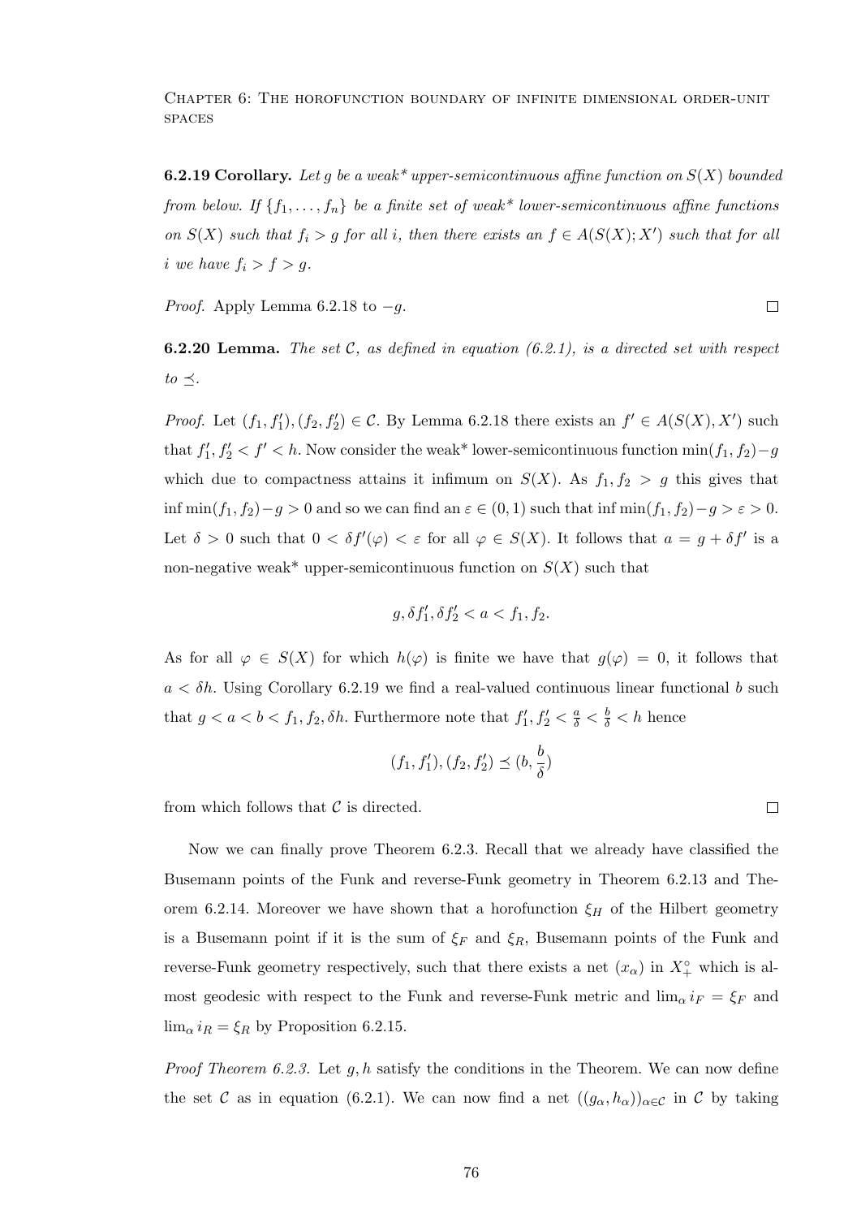**6.2.19 Corollary.** *Let $g$ be a weak\* upper-semicontinuous affine function on $S(X)$ bounded from below. If $\{f_1, \dots, f_n\}$ be a finite set of weak\* lower-semicontinuous affine functions on $S(X)$ such that $f_i > g$ for all $i$, then there exists an $f \in A(S(X); X')$ such that for all $i$ we have $f_i > f > g$.*

*Proof.* Apply Lemma 6.2.18 to $-g$. □

**6.2.20 Lemma.** *The set $\mathcal{C}$, as defined in equation (6.2.1), is a directed set with respect to $\preceq$.*

*Proof.* Let $(f_1, f_1'), (f_2, f_2') \in \mathcal{C}$. By Lemma 6.2.18 there exists an $f' \in A(S(X), X')$ such that $f_1', f_2' < f' < h$. Now consider the weak\* lower-semicontinuous function $\min(f_1, f_2) - g$ which due to compactness attains it infimum on $S(X)$. As $f_1, f_2 > g$ this gives that $\inf \min(f_1, f_2) - g > 0$ and so we can find an $\varepsilon \in (0,1)$ such that $\inf \min(f_1, f_2) - g > \varepsilon > 0$. Let $\delta > 0$ such that $0 < \delta f'(\varphi) < \varepsilon$ for all $\varphi \in S(X)$. It follows that $a = g + \delta f'$ is a non-negative weak\* upper-semicontinuous function on $S(X)$ such that

$$g, \delta f_1', \delta f_2' < a < f_1, f_2.$$

As for all $\varphi \in S(X)$ for which $h(\varphi)$ is finite we have that $g(\varphi) = 0$, it follows that $a < \delta h$. Using Corollary 6.2.19 we find a real-valued continuous linear functional $b$ such that $g < a < b < f_1, f_2, \delta h$. Furthermore note that $f_1', f_2' < \frac{a}{\delta} < \frac{b}{\delta} < h$ hence

$$(f_1, f_1'), (f_2, f_2') \preceq (b, \frac{b}{\delta})$$

from which follows that $\mathcal{C}$ is directed. □

Now we can finally prove Theorem 6.2.3. Recall that we already have classified the Busemann points of the Funk and reverse-Funk geometry in Theorem 6.2.13 and Theorem 6.2.14. Moreover we have shown that a horofunction $\xi_H$ of the Hilbert geometry is a Busemann point if it is the sum of $\xi_F$ and $\xi_R$, Busemann points of the Funk and reverse-Funk geometry respectively, such that there exists a net $(x_\alpha)$ in $X_+^\circ$ which is almost geodesic with respect to the Funk and reverse-Funk metric and $\lim_\alpha i_F = \xi_F$ and $\lim_\alpha i_R = \xi_R$ by Proposition 6.2.15.

*Proof Theorem 6.2.3.* Let $g, h$ satisfy the conditions in the Theorem. We can now define the set $\mathcal{C}$ as in equation (6.2.1). We can now find a net $((g_\alpha, h_\alpha))_{\alpha \in \mathcal{C}}$ in $\mathcal{C}$ by taking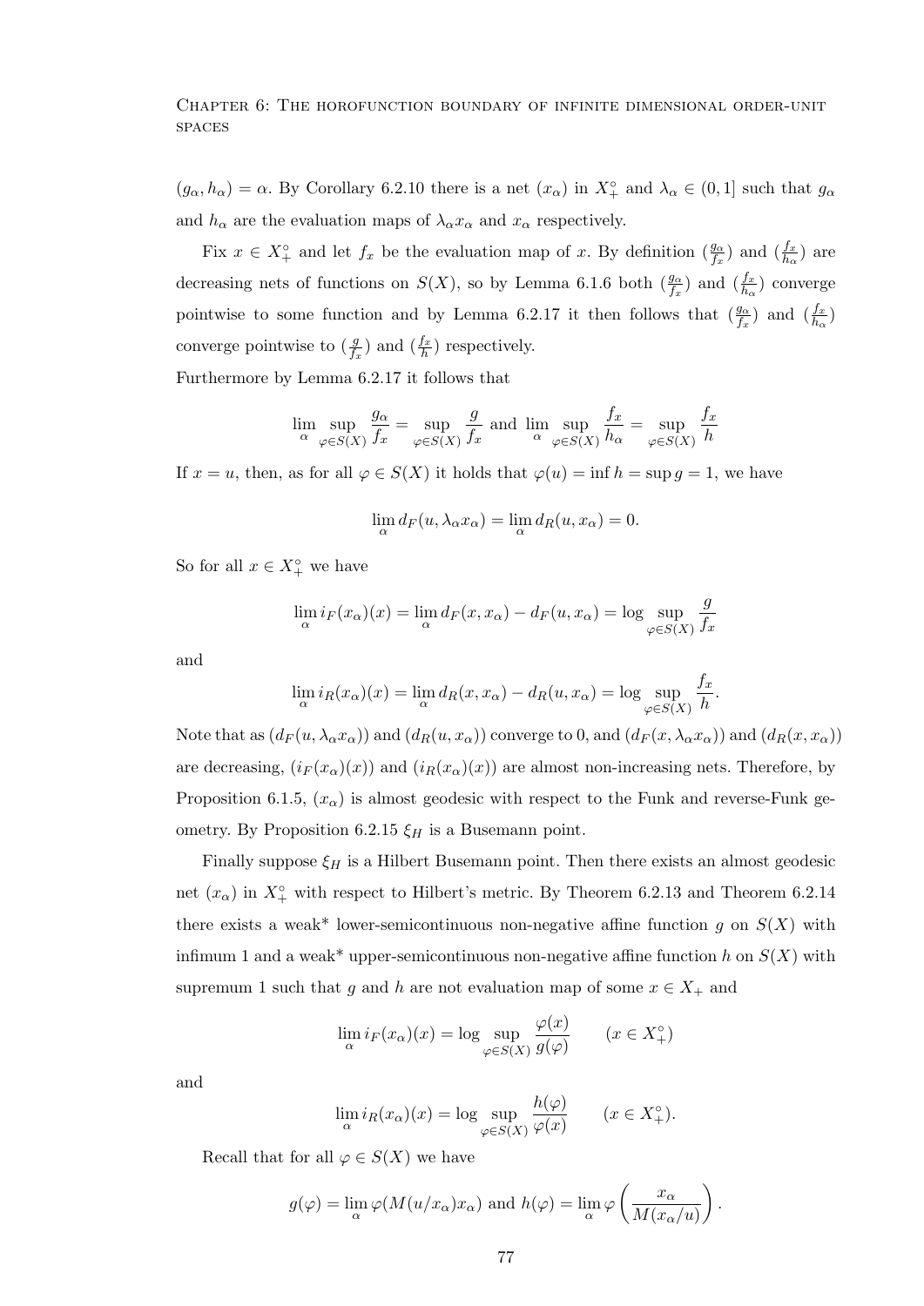$(g_\alpha, h_\alpha) = \alpha$. By Corollary 6.2.10 there is a net $(x_\alpha)$ in $X_+^\circ$ and $\lambda_\alpha \in (0,1]$ such that $g_\alpha$ and $h_\alpha$ are the evaluation maps of $\lambda_\alpha x_\alpha$ and $x_\alpha$ respectively.

Fix $x \in X_+^\circ$ and let $f_x$ be the evaluation map of $x$. By definition $(\frac{g_\alpha}{f_x})$ and $(\frac{f_x}{h_\alpha})$ are decreasing nets of functions on $S(X)$, so by Lemma 6.1.6 both $(\frac{g_\alpha}{f_x})$ and $(\frac{f_x}{h_\alpha})$ converge pointwise to some function and by Lemma 6.2.17 it then follows that $(\frac{g_\alpha}{f_x})$ and $(\frac{f_x}{h_\alpha})$ converge pointwise to $(\frac{g}{f_x})$ and $(\frac{f_x}{h})$ respectively.

Furthermore by Lemma 6.2.17 it follows that

$$\lim_\alpha \sup_{\varphi \in S(X)} \frac{g_\alpha}{f_x} = \sup_{\varphi \in S(X)} \frac{g}{f_x} \text{ and } \lim_\alpha \sup_{\varphi \in S(X)} \frac{f_x}{h_\alpha} = \sup_{\varphi \in S(X)} \frac{f_x}{h}$$

If $x = u$, then, as for all $\varphi \in S(X)$ it holds that $\varphi(u) = \inf h = \sup g = 1$, we have

$$\lim_\alpha d_F(u, \lambda_\alpha x_\alpha) = \lim_\alpha d_R(u, x_\alpha) = 0.$$

So for all $x \in X_+^\circ$ we have

$$\lim_\alpha i_F(x_\alpha)(x) = \lim_\alpha d_F(x, x_\alpha) - d_F(u, x_\alpha) = \log \sup_{\varphi \in S(X)} \frac{g}{f_x}$$

and

$$\lim_\alpha i_R(x_\alpha)(x) = \lim_\alpha d_R(x, x_\alpha) - d_R(u, x_\alpha) = \log \sup_{\varphi \in S(X)} \frac{f_x}{h}.$$

Note that as $(d_F(u, \lambda_\alpha x_\alpha))$ and $(d_R(u, x_\alpha))$ converge to 0, and $(d_F(x, \lambda_\alpha x_\alpha))$ and $(d_R(x, x_\alpha))$ are decreasing, $(i_F(x_\alpha)(x))$ and $(i_R(x_\alpha)(x))$ are almost non-increasing nets. Therefore, by Proposition 6.1.5, $(x_\alpha)$ is almost geodesic with respect to the Funk and reverse-Funk geometry. By Proposition 6.2.15 $\xi_H$ is a Busemann point.

Finally suppose $\xi_H$ is a Hilbert Busemann point. Then there exists an almost geodesic net $(x_\alpha)$ in $X_+^\circ$ with respect to Hilbert's metric. By Theorem 6.2.13 and Theorem 6.2.14 there exists a weak* lower-semicontinuous non-negative affine function $g$ on $S(X)$ with infimum 1 and a weak* upper-semicontinuous non-negative affine function $h$ on $S(X)$ with supremum 1 such that $g$ and $h$ are not evaluation map of some $x \in X_+$ and

$$\lim_\alpha i_F(x_\alpha)(x) = \log \sup_{\varphi \in S(X)} \frac{\varphi(x)}{g(\varphi)} \qquad (x \in X_+^\circ)$$

and

$$\lim_\alpha i_R(x_\alpha)(x) = \log \sup_{\varphi \in S(X)} \frac{h(\varphi)}{\varphi(x)} \qquad (x \in X_+^\circ).$$

Recall that for all $\varphi \in S(X)$ we have

$$g(\varphi) = \lim_\alpha \varphi(M(u/x_\alpha)x_\alpha) \text{ and } h(\varphi) = \lim_\alpha \varphi\left(\frac{x_\alpha}{M(x_\alpha/u)}\right).$$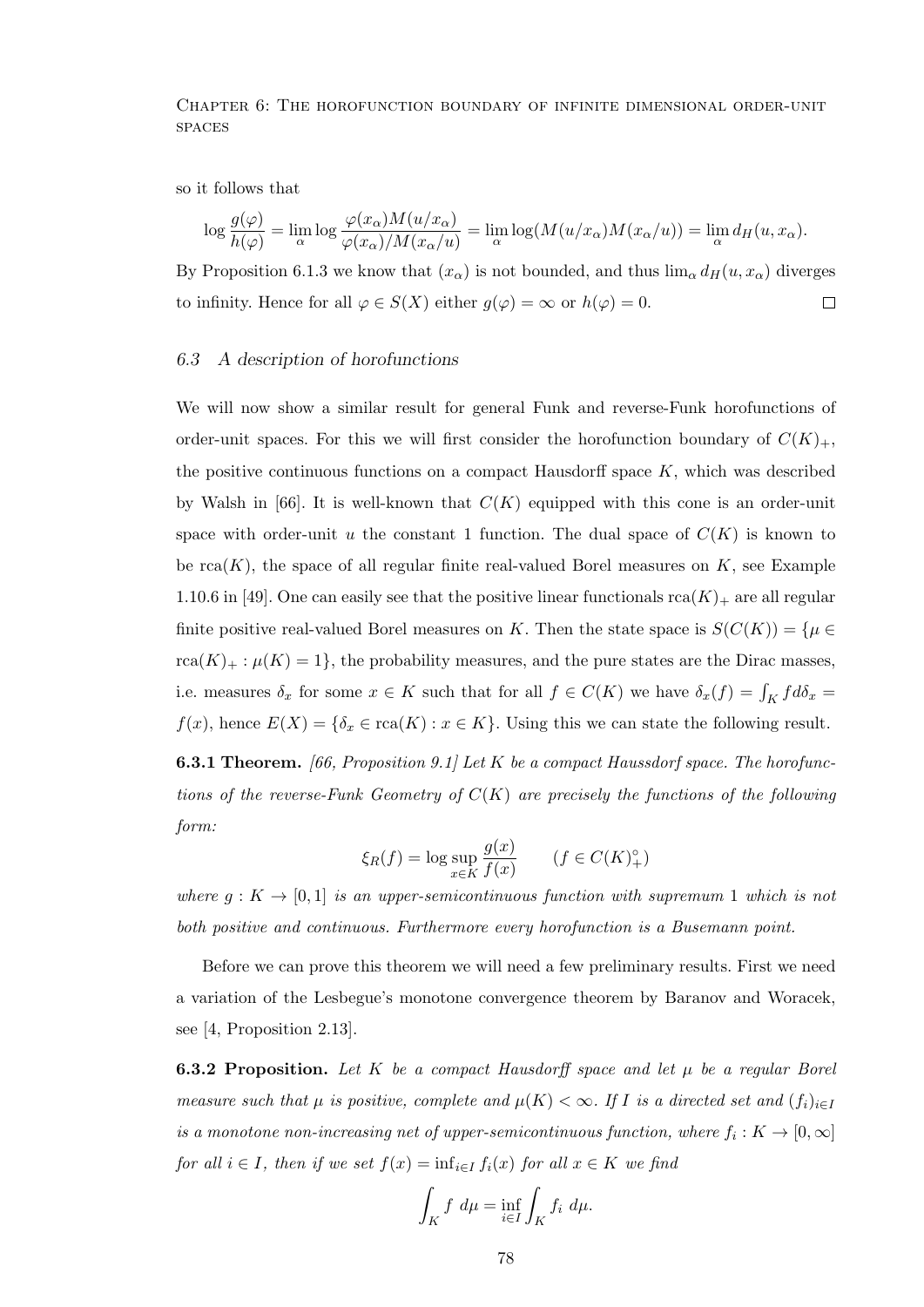so it follows that

$$\log \frac{g(\varphi)}{h(\varphi)} = \lim_\alpha \log \frac{\varphi(x_\alpha)M(u/x_\alpha)}{\varphi(x_\alpha)/M(x_\alpha/u)} = \lim_\alpha \log(M(u/x_\alpha)M(x_\alpha/u)) = \lim_\alpha d_H(u, x_\alpha).$$

By Proposition 6.1.3 we know that $(x_\alpha)$ is not bounded, and thus $\lim_\alpha d_H(u, x_\alpha)$ diverges to infinity. Hence for all $\varphi \in S(X)$ either $g(\varphi) = \infty$ or $h(\varphi) = 0$. $\square$

### 6.3 A description of horofunctions

We will now show a similar result for general Funk and reverse-Funk horofunctions of order-unit spaces. For this we will first consider the horofunction boundary of $C(K)_+$, the positive continuous functions on a compact Hausdorff space $K$, which was described by Walsh in [66]. It is well-known that $C(K)$ equipped with this cone is an order-unit space with order-unit $u$ the constant 1 function. The dual space of $C(K)$ is known to be $\mathrm{rca}(K)$, the space of all regular finite real-valued Borel measures on $K$, see Example 1.10.6 in [49]. One can easily see that the positive linear functionals $\mathrm{rca}(K)_+$ are all regular finite positive real-valued Borel measures on $K$. Then the state space is $S(C(K)) = \{\mu \in \mathrm{rca}(K)_+ : \mu(K) = 1\}$, the probability measures, and the pure states are the Dirac masses, i.e. measures $\delta_x$ for some $x \in K$ such that for all $f \in C(K)$ we have $\delta_x(f) = \int_K f d\delta_x = f(x)$, hence $E(X) = \{\delta_x \in \mathrm{rca}(K) : x \in K\}$. Using this we can state the following result.

**6.3.1 Theorem.** *[66, Proposition 9.1] Let $K$ be a compact Haussdorf space. The horofunctions of the reverse-Funk Geometry of $C(K)$ are precisely the functions of the following form:*

$$\xi_R(f) = \log \sup_{x \in K} \frac{g(x)}{f(x)} \qquad (f \in C(K)_+^\circ)$$

*where $g : K \to [0, 1]$ is an upper-semicontinuous function with supremum 1 which is not both positive and continuous. Furthermore every horofunction is a Busemann point.*

Before we can prove this theorem we will need a few preliminary results. First we need a variation of the Lesbegue's monotone convergence theorem by Baranov and Woracek, see [4, Proposition 2.13].

**6.3.2 Proposition.** *Let $K$ be a compact Hausdorff space and let $\mu$ be a regular Borel measure such that $\mu$ is positive, complete and $\mu(K) < \infty$. If $I$ is a directed set and $(f_i)_{i \in I}$ is a monotone non-increasing net of upper-semicontinuous function, where $f_i : K \to [0, \infty]$ for all $i \in I$, then if we set $f(x) = \inf_{i \in I} f_i(x)$ for all $x \in K$ we find*

$$\int_K f \ d\mu = \inf_{i \in I} \int_K f_i \ d\mu.$$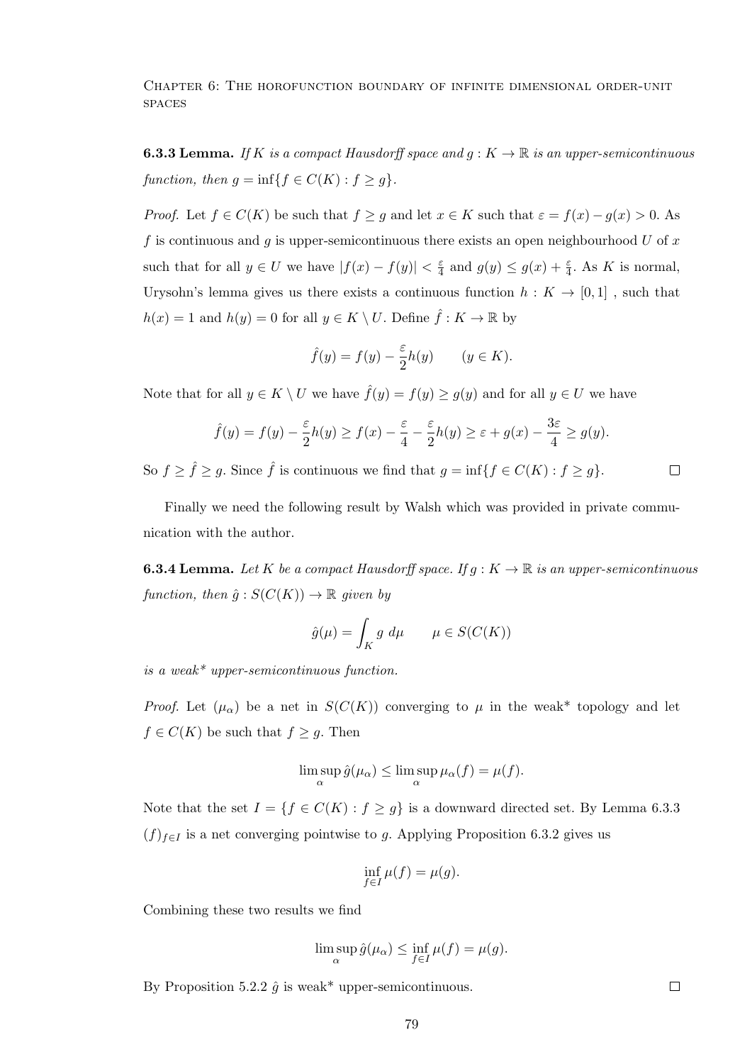**6.3.3 Lemma.** *If $K$ is a compact Hausdorff space and $g : K \to \mathbb{R}$ is an upper-semicontinuous function, then $g = \inf\{f \in C(K) : f \geq g\}$.*

*Proof.* Let $f \in C(K)$ be such that $f \geq g$ and let $x \in K$ such that $\varepsilon = f(x) - g(x) > 0$. As $f$ is continuous and $g$ is upper-semicontinuous there exists an open neighbourhood $U$ of $x$ such that for all $y \in U$ we have $|f(x) - f(y)| < \frac{\varepsilon}{4}$ and $g(y) \leq g(x) + \frac{\varepsilon}{4}$. As $K$ is normal, Urysohn's lemma gives us there exists a continuous function $h : K \to [0, 1]$ , such that $h(x) = 1$ and $h(y) = 0$ for all $y \in K \setminus U$. Define $\hat{f} : K \to \mathbb{R}$ by

$$\hat{f}(y) = f(y) - \frac{\varepsilon}{2}h(y) \qquad (y \in K).$$

Note that for all $y \in K \setminus U$ we have $\hat{f}(y) = f(y) \geq g(y)$ and for all $y \in U$ we have

$$\hat{f}(y) = f(y) - \frac{\varepsilon}{2}h(y) \geq f(x) - \frac{\varepsilon}{4} - \frac{\varepsilon}{2}h(y) \geq \varepsilon + g(x) - \frac{3\varepsilon}{4} \geq g(y).$$

So $f \geq \hat{f} \geq g$. Since $\hat{f}$ is continuous we find that $g = \inf\{f \in C(K) : f \geq g\}$. □

Finally we need the following result by Walsh which was provided in private communication with the author.

**6.3.4 Lemma.** *Let $K$ be a compact Hausdorff space. If $g : K \to \mathbb{R}$ is an upper-semicontinuous function, then $\hat{g} : S(C(K)) \to \mathbb{R}$ given by*

$$\hat{g}(\mu) = \int_K g \, d\mu \qquad \mu \in S(C(K))$$

*is a weak\* upper-semicontinuous function.*

*Proof.* Let $(\mu_\alpha)$ be a net in $S(C(K))$ converging to $\mu$ in the weak\* topology and let $f \in C(K)$ be such that $f \geq g$. Then

$$\limsup_\alpha \hat{g}(\mu_\alpha) \leq \limsup_\alpha \mu_\alpha(f) = \mu(f).$$

Note that the set $I = \{f \in C(K) : f \geq g\}$ is a downward directed set. By Lemma 6.3.3 $(f)_{f \in I}$ is a net converging pointwise to $g$. Applying Proposition 6.3.2 gives us

$$\inf_{f \in I} \mu(f) = \mu(g).$$

Combining these two results we find

$$\limsup_\alpha \hat{g}(\mu_\alpha) \leq \inf_{f \in I} \mu(f) = \mu(g).$$

By Proposition 5.2.2 $\hat{g}$ is weak\* upper-semicontinuous. □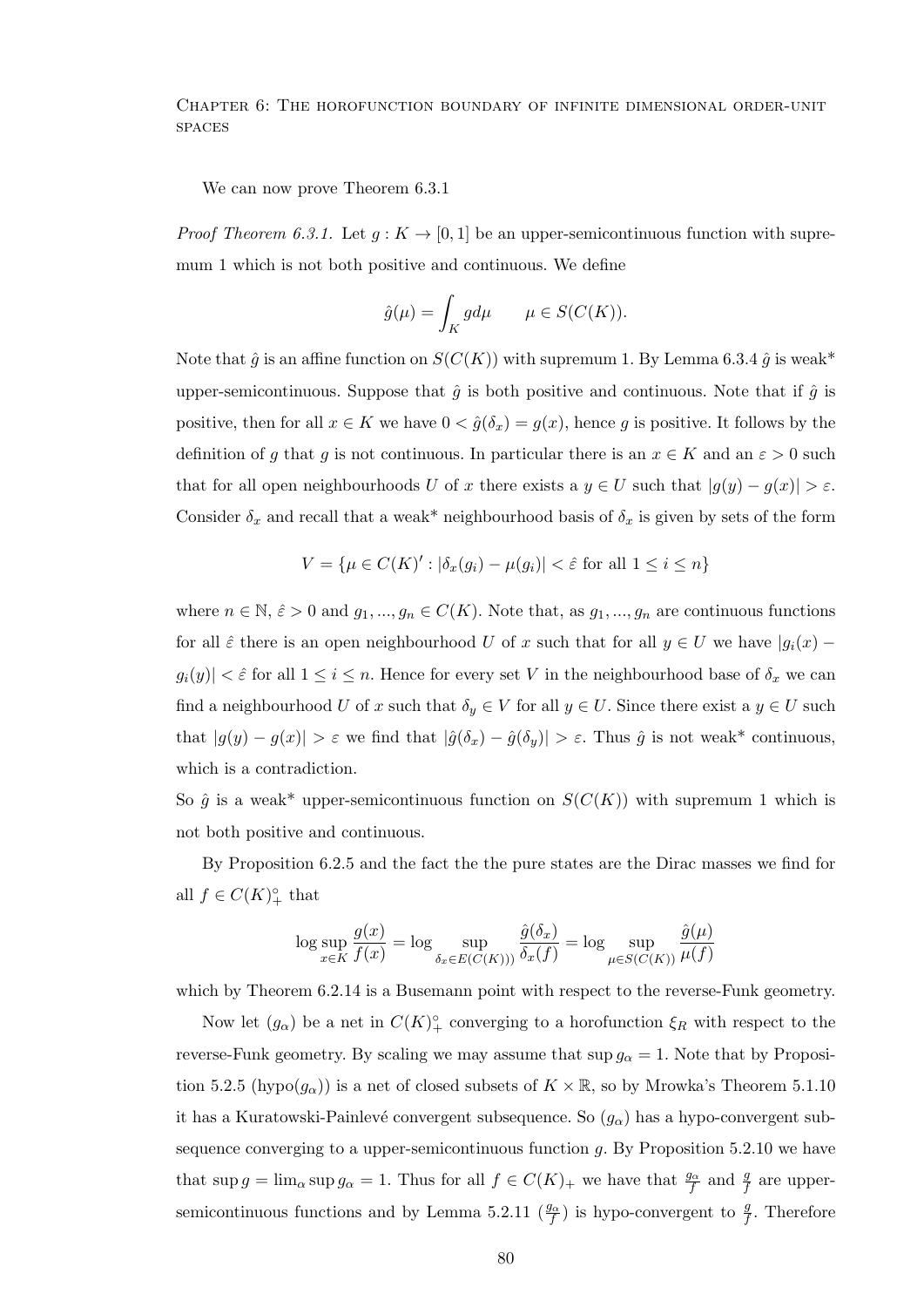We can now prove Theorem 6.3.1

*Proof Theorem 6.3.1.* Let $g : K \to [0, 1]$ be an upper-semicontinuous function with supremum 1 which is not both positive and continuous. We define

$$\hat{g}(\mu) = \int_K g d\mu \qquad \mu \in S(C(K)).$$

Note that $\hat{g}$ is an affine function on $S(C(K))$ with supremum 1. By Lemma 6.3.4 $\hat{g}$ is weak* upper-semicontinuous. Suppose that $\hat{g}$ is both positive and continuous. Note that if $\hat{g}$ is positive, then for all $x \in K$ we have $0 < \hat{g}(\delta_x) = g(x)$, hence $g$ is positive. It follows by the definition of $g$ that $g$ is not continuous. In particular there is an $x \in K$ and an $\varepsilon > 0$ such that for all open neighbourhoods $U$ of $x$ there exists a $y \in U$ such that $|g(y) - g(x)| > \varepsilon$. Consider $\delta_x$ and recall that a weak* neighbourhood basis of $\delta_x$ is given by sets of the form

$$V = \{\mu \in C(K)' : |\delta_x(g_i) - \mu(g_i)| < \hat{\varepsilon} \text{ for all } 1 \leq i \leq n\}$$

where $n \in \mathbb{N}$, $\hat{\varepsilon} > 0$ and $g_1, ..., g_n \in C(K)$. Note that, as $g_1, ..., g_n$ are continuous functions for all $\hat{\varepsilon}$ there is an open neighbourhood $U$ of $x$ such that for all $y \in U$ we have $|g_i(x) - g_i(y)| < \hat{\varepsilon}$ for all $1 \leq i \leq n$. Hence for every set $V$ in the neighbourhood base of $\delta_x$ we can find a neighbourhood $U$ of $x$ such that $\delta_y \in V$ for all $y \in U$. Since there exist a $y \in U$ such that $|g(y) - g(x)| > \varepsilon$ we find that $|\hat{g}(\delta_x) - \hat{g}(\delta_y)| > \varepsilon$. Thus $\hat{g}$ is not weak* continuous, which is a contradiction.

So $\hat{g}$ is a weak* upper-semicontinuous function on $S(C(K))$ with supremum 1 which is not both positive and continuous.

By Proposition 6.2.5 and the fact the the pure states are the Dirac masses we find for all $f \in C(K)_+^\circ$ that

$$\log \sup_{x \in K} \frac{g(x)}{f(x)} = \log \sup_{\delta_x \in E(C(K)))} \frac{\hat{g}(\delta_x)}{\delta_x(f)} = \log \sup_{\mu \in S(C(K))} \frac{\hat{g}(\mu)}{\mu(f)}$$

which by Theorem 6.2.14 is a Busemann point with respect to the reverse-Funk geometry.

Now let $(g_\alpha)$ be a net in $C(K)_+^\circ$ converging to a horofunction $\xi_R$ with respect to the reverse-Funk geometry. By scaling we may assume that $\sup g_\alpha = 1$. Note that by Proposition 5.2.5 (hypo($g_\alpha$)) is a net of closed subsets of $K \times \mathbb{R}$, so by Mrowka's Theorem 5.1.10 it has a Kuratowski-Painlevé convergent subsequence. So $(g_\alpha)$ has a hypo-convergent subsequence converging to a upper-semicontinuous function $g$. By Proposition 5.2.10 we have that $\sup g = \lim_\alpha \sup g_\alpha = 1$. Thus for all $f \in C(K)_+$ we have that $\frac{g_\alpha}{f}$ and $\frac{g}{f}$ are upper-semicontinuous functions and by Lemma 5.2.11 $(\frac{g_\alpha}{f})$ is hypo-convergent to $\frac{g}{f}$. Therefore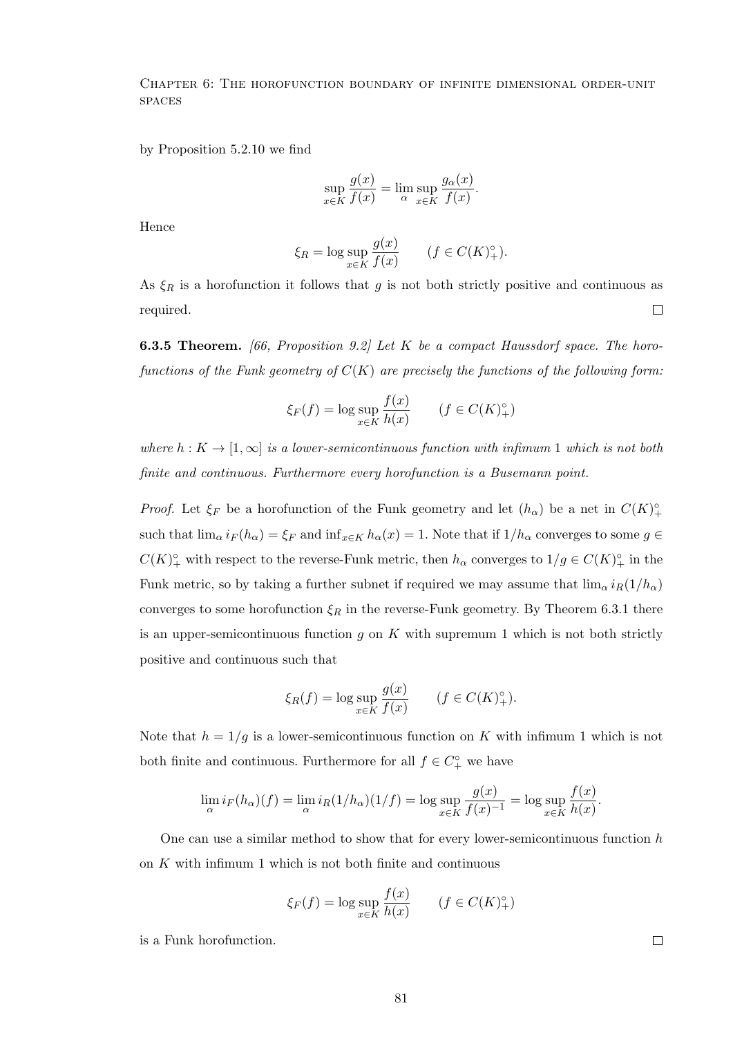by Proposition 5.2.10 we find

$$\sup_{x\in K}\frac{g(x)}{f(x)}=\lim_{\alpha}\sup_{x\in K}\frac{g_\alpha(x)}{f(x)}.$$

Hence

$$\xi_R=\log\sup_{x\in K}\frac{g(x)}{f(x)}\qquad (f\in C(K)_+^\circ).$$

As $\xi_R$ is a horofunction it follows that $g$ is not both strictly positive and continuous as required. □

**6.3.5 Theorem.** *[66, Proposition 9.2] Let $K$ be a compact Haussdorf space. The horofunctions of the Funk geometry of $C(K)$ are precisely the functions of the following form:*

$$\xi_F(f)=\log\sup_{x\in K}\frac{f(x)}{h(x)}\qquad (f\in C(K)_+^\circ)$$

*where $h:K\to[1,\infty]$ is a lower-semicontinuous function with infimum 1 which is not both finite and continuous. Furthermore every horofunction is a Busemann point.*

*Proof.* Let $\xi_F$ be a horofunction of the Funk geometry and let $(h_\alpha)$ be a net in $C(K)_+^\circ$ such that $\lim_\alpha i_F(h_\alpha)=\xi_F$ and $\inf_{x\in K}h_\alpha(x)=1$. Note that if $1/h_\alpha$ converges to some $g\in C(K)_+^\circ$ with respect to the reverse-Funk metric, then $h_\alpha$ converges to $1/g\in C(K)_+^\circ$ in the Funk metric, so by taking a further subnet if required we may assume that $\lim_\alpha i_R(1/h_\alpha)$ converges to some horofunction $\xi_R$ in the reverse-Funk geometry. By Theorem 6.3.1 there is an upper-semicontinuous function $g$ on $K$ with supremum 1 which is not both strictly positive and continuous such that

$$\xi_R(f)=\log\sup_{x\in K}\frac{g(x)}{f(x)}\qquad (f\in C(K)_+^\circ).$$

Note that $h=1/g$ is a lower-semicontinuous function on $K$ with infimum 1 which is not both finite and continuous. Furthermore for all $f\in C_+^\circ$ we have

$$\lim_\alpha i_F(h_\alpha)(f)=\lim_\alpha i_R(1/h_\alpha)(1/f)=\log\sup_{x\in K}\frac{g(x)}{f(x)^{-1}}=\log\sup_{x\in K}\frac{f(x)}{h(x)}.$$

One can use a similar method to show that for every lower-semicontinuous function $h$ on $K$ with infimum 1 which is not both finite and continuous

$$\xi_F(f)=\log\sup_{x\in K}\frac{f(x)}{h(x)}\qquad (f\in C(K)_+^\circ)$$

is a Funk horofunction. □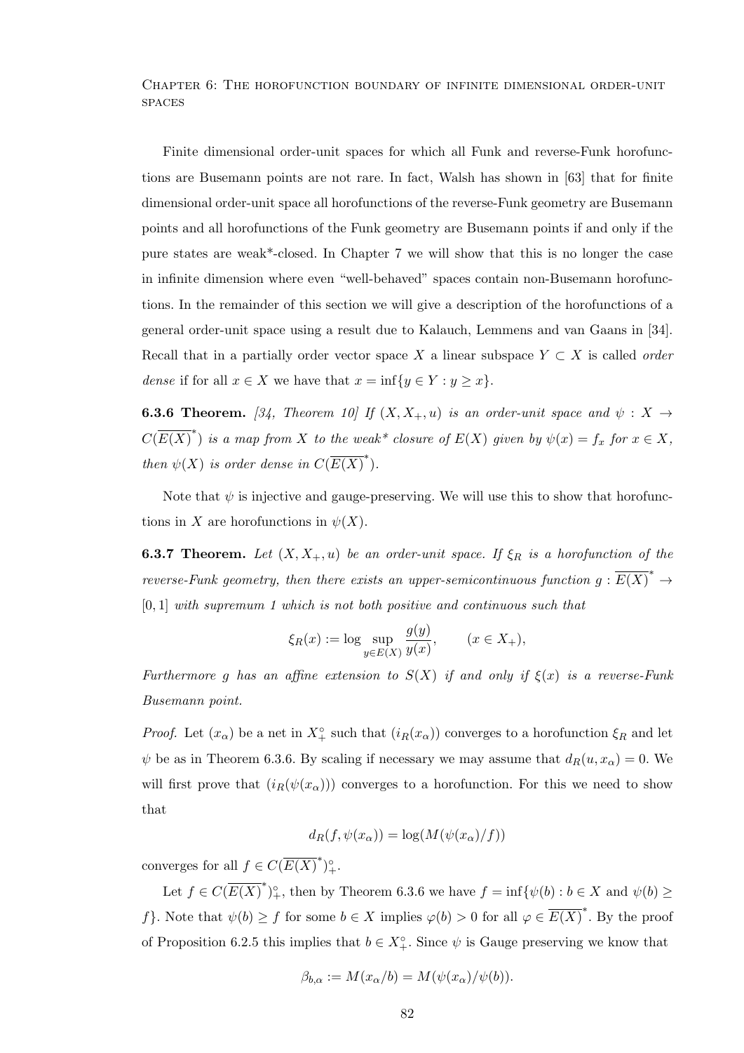Finite dimensional order-unit spaces for which all Funk and reverse-Funk horofunctions are Busemann points are not rare. In fact, Walsh has shown in [63] that for finite dimensional order-unit space all horofunctions of the reverse-Funk geometry are Busemann points and all horofunctions of the Funk geometry are Busemann points if and only if the pure states are weak*-closed. In Chapter 7 we will show that this is no longer the case in infinite dimension where even "well-behaved" spaces contain non-Busemann horofunctions. In the remainder of this section we will give a description of the horofunctions of a general order-unit space using a result due to Kalauch, Lemmens and van Gaans in [34]. Recall that in a partially order vector space $X$ a linear subspace $Y \subset X$ is called *order dense* if for all $x \in X$ we have that $x = \inf\{y \in Y : y \geq x\}$.

**6.3.6 Theorem.** *[34, Theorem 10] If $(X, X_+, u)$ is an order-unit space and $\psi : X \to C(\overline{E(X)}^*)$ is a map from $X$ to the weak\* closure of $E(X)$ given by $\psi(x) = f_x$ for $x \in X$, then $\psi(X)$ is order dense in $C(\overline{E(X)}^*)$.*

Note that $\psi$ is injective and gauge-preserving. We will use this to show that horofunctions in $X$ are horofunctions in $\psi(X)$.

**6.3.7 Theorem.** *Let $(X, X_+, u)$ be an order-unit space. If $\xi_R$ is a horofunction of the reverse-Funk geometry, then there exists an upper-semicontinuous function $g : \overline{E(X)}^* \to [0, 1]$ with supremum 1 which is not both positive and continuous such that*

$$\xi_R(x) := \log \sup_{y \in E(X)} \frac{g(y)}{y(x)}, \qquad (x \in X_+),$$

*Furthermore $g$ has an affine extension to $S(X)$ if and only if $\xi(x)$ is a reverse-Funk Busemann point.*

*Proof.* Let $(x_\alpha)$ be a net in $X_+^\circ$ such that $(i_R(x_\alpha))$ converges to a horofunction $\xi_R$ and let $\psi$ be as in Theorem 6.3.6. By scaling if necessary we may assume that $d_R(u, x_\alpha) = 0$. We will first prove that $(i_R(\psi(x_\alpha)))$ converges to a horofunction. For this we need to show that

$$d_R(f, \psi(x_\alpha)) = \log(M(\psi(x_\alpha)/f))$$

converges for all $f \in C(\overline{E(X)}^*)_+^\circ$.

Let $f \in C(\overline{E(X)}^*)_+^\circ$, then by Theorem 6.3.6 we have $f = \inf\{\psi(b) : b \in X \text{ and } \psi(b) \geq f\}$. Note that $\psi(b) \geq f$ for some $b \in X$ implies $\varphi(b) > 0$ for all $\varphi \in \overline{E(X)}^*$. By the proof of Proposition 6.2.5 this implies that $b \in X_+^\circ$. Since $\psi$ is Gauge preserving we know that

$$\beta_{b,\alpha} := M(x_\alpha/b) = M(\psi(x_\alpha)/\psi(b)).$$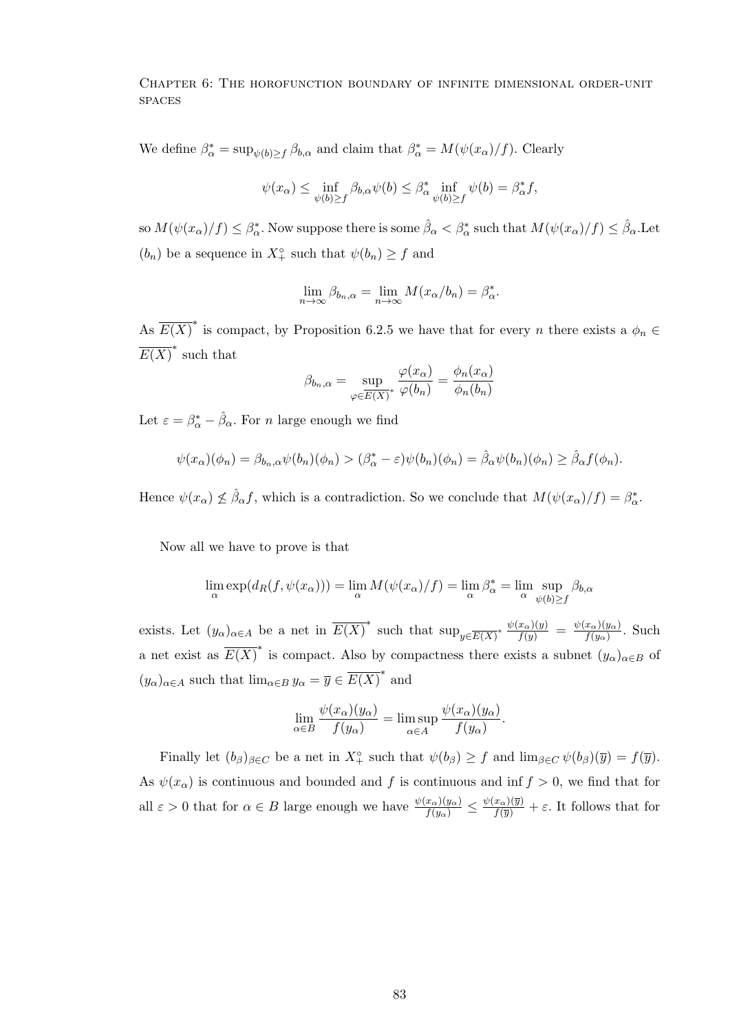We define $\beta_\alpha^* = \sup_{\psi(b)\geq f} \beta_{b,\alpha}$ and claim that $\beta_\alpha^* = M(\psi(x_\alpha)/f)$. Clearly

$$\psi(x_\alpha) \leq \inf_{\psi(b)\geq f} \beta_{b,\alpha}\psi(b) \leq \beta_\alpha^* \inf_{\psi(b)\geq f} \psi(b) = \beta_\alpha^* f,$$

so $M(\psi(x_\alpha)/f) \leq \beta_\alpha^*$. Now suppose there is some $\hat{\beta}_\alpha < \beta_\alpha^*$ such that $M(\psi(x_\alpha)/f) \leq \hat{\beta}_\alpha$.Let $(b_n)$ be a sequence in $X_+^\circ$ such that $\psi(b_n) \geq f$ and

$$\lim_{n\to\infty} \beta_{b_n,\alpha} = \lim_{n\to\infty} M(x_\alpha/b_n) = \beta_\alpha^*.$$

As $\overline{E(X)}^*$ is compact, by Proposition 6.2.5 we have that for every $n$ there exists a $\phi_n \in \overline{E(X)}^*$ such that

$$\beta_{b_n,\alpha} = \sup_{\varphi\in\overline{E(X)}^*} \frac{\varphi(x_\alpha)}{\varphi(b_n)} = \frac{\phi_n(x_\alpha)}{\phi_n(b_n)}$$

Let $\varepsilon = \beta_\alpha^* - \hat{\beta}_\alpha$. For $n$ large enough we find

$$\psi(x_\alpha)(\phi_n) = \beta_{b_n,\alpha}\psi(b_n)(\phi_n) > (\beta_\alpha^* - \varepsilon)\psi(b_n)(\phi_n) = \hat{\beta}_\alpha\psi(b_n)(\phi_n) \geq \hat{\beta}_\alpha f(\phi_n).$$

Hence $\psi(x_\alpha) \not\leq \hat{\beta}_\alpha f$, which is a contradiction. So we conclude that $M(\psi(x_\alpha)/f) = \beta_\alpha^*$.

Now all we have to prove is that

$$\lim_\alpha \exp(d_R(f, \psi(x_\alpha))) = \lim_\alpha M(\psi(x_\alpha)/f) = \lim_\alpha \beta_\alpha^* = \lim_\alpha \sup_{\psi(b)\geq f} \beta_{b,\alpha}$$

exists. Let $(y_\alpha)_{\alpha\in A}$ be a net in $\overline{E(X)}^*$ such that $\sup_{y\in\overline{E(X)}^*} \frac{\psi(x_\alpha)(y)}{f(y)} = \frac{\psi(x_\alpha)(y_\alpha)}{f(y_\alpha)}$. Such a net exist as $\overline{E(X)}^*$ is compact. Also by compactness there exists a subnet $(y_\alpha)_{\alpha\in B}$ of $(y_\alpha)_{\alpha\in A}$ such that $\lim_{\alpha\in B} y_\alpha = \overline{y} \in \overline{E(X)}^*$ and

$$\lim_{\alpha\in B} \frac{\psi(x_\alpha)(y_\alpha)}{f(y_\alpha)} = \limsup_{\alpha\in A} \frac{\psi(x_\alpha)(y_\alpha)}{f(y_\alpha)}.$$

Finally let $(b_\beta)_{\beta\in C}$ be a net in $X_+^\circ$ such that $\psi(b_\beta) \geq f$ and $\lim_{\beta\in C} \psi(b_\beta)(\overline{y}) = f(\overline{y})$. As $\psi(x_\alpha)$ is continuous and bounded and $f$ is continuous and $\inf f > 0$, we find that for all $\varepsilon > 0$ that for $\alpha \in B$ large enough we have $\frac{\psi(x_\alpha)(y_\alpha)}{f(y_\alpha)} \leq \frac{\psi(x_\alpha)(\overline{y})}{f(\overline{y})} + \varepsilon$. It follows that for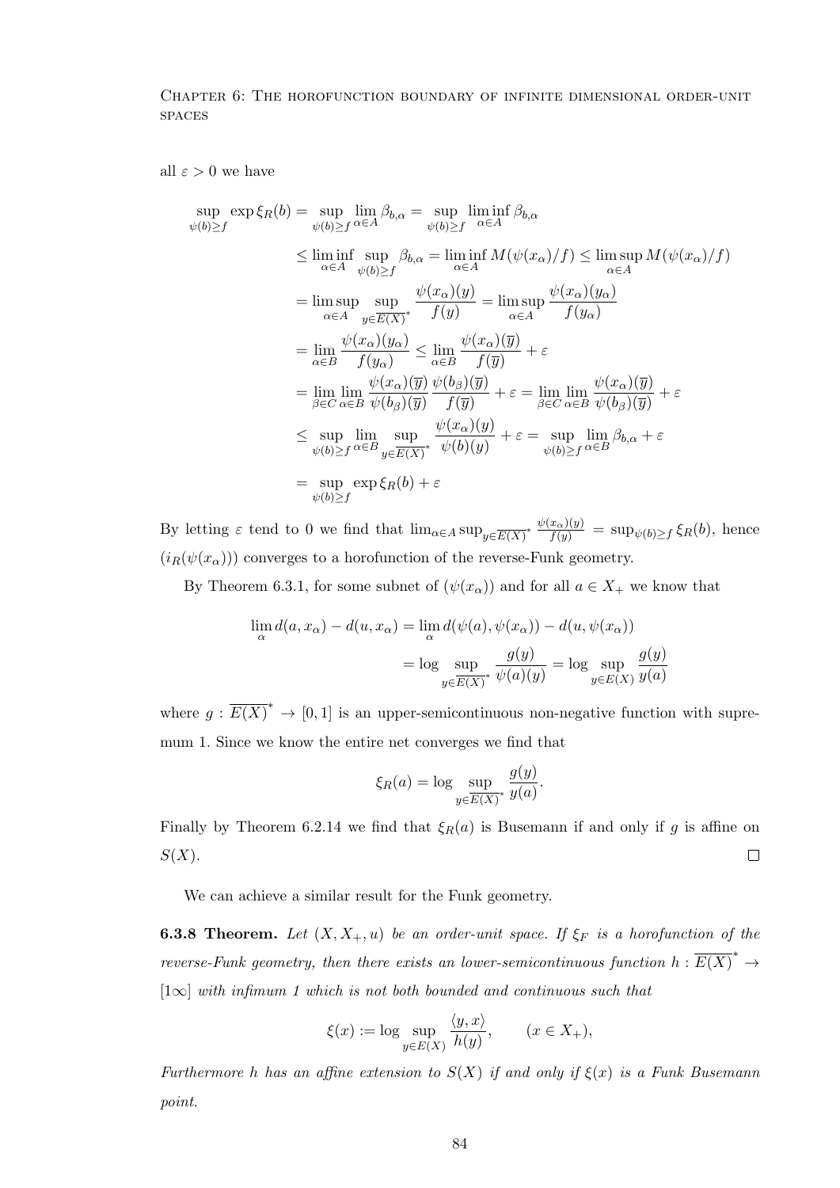all $\varepsilon > 0$ we have

$$
\begin{aligned}
\sup_{\psi(b)\geq f} \exp \xi_R(b) &= \sup_{\psi(b)\geq f} \lim_{\alpha\in A} \beta_{b,\alpha} = \sup_{\psi(b)\geq f} \liminf_{\alpha\in A} \beta_{b,\alpha} \\
&\leq \liminf_{\alpha\in A} \sup_{\psi(b)\geq f} \beta_{b,\alpha} = \liminf_{\alpha\in A} M(\psi(x_\alpha)/f) \leq \limsup_{\alpha\in A} M(\psi(x_\alpha)/f) \\
&= \limsup_{\alpha\in A} \sup_{y\in \overline{E(X)}^*} \frac{\psi(x_\alpha)(y)}{f(y)} = \limsup_{\alpha\in A} \frac{\psi(x_\alpha)(y_\alpha)}{f(y_\alpha)} \\
&= \lim_{\alpha\in B} \frac{\psi(x_\alpha)(y_\alpha)}{f(y_\alpha)} \leq \lim_{\alpha\in B} \frac{\psi(x_\alpha)(\overline{y})}{f(\overline{y})} + \varepsilon \\
&= \lim_{\beta\in C} \lim_{\alpha\in B} \frac{\psi(x_\alpha)(\overline{y})}{\psi(b_\beta)(\overline{y})} \frac{\psi(b_\beta)(\overline{y})}{f(\overline{y})} + \varepsilon = \lim_{\beta\in C} \lim_{\alpha\in B} \frac{\psi(x_\alpha)(\overline{y})}{\psi(b_\beta)(\overline{y})} + \varepsilon \\
&\leq \sup_{\psi(b)\geq f} \lim_{\alpha\in B} \sup_{y\in \overline{E(X)}^*} \frac{\psi(x_\alpha)(y)}{\psi(b)(y)} + \varepsilon = \sup_{\psi(b)\geq f} \lim_{\alpha\in B} \beta_{b,\alpha} + \varepsilon \\
&= \sup_{\psi(b)\geq f} \exp \xi_R(b) + \varepsilon
\end{aligned}
$$

By letting $\varepsilon$ tend to 0 we find that $\lim_{\alpha\in A} \sup_{y\in \overline{E(X)}^*} \frac{\psi(x_\alpha)(y)}{f(y)} = \sup_{\psi(b)\geq f} \xi_R(b)$, hence $(i_R(\psi(x_\alpha)))$ converges to a horofunction of the reverse-Funk geometry.

By Theorem 6.3.1, for some subnet of $(\psi(x_\alpha))$ and for all $a \in X_+$ we know that

$$
\begin{aligned}
\lim_\alpha d(a, x_\alpha) - d(u, x_\alpha) &= \lim_\alpha d(\psi(a), \psi(x_\alpha)) - d(u, \psi(x_\alpha)) \\
&= \log \sup_{y\in \overline{E(X)}^*} \frac{g(y)}{\psi(a)(y)} = \log \sup_{y\in E(X)} \frac{g(y)}{y(a)}
\end{aligned}
$$

where $g : \overline{E(X)}^* \to [0, 1]$ is an upper-semicontinuous non-negative function with supremum 1. Since we know the entire net converges we find that

$$
\xi_R(a) = \log \sup_{y\in \overline{E(X)}^*} \frac{g(y)}{y(a)}.
$$

Finally by Theorem 6.2.14 we find that $\xi_R(a)$ is Busemann if and only if $g$ is affine on $S(X)$. $\square$

We can achieve a similar result for the Funk geometry.

**6.3.8 Theorem.** *Let $(X, X_+, u)$ be an order-unit space. If $\xi_F$ is a horofunction of the reverse-Funk geometry, then there exists an lower-semicontinuous function $h : \overline{E(X)}^* \to [1\infty]$ with infimum 1 which is not both bounded and continuous such that*

$$
\xi(x) := \log \sup_{y\in E(X)} \frac{\langle y, x\rangle}{h(y)}, \qquad (x \in X_+),
$$

*Furthermore h has an affine extension to $S(X)$ if and only if $\xi(x)$ is a Funk Busemann point.*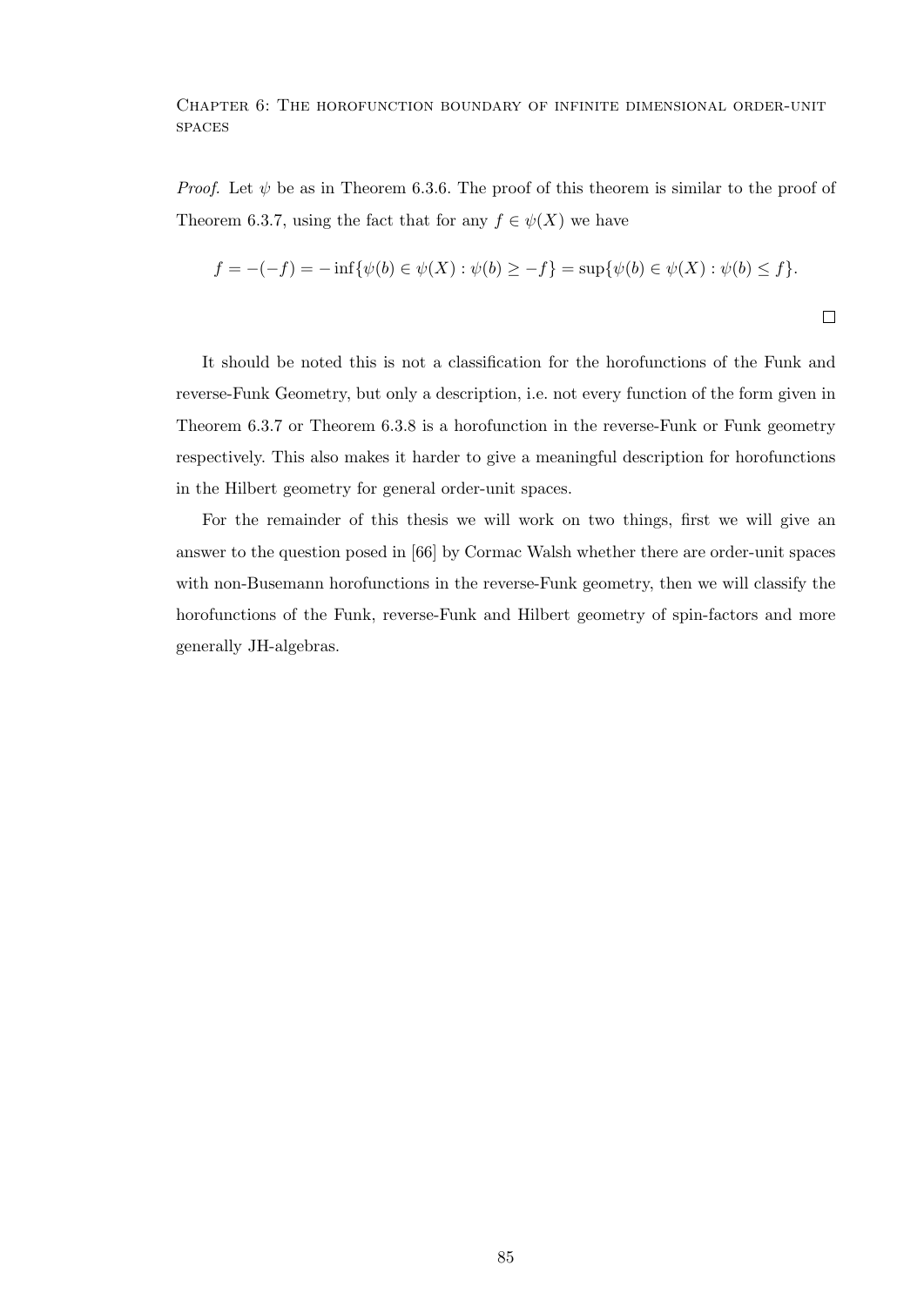*Proof.* Let $\psi$ be as in Theorem 6.3.6. The proof of this theorem is similar to the proof of Theorem 6.3.7, using the fact that for any $f \in \psi(X)$ we have

$$f = -(-f) = -\inf\{\psi(b) \in \psi(X) : \psi(b) \geq -f\} = \sup\{\psi(b) \in \psi(X) : \psi(b) \leq f\}.$$

$\square$

It should be noted this is not a classification for the horofunctions of the Funk and reverse-Funk Geometry, but only a description, i.e. not every function of the form given in Theorem 6.3.7 or Theorem 6.3.8 is a horofunction in the reverse-Funk or Funk geometry respectively. This also makes it harder to give a meaningful description for horofunctions in the Hilbert geometry for general order-unit spaces.

For the remainder of this thesis we will work on two things, first we will give an answer to the question posed in [66] by Cormac Walsh whether there are order-unit spaces with non-Busemann horofunctions in the reverse-Funk geometry, then we will classify the horofunctions of the Funk, reverse-Funk and Hilbert geometry of spin-factors and more generally JH-algebras.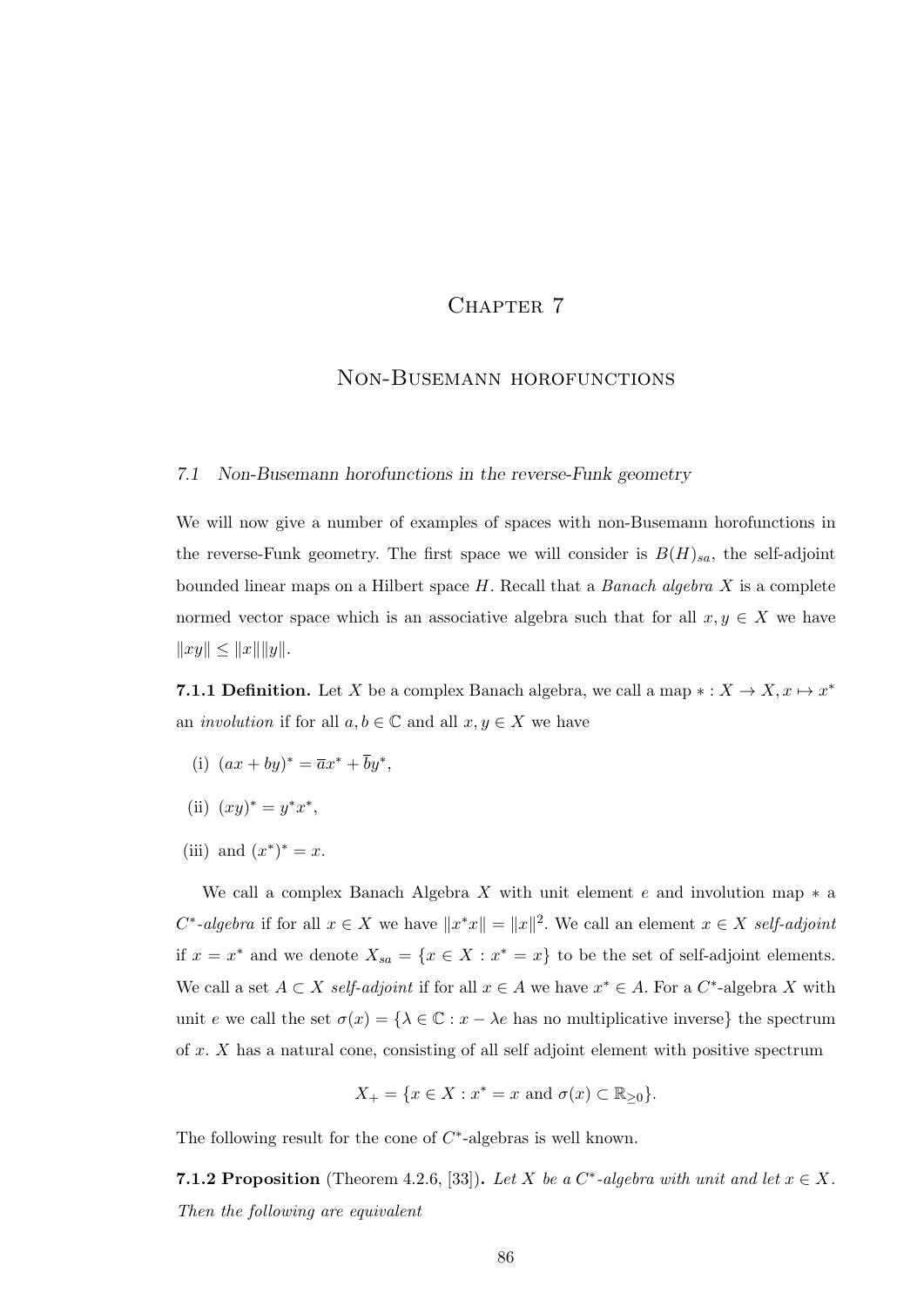# Chapter 7

# Non-Busemann horofunctions

## 7.1 Non-Busemann horofunctions in the reverse-Funk geometry

We will now give a number of examples of spaces with non-Busemann horofunctions in the reverse-Funk geometry. The first space we will consider is $B(H)_{sa}$, the self-adjoint bounded linear maps on a Hilbert space $H$. Recall that a *Banach algebra* $X$ is a complete normed vector space which is an associative algebra such that for all $x, y \in X$ we have $\|xy\| \leq \|x\|\|y\|$.

**7.1.1 Definition.** Let $X$ be a complex Banach algebra, we call a map $* : X \to X, x \mapsto x^*$ an *involution* if for all $a, b \in \mathbb{C}$ and all $x, y \in X$ we have

(i) $(ax + by)^* = \overline{a}x^* + \overline{b}y^*$,

(ii) $(xy)^* = y^*x^*$,

(iii) and $(x^*)^* = x$.

We call a complex Banach Algebra $X$ with unit element $e$ and involution map $*$ a *$C^*$-algebra* if for all $x \in X$ we have $\|x^*x\| = \|x\|^2$. We call an element $x \in X$ *self-adjoint* if $x = x^*$ and we denote $X_{sa} = \{x \in X : x^* = x\}$ to be the set of self-adjoint elements. We call a set $A \subset X$ *self-adjoint* if for all $x \in A$ we have $x^* \in A$. For a $C^*$-algebra $X$ with unit $e$ we call the set $\sigma(x) = \{\lambda \in \mathbb{C} : x - \lambda e$ has no multiplicative inverse$\}$ the spectrum of $x$. $X$ has a natural cone, consisting of all self adjoint element with positive spectrum

$$X_+ = \{x \in X : x^* = x \text{ and } \sigma(x) \subset \mathbb{R}_{\geq 0}\}.$$

The following result for the cone of $C^*$-algebras is well known.

**7.1.2 Proposition** (Theorem 4.2.6, [33])**.** *Let $X$ be a $C^*$-algebra with unit and let $x \in X$. Then the following are equivalent*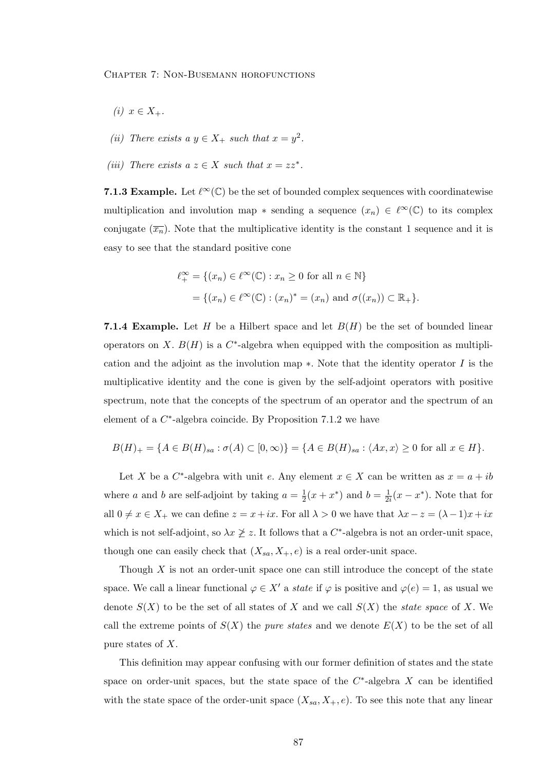*(i)* $x \in X_+$.

*(ii)* *There exists a* $y \in X_+$ *such that* $x = y^2$.

*(iii)* *There exists a* $z \in X$ *such that* $x = zz^*$.

**7.1.3 Example.** Let $\ell^\infty(\mathbb{C})$ be the set of bounded complex sequences with coordinatewise multiplication and involution map $*$ sending a sequence $(x_n) \in \ell^\infty(\mathbb{C})$ to its complex conjugate $(\overline{x_n})$. Note that the multiplicative identity is the constant 1 sequence and it is easy to see that the standard positive cone

$$\begin{aligned}
\ell^\infty_+ &= \{(x_n) \in \ell^\infty(\mathbb{C}) : x_n \geq 0 \text{ for all } n \in \mathbb{N}\} \\
&= \{(x_n) \in \ell^\infty(\mathbb{C}) : (x_n)^* = (x_n) \text{ and } \sigma((x_n)) \subset \mathbb{R}_+\}.
\end{aligned}$$

**7.1.4 Example.** Let $H$ be a Hilbert space and let $B(H)$ be the set of bounded linear operators on $X$. $B(H)$ is a $C^*$-algebra when equipped with the composition as multiplication and the adjoint as the involution map $*$. Note that the identity operator $I$ is the multiplicative identity and the cone is given by the self-adjoint operators with positive spectrum, note that the concepts of the spectrum of an operator and the spectrum of an element of a $C^*$-algebra coincide. By Proposition 7.1.2 we have

$$B(H)_+ = \{A \in B(H)_{sa} : \sigma(A) \subset [0, \infty)\} = \{A \in B(H)_{sa} : \langle Ax, x\rangle \geq 0 \text{ for all } x \in H\}.$$

Let $X$ be a $C^*$-algebra with unit $e$. Any element $x \in X$ can be written as $x = a + ib$ where $a$ and $b$ are self-adjoint by taking $a = \frac{1}{2}(x + x^*)$ and $b = \frac{1}{2i}(x - x^*)$. Note that for all $0 \neq x \in X_+$ we can define $z = x + ix$. For all $\lambda > 0$ we have that $\lambda x - z = (\lambda - 1)x + ix$ which is not self-adjoint, so $\lambda x \not\geq z$. It follows that a $C^*$-algebra is not an order-unit space, though one can easily check that $(X_{sa}, X_+, e)$ is a real order-unit space.

Though $X$ is not an order-unit space one can still introduce the concept of the state space. We call a linear functional $\varphi \in X'$ a *state* if $\varphi$ is positive and $\varphi(e) = 1$, as usual we denote $S(X)$ to be the set of all states of $X$ and we call $S(X)$ the *state space* of $X$. We call the extreme points of $S(X)$ the *pure states* and we denote $E(X)$ to be the set of all pure states of $X$.

This definition may appear confusing with our former definition of states and the state space on order-unit spaces, but the state space of the $C^*$-algebra $X$ can be identified with the state space of the order-unit space $(X_{sa}, X_+, e)$. To see this note that any linear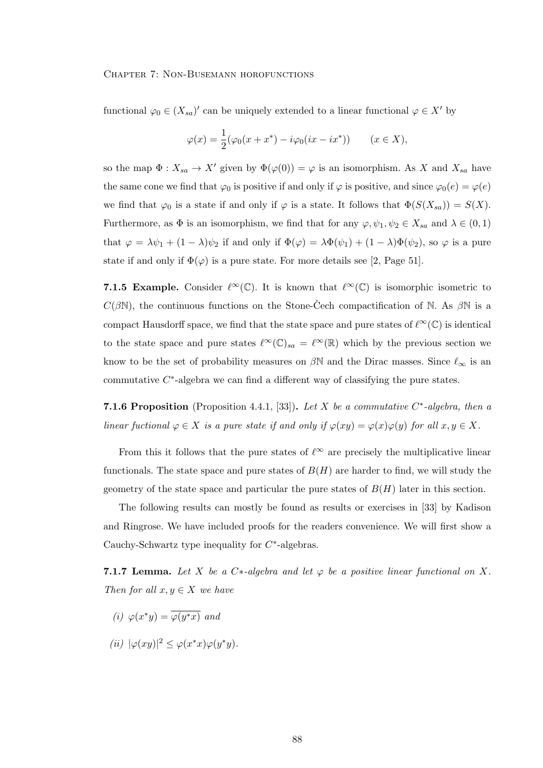functional $\varphi_0 \in (X_{sa})'$ can be uniquely extended to a linear functional $\varphi \in X'$ by

$$\varphi(x) = \frac{1}{2}(\varphi_0(x + x^*) - i\varphi_0(ix - ix^*)) \qquad (x \in X),$$

so the map $\Phi : X_{sa} \to X'$ given by $\Phi(\varphi(0)) = \varphi$ is an isomorphism. As $X$ and $X_{sa}$ have the same cone we find that $\varphi_0$ is positive if and only if $\varphi$ is positive, and since $\varphi_0(e) = \varphi(e)$ we find that $\varphi_0$ is a state if and only if $\varphi$ is a state. It follows that $\Phi(S(X_{sa})) = S(X)$. Furthermore, as $\Phi$ is an isomorphism, we find that for any $\varphi, \psi_1, \psi_2 \in X_{sa}$ and $\lambda \in (0, 1)$ that $\varphi = \lambda\psi_1 + (1 - \lambda)\psi_2$ if and only if $\Phi(\varphi) = \lambda\Phi(\psi_1) + (1 - \lambda)\Phi(\psi_2)$, so $\varphi$ is a pure state if and only if $\Phi(\varphi)$ is a pure state. For more details see [2, Page 51].

**7.1.5 Example.** Consider $\ell^\infty(\mathbb{C})$. It is known that $\ell^\infty(\mathbb{C})$ is isomorphic isometric to $C(\beta\mathbb{N})$, the continuous functions on the Stone-Čech compactification of $\mathbb{N}$. As $\beta\mathbb{N}$ is a compact Hausdorff space, we find that the state space and pure states of $\ell^\infty(\mathbb{C})$ is identical to the state space and pure states $\ell^\infty(\mathbb{C})_{sa} = \ell^\infty(\mathbb{R})$ which by the previous section we know to be the set of probability measures on $\beta\mathbb{N}$ and the Dirac masses. Since $\ell_\infty$ is an commutative $C^*$-algebra we can find a different way of classifying the pure states.

**7.1.6 Proposition** (Proposition 4.4.1, [33])**.** *Let $X$ be a commutative $C^*$-algebra, then a linear fuctional $\varphi \in X$ is a pure state if and only if $\varphi(xy) = \varphi(x)\varphi(y)$ for all $x, y \in X$.*

From this it follows that the pure states of $\ell^\infty$ are precisely the multiplicative linear functionals. The state space and pure states of $B(H)$ are harder to find, we will study the geometry of the state space and particular the pure states of $B(H)$ later in this section.

The following results can mostly be found as results or exercises in [33] by Kadison and Ringrose. We have included proofs for the readers convenience. We will first show a Cauchy-Schwartz type inequality for $C^*$-algebras.

**7.1.7 Lemma.** *Let $X$ be a $C*$-algebra and let $\varphi$ be a positive linear functional on $X$. Then for all $x, y \in X$ we have*

*(i)* $\varphi(x^*y) = \overline{\varphi(y^*x)}$ *and*

*(ii)* $|\varphi(xy)|^2 \leq \varphi(x^*x)\varphi(y^*y)$.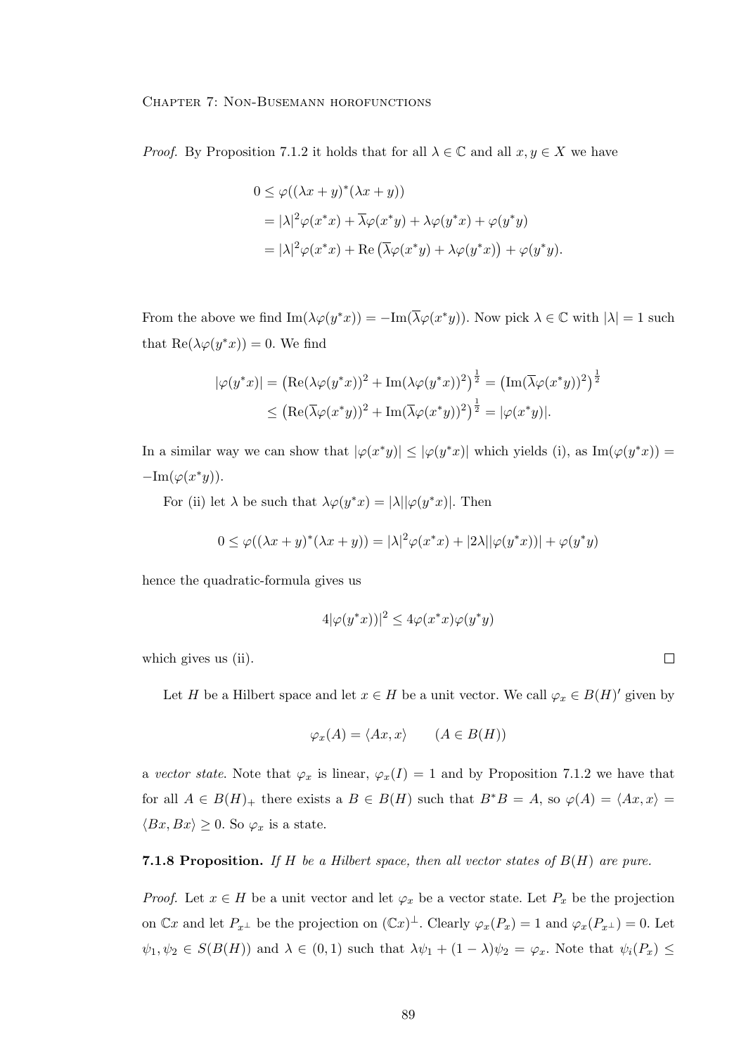*Proof.* By Proposition 7.1.2 it holds that for all $\lambda \in \mathbb{C}$ and all $x, y \in X$ we have

$$
\begin{aligned}
0 &\leq \varphi((\lambda x + y)^*(\lambda x + y)) \\
&= |\lambda|^2 \varphi(x^* x) + \overline{\lambda}\varphi(x^* y) + \lambda\varphi(y^* x) + \varphi(y^* y) \\
&= |\lambda|^2 \varphi(x^* x) + \operatorname{Re}\left(\overline{\lambda}\varphi(x^* y) + \lambda\varphi(y^* x)\right) + \varphi(y^* y).
\end{aligned}
$$

From the above we find $\operatorname{Im}(\lambda\varphi(y^*x)) = -\operatorname{Im}(\overline{\lambda}\varphi(x^*y))$. Now pick $\lambda \in \mathbb{C}$ with $|\lambda| = 1$ such that $\operatorname{Re}(\lambda\varphi(y^*x)) = 0$. We find

$$
\begin{aligned}
|\varphi(y^* x)| &= \left(\operatorname{Re}(\lambda\varphi(y^*x))^2 + \operatorname{Im}(\lambda\varphi(y^*x))^2\right)^{\frac{1}{2}} = \left(\operatorname{Im}(\overline{\lambda}\varphi(x^*y))^2\right)^{\frac{1}{2}} \\
&\leq \left(\operatorname{Re}(\overline{\lambda}\varphi(x^*y))^2 + \operatorname{Im}(\overline{\lambda}\varphi(x^*y))^2\right)^{\frac{1}{2}} = |\varphi(x^*y)|.
\end{aligned}
$$

In a similar way we can show that $|\varphi(x^*y)| \leq |\varphi(y^*x)|$ which yields (i), as $\operatorname{Im}(\varphi(y^*x)) = -\operatorname{Im}(\varphi(x^*y))$.

For (ii) let $\lambda$ be such that $\lambda\varphi(y^*x) = |\lambda||\varphi(y^*x)|$. Then

$$
0 \leq \varphi((\lambda x + y)^*(\lambda x + y)) = |\lambda|^2 \varphi(x^*x) + |2\lambda||\varphi(y^*x))| + \varphi(y^*y)
$$

hence the quadratic-formula gives us

$$
4|\varphi(y^*x))|^2 \leq 4\varphi(x^*x)\varphi(y^*y)
$$

which gives us (ii). $\square$

Let $H$ be a Hilbert space and let $x \in H$ be a unit vector. We call $\varphi_x \in B(H)'$ given by

$$
\varphi_x(A) = \langle Ax, x \rangle \qquad (A \in B(H))
$$

a *vector state*. Note that $\varphi_x$ is linear, $\varphi_x(I) = 1$ and by Proposition 7.1.2 we have that for all $A \in B(H)_+$ there exists a $B \in B(H)$ such that $B^*B = A$, so $\varphi(A) = \langle Ax, x\rangle = \langle Bx, Bx\rangle \geq 0$. So $\varphi_x$ is a state.

**7.1.8 Proposition.** *If $H$ be a Hilbert space, then all vector states of $B(H)$ are pure.*

*Proof.* Let $x \in H$ be a unit vector and let $\varphi_x$ be a vector state. Let $P_x$ be the projection on $\mathbb{C}x$ and let $P_{x^\perp}$ be the projection on $(\mathbb{C}x)^\perp$. Clearly $\varphi_x(P_x) = 1$ and $\varphi_x(P_{x^\perp}) = 0$. Let $\psi_1, \psi_2 \in S(B(H))$ and $\lambda \in (0, 1)$ such that $\lambda\psi_1 + (1-\lambda)\psi_2 = \varphi_x$. Note that $\psi_i(P_x) \leq$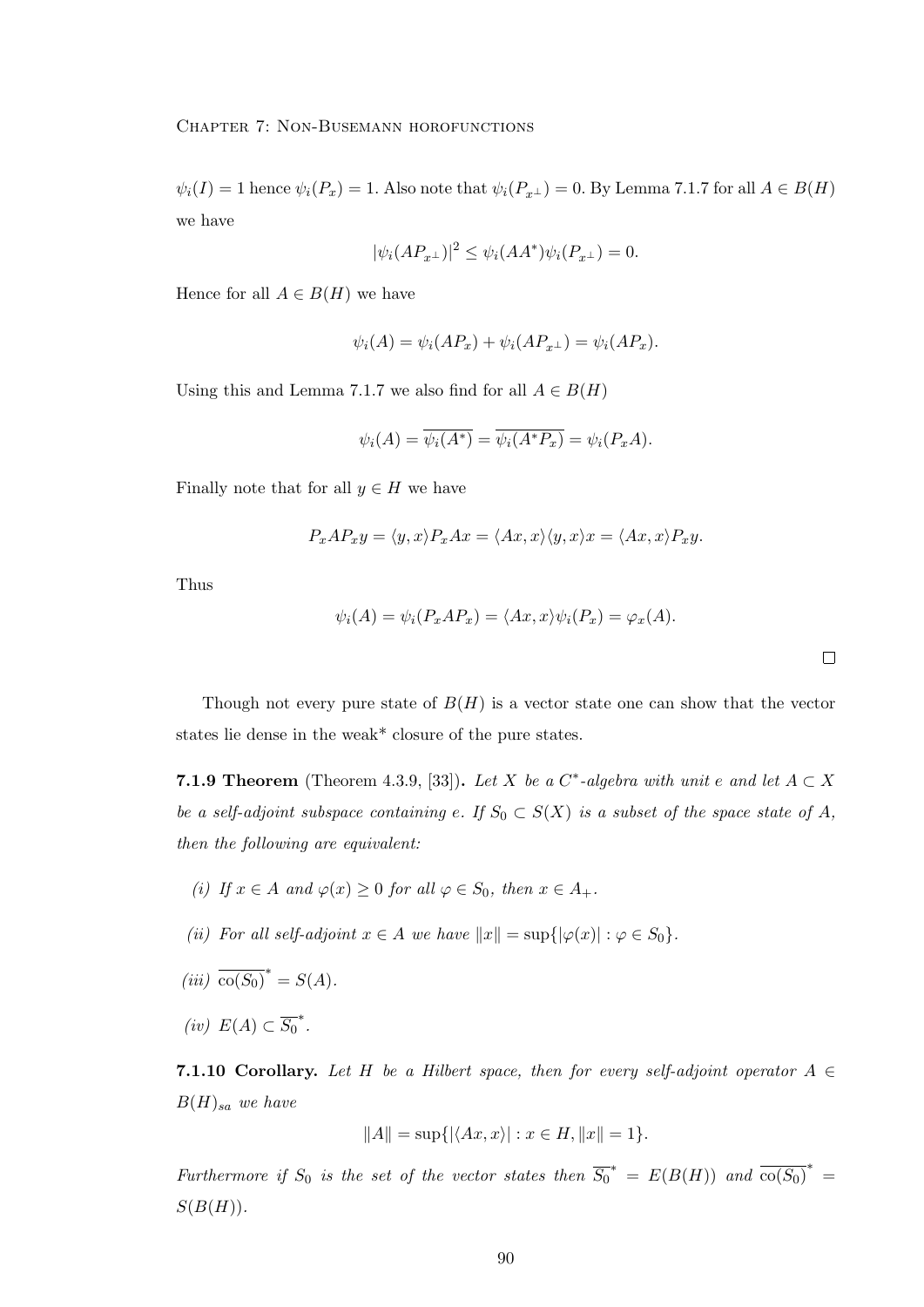$\psi_i(I) = 1$ hence $\psi_i(P_x) = 1$. Also note that $\psi_i(P_{x^\perp}) = 0$. By Lemma 7.1.7 for all $A \in B(H)$ we have

$$|\psi_i(AP_{x^\perp})|^2 \leq \psi_i(AA^*)\psi_i(P_{x^\perp}) = 0.$$

Hence for all $A \in B(H)$ we have

$$\psi_i(A) = \psi_i(AP_x) + \psi_i(AP_{x^\perp}) = \psi_i(AP_x).$$

Using this and Lemma 7.1.7 we also find for all $A \in B(H)$

$$\psi_i(A) = \overline{\psi_i(A^*)} = \overline{\psi_i(A^*P_x)} = \psi_i(P_xA).$$

Finally note that for all $y \in H$ we have

$$P_xAP_xy = \langle y, x\rangle P_xAx = \langle Ax, x\rangle\langle y, x\rangle x = \langle Ax, x\rangle P_xy.$$

Thus

$$\psi_i(A) = \psi_i(P_xAP_x) = \langle Ax, x\rangle\psi_i(P_x) = \varphi_x(A).$$

□

Though not every pure state of $B(H)$ is a vector state one can show that the vector states lie dense in the weak* closure of the pure states.

**7.1.9 Theorem** (Theorem 4.3.9, [33])**.** *Let $X$ be a $C^*$-algebra with unit $e$ and let $A \subset X$ be a self-adjoint subspace containing $e$. If $S_0 \subset S(X)$ is a subset of the space state of $A$, then the following are equivalent:*

*(i) If $x \in A$ and $\varphi(x) \geq 0$ for all $\varphi \in S_0$, then $x \in A_+$.*

*(ii) For all self-adjoint $x \in A$ we have $\|x\| = \sup\{|\varphi(x)| : \varphi \in S_0\}$.*

*(iii) $\overline{\text{co}(S_0)}^* = S(A)$.*

*(iv) $E(A) \subset \overline{S_0}^*$.*

**7.1.10 Corollary.** *Let $H$ be a Hilbert space, then for every self-adjoint operator $A \in B(H)_{sa}$ we have*

$$\|A\| = \sup\{|\langle Ax, x\rangle| : x \in H, \|x\| = 1\}.$$

*Furthermore if $S_0$ is the set of the vector states then $\overline{S_0}^* = E(B(H))$ and $\overline{\text{co}(S_0)}^* = S(B(H))$.*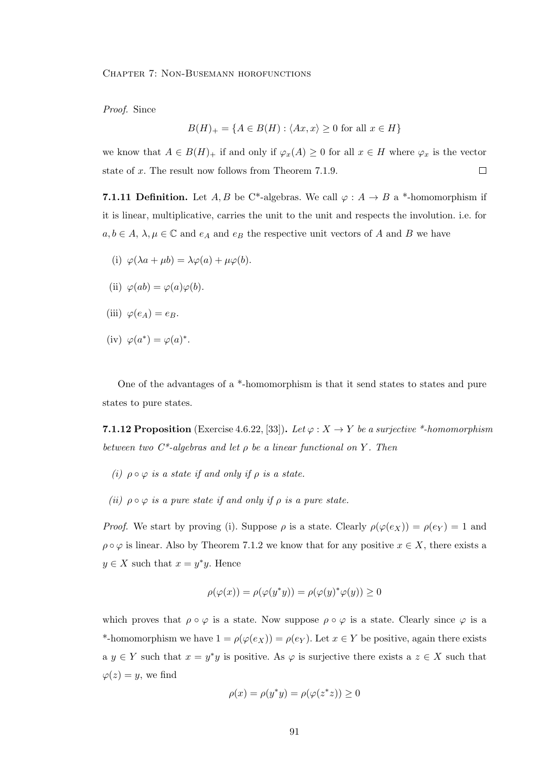*Proof.* Since

$$B(H)_+ = \{A \in B(H) : \langle Ax, x\rangle \geq 0 \text{ for all } x \in H\}$$

we know that $A \in B(H)_+$ if and only if $\varphi_x(A) \geq 0$ for all $x \in H$ where $\varphi_x$ is the vector state of $x$. The result now follows from Theorem 7.1.9. □

**7.1.11 Definition.** Let $A, B$ be C*-algebras. We call $\varphi : A \to B$ a *-homomorphism if it is linear, multiplicative, carries the unit to the unit and respects the involution. i.e. for $a, b \in A$, $\lambda, \mu \in \mathbb{C}$ and $e_A$ and $e_B$ the respective unit vectors of $A$ and $B$ we have

(i) $\varphi(\lambda a + \mu b) = \lambda\varphi(a) + \mu\varphi(b)$.

(ii) $\varphi(ab) = \varphi(a)\varphi(b)$.

(iii) $\varphi(e_A) = e_B$.

(iv) $\varphi(a^*) = \varphi(a)^*$.

One of the advantages of a *-homomorphism is that it send states to states and pure states to pure states.

**7.1.12 Proposition** (Exercise 4.6.22, [33])**.** *Let $\varphi : X \to Y$ be a surjective *-homomorphism between two C*-algebras and let $\rho$ be a linear functional on $Y$. Then*

*(i) $\rho \circ \varphi$ is a state if and only if $\rho$ is a state.*

*(ii) $\rho \circ \varphi$ is a pure state if and only if $\rho$ is a pure state.*

*Proof.* We start by proving (i). Suppose $\rho$ is a state. Clearly $\rho(\varphi(e_X)) = \rho(e_Y) = 1$ and $\rho \circ \varphi$ is linear. Also by Theorem 7.1.2 we know that for any positive $x \in X$, there exists a $y \in X$ such that $x = y^*y$. Hence

$$\rho(\varphi(x)) = \rho(\varphi(y^*y)) = \rho(\varphi(y)^*\varphi(y)) \geq 0$$

which proves that $\rho \circ \varphi$ is a state. Now suppose $\rho \circ \varphi$ is a state. Clearly since $\varphi$ is a *-homomorphism we have $1 = \rho(\varphi(e_X)) = \rho(e_Y)$. Let $x \in Y$ be positive, again there exists a $y \in Y$ such that $x = y^*y$ is positive. As $\varphi$ is surjective there exists a $z \in X$ such that $\varphi(z) = y$, we find

$$\rho(x) = \rho(y^*y) = \rho(\varphi(z^*z)) \geq 0$$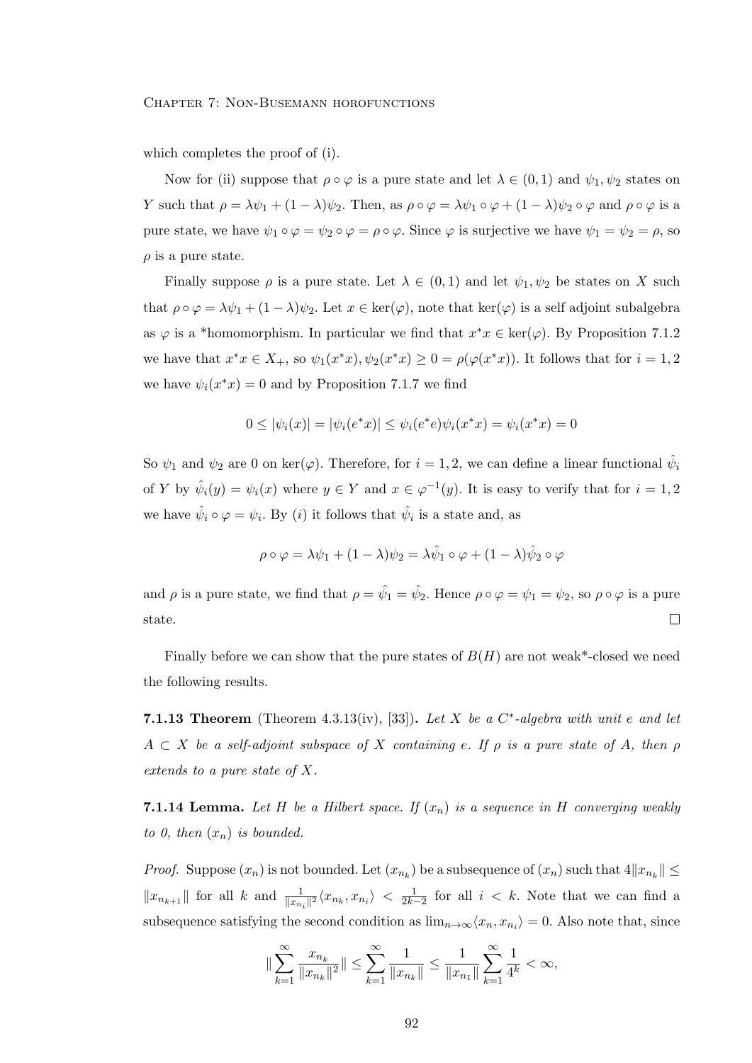which completes the proof of (i).

Now for (ii) suppose that $\rho \circ \varphi$ is a pure state and let $\lambda \in (0,1)$ and $\psi_1, \psi_2$ states on $Y$ such that $\rho = \lambda\psi_1 + (1-\lambda)\psi_2$. Then, as $\rho \circ \varphi = \lambda\psi_1 \circ \varphi + (1-\lambda)\psi_2 \circ \varphi$ and $\rho \circ \varphi$ is a pure state, we have $\psi_1 \circ \varphi = \psi_2 \circ \varphi = \rho \circ \varphi$. Since $\varphi$ is surjective we have $\psi_1 = \psi_2 = \rho$, so $\rho$ is a pure state.

Finally suppose $\rho$ is a pure state. Let $\lambda \in (0,1)$ and let $\psi_1, \psi_2$ be states on $X$ such that $\rho \circ \varphi = \lambda\psi_1 + (1-\lambda)\psi_2$. Let $x \in \ker(\varphi)$, note that $\ker(\varphi)$ is a self adjoint subalgebra as $\varphi$ is a *homomorphism. In particular we find that $x^*x \in \ker(\varphi)$. By Proposition 7.1.2 we have that $x^*x \in X_+$, so $\psi_1(x^*x), \psi_2(x^*x) \geq 0 = \rho(\varphi(x^*x))$. It follows that for $i = 1,2$ we have $\psi_i(x^*x) = 0$ and by Proposition 7.1.7 we find

$$0 \leq |\psi_i(x)| = |\psi_i(e^*x)| \leq \psi_i(e^*e)\psi_i(x^*x) = \psi_i(x^*x) = 0$$

So $\psi_1$ and $\psi_2$ are 0 on $\ker(\varphi)$. Therefore, for $i = 1,2$, we can define a linear functional $\hat{\psi}_i$ of $Y$ by $\hat{\psi}_i(y) = \psi_i(x)$ where $y \in Y$ and $x \in \varphi^{-1}(y)$. It is easy to verify that for $i = 1,2$ we have $\hat{\psi}_i \circ \varphi = \psi_i$. By $(i)$ it follows that $\hat{\psi}_i$ is a state and, as

$$\rho \circ \varphi = \lambda\psi_1 + (1-\lambda)\psi_2 = \lambda\hat{\psi}_1 \circ \varphi + (1-\lambda)\hat{\psi}_2 \circ \varphi$$

and $\rho$ is a pure state, we find that $\rho = \hat{\psi}_1 = \hat{\psi}_2$. Hence $\rho \circ \varphi = \psi_1 = \psi_2$, so $\rho \circ \varphi$ is a pure state. $\square$

Finally before we can show that the pure states of $B(H)$ are not weak*-closed we need the following results.

**7.1.13 Theorem** (Theorem 4.3.13(iv), [33])**.** *Let $X$ be a $C^*$-algebra with unit $e$ and let $A \subset X$ be a self-adjoint subspace of $X$ containing $e$. If $\rho$ is a pure state of $A$, then $\rho$ extends to a pure state of $X$.*

**7.1.14 Lemma.** *Let $H$ be a Hilbert space. If $(x_n)$ is a sequence in $H$ converging weakly to 0, then $(x_n)$ is bounded.*

*Proof.* Suppose $(x_n)$ is not bounded. Let $(x_{n_k})$ be a subsequence of $(x_n)$ such that $4\|x_{n_k}\| \leq \|x_{n_{k+1}}\|$ for all $k$ and $\frac{1}{\|x_{n_i}\|^2}\langle x_{n_k}, x_{n_i}\rangle < \frac{1}{2k-2}$ for all $i < k$. Note that we can find a subsequence satisfying the second condition as $\lim_{n\to\infty}\langle x_n, x_{n_i}\rangle = 0$. Also note that, since

$$\|\sum_{k=1}^{\infty} \frac{x_{n_k}}{\|x_{n_k}\|^2}\| \leq \sum_{k=1}^{\infty} \frac{1}{\|x_{n_k}\|} \leq \frac{1}{\|x_{n_1}\|}\sum_{k=1}^{\infty} \frac{1}{4^k} < \infty,$$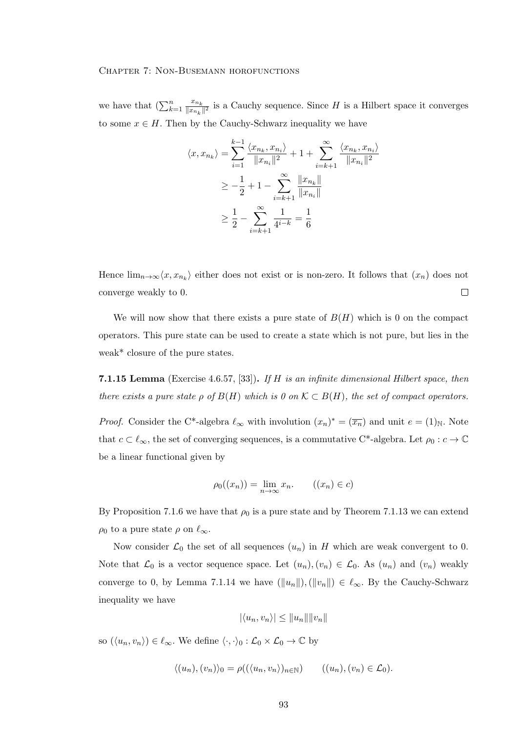we have that $(\sum_{k=1}^{n} \frac{x_{n_k}}{\|x_{n_k}\|^2}$ is a Cauchy sequence. Since $H$ is a Hilbert space it converges to some $x \in H$. Then by the Cauchy-Schwarz inequality we have

$$\begin{aligned}
\langle x, x_{n_k} \rangle &= \sum_{i=1}^{k-1} \frac{\langle x_{n_k}, x_{n_i} \rangle}{\|x_{n_i}\|^2} + 1 + \sum_{i=k+1}^{\infty} \frac{\langle x_{n_k}, x_{n_i} \rangle}{\|x_{n_i}\|^2} \\
&\geq -\frac{1}{2} + 1 - \sum_{i=k+1}^{\infty} \frac{\|x_{n_k}\|}{\|x_{n_i}\|} \\
&\geq \frac{1}{2} - \sum_{i=k+1}^{\infty} \frac{1}{4^{i-k}} = \frac{1}{6}
\end{aligned}$$

Hence $\lim_{n\to\infty} \langle x, x_{n_k} \rangle$ either does not exist or is non-zero. It follows that $(x_n)$ does not converge weakly to 0. $\square$

We will now show that there exists a pure state of $B(H)$ which is 0 on the compact operators. This pure state can be used to create a state which is not pure, but lies in the weak* closure of the pure states.

**7.1.15 Lemma** (Exercise 4.6.57, [33])**.** *If $H$ is an infinite dimensional Hilbert space, then there exists a pure state $\rho$ of $B(H)$ which is 0 on $\mathcal{K} \subset B(H)$, the set of compact operators.*

*Proof.* Consider the C*-algebra $\ell_\infty$ with involution $(x_n)^* = (\overline{x_n})$ and unit $e = (1)_{\mathbb{N}}$. Note that $c \subset \ell_\infty$, the set of converging sequences, is a commutative C*-algebra. Let $\rho_0 : c \to \mathbb{C}$ be a linear functional given by

$$\rho_0((x_n)) = \lim_{n\to\infty} x_n. \qquad ((x_n) \in c)$$

By Proposition 7.1.6 we have that $\rho_0$ is a pure state and by Theorem 7.1.13 we can extend $\rho_0$ to a pure state $\rho$ on $\ell_\infty$.

Now consider $\mathcal{L}_0$ the set of all sequences $(u_n)$ in $H$ which are weak convergent to 0. Note that $\mathcal{L}_0$ is a vector sequence space. Let $(u_n), (v_n) \in \mathcal{L}_0$. As $(u_n)$ and $(v_n)$ weakly converge to 0, by Lemma 7.1.14 we have $(\|u_n\|), (\|v_n\|) \in \ell_\infty$. By the Cauchy-Schwarz inequality we have

$$|\langle u_n, v_n \rangle| \leq \|u_n\| \|v_n\|$$

so $(\langle u_n, v_n \rangle) \in \ell_\infty$. We define $\langle \cdot, \cdot \rangle_0 : \mathcal{L}_0 \times \mathcal{L}_0 \to \mathbb{C}$ by

$$\langle (u_n), (v_n) \rangle_0 = \rho(((\langle u_n, v_n \rangle)_{n\in\mathbb{N}}) \qquad ((u_n), (v_n) \in \mathcal{L}_0).$$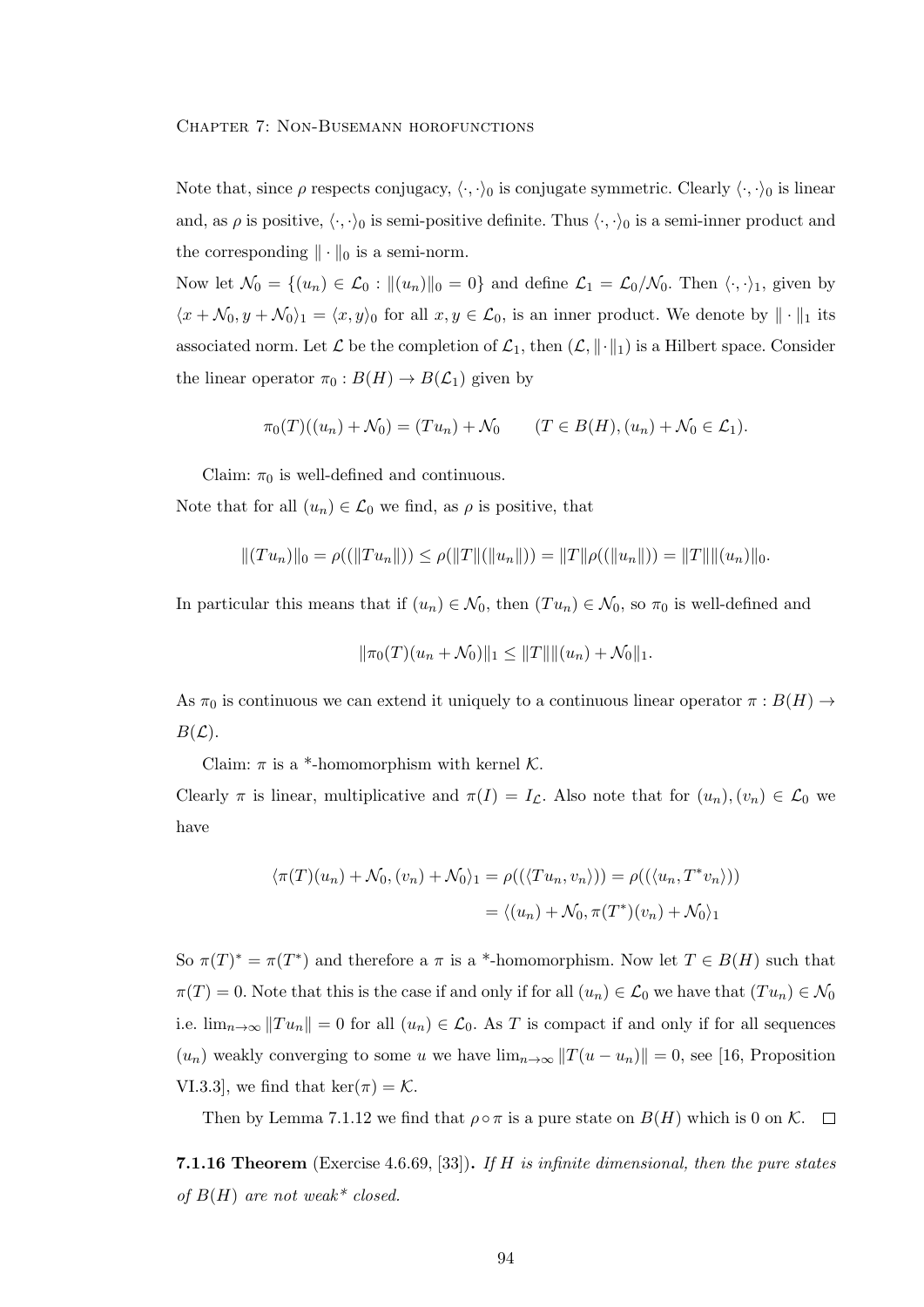Note that, since $\rho$ respects conjugacy, $\langle \cdot, \cdot \rangle_0$ is conjugate symmetric. Clearly $\langle \cdot, \cdot \rangle_0$ is linear and, as $\rho$ is positive, $\langle \cdot, \cdot \rangle_0$ is semi-positive definite. Thus $\langle \cdot, \cdot \rangle_0$ is a semi-inner product and the corresponding $\| \cdot \|_0$ is a semi-norm.

Now let $\mathcal{N}_0 = \{(u_n) \in \mathcal{L}_0 : \|(u_n)\|_0 = 0\}$ and define $\mathcal{L}_1 = \mathcal{L}_0/\mathcal{N}_0$. Then $\langle \cdot, \cdot \rangle_1$, given by $\langle x + \mathcal{N}_0, y + \mathcal{N}_0 \rangle_1 = \langle x, y \rangle_0$ for all $x, y \in \mathcal{L}_0$, is an inner product. We denote by $\| \cdot \|_1$ its associated norm. Let $\mathcal{L}$ be the completion of $\mathcal{L}_1$, then $(\mathcal{L}, \| \cdot \|_1)$ is a Hilbert space. Consider the linear operator $\pi_0 : B(H) \to B(\mathcal{L}_1)$ given by

$$\pi_0(T)((u_n) + \mathcal{N}_0) = (Tu_n) + \mathcal{N}_0 \qquad (T \in B(H), (u_n) + \mathcal{N}_0 \in \mathcal{L}_1).$$

Claim: $\pi_0$ is well-defined and continuous.

Note that for all $(u_n) \in \mathcal{L}_0$ we find, as $\rho$ is positive, that

$$\|(Tu_n)\|_0 = \rho((\|Tu_n\|)) \leq \rho(\|T\|(\|u_n\|)) = \|T\|\rho((\|u_n\|)) = \|T\|\|(u_n)\|_0.$$

In particular this means that if $(u_n) \in \mathcal{N}_0$, then $(Tu_n) \in \mathcal{N}_0$, so $\pi_0$ is well-defined and

$$\|\pi_0(T)(u_n + \mathcal{N}_0)\|_1 \leq \|T\|\|(u_n) + \mathcal{N}_0\|_1.$$

As $\pi_0$ is continuous we can extend it uniquely to a continuous linear operator $\pi : B(H) \to B(\mathcal{L})$.

Claim: $\pi$ is a *-homomorphism with kernel $\mathcal{K}$.

Clearly $\pi$ is linear, multiplicative and $\pi(I) = I_{\mathcal{L}}$. Also note that for $(u_n), (v_n) \in \mathcal{L}_0$ we have

$$\begin{aligned}
\langle \pi(T)(u_n) + \mathcal{N}_0, (v_n) + \mathcal{N}_0 \rangle_1 &= \rho((\langle Tu_n, v_n \rangle)) = \rho((\langle u_n, T^* v_n \rangle)) \\
&= \langle (u_n) + \mathcal{N}_0, \pi(T^*)(v_n) + \mathcal{N}_0 \rangle_1
\end{aligned}$$

So $\pi(T)^* = \pi(T^*)$ and therefore a $\pi$ is a *-homomorphism. Now let $T \in B(H)$ such that $\pi(T) = 0$. Note that this is the case if and only if for all $(u_n) \in \mathcal{L}_0$ we have that $(Tu_n) \in \mathcal{N}_0$ i.e. $\lim_{n\to\infty} \|Tu_n\| = 0$ for all $(u_n) \in \mathcal{L}_0$. As $T$ is compact if and only if for all sequences $(u_n)$ weakly converging to some $u$ we have $\lim_{n\to\infty} \|T(u - u_n)\| = 0$, see [16, Proposition VI.3.3], we find that $\ker(\pi) = \mathcal{K}$.

Then by Lemma 7.1.12 we find that $\rho \circ \pi$ is a pure state on $B(H)$ which is 0 on $\mathcal{K}$. $\square$

**7.1.16 Theorem** (Exercise 4.6.69, [33])**.** *If $H$ is infinite dimensional, then the pure states of $B(H)$ are not weak\* closed.*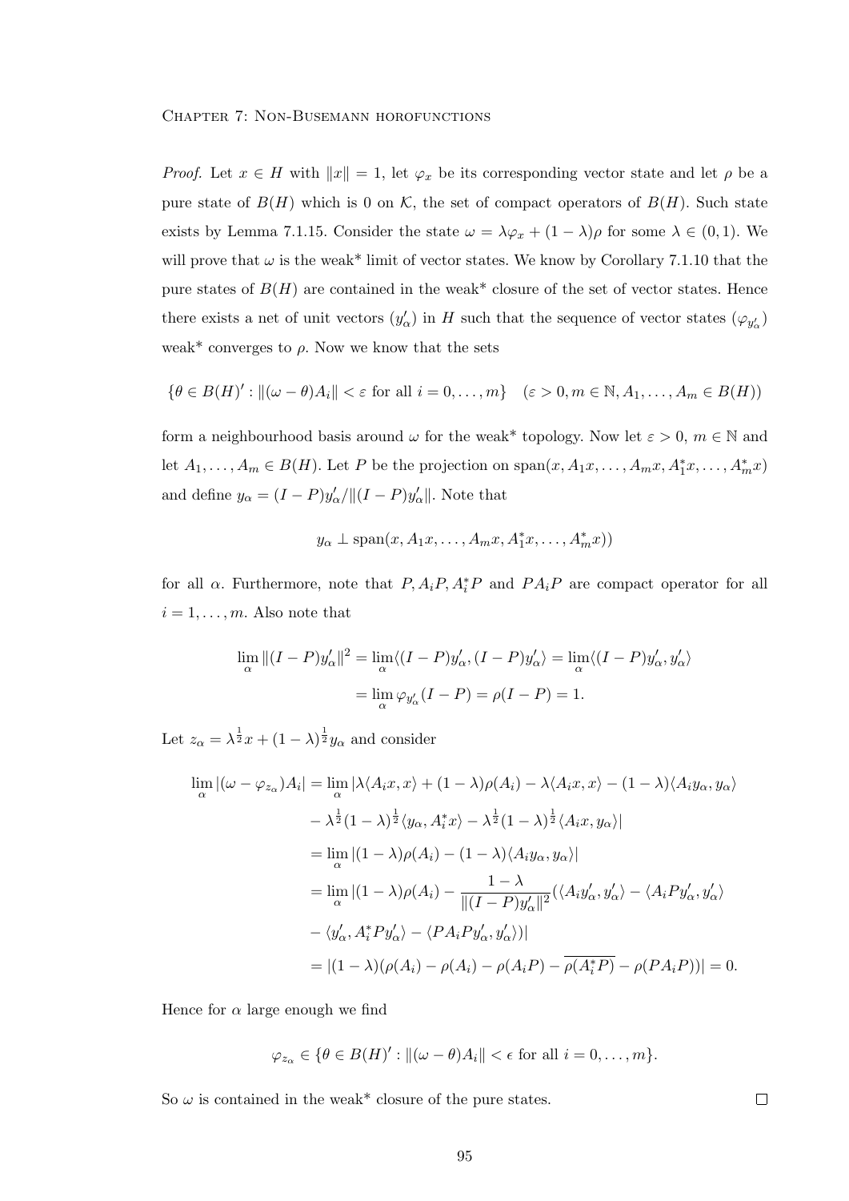*Proof.* Let $x \in H$ with $\|x\| = 1$, let $\varphi_x$ be its corresponding vector state and let $\rho$ be a pure state of $B(H)$ which is 0 on $\mathcal{K}$, the set of compact operators of $B(H)$. Such state exists by Lemma 7.1.15. Consider the state $\omega = \lambda\varphi_x + (1-\lambda)\rho$ for some $\lambda \in (0,1)$. We will prove that $\omega$ is the weak* limit of vector states. We know by Corollary 7.1.10 that the pure states of $B(H)$ are contained in the weak* closure of the set of vector states. Hence there exists a net of unit vectors $(y'_\alpha)$ in $H$ such that the sequence of vector states $(\varphi_{y'_\alpha})$ weak* converges to $\rho$. Now we know that the sets

$$\{\theta \in B(H)' : \|(\omega - \theta)A_i\| < \varepsilon \text{ for all } i = 0, \ldots, m\} \quad (\varepsilon > 0, m \in \mathbb{N}, A_1, \ldots, A_m \in B(H))$$

form a neighbourhood basis around $\omega$ for the weak* topology. Now let $\varepsilon > 0$, $m \in \mathbb{N}$ and let $A_1, \ldots, A_m \in B(H)$. Let $P$ be the projection on $\operatorname{span}(x, A_1x, \ldots, A_mx, A_1^*x, \ldots, A_m^*x)$ and define $y_\alpha = (I-P)y'_\alpha / \|(I-P)y'_\alpha\|$. Note that

$$y_\alpha \perp \operatorname{span}(x, A_1x, \ldots, A_mx, A_1^*x, \ldots, A_m^*x))$$

for all $\alpha$. Furthermore, note that $P, A_iP, A_i^*P$ and $PA_iP$ are compact operator for all $i = 1, \ldots, m$. Also note that

$$\begin{aligned}
\lim_\alpha \|(I-P)y'_\alpha\|^2 &= \lim_\alpha \langle (I-P)y'_\alpha, (I-P)y'_\alpha \rangle = \lim_\alpha \langle (I-P)y'_\alpha, y'_\alpha \rangle \\
&= \lim_\alpha \varphi_{y'_\alpha}(I-P) = \rho(I-P) = 1.
\end{aligned}$$

Let $z_\alpha = \lambda^{\frac{1}{2}} x + (1-\lambda)^{\frac{1}{2}} y_\alpha$ and consider

$$\begin{aligned}
\lim_\alpha |(\omega - \varphi_{z_\alpha})A_i| &= \lim_\alpha |\lambda\langle A_ix, x\rangle + (1-\lambda)\rho(A_i) - \lambda\langle A_ix, x\rangle - (1-\lambda)\langle A_iy_\alpha, y_\alpha\rangle \\
&\quad - \lambda^{\frac{1}{2}}(1-\lambda)^{\frac{1}{2}}\langle y_\alpha, A_i^*x\rangle - \lambda^{\frac{1}{2}}(1-\lambda)^{\frac{1}{2}}\langle A_ix, y_\alpha\rangle| \\
&= \lim_\alpha |(1-\lambda)\rho(A_i) - (1-\lambda)\langle A_iy_\alpha, y_\alpha\rangle| \\
&= \lim_\alpha |(1-\lambda)\rho(A_i) - \frac{1-\lambda}{\|(I-P)y'_\alpha\|^2}(\langle A_iy'_\alpha, y'_\alpha\rangle - \langle A_iPy'_\alpha, y'_\alpha\rangle \\
&\quad - \langle y'_\alpha, A_i^*Py'_\alpha\rangle - \langle PA_iPy'_\alpha, y'_\alpha\rangle)| \\
&= |(1-\lambda)(\rho(A_i) - \rho(A_i) - \rho(A_iP) - \overline{\rho(A_i^*P)} - \rho(PA_iP))| = 0.
\end{aligned}$$

Hence for $\alpha$ large enough we find

$$\varphi_{z_\alpha} \in \{\theta \in B(H)' : \|(\omega - \theta)A_i\| < \epsilon \text{ for all } i = 0, \ldots, m\}.$$

So $\omega$ is contained in the weak* closure of the pure states. $\square$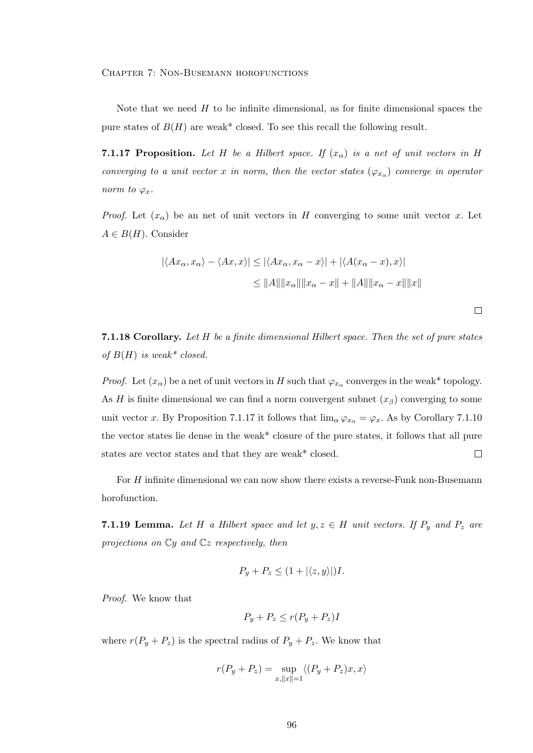Note that we need $H$ to be infinite dimensional, as for finite dimensional spaces the pure states of $B(H)$ are weak* closed. To see this recall the following result.

**7.1.17 Proposition.** *Let $H$ be a Hilbert space. If $(x_\alpha)$ is a net of unit vectors in $H$ converging to a unit vector $x$ in norm, then the vector states $(\varphi_{x_\alpha})$ converge in operator norm to $\varphi_x$.*

*Proof.* Let $(x_\alpha)$ be an net of unit vectors in $H$ converging to some unit vector $x$. Let $A \in B(H)$. Consider

$$\begin{aligned}|\langle Ax_\alpha, x_\alpha\rangle - \langle Ax, x\rangle| &\leq |\langle Ax_\alpha, x_\alpha - x\rangle| + |\langle A(x_\alpha - x), x\rangle| \\ &\leq \|A\|\|x_\alpha\|\|x_\alpha - x\| + \|A\|\|x_\alpha - x\|\|x\|\end{aligned}$$

□

**7.1.18 Corollary.** *Let $H$ be a finite dimensional Hilbert space. Then the set of pure states of $B(H)$ is weak* closed.*

*Proof.* Let $(x_\alpha)$ be a net of unit vectors in $H$ such that $\varphi_{x_\alpha}$ converges in the weak* topology. As $H$ is finite dimensional we can find a norm convergent subnet $(x_\beta)$ converging to some unit vector $x$. By Proposition 7.1.17 it follows that $\lim_\alpha \varphi_{x_\alpha} = \varphi_x$. As by Corollary 7.1.10 the vector states lie dense in the weak* closure of the pure states, it follows that all pure states are vector states and that they are weak* closed. □

For $H$ infinite dimensional we can now show there exists a reverse-Funk non-Busemann horofunction.

**7.1.19 Lemma.** *Let $H$ a Hilbert space and let $y, z \in H$ unit vectors. If $P_y$ and $P_z$ are projections on $\mathbb{C}y$ and $\mathbb{C}z$ respectively, then*

$$P_y + P_z \leq (1 + |\langle z, y\rangle|)I.$$

*Proof.* We know that

$$P_y + P_z \leq r(P_y + P_z)I$$

where $r(P_y + P_z)$ is the spectral radius of $P_y + P_z$. We know that

$$r(P_y + P_z) = \sup_{x, \|x\|=1} \langle (P_y + P_z)x, x\rangle$$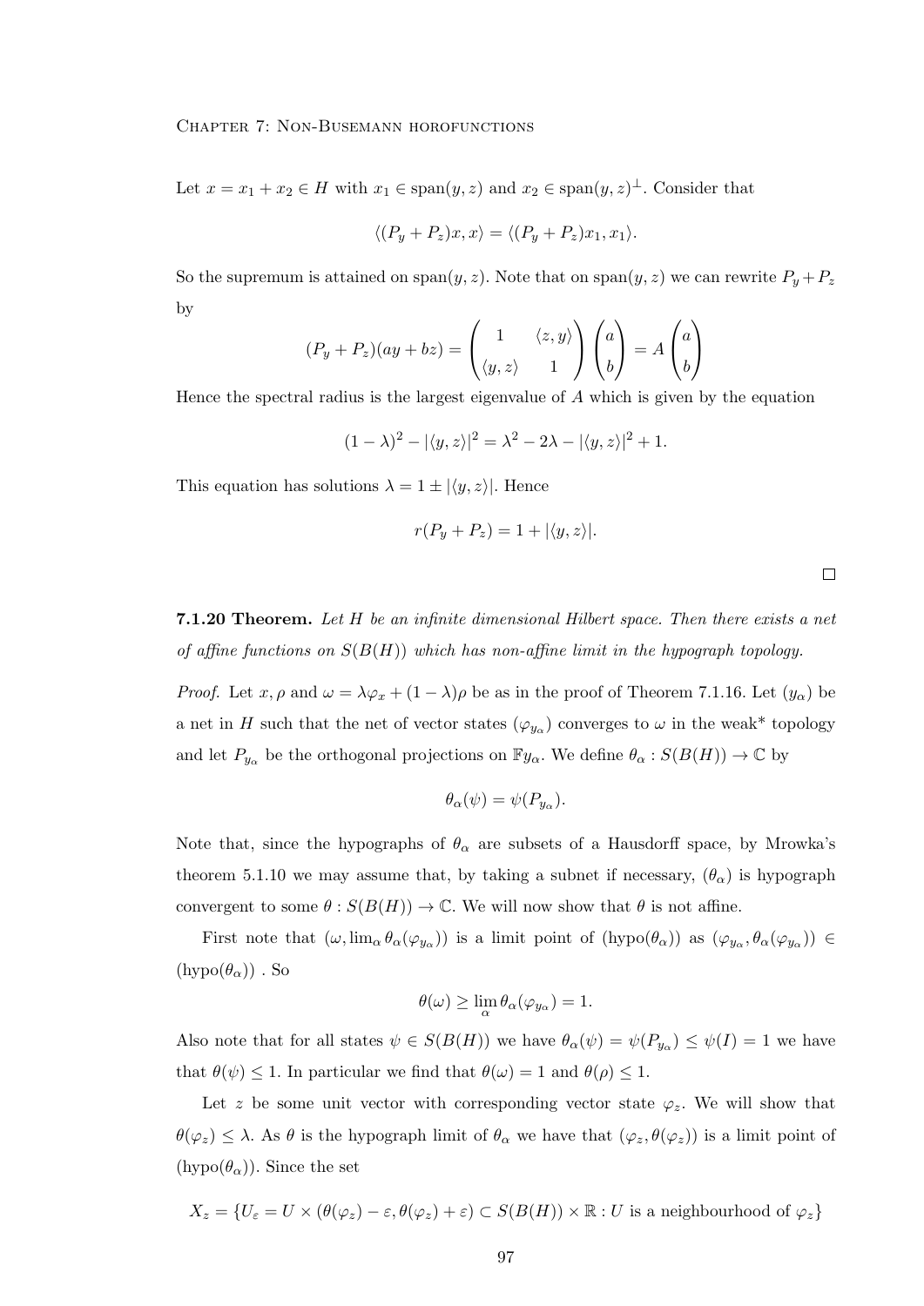Let $x = x_1 + x_2 \in H$ with $x_1 \in \text{span}(y,z)$ and $x_2 \in \text{span}(y,z)^{\perp}$. Consider that

$$\langle (P_y + P_z)x, x \rangle = \langle (P_y + P_z)x_1, x_1 \rangle.$$

So the supremum is attained on $\text{span}(y,z)$. Note that on $\text{span}(y,z)$ we can rewrite $P_y + P_z$ by

$$(P_y + P_z)(ay + bz) = \begin{pmatrix} 1 & \langle z, y \rangle \\ \langle y, z \rangle & 1 \end{pmatrix} \begin{pmatrix} a \\ b \end{pmatrix} = A \begin{pmatrix} a \\ b \end{pmatrix}$$

Hence the spectral radius is the largest eigenvalue of $A$ which is given by the equation

$$(1 - \lambda)^2 - |\langle y, z \rangle|^2 = \lambda^2 - 2\lambda - |\langle y, z \rangle|^2 + 1.$$

This equation has solutions $\lambda = 1 \pm |\langle y, z \rangle|$. Hence

$$r(P_y + P_z) = 1 + |\langle y, z \rangle|.$$

□

**7.1.20 Theorem.** *Let $H$ be an infinite dimensional Hilbert space. Then there exists a net of affine functions on $S(B(H))$ which has non-affine limit in the hypograph topology.*

*Proof.* Let $x, \rho$ and $\omega = \lambda \varphi_x + (1 - \lambda)\rho$ be as in the proof of Theorem 7.1.16. Let $(y_\alpha)$ be a net in $H$ such that the net of vector states $(\varphi_{y_\alpha})$ converges to $\omega$ in the weak* topology and let $P_{y_\alpha}$ be the orthogonal projections on $\mathbb{F}y_\alpha$. We define $\theta_\alpha : S(B(H)) \to \mathbb{C}$ by

$$\theta_\alpha(\psi) = \psi(P_{y_\alpha}).$$

Note that, since the hypographs of $\theta_\alpha$ are subsets of a Hausdorff space, by Mrowka's theorem 5.1.10 we may assume that, by taking a subnet if necessary, $(\theta_\alpha)$ is hypograph convergent to some $\theta : S(B(H)) \to \mathbb{C}$. We will now show that $\theta$ is not affine.

First note that $(\omega, \lim_\alpha \theta_\alpha(\varphi_{y_\alpha}))$ is a limit point of $(\text{hypo}(\theta_\alpha))$ as $(\varphi_{y_\alpha}, \theta_\alpha(\varphi_{y_\alpha})) \in (\text{hypo}(\theta_\alpha))$ . So

$$\theta(\omega) \geq \lim_\alpha \theta_\alpha(\varphi_{y_\alpha}) = 1.$$

Also note that for all states $\psi \in S(B(H))$ we have $\theta_\alpha(\psi) = \psi(P_{y_\alpha}) \leq \psi(I) = 1$ we have that $\theta(\psi) \leq 1$. In particular we find that $\theta(\omega) = 1$ and $\theta(\rho) \leq 1$.

Let $z$ be some unit vector with corresponding vector state $\varphi_z$. We will show that $\theta(\varphi_z) \leq \lambda$. As $\theta$ is the hypograph limit of $\theta_\alpha$ we have that $(\varphi_z, \theta(\varphi_z))$ is a limit point of $(\text{hypo}(\theta_\alpha))$. Since the set

$$X_z = \{U_\varepsilon = U \times (\theta(\varphi_z) - \varepsilon, \theta(\varphi_z) + \varepsilon) \subset S(B(H)) \times \mathbb{R} : U \text{ is a neighbourhood of } \varphi_z\}$$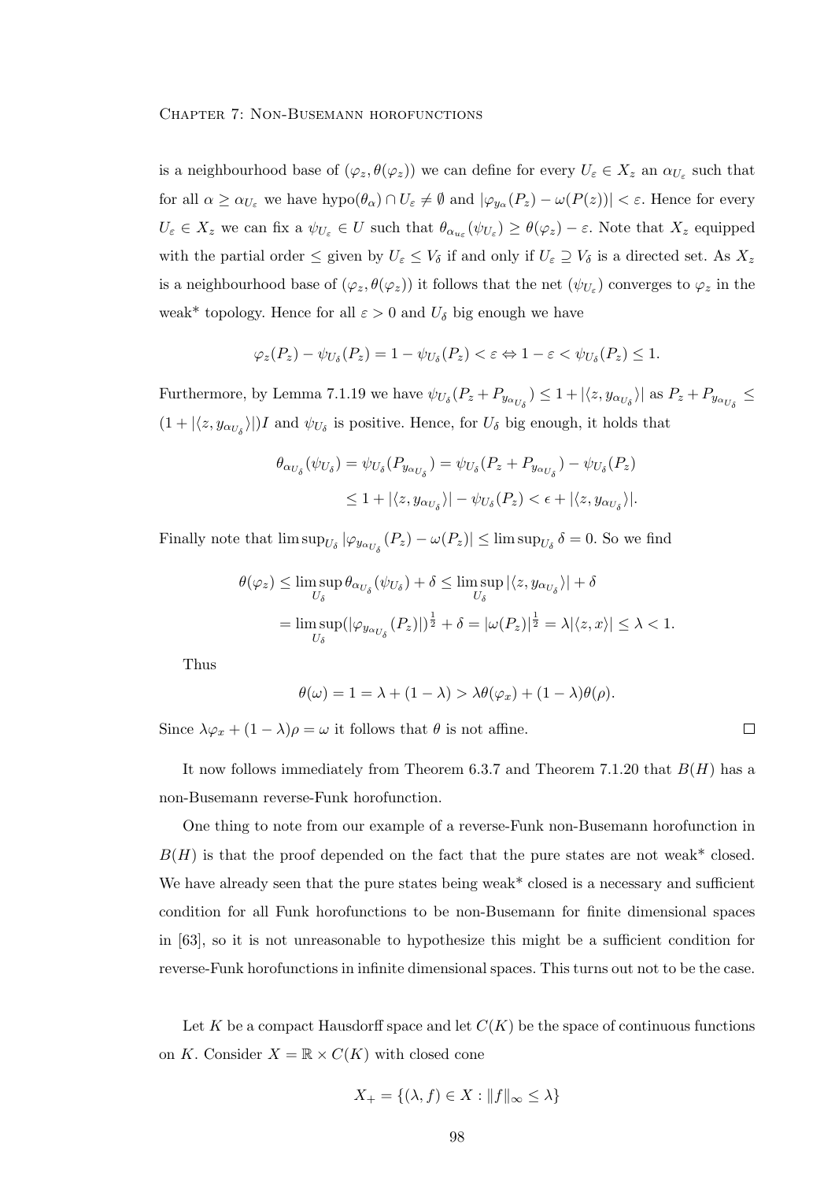is a neighbourhood base of $(\varphi_z, \theta(\varphi_z))$ we can define for every $U_\varepsilon \in X_z$ an $\alpha_{U_\varepsilon}$ such that for all $\alpha \geq \alpha_{U_\varepsilon}$ we have $\text{hypo}(\theta_\alpha) \cap U_\varepsilon \neq \emptyset$ and $|\varphi_{y_\alpha}(P_z) - \omega(P(z))| < \varepsilon$. Hence for every $U_\varepsilon \in X_z$ we can fix a $\psi_{U_\varepsilon} \in U$ such that $\theta_{\alpha_{u_\varepsilon}}(\psi_{U_\varepsilon}) \geq \theta(\varphi_z) - \varepsilon$. Note that $X_z$ equipped with the partial order $\leq$ given by $U_\varepsilon \leq V_\delta$ if and only if $U_\varepsilon \supseteq V_\delta$ is a directed set. As $X_z$ is a neighbourhood base of $(\varphi_z, \theta(\varphi_z))$ it follows that the net $(\psi_{U_\varepsilon})$ converges to $\varphi_z$ in the weak* topology. Hence for all $\varepsilon > 0$ and $U_\delta$ big enough we have

$$\varphi_z(P_z) - \psi_{U_\delta}(P_z) = 1 - \psi_{U_\delta}(P_z) < \varepsilon \Leftrightarrow 1 - \varepsilon < \psi_{U_\delta}(P_z) \leq 1.$$

Furthermore, by Lemma 7.1.19 we have $\psi_{U_\delta}(P_z + P_{y_{\alpha_{U_\delta}}}) \leq 1 + |\langle z, y_{\alpha_{U_\delta}}\rangle|$ as $P_z + P_{y_{\alpha_{U_\delta}}} \leq (1 + |\langle z, y_{\alpha_{U_\delta}}\rangle|)I$ and $\psi_{U_\delta}$ is positive. Hence, for $U_\delta$ big enough, it holds that

$$\begin{aligned}\theta_{\alpha_{U_\delta}}(\psi_{U_\delta}) = \psi_{U_\delta}(P_{y_{\alpha_{U_\delta}}}) &= \psi_{U_\delta}(P_z + P_{y_{\alpha_{U_\delta}}}) - \psi_{U_\delta}(P_z) \\ &\leq 1 + |\langle z, y_{\alpha_{U_\delta}}\rangle| - \psi_{U_\delta}(P_z) < \epsilon + |\langle z, y_{\alpha_{U_\delta}}\rangle|.\end{aligned}$$

Finally note that $\limsup_{U_\delta} |\varphi_{y_{\alpha_{U_\delta}}}(P_z) - \omega(P_z)| \leq \limsup_{U_\delta} \delta = 0$. So we find

$$\begin{aligned}\theta(\varphi_z) &\leq \limsup_{U_\delta} \theta_{\alpha_{U_\delta}}(\psi_{U_\delta}) + \delta \leq \limsup_{U_\delta} |\langle z, y_{\alpha_{U_\delta}}\rangle| + \delta \\ &= \limsup_{U_\delta} (|\varphi_{y_{\alpha_{U_\delta}}}(P_z)|)^{\frac{1}{2}} + \delta = |\omega(P_z)|^{\frac{1}{2}} = \lambda|\langle z, x\rangle| \leq \lambda < 1.\end{aligned}$$

Thus

$$\theta(\omega) = 1 = \lambda + (1 - \lambda) > \lambda\theta(\varphi_x) + (1 - \lambda)\theta(\rho).$$

Since $\lambda\varphi_x + (1 - \lambda)\rho = \omega$ it follows that $\theta$ is not affine. □

It now follows immediately from Theorem 6.3.7 and Theorem 7.1.20 that $B(H)$ has a non-Busemann reverse-Funk horofunction.

One thing to note from our example of a reverse-Funk non-Busemann horofunction in $B(H)$ is that the proof depended on the fact that the pure states are not weak* closed. We have already seen that the pure states being weak* closed is a necessary and sufficient condition for all Funk horofunctions to be non-Busemann for finite dimensional spaces in [63], so it is not unreasonable to hypothesize this might be a sufficient condition for reverse-Funk horofunctions in infinite dimensional spaces. This turns out not to be the case.

Let $K$ be a compact Hausdorff space and let $C(K)$ be the space of continuous functions on $K$. Consider $X = \mathbb{R} \times C(K)$ with closed cone

$$X_+ = \{(\lambda, f) \in X : \|f\|_\infty \leq \lambda\}$$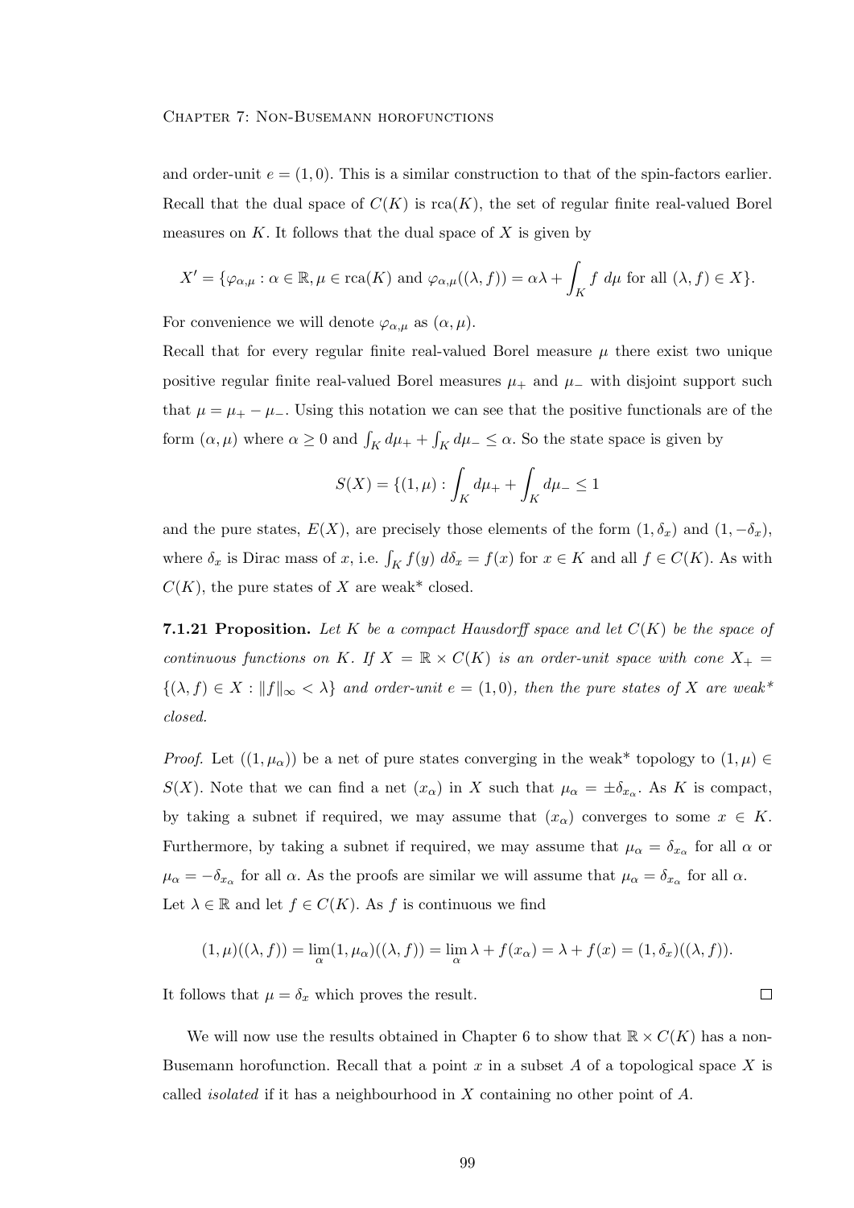and order-unit $e = (1, 0)$. This is a similar construction to that of the spin-factors earlier. Recall that the dual space of $C(K)$ is $\mathrm{rca}(K)$, the set of regular finite real-valued Borel measures on $K$. It follows that the dual space of $X$ is given by

$$X' = \{\varphi_{\alpha,\mu} : \alpha \in \mathbb{R}, \mu \in \mathrm{rca}(K) \text{ and } \varphi_{\alpha,\mu}((\lambda, f)) = \alpha\lambda + \int_K f \; d\mu \text{ for all } (\lambda, f) \in X\}.$$

For convenience we will denote $\varphi_{\alpha,\mu}$ as $(\alpha, \mu)$.

Recall that for every regular finite real-valued Borel measure $\mu$ there exist two unique positive regular finite real-valued Borel measures $\mu_+$ and $\mu_-$ with disjoint support such that $\mu = \mu_+ - \mu_-$. Using this notation we can see that the positive functionals are of the form $(\alpha, \mu)$ where $\alpha \geq 0$ and $\int_K d\mu_+ + \int_K d\mu_- \leq \alpha$. So the state space is given by

$$S(X) = \{(1, \mu) : \int_K d\mu_+ + \int_K d\mu_- \leq 1$$

and the pure states, $E(X)$, are precisely those elements of the form $(1, \delta_x)$ and $(1, -\delta_x)$, where $\delta_x$ is Dirac mass of $x$, i.e. $\int_K f(y) \; d\delta_x = f(x)$ for $x \in K$ and all $f \in C(K)$. As with $C(K)$, the pure states of $X$ are weak* closed.

**7.1.21 Proposition.** *Let $K$ be a compact Hausdorff space and let $C(K)$ be the space of continuous functions on $K$. If $X = \mathbb{R} \times C(K)$ is an order-unit space with cone $X_+ = \{(\lambda, f) \in X : \|f\|_\infty < \lambda\}$ and order-unit $e = (1, 0)$, then the pure states of $X$ are weak* closed.*

*Proof.* Let $((1, \mu_\alpha))$ be a net of pure states converging in the weak* topology to $(1, \mu) \in S(X)$. Note that we can find a net $(x_\alpha)$ in $X$ such that $\mu_\alpha = \pm\delta_{x_\alpha}$. As $K$ is compact, by taking a subnet if required, we may assume that $(x_\alpha)$ converges to some $x \in K$. Furthermore, by taking a subnet if required, we may assume that $\mu_\alpha = \delta_{x_\alpha}$ for all $\alpha$ or $\mu_\alpha = -\delta_{x_\alpha}$ for all $\alpha$. As the proofs are similar we will assume that $\mu_\alpha = \delta_{x_\alpha}$ for all $\alpha$.

Let $\lambda \in \mathbb{R}$ and let $f \in C(K)$. As $f$ is continuous we find

$$(1, \mu)((\lambda, f)) = \lim_\alpha (1, \mu_\alpha)((\lambda, f)) = \lim_\alpha \lambda + f(x_\alpha) = \lambda + f(x) = (1, \delta_x)((\lambda, f)).$$

It follows that $\mu = \delta_x$ which proves the result. $\square$

We will now use the results obtained in Chapter 6 to show that $\mathbb{R} \times C(K)$ has a non-Busemann horofunction. Recall that a point $x$ in a subset $A$ of a topological space $X$ is called *isolated* if it has a neighbourhood in $X$ containing no other point of $A$.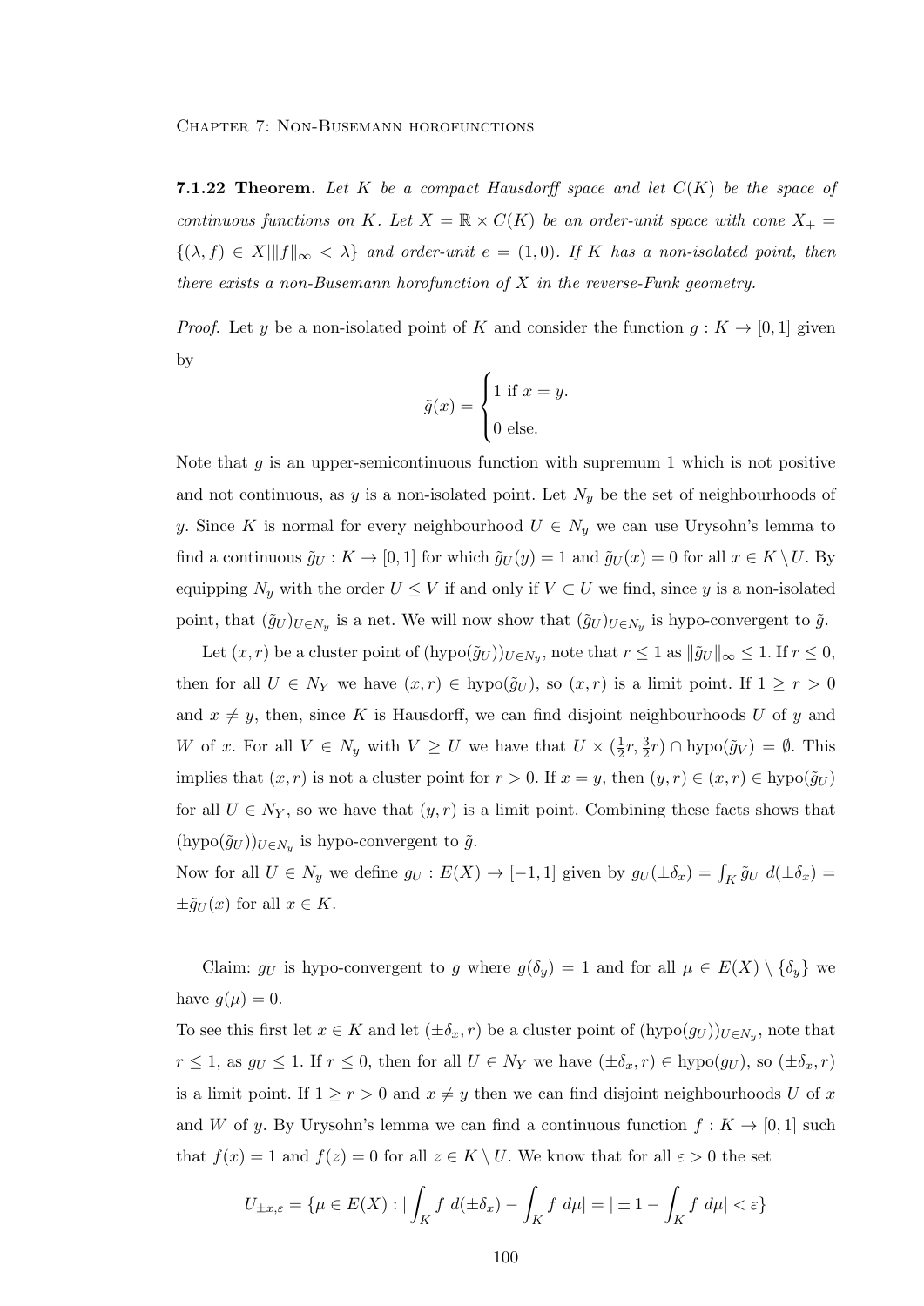**7.1.22 Theorem.** *Let $K$ be a compact Hausdorff space and let $C(K)$ be the space of continuous functions on $K$. Let $X = \mathbb{R} \times C(K)$ be an order-unit space with cone $X_+ = \{(\lambda, f) \in X | \|f\|_\infty < \lambda\}$ and order-unit $e = (1, 0)$. If $K$ has a non-isolated point, then there exists a non-Busemann horofunction of $X$ in the reverse-Funk geometry.*

*Proof.* Let $y$ be a non-isolated point of $K$ and consider the function $g : K \to [0, 1]$ given by

$$\tilde{g}(x) = \begin{cases} 1 \text{ if } x = y. \\ 0 \text{ else.} \end{cases}$$

Note that $g$ is an upper-semicontinuous function with supremum 1 which is not positive and not continuous, as $y$ is a non-isolated point. Let $N_y$ be the set of neighbourhoods of $y$. Since $K$ is normal for every neighbourhood $U \in N_y$ we can use Urysohn's lemma to find a continuous $\tilde{g}_U : K \to [0, 1]$ for which $\tilde{g}_U(y) = 1$ and $\tilde{g}_U(x) = 0$ for all $x \in K \setminus U$. By equipping $N_y$ with the order $U \leq V$ if and only if $V \subset U$ we find, since $y$ is a non-isolated point, that $(\tilde{g}_U)_{U \in N_y}$ is a net. We will now show that $(\tilde{g}_U)_{U \in N_y}$ is hypo-convergent to $\tilde{g}$.

Let $(x, r)$ be a cluster point of $(\text{hypo}(\tilde{g}_U))_{U \in N_y}$, note that $r \leq 1$ as $\|\tilde{g}_U\|_\infty \leq 1$. If $r \leq 0$, then for all $U \in N_Y$ we have $(x, r) \in \text{hypo}(\tilde{g}_U)$, so $(x, r)$ is a limit point. If $1 \geq r > 0$ and $x \neq y$, then, since $K$ is Hausdorff, we can find disjoint neighbourhoods $U$ of $y$ and $W$ of $x$. For all $V \in N_y$ with $V \geq U$ we have that $U \times (\frac{1}{2}r, \frac{3}{2}r) \cap \text{hypo}(\tilde{g}_V) = \emptyset$. This implies that $(x, r)$ is not a cluster point for $r > 0$. If $x = y$, then $(y, r) \in (x, r) \in \text{hypo}(\tilde{g}_U)$ for all $U \in N_Y$, so we have that $(y, r)$ is a limit point. Combining these facts shows that $(\text{hypo}(\tilde{g}_U))_{U \in N_y}$ is hypo-convergent to $\tilde{g}$.

Now for all $U \in N_y$ we define $g_U : E(X) \to [-1, 1]$ given by $g_U(\pm\delta_x) = \int_K \tilde{g}_U \, d(\pm\delta_x) = \pm\tilde{g}_U(x)$ for all $x \in K$.

Claim: $g_U$ is hypo-convergent to $g$ where $g(\delta_y) = 1$ and for all $\mu \in E(X) \setminus \{\delta_y\}$ we have $g(\mu) = 0$.

To see this first let $x \in K$ and let $(\pm\delta_x, r)$ be a cluster point of $(\text{hypo}(g_U))_{U \in N_y}$, note that $r \leq 1$, as $g_U \leq 1$. If $r \leq 0$, then for all $U \in N_Y$ we have $(\pm\delta_x, r) \in \text{hypo}(g_U)$, so $(\pm\delta_x, r)$ is a limit point. If $1 \geq r > 0$ and $x \neq y$ then we can find disjoint neighbourhoods $U$ of $x$ and $W$ of $y$. By Urysohn's lemma we can find a continuous function $f : K \to [0, 1]$ such that $f(x) = 1$ and $f(z) = 0$ for all $z \in K \setminus U$. We know that for all $\varepsilon > 0$ the set

$$U_{\pm x, \varepsilon} = \{\mu \in E(X) : |\int_K f \, d(\pm\delta_x) - \int_K f \, d\mu| = |\pm 1 - \int_K f \, d\mu| < \varepsilon\}$$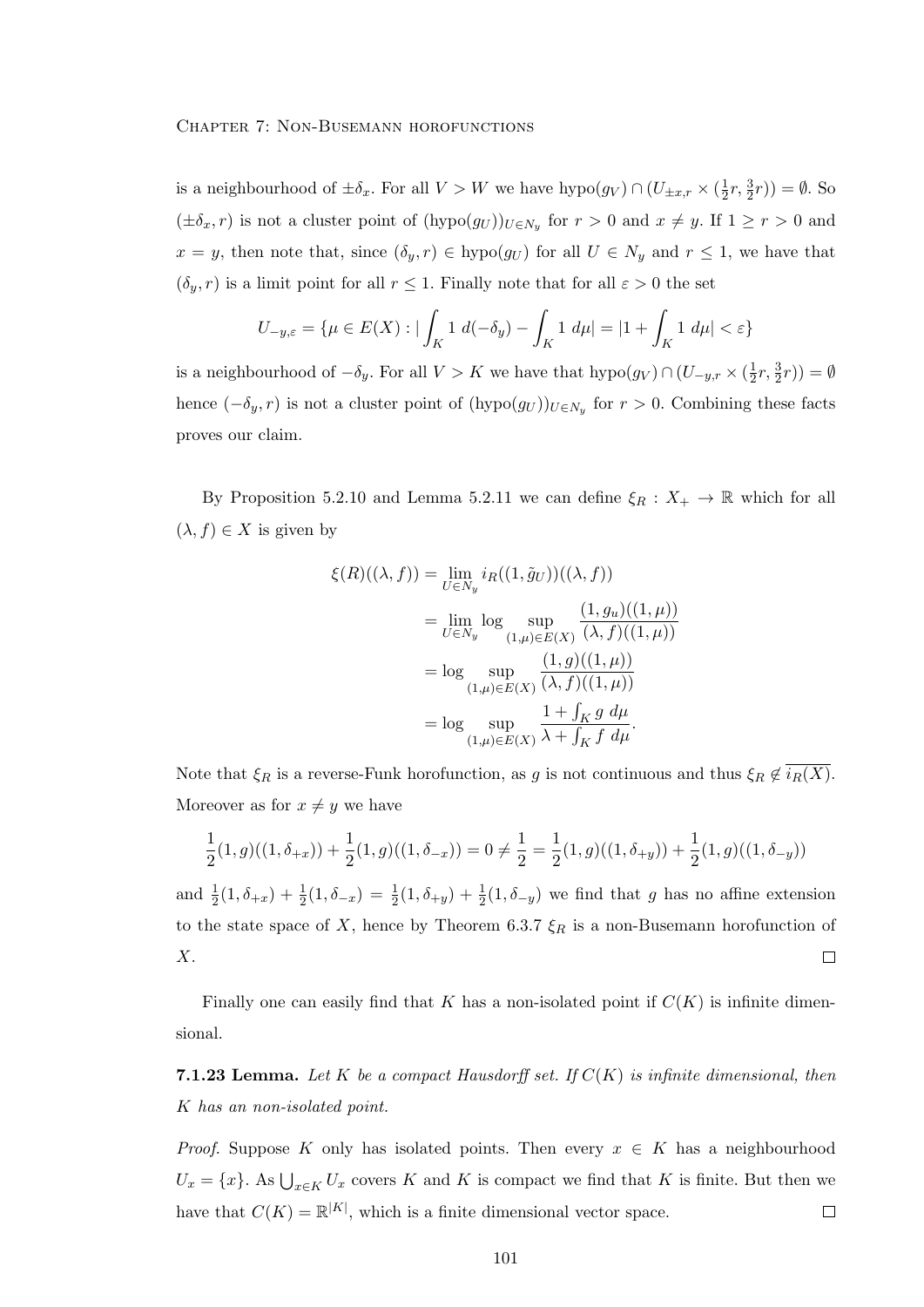is a neighbourhood of $\pm\delta_x$. For all $V > W$ we have $\text{hypo}(g_V) \cap (U_{\pm x,r} \times (\frac{1}{2}r, \frac{3}{2}r)) = \emptyset$. So $(\pm\delta_x, r)$ is not a cluster point of $(\text{hypo}(g_U))_{U\in N_y}$ for $r > 0$ and $x \neq y$. If $1 \geq r > 0$ and $x = y$, then note that, since $(\delta_y, r) \in \text{hypo}(g_U)$ for all $U \in N_y$ and $r \leq 1$, we have that $(\delta_y, r)$ is a limit point for all $r \leq 1$. Finally note that for all $\varepsilon > 0$ the set

$$U_{-y,\varepsilon} = \{\mu \in E(X) : |\int_K 1 \; d(-\delta_y) - \int_K 1 \; d\mu| = |1 + \int_K 1 \; d\mu| < \varepsilon\}$$

is a neighbourhood of $-\delta_y$. For all $V > K$ we have that $\text{hypo}(g_V) \cap (U_{-y,r} \times (\frac{1}{2}r, \frac{3}{2}r)) = \emptyset$ hence $(-\delta_y, r)$ is not a cluster point of $(\text{hypo}(g_U))_{U\in N_y}$ for $r > 0$. Combining these facts proves our claim.

By Proposition 5.2.10 and Lemma 5.2.11 we can define $\xi_R : X_+ \to \mathbb{R}$ which for all $(\lambda, f) \in X$ is given by

$$\begin{aligned}
\xi(R)((\lambda, f)) &= \lim_{U\in N_y} i_R((1, \tilde{g}_U))((\lambda, f)) \\
&= \lim_{U\in N_y} \log \sup_{(1,\mu)\in E(X)} \frac{(1, g_u)((1, \mu))}{(\lambda, f)((1, \mu))} \\
&= \log \sup_{(1,\mu)\in E(X)} \frac{(1, g)((1, \mu))}{(\lambda, f)((1, \mu))} \\
&= \log \sup_{(1,\mu)\in E(X)} \frac{1 + \int_K g \; d\mu}{\lambda + \int_K f \; d\mu}.
\end{aligned}$$

Note that $\xi_R$ is a reverse-Funk horofunction, as $g$ is not continuous and thus $\xi_R \notin \overline{i_R(X)}$. Moreover as for $x \neq y$ we have

$$\frac{1}{2}(1, g)((1, \delta_{+x})) + \frac{1}{2}(1, g)((1, \delta_{-x})) = 0 \neq \frac{1}{2} = \frac{1}{2}(1, g)((1, \delta_{+y})) + \frac{1}{2}(1, g)((1, \delta_{-y}))$$

and $\frac{1}{2}(1, \delta_{+x}) + \frac{1}{2}(1, \delta_{-x}) = \frac{1}{2}(1, \delta_{+y}) + \frac{1}{2}(1, \delta_{-y})$ we find that $g$ has no affine extension to the state space of $X$, hence by Theorem 6.3.7 $\xi_R$ is a non-Busemann horofunction of $X$. $\square$

Finally one can easily find that $K$ has a non-isolated point if $C(K)$ is infinite dimensional.

**7.1.23 Lemma.** *Let $K$ be a compact Hausdorff set. If $C(K)$ is infinite dimensional, then $K$ has an non-isolated point.*

*Proof.* Suppose $K$ only has isolated points. Then every $x \in K$ has a neighbourhood $U_x = \{x\}$. As $\bigcup_{x\in K} U_x$ covers $K$ and $K$ is compact we find that $K$ is finite. But then we have that $C(K) = \mathbb{R}^{|K|}$, which is a finite dimensional vector space. $\square$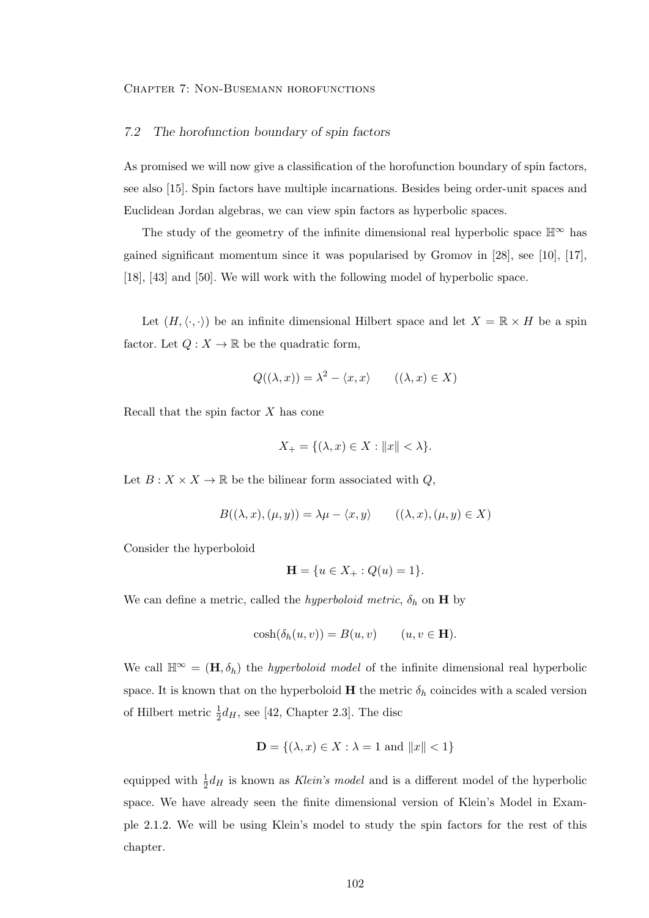## 7.2 The horofunction boundary of spin factors

As promised we will now give a classification of the horofunction boundary of spin factors, see also [15]. Spin factors have multiple incarnations. Besides being order-unit spaces and Euclidean Jordan algebras, we can view spin factors as hyperbolic spaces.

The study of the geometry of the infinite dimensional real hyperbolic space $\mathbb{H}^\infty$ has gained significant momentum since it was popularised by Gromov in [28], see [10], [17], [18], [43] and [50]. We will work with the following model of hyperbolic space.

Let $(H, \langle\cdot,\cdot\rangle)$ be an infinite dimensional Hilbert space and let $X = \mathbb{R} \times H$ be a spin factor. Let $Q : X \to \mathbb{R}$ be the quadratic form,

$$Q((\lambda, x)) = \lambda^2 - \langle x, x\rangle \qquad ((\lambda, x) \in X)$$

Recall that the spin factor $X$ has cone

$$X_+ = \{(\lambda, x) \in X : \|x\| < \lambda\}.$$

Let $B : X \times X \to \mathbb{R}$ be the bilinear form associated with $Q$,

$$B((\lambda, x),(\mu, y)) = \lambda\mu - \langle x, y\rangle \qquad ((\lambda, x),(\mu, y) \in X)$$

Consider the hyperboloid

$$\mathbf{H} = \{u \in X_+ : Q(u) = 1\}.$$

We can define a metric, called the *hyperboloid metric*, $\delta_h$ on $\mathbf{H}$ by

$$\cosh(\delta_h(u, v)) = B(u, v) \qquad (u, v \in \mathbf{H}).$$

We call $\mathbb{H}^\infty = (\mathbf{H}, \delta_h)$ the *hyperboloid model* of the infinite dimensional real hyperbolic space. It is known that on the hyperboloid $\mathbf{H}$ the metric $\delta_h$ coincides with a scaled version of Hilbert metric $\frac{1}{2}d_H$, see [42, Chapter 2.3]. The disc

$$\mathbf{D} = \{(\lambda, x) \in X : \lambda = 1 \text{ and } \|x\| < 1\}$$

equipped with $\frac{1}{2}d_H$ is known as *Klein's model* and is a different model of the hyperbolic space. We have already seen the finite dimensional version of Klein's Model in Example 2.1.2. We will be using Klein's model to study the spin factors for the rest of this chapter.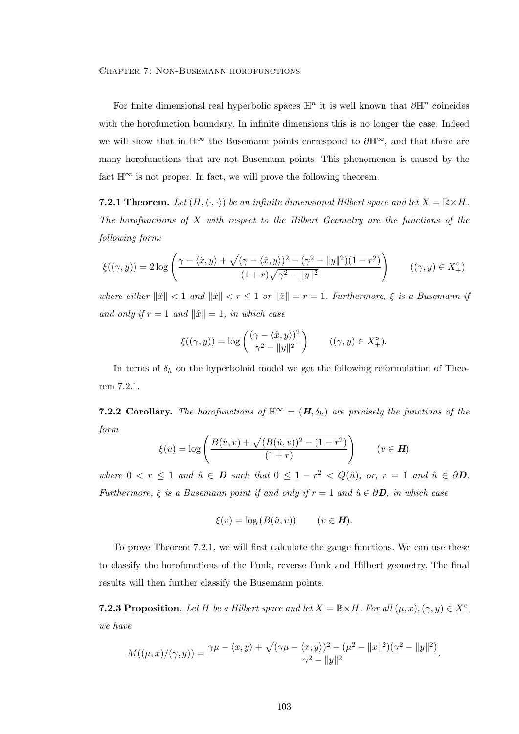For finite dimensional real hyperbolic spaces $\mathbb{H}^n$ it is well known that $\partial\mathbb{H}^n$ coincides with the horofunction boundary. In infinite dimensions this is no longer the case. Indeed we will show that in $\mathbb{H}^\infty$ the Busemann points correspond to $\partial\mathbb{H}^\infty$, and that there are many horofunctions that are not Busemann points. This phenomenon is caused by the fact $\mathbb{H}^\infty$ is not proper. In fact, we will prove the following theorem.

**7.2.1 Theorem.** *Let $(H, \langle\cdot,\cdot\rangle)$ be an infinite dimensional Hilbert space and let $X = \mathbb{R}\times H$. The horofunctions of $X$ with respect to the Hilbert Geometry are the functions of the following form:*

$$\xi((\gamma, y)) = 2\log\left(\frac{\gamma - \langle\hat{x}, y\rangle + \sqrt{(\gamma - \langle\hat{x}, y\rangle)^2 - (\gamma^2 - \|y\|^2)(1-r^2)}}{(1+r)\sqrt{\gamma^2 - \|y\|^2}}\right) \qquad ((\gamma, y) \in X_+^\circ)$$

*where either $\|\hat{x}\| < 1$ and $\|\hat{x}\| < r \leq 1$ or $\|\hat{x}\| = r = 1$. Furthermore, $\xi$ is a Busemann if and only if $r = 1$ and $\|\hat{x}\| = 1$, in which case*

$$\xi((\gamma, y)) = \log\left(\frac{(\gamma - \langle\hat{x}, y\rangle)^2}{\gamma^2 - \|y\|^2}\right) \qquad ((\gamma, y) \in X_+^\circ).$$

In terms of $\delta_h$ on the hyperboloid model we get the following reformulation of Theorem 7.2.1.

**7.2.2 Corollary.** *The horofunctions of $\mathbb{H}^\infty = (\boldsymbol{H}, \delta_h)$ are precisely the functions of the form*

$$\xi(v) = \log\left(\frac{B(\hat{u}, v) + \sqrt{(B(\hat{u}, v))^2 - (1-r^2)}}{(1+r)}\right) \qquad (v \in \boldsymbol{H})$$

*where $0 < r \leq 1$ and $\hat{u} \in \boldsymbol{D}$ such that $0 \leq 1 - r^2 < Q(\hat{u})$, or, $r = 1$ and $\hat{u} \in \partial\boldsymbol{D}$. Furthermore, $\xi$ is a Busemann point if and only if $r = 1$ and $\hat{u} \in \partial\boldsymbol{D}$, in which case*

$$\xi(v) = \log\left(B(\hat{u}, v)\right) \qquad (v \in \boldsymbol{H}).$$

To prove Theorem 7.2.1, we will first calculate the gauge functions. We can use these to classify the horofunctions of the Funk, reverse Funk and Hilbert geometry. The final results will then further classify the Busemann points.

**7.2.3 Proposition.** *Let $H$ be a Hilbert space and let $X = \mathbb{R}\times H$. For all $(\mu, x), (\gamma, y) \in X_+^\circ$ we have*

$$M((\mu, x)/(\gamma, y)) = \frac{\gamma\mu - \langle x, y\rangle + \sqrt{(\gamma\mu - \langle x, y\rangle)^2 - (\mu^2 - \|x\|^2)(\gamma^2 - \|y\|^2)}}{\gamma^2 - \|y\|^2}.$$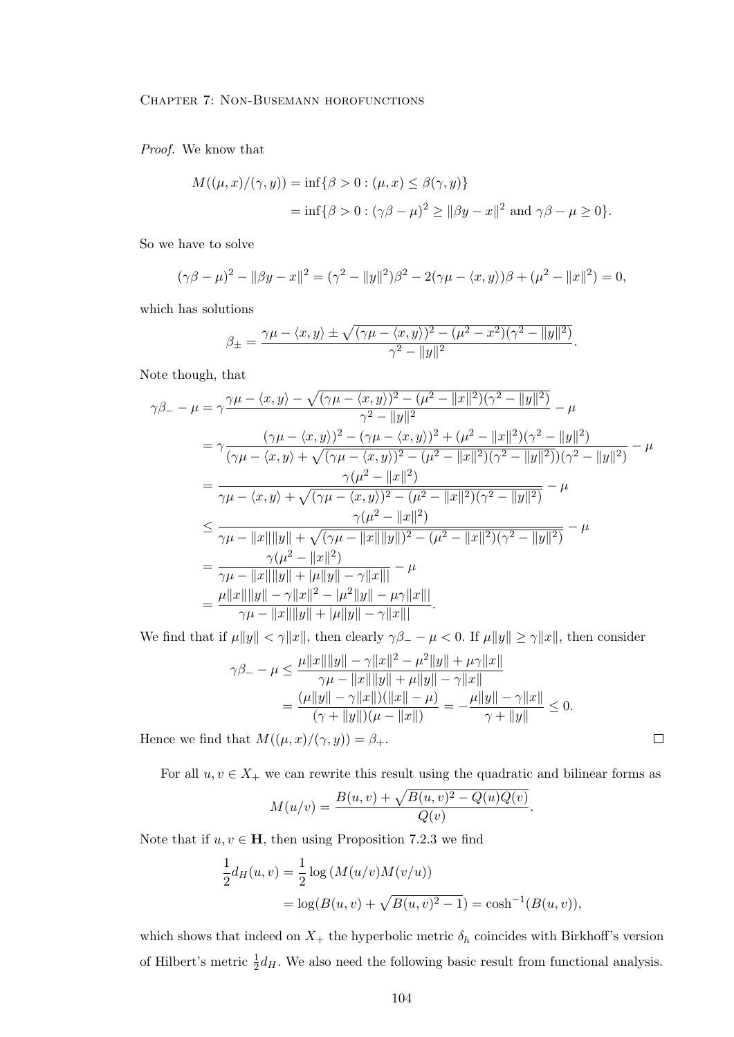*Proof.* We know that

$$
\begin{aligned}
M((\mu,x)/(\gamma,y)) &= \inf\{\beta>0 : (\mu,x)\le \beta(\gamma,y)\}\\
&= \inf\{\beta>0 : (\gamma\beta-\mu)^2 \ge \|\beta y - x\|^2 \text{ and } \gamma\beta-\mu\ge 0\}.
\end{aligned}
$$

So we have to solve

$$
(\gamma\beta-\mu)^2 - \|\beta y - x\|^2 = (\gamma^2-\|y\|^2)\beta^2 - 2(\gamma\mu - \langle x,y\rangle)\beta + (\mu^2-\|x\|^2) = 0,
$$

which has solutions

$$
\beta_\pm = \frac{\gamma\mu - \langle x,y\rangle \pm \sqrt{(\gamma\mu-\langle x,y\rangle)^2 - (\mu^2 - x^2)(\gamma^2-\|y\|^2)}}{\gamma^2-\|y\|^2}.
$$

Note though, that

$$
\begin{aligned}
\gamma\beta_- - \mu &= \gamma\frac{\gamma\mu - \langle x,y\rangle - \sqrt{(\gamma\mu-\langle x,y\rangle)^2 - (\mu^2 - \|x\|^2)(\gamma^2-\|y\|^2)}}{\gamma^2-\|y\|^2} - \mu\\
&= \gamma\frac{(\gamma\mu-\langle x,y\rangle)^2 - (\gamma\mu-\langle x,y\rangle)^2 + (\mu^2-\|x\|^2)(\gamma^2-\|y\|^2)}{(\gamma\mu-\langle x,y\rangle + \sqrt{(\gamma\mu-\langle x,y\rangle)^2 - (\mu^2-\|x\|^2)(\gamma^2-\|y\|^2)})(\gamma^2-\|y\|^2)} - \mu\\
&= \frac{\gamma(\mu^2-\|x\|^2)}{\gamma\mu-\langle x,y\rangle + \sqrt{(\gamma\mu-\langle x,y\rangle)^2 - (\mu^2-\|x\|^2)(\gamma^2-\|y\|^2)}} - \mu\\
&\le \frac{\gamma(\mu^2-\|x\|^2)}{\gamma\mu-\|x\|\|y\| + \sqrt{(\gamma\mu-\|x\|\|y\|)^2 - (\mu^2-\|x\|^2)(\gamma^2-\|y\|^2)}} - \mu\\
&= \frac{\gamma(\mu^2-\|x\|^2)}{\gamma\mu-\|x\|\|y\| + |\mu\|y\| - \gamma\|x\||} - \mu\\
&= \frac{\mu\|x\|\|y\| - \gamma\|x\|^2 - |\mu^2\|y\| - \mu\gamma\|x\||}{\gamma\mu-\|x\|\|y\| + |\mu\|y\| - \gamma\|x\||}.
\end{aligned}
$$

We find that if $\mu\|y\| < \gamma\|x\|$, then clearly $\gamma\beta_- - \mu < 0$. If $\mu\|y\| \ge \gamma\|x\|$, then consider

$$
\begin{aligned}
\gamma\beta_- - \mu &\le \frac{\mu\|x\|\|y\| - \gamma\|x\|^2 - \mu^2\|y\| + \mu\gamma\|x\|}{\gamma\mu - \|x\|\|y\| + \mu\|y\| - \gamma\|x\|}\\
&= \frac{(\mu\|y\| - \gamma\|x\|)(\|x\|-\mu)}{(\gamma+\|y\|)(\mu-\|x\|)} = -\frac{\mu\|y\|-\gamma\|x\|}{\gamma+\|y\|} \le 0.
\end{aligned}
$$

Hence we find that $M((\mu,x)/(\gamma,y)) = \beta_+$. $\square$

For all $u,v\in X_+$ we can rewrite this result using the quadratic and bilinear forms as

$$
M(u/v) = \frac{B(u,v) + \sqrt{B(u,v)^2 - Q(u)Q(v)}}{Q(v)}.
$$

Note that if $u,v\in \mathbf{H}$, then using Proposition 7.2.3 we find

$$
\begin{aligned}
\frac{1}{2}d_H(u,v) &= \frac{1}{2}\log\left(M(u/v)M(v/u)\right)\\
&= \log(B(u,v) + \sqrt{B(u,v)^2-1}) = \cosh^{-1}(B(u,v)),
\end{aligned}
$$

which shows that indeed on $X_+$ the hyperbolic metric $\delta_h$ coincides with Birkhoff's version of Hilbert's metric $\frac{1}{2}d_H$. We also need the following basic result from functional analysis.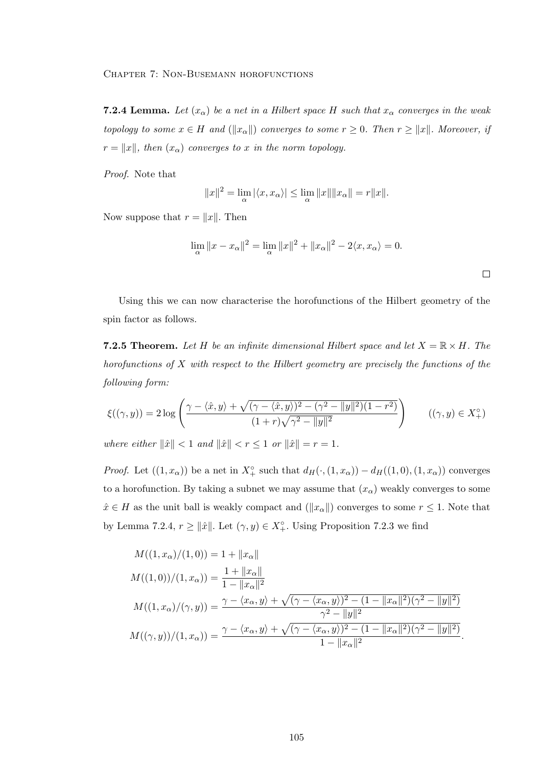**7.2.4 Lemma.** *Let $(x_\alpha)$ be a net in a Hilbert space $H$ such that $x_\alpha$ converges in the weak topology to some $x \in H$ and $(\|x_\alpha\|)$ converges to some $r \geq 0$. Then $r \geq \|x\|$. Moreover, if $r = \|x\|$, then $(x_\alpha)$ converges to $x$ in the norm topology.*

*Proof.* Note that

$$\|x\|^2 = \lim_\alpha |\langle x, x_\alpha \rangle| \leq \lim_\alpha \|x\| \|x_\alpha\| = r\|x\|.$$

Now suppose that $r = \|x\|$. Then

$$\lim_\alpha \|x - x_\alpha\|^2 = \lim_\alpha \|x\|^2 + \|x_\alpha\|^2 - 2\langle x, x_\alpha \rangle = 0.$$

$\square$

Using this we can now characterise the horofunctions of the Hilbert geometry of the spin factor as follows.

**7.2.5 Theorem.** *Let $H$ be an infinite dimensional Hilbert space and let $X = \mathbb{R} \times H$. The horofunctions of $X$ with respect to the Hilbert geometry are precisely the functions of the following form:*

$$\xi((\gamma, y)) = 2 \log \left( \frac{\gamma - \langle \hat{x}, y \rangle + \sqrt{(\gamma - \langle \hat{x}, y \rangle)^2 - (\gamma^2 - \|y\|^2)(1 - r^2)}}{(1 + r)\sqrt{\gamma^2 - \|y\|^2}} \right) \qquad ((\gamma, y) \in X_+^\circ)$$

*where either $\|\hat{x}\| < 1$ and $\|\hat{x}\| < r \leq 1$ or $\|\hat{x}\| = r = 1$.*

*Proof.* Let $((1, x_\alpha))$ be a net in $X_+^\circ$ such that $d_H(\cdot, (1, x_\alpha)) - d_H((1, 0), (1, x_\alpha))$ converges to a horofunction. By taking a subnet we may assume that $(x_\alpha)$ weakly converges to some $\hat{x} \in H$ as the unit ball is weakly compact and $(\|x_\alpha\|)$ converges to some $r \leq 1$. Note that by Lemma 7.2.4, $r \geq \|\hat{x}\|$. Let $(\gamma, y) \in X_+^\circ$. Using Proposition 7.2.3 we find

$$\begin{aligned}
M((1, x_\alpha)/(1, 0)) &= 1 + \|x_\alpha\| \\
M((1, 0))/(1, x_\alpha)) &= \frac{1 + \|x_\alpha\|}{1 - \|x_\alpha\|^2} \\
M((1, x_\alpha)/(\gamma, y)) &= \frac{\gamma - \langle x_\alpha, y \rangle + \sqrt{(\gamma - \langle x_\alpha, y \rangle)^2 - (1 - \|x_\alpha\|^2)(\gamma^2 - \|y\|^2)}}{\gamma^2 - \|y\|^2} \\
M((\gamma, y))/(1, x_\alpha)) &= \frac{\gamma - \langle x_\alpha, y \rangle + \sqrt{(\gamma - \langle x_\alpha, y \rangle)^2 - (1 - \|x_\alpha\|^2)(\gamma^2 - \|y\|^2)}}{1 - \|x_\alpha\|^2}.
\end{aligned}$$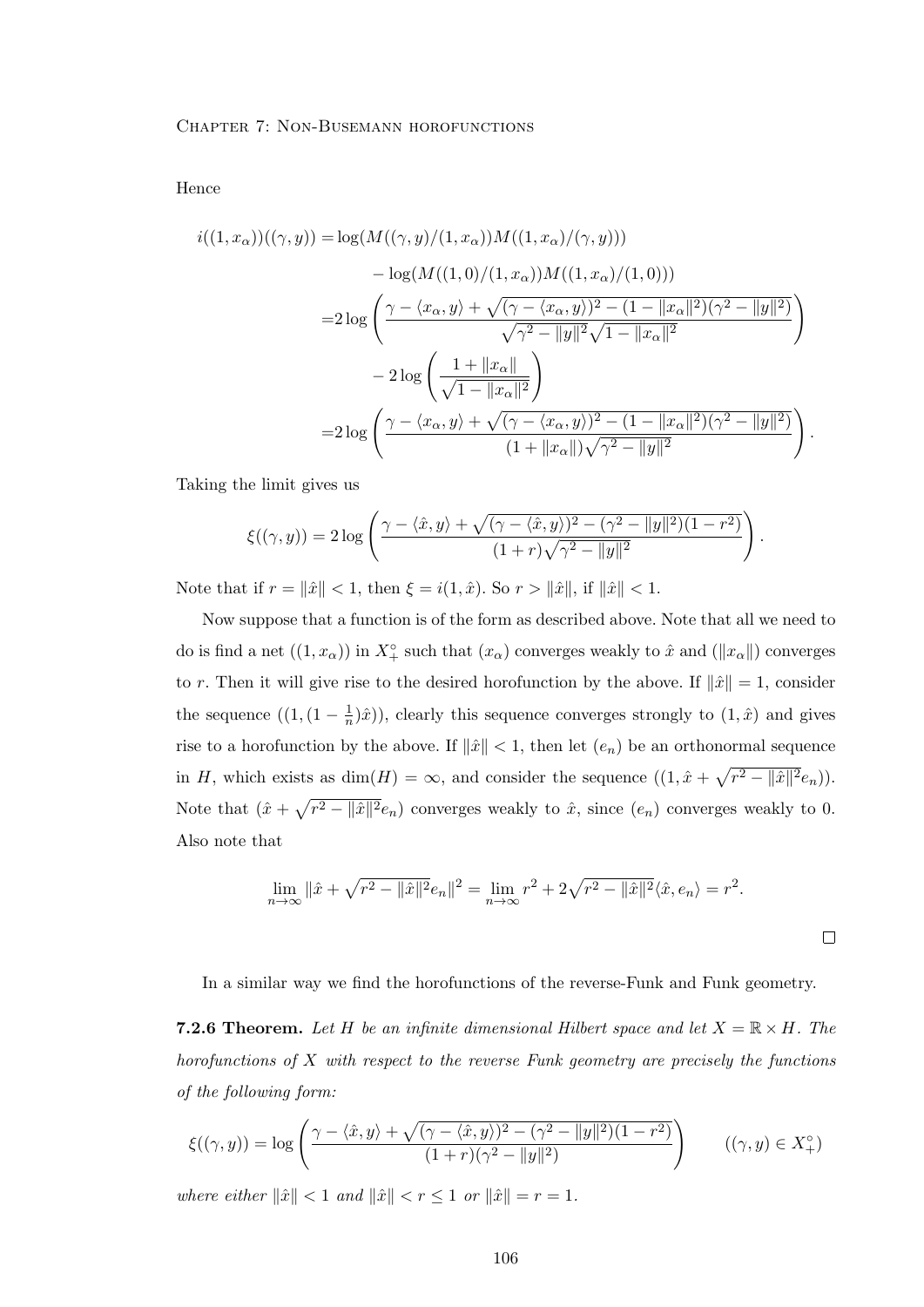Hence

$$
\begin{aligned}
i((1,x_\alpha))((\gamma,y)) =& \log(M((\gamma,y)/(1,x_\alpha))M((1,x_\alpha)/(\gamma,y))) \\
& - \log(M((1,0)/(1,x_\alpha))M((1,x_\alpha)/(1,0))) \\
=& 2\log\left(\frac{\gamma - \langle x_\alpha, y\rangle + \sqrt{(\gamma - \langle x_\alpha, y\rangle)^2 - (1-\|x_\alpha\|^2)(\gamma^2 - \|y\|^2)}}{\sqrt{\gamma^2 - \|y\|^2}\sqrt{1-\|x_\alpha\|^2}}\right) \\
& - 2\log\left(\frac{1+\|x_\alpha\|}{\sqrt{1-\|x_\alpha\|^2}}\right) \\
=& 2\log\left(\frac{\gamma - \langle x_\alpha, y\rangle + \sqrt{(\gamma - \langle x_\alpha, y\rangle)^2 - (1-\|x_\alpha\|^2)(\gamma^2 - \|y\|^2)}}{(1+\|x_\alpha\|)\sqrt{\gamma^2 - \|y\|^2}}\right).
\end{aligned}
$$

Taking the limit gives us

$$
\xi((\gamma,y)) = 2\log\left(\frac{\gamma - \langle \hat{x}, y\rangle + \sqrt{(\gamma - \langle \hat{x}, y\rangle)^2 - (\gamma^2 - \|y\|^2)(1-r^2)}}{(1+r)\sqrt{\gamma^2 - \|y\|^2}}\right).
$$

Note that if $r = \|\hat{x}\| < 1$, then $\xi = i(1,\hat{x})$. So $r > \|\hat{x}\|$, if $\|\hat{x}\| < 1$.

Now suppose that a function is of the form as described above. Note that all we need to do is find a net $((1,x_\alpha))$ in $X_+^\circ$ such that $(x_\alpha)$ converges weakly to $\hat{x}$ and $(\|x_\alpha\|)$ converges to $r$. Then it will give rise to the desired horofunction by the above. If $\|\hat{x}\| = 1$, consider the sequence $((1,(1-\frac{1}{n})\hat{x}))$, clearly this sequence converges strongly to $(1,\hat{x})$ and gives rise to a horofunction by the above. If $\|\hat{x}\| < 1$, then let $(e_n)$ be an orthonormal sequence in $H$, which exists as $\dim(H) = \infty$, and consider the sequence $((1,\hat{x} + \sqrt{r^2 - \|\hat{x}\|^2}e_n))$. Note that $(\hat{x} + \sqrt{r^2 - \|\hat{x}\|^2}e_n)$ converges weakly to $\hat{x}$, since $(e_n)$ converges weakly to 0. Also note that

$$
\lim_{n\to\infty} \|\hat{x} + \sqrt{r^2 - \|\hat{x}\|^2}e_n\|^2 = \lim_{n\to\infty} r^2 + 2\sqrt{r^2 - \|\hat{x}\|^2}\langle \hat{x}, e_n\rangle = r^2.
$$

□

In a similar way we find the horofunctions of the reverse-Funk and Funk geometry.

**7.2.6 Theorem.** *Let $H$ be an infinite dimensional Hilbert space and let $X = \mathbb{R}\times H$. The horofunctions of $X$ with respect to the reverse Funk geometry are precisely the functions of the following form:*

$$
\xi((\gamma,y)) = \log\left(\frac{\gamma - \langle \hat{x}, y\rangle + \sqrt{(\gamma - \langle \hat{x}, y\rangle)^2 - (\gamma^2 - \|y\|^2)(1-r^2)}}{(1+r)(\gamma^2 - \|y\|^2)}\right) \qquad ((\gamma,y) \in X_+^\circ)
$$

*where either $\|\hat{x}\| < 1$ and $\|\hat{x}\| < r \leq 1$ or $\|\hat{x}\| = r = 1$.*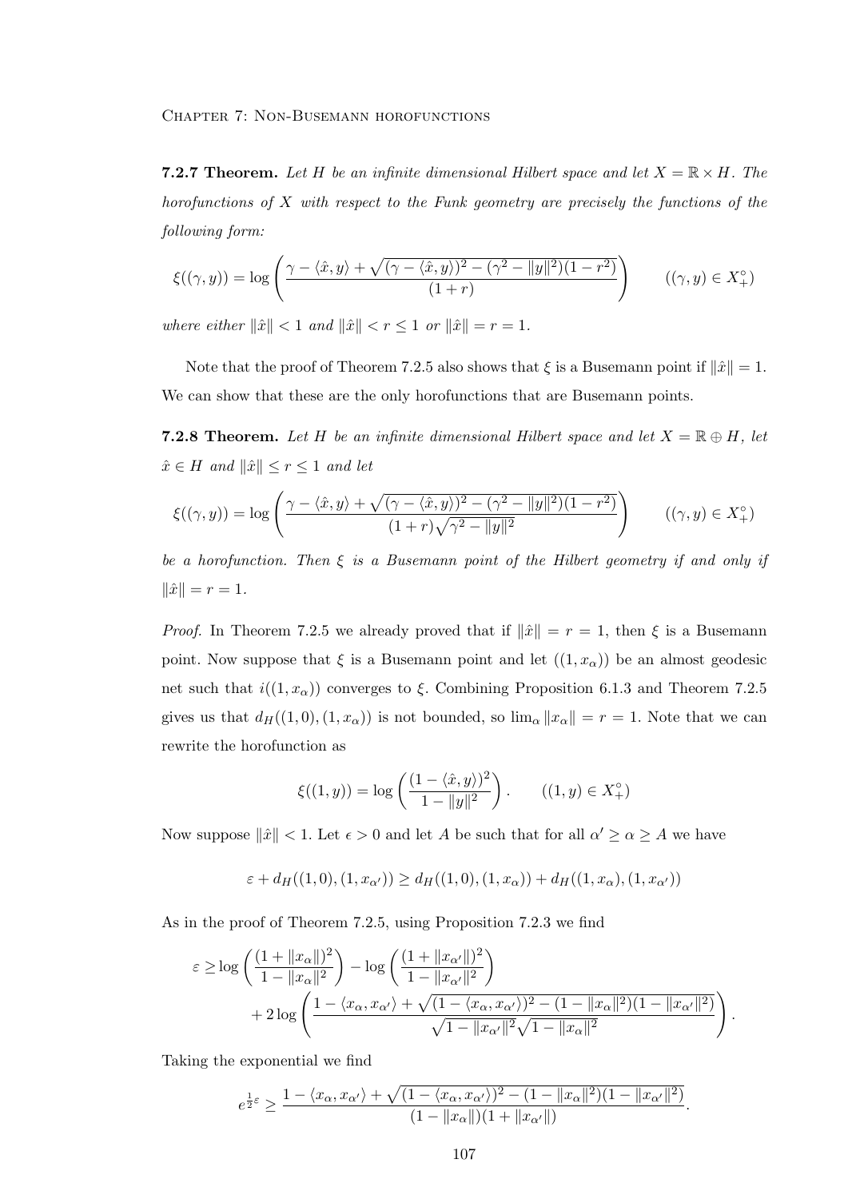**7.2.7 Theorem.** *Let $H$ be an infinite dimensional Hilbert space and let $X = \mathbb{R} \times H$. The horofunctions of $X$ with respect to the Funk geometry are precisely the functions of the following form:*

$$\xi((\gamma, y)) = \log\left(\frac{\gamma - \langle \hat{x}, y\rangle + \sqrt{(\gamma - \langle \hat{x}, y\rangle)^2 - (\gamma^2 - \|y\|^2)(1 - r^2)}}{(1 + r)}\right) \qquad ((\gamma, y) \in X_+^\circ)$$

*where either $\|\hat{x}\| < 1$ and $\|\hat{x}\| < r \leq 1$ or $\|\hat{x}\| = r = 1$.*

Note that the proof of Theorem 7.2.5 also shows that $\xi$ is a Busemann point if $\|\hat{x}\| = 1$. We can show that these are the only horofunctions that are Busemann points.

**7.2.8 Theorem.** *Let $H$ be an infinite dimensional Hilbert space and let $X = \mathbb{R} \oplus H$, let $\hat{x} \in H$ and $\|\hat{x}\| \leq r \leq 1$ and let*

$$\xi((\gamma, y)) = \log\left(\frac{\gamma - \langle \hat{x}, y\rangle + \sqrt{(\gamma - \langle \hat{x}, y\rangle)^2 - (\gamma^2 - \|y\|^2)(1 - r^2)}}{(1 + r)\sqrt{\gamma^2 - \|y\|^2}}\right) \qquad ((\gamma, y) \in X_+^\circ)$$

*be a horofunction. Then $\xi$ is a Busemann point of the Hilbert geometry if and only if $\|\hat{x}\| = r = 1$.*

*Proof.* In Theorem 7.2.5 we already proved that if $\|\hat{x}\| = r = 1$, then $\xi$ is a Busemann point. Now suppose that $\xi$ is a Busemann point and let $((1, x_\alpha))$ be an almost geodesic net such that $i((1, x_\alpha))$ converges to $\xi$. Combining Proposition 6.1.3 and Theorem 7.2.5 gives us that $d_H((1, 0), (1, x_\alpha))$ is not bounded, so $\lim_\alpha \|x_\alpha\| = r = 1$. Note that we can rewrite the horofunction as

$$\xi((1, y)) = \log\left(\frac{(1 - \langle \hat{x}, y\rangle)^2}{1 - \|y\|^2}\right). \qquad ((1, y) \in X_+^\circ)$$

Now suppose $\|\hat{x}\| < 1$. Let $\epsilon > 0$ and let $A$ be such that for all $\alpha' \geq \alpha \geq A$ we have

$$\varepsilon + d_H((1, 0), (1, x_{\alpha'})) \geq d_H((1, 0), (1, x_\alpha)) + d_H((1, x_\alpha), (1, x_{\alpha'}))$$

As in the proof of Theorem 7.2.5, using Proposition 7.2.3 we find

$$\begin{aligned}\varepsilon \geq\, &\log\left(\frac{(1 + \|x_\alpha\|)^2}{1 - \|x_\alpha\|^2}\right) - \log\left(\frac{(1 + \|x_{\alpha'}\|)^2}{1 - \|x_{\alpha'}\|^2}\right) \\ &+ 2\log\left(\frac{1 - \langle x_\alpha, x_{\alpha'}\rangle + \sqrt{(1 - \langle x_\alpha, x_{\alpha'}\rangle)^2 - (1 - \|x_\alpha\|^2)(1 - \|x_{\alpha'}\|^2)}}{\sqrt{1 - \|x_{\alpha'}\|^2}\sqrt{1 - \|x_\alpha\|^2}}\right).\end{aligned}$$

Taking the exponential we find

$$e^{\frac{1}{2}\varepsilon} \geq \frac{1 - \langle x_\alpha, x_{\alpha'}\rangle + \sqrt{(1 - \langle x_\alpha, x_{\alpha'}\rangle)^2 - (1 - \|x_\alpha\|^2)(1 - \|x_{\alpha'}\|^2)}}{(1 - \|x_\alpha\|)(1 + \|x_{\alpha'}\|)}.$$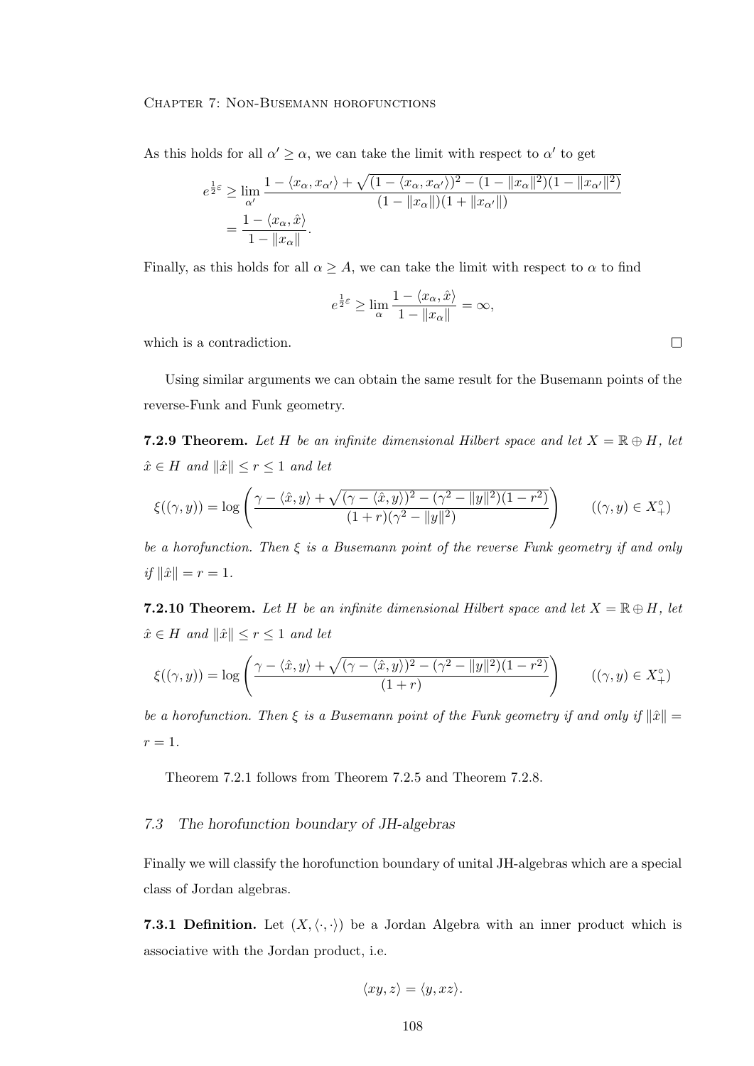As this holds for all $\alpha' \geq \alpha$, we can take the limit with respect to $\alpha'$ to get

$$
\begin{aligned}
e^{\frac{1}{2}\varepsilon} &\geq \lim_{\alpha'} \frac{1 - \langle x_\alpha, x_{\alpha'}\rangle + \sqrt{(1 - \langle x_\alpha, x_{\alpha'}\rangle)^2 - (1 - \|x_\alpha\|^2)(1 - \|x_{\alpha'}\|^2)}}{(1 - \|x_\alpha\|)(1 + \|x_{\alpha'}\|)} \\
&= \frac{1 - \langle x_\alpha, \hat{x}\rangle}{1 - \|x_\alpha\|}.
\end{aligned}
$$

Finally, as this holds for all $\alpha \geq A$, we can take the limit with respect to $\alpha$ to find

$$
e^{\frac{1}{2}\varepsilon} \geq \lim_{\alpha} \frac{1 - \langle x_\alpha, \hat{x}\rangle}{1 - \|x_\alpha\|} = \infty,
$$

which is a contradiction. $\square$

Using similar arguments we can obtain the same result for the Busemann points of the reverse-Funk and Funk geometry.

**7.2.9 Theorem.** *Let $H$ be an infinite dimensional Hilbert space and let $X = \mathbb{R} \oplus H$, let $\hat{x} \in H$ and $\|\hat{x}\| \leq r \leq 1$ and let*

$$
\xi((\gamma, y)) = \log\left(\frac{\gamma - \langle \hat{x}, y\rangle + \sqrt{(\gamma - \langle \hat{x}, y\rangle)^2 - (\gamma^2 - \|y\|^2)(1 - r^2)}}{(1 + r)(\gamma^2 - \|y\|^2)}\right) \qquad ((\gamma, y) \in X_+^\circ)
$$

*be a horofunction. Then $\xi$ is a Busemann point of the reverse Funk geometry if and only if $\|\hat{x}\| = r = 1$.*

**7.2.10 Theorem.** *Let $H$ be an infinite dimensional Hilbert space and let $X = \mathbb{R} \oplus H$, let $\hat{x} \in H$ and $\|\hat{x}\| \leq r \leq 1$ and let*

$$
\xi((\gamma, y)) = \log\left(\frac{\gamma - \langle \hat{x}, y\rangle + \sqrt{(\gamma - \langle \hat{x}, y\rangle)^2 - (\gamma^2 - \|y\|^2)(1 - r^2)}}{(1 + r)}\right) \qquad ((\gamma, y) \in X_+^\circ)
$$

*be a horofunction. Then $\xi$ is a Busemann point of the Funk geometry if and only if $\|\hat{x}\| = r = 1$.*

Theorem 7.2.1 follows from Theorem 7.2.5 and Theorem 7.2.8.

## 7.3 The horofunction boundary of JH-algebras

Finally we will classify the horofunction boundary of unital JH-algebras which are a special class of Jordan algebras.

**7.3.1 Definition.** Let $(X, \langle\cdot,\cdot\rangle)$ be a Jordan Algebra with an inner product which is associative with the Jordan product, i.e.

$$
\langle xy, z\rangle = \langle y, xz\rangle.
$$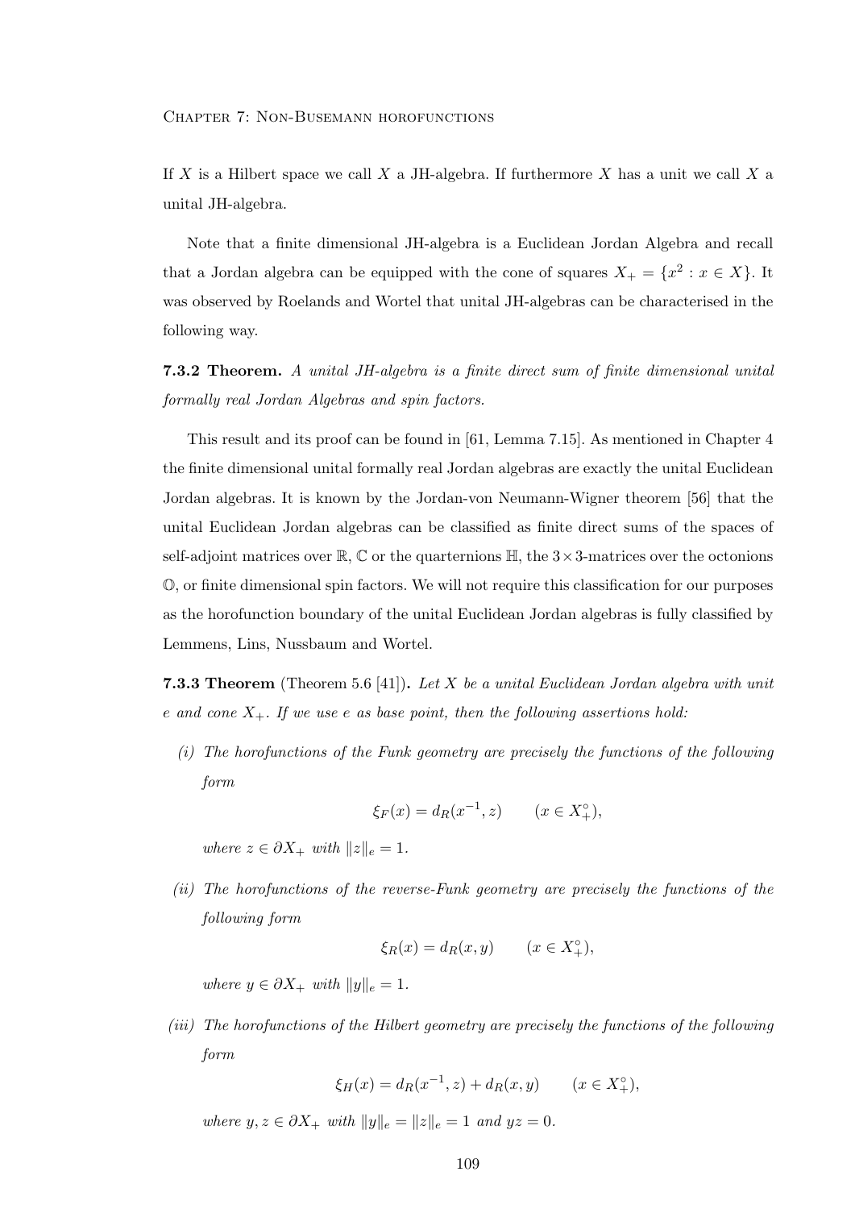If $X$ is a Hilbert space we call $X$ a JH-algebra. If furthermore $X$ has a unit we call $X$ a unital JH-algebra.

Note that a finite dimensional JH-algebra is a Euclidean Jordan Algebra and recall that a Jordan algebra can be equipped with the cone of squares $X_+ = \{x^2 : x \in X\}$. It was observed by Roelands and Wortel that unital JH-algebras can be characterised in the following way.

**7.3.2 Theorem.** *A unital JH-algebra is a finite direct sum of finite dimensional unital formally real Jordan Algebras and spin factors.*

This result and its proof can be found in [61, Lemma 7.15]. As mentioned in Chapter 4 the finite dimensional unital formally real Jordan algebras are exactly the unital Euclidean Jordan algebras. It is known by the Jordan-von Neumann-Wigner theorem [56] that the unital Euclidean Jordan algebras can be classified as finite direct sums of the spaces of self-adjoint matrices over $\mathbb{R}$, $\mathbb{C}$ or the quarternions $\mathbb{H}$, the $3 \times 3$-matrices over the octonions $\mathbb{O}$, or finite dimensional spin factors. We will not require this classification for our purposes as the horofunction boundary of the unital Euclidean Jordan algebras is fully classified by Lemmens, Lins, Nussbaum and Wortel.

**7.3.3 Theorem** (Theorem 5.6 [41])**.** *Let $X$ be a unital Euclidean Jordan algebra with unit $e$ and cone $X_+$. If we use $e$ as base point, then the following assertions hold:*

*(i) The horofunctions of the Funk geometry are precisely the functions of the following form*

$$\xi_F(x) = d_R(x^{-1}, z) \qquad (x \in X_+^\circ),$$

*where $z \in \partial X_+$ with $\|z\|_e = 1$.*

*(ii) The horofunctions of the reverse-Funk geometry are precisely the functions of the following form*

$$\xi_R(x) = d_R(x, y) \qquad (x \in X_+^\circ),$$

*where $y \in \partial X_+$ with $\|y\|_e = 1$.*

*(iii) The horofunctions of the Hilbert geometry are precisely the functions of the following form*

$$\xi_H(x) = d_R(x^{-1}, z) + d_R(x, y) \qquad (x \in X_+^\circ),$$

*where $y, z \in \partial X_+$ with $\|y\|_e = \|z\|_e = 1$ and $yz = 0$.*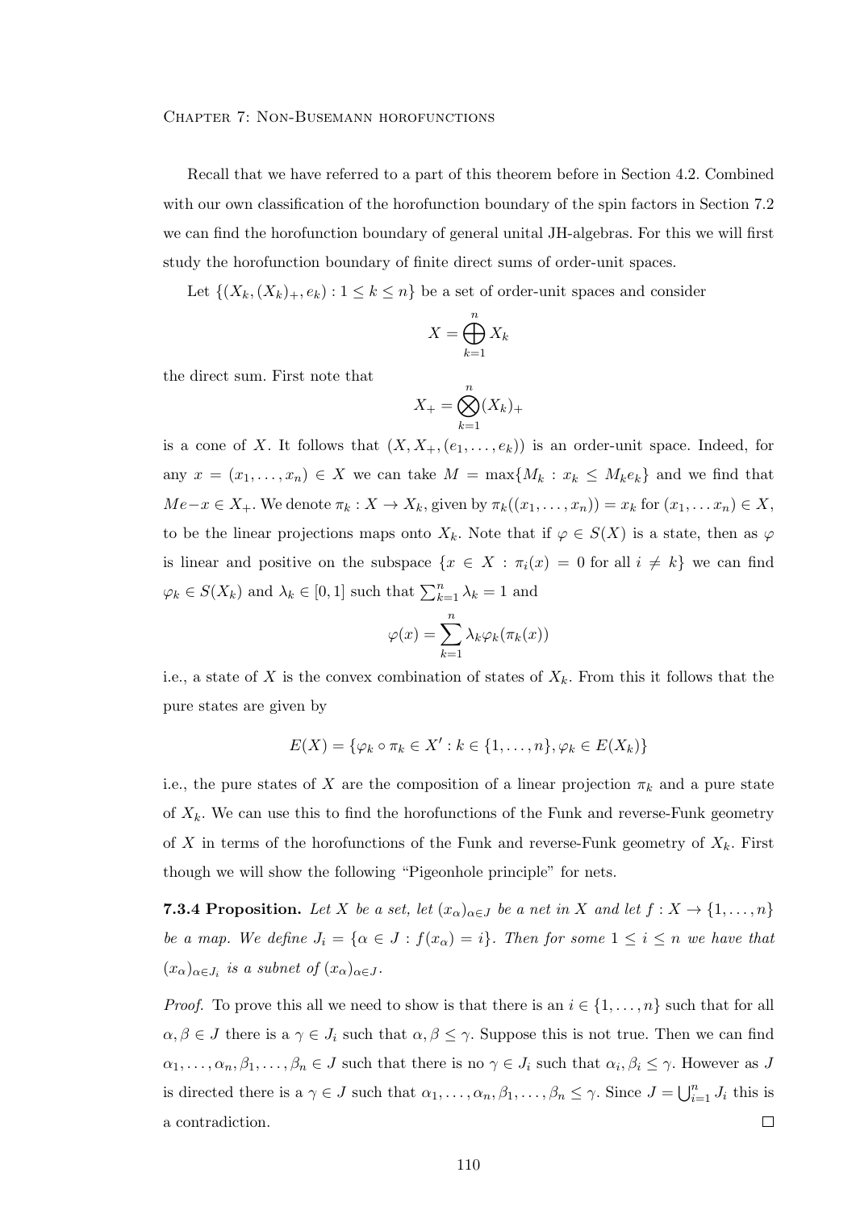Recall that we have referred to a part of this theorem before in Section 4.2. Combined with our own classification of the horofunction boundary of the spin factors in Section 7.2 we can find the horofunction boundary of general unital JH-algebras. For this we will first study the horofunction boundary of finite direct sums of order-unit spaces.

Let $\{(X_k, (X_k)_+, e_k) : 1 \leq k \leq n\}$ be a set of order-unit spaces and consider

$$X = \bigoplus_{k=1}^{n} X_k$$

the direct sum. First note that

$$X_+ = \bigotimes_{k=1}^{n} (X_k)_+$$

is a cone of $X$. It follows that $(X, X_+, (e_1, \ldots, e_k))$ is an order-unit space. Indeed, for any $x = (x_1, \ldots, x_n) \in X$ we can take $M = \max\{M_k : x_k \leq M_k e_k\}$ and we find that $Me - x \in X_+$. We denote $\pi_k : X \to X_k$, given by $\pi_k((x_1, \ldots, x_n)) = x_k$ for $(x_1, \ldots x_n) \in X$, to be the linear projections maps onto $X_k$. Note that if $\varphi \in S(X)$ is a state, then as $\varphi$ is linear and positive on the subspace $\{x \in X : \pi_i(x) = 0 \text{ for all } i \neq k\}$ we can find $\varphi_k \in S(X_k)$ and $\lambda_k \in [0, 1]$ such that $\sum_{k=1}^{n} \lambda_k = 1$ and

$$\varphi(x) = \sum_{k=1}^{n} \lambda_k \varphi_k(\pi_k(x))$$

i.e., a state of $X$ is the convex combination of states of $X_k$. From this it follows that the pure states are given by

$$E(X) = \{\varphi_k \circ \pi_k \in X' : k \in \{1, \ldots, n\}, \varphi_k \in E(X_k)\}$$

i.e., the pure states of $X$ are the composition of a linear projection $\pi_k$ and a pure state of $X_k$. We can use this to find the horofunctions of the Funk and reverse-Funk geometry of $X$ in terms of the horofunctions of the Funk and reverse-Funk geometry of $X_k$. First though we will show the following "Pigeonhole principle" for nets.

**7.3.4 Proposition.** *Let $X$ be a set, let $(x_\alpha)_{\alpha \in J}$ be a net in $X$ and let $f : X \to \{1, \ldots, n\}$ be a map. We define $J_i = \{\alpha \in J : f(x_\alpha) = i\}$. Then for some $1 \leq i \leq n$ we have that $(x_\alpha)_{\alpha \in J_i}$ is a subnet of $(x_\alpha)_{\alpha \in J}$.*

*Proof.* To prove this all we need to show is that there is an $i \in \{1, \ldots, n\}$ such that for all $\alpha, \beta \in J$ there is a $\gamma \in J_i$ such that $\alpha, \beta \leq \gamma$. Suppose this is not true. Then we can find $\alpha_1, \ldots, \alpha_n, \beta_1, \ldots, \beta_n \in J$ such that there is no $\gamma \in J_i$ such that $\alpha_i, \beta_i \leq \gamma$. However as $J$ is directed there is a $\gamma \in J$ such that $\alpha_1, \ldots, \alpha_n, \beta_1, \ldots, \beta_n \leq \gamma$. Since $J = \bigcup_{i=1}^{n} J_i$ this is a contradiction. $\square$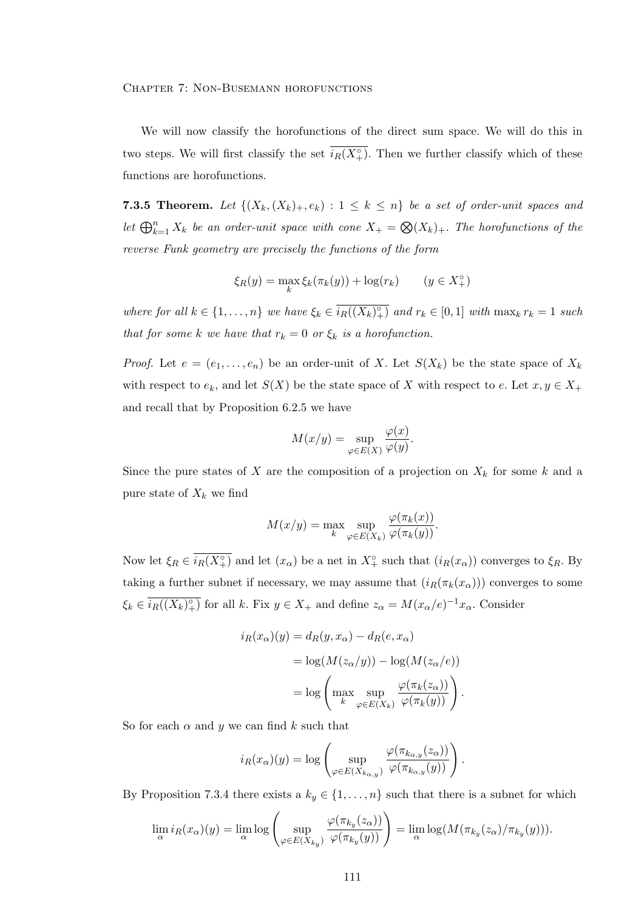We will now classify the horofunctions of the direct sum space. We will do this in two steps. We will first classify the set $\overline{i_R(X_+^\circ)}$. Then we further classify which of these functions are horofunctions.

**7.3.5 Theorem.** *Let $\{(X_k, (X_k)_+, e_k) : 1 \leq k \leq n\}$ be a set of order-unit spaces and let $\bigoplus_{k=1}^n X_k$ be an order-unit space with cone $X_+ = \bigotimes (X_k)_+$. The horofunctions of the reverse Funk geometry are precisely the functions of the form*

$$\xi_R(y) = \max_k \xi_k(\pi_k(y)) + \log(r_k) \qquad (y \in X_+^\circ)$$

*where for all $k \in \{1, \dots, n\}$ we have $\xi_k \in \overline{i_R((X_k)_+^\circ)}$ and $r_k \in [0,1]$ with $\max_k r_k = 1$ such that for some $k$ we have that $r_k = 0$ or $\xi_k$ is a horofunction.*

*Proof.* Let $e = (e_1, \dots, e_n)$ be an order-unit of $X$. Let $S(X_k)$ be the state space of $X_k$ with respect to $e_k$, and let $S(X)$ be the state space of $X$ with respect to $e$. Let $x, y \in X_+$ and recall that by Proposition 6.2.5 we have

$$M(x/y) = \sup_{\varphi \in E(X)} \frac{\varphi(x)}{\varphi(y)}.$$

Since the pure states of $X$ are the composition of a projection on $X_k$ for some $k$ and a pure state of $X_k$ we find

$$M(x/y) = \max_k \sup_{\varphi \in E(X_k)} \frac{\varphi(\pi_k(x))}{\varphi(\pi_k(y))}.$$

Now let $\xi_R \in \overline{i_R(X_+^\circ)}$ and let $(x_\alpha)$ be a net in $X_+^\circ$ such that $(i_R(x_\alpha))$ converges to $\xi_R$. By taking a further subnet if necessary, we may assume that $(i_R(\pi_k(x_\alpha)))$ converges to some $\xi_k \in \overline{i_R((X_k)_+^\circ)}$ for all $k$. Fix $y \in X_+$ and define $z_\alpha = M(x_\alpha/e)^{-1} x_\alpha$. Consider

$$\begin{aligned}
i_R(x_\alpha)(y) &= d_R(y, x_\alpha) - d_R(e, x_\alpha) \\
&= \log(M(z_\alpha/y)) - \log(M(z_\alpha/e)) \\
&= \log\left( \max_k \sup_{\varphi \in E(X_k)} \frac{\varphi(\pi_k(z_\alpha))}{\varphi(\pi_k(y))} \right).
\end{aligned}$$

So for each $\alpha$ and $y$ we can find $k$ such that

$$i_R(x_\alpha)(y) = \log\left( \sup_{\varphi \in E(X_{k_{\alpha,y}})} \frac{\varphi(\pi_{k_{\alpha,y}}(z_\alpha))}{\varphi(\pi_{k_{\alpha,y}}(y))} \right).$$

By Proposition 7.3.4 there exists a $k_y \in \{1, \dots, n\}$ such that there is a subnet for which

$$\lim_\alpha i_R(x_\alpha)(y) = \lim_\alpha \log\left( \sup_{\varphi \in E(X_{k_y})} \frac{\varphi(\pi_{k_y}(z_\alpha))}{\varphi(\pi_{k_y}(y))} \right) = \lim_\alpha \log(M(\pi_{k_y}(z_\alpha)/\pi_{k_y}(y))).$$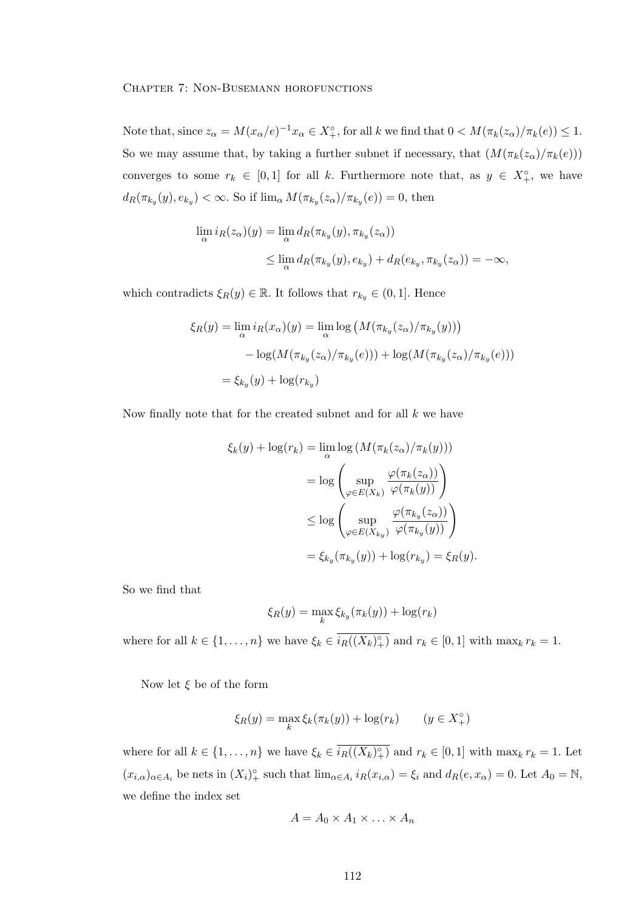Note that, since $z_\alpha = M(x_\alpha/e)^{-1}x_\alpha \in X_+^\circ$, for all $k$ we find that $0 < M(\pi_k(z_\alpha)/\pi_k(e)) \leq 1$. So we may assume that, by taking a further subnet if necessary, that $(M(\pi_k(z_\alpha)/\pi_k(e)))$ converges to some $r_k \in [0,1]$ for all $k$. Furthermore note that, as $y \in X_+^\circ$, we have $d_R(\pi_{k_y}(y), e_{k_y}) < \infty$. So if $\lim_\alpha M(\pi_{k_y}(z_\alpha)/\pi_{k_y}(e)) = 0$, then

$$
\begin{aligned}
\lim_\alpha i_R(z_\alpha)(y) &= \lim_\alpha d_R(\pi_{k_y}(y), \pi_{k_y}(z_\alpha)) \\
&\leq \lim_\alpha d_R(\pi_{k_y}(y), e_{k_y}) + d_R(e_{k_y}, \pi_{k_y}(z_\alpha)) = -\infty,
\end{aligned}
$$

which contradicts $\xi_R(y) \in \mathbb{R}$. It follows that $r_{k_y} \in (0,1]$. Hence

$$
\begin{aligned}
\xi_R(y) = \lim_\alpha i_R(x_\alpha)(y) &= \lim_\alpha \log\left(M(\pi_{k_y}(z_\alpha)/\pi_{k_y}(y))\right) \\
&\quad - \log(M(\pi_{k_y}(z_\alpha)/\pi_{k_y}(e))) + \log(M(\pi_{k_y}(z_\alpha)/\pi_{k_y}(e))) \\
&= \xi_{k_y}(y) + \log(r_{k_y})
\end{aligned}
$$

Now finally note that for the created subnet and for all $k$ we have

$$
\begin{aligned}
\xi_k(y) + \log(r_k) &= \lim_\alpha \log\left(M(\pi_k(z_\alpha)/\pi_k(y))\right) \\
&= \log\left(\sup_{\varphi \in E(X_k)} \frac{\varphi(\pi_k(z_\alpha))}{\varphi(\pi_k(y))}\right) \\
&\leq \log\left(\sup_{\varphi \in E(X_{k_y})} \frac{\varphi(\pi_{k_y}(z_\alpha))}{\varphi(\pi_{k_y}(y))}\right) \\
&= \xi_{k_y}(\pi_{k_y}(y)) + \log(r_{k_y}) = \xi_R(y).
\end{aligned}
$$

So we find that

$$
\xi_R(y) = \max_k \xi_{k_y}(\pi_k(y)) + \log(r_k)
$$

where for all $k \in \{1, \ldots, n\}$ we have $\xi_k \in \overline{i_R((X_k)_+^\circ)}$ and $r_k \in [0,1]$ with $\max_k r_k = 1$.

Now let $\xi$ be of the form

$$
\xi_R(y) = \max_k \xi_k(\pi_k(y)) + \log(r_k) \qquad (y \in X_+^\circ)
$$

where for all $k \in \{1, \ldots, n\}$ we have $\xi_k \in \overline{i_R((X_k)_+^\circ)}$ and $r_k \in [0,1]$ with $\max_k r_k = 1$. Let $(x_{i,\alpha})_{\alpha \in A_i}$ be nets in $(X_i)_+^\circ$ such that $\lim_{\alpha \in A_i} i_R(x_{i,\alpha}) = \xi_i$ and $d_R(e, x_\alpha) = 0$. Let $A_0 = \mathbb{N}$, we define the index set

$$
A = A_0 \times A_1 \times \ldots \times A_n
$$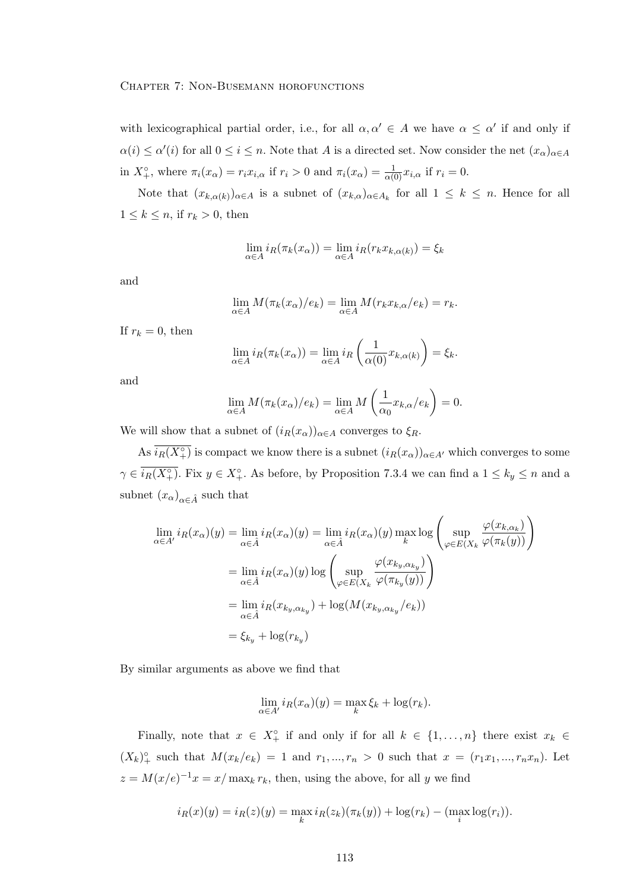with lexicographical partial order, i.e., for all $\alpha, \alpha' \in A$ we have $\alpha \leq \alpha'$ if and only if $\alpha(i) \leq \alpha'(i)$ for all $0 \leq i \leq n$. Note that $A$ is a directed set. Now consider the net $(x_\alpha)_{\alpha \in A}$ in $X_+^\circ$, where $\pi_i(x_\alpha) = r_i x_{i,\alpha}$ if $r_i > 0$ and $\pi_i(x_\alpha) = \frac{1}{\alpha(0)} x_{i,\alpha}$ if $r_i = 0$.

Note that $(x_{k,\alpha(k)})_{\alpha \in A}$ is a subnet of $(x_{k,\alpha})_{\alpha \in A_k}$ for all $1 \leq k \leq n$. Hence for all $1 \leq k \leq n$, if $r_k > 0$, then

$$\lim_{\alpha \in A} i_R(\pi_k(x_\alpha)) = \lim_{\alpha \in A} i_R(r_k x_{k,\alpha(k)}) = \xi_k$$

and

$$\lim_{\alpha \in A} M(\pi_k(x_\alpha)/e_k) = \lim_{\alpha \in A} M(r_k x_{k,\alpha}/e_k) = r_k.$$

If $r_k = 0$, then

$$\lim_{\alpha \in A} i_R(\pi_k(x_\alpha)) = \lim_{\alpha \in A} i_R\left(\frac{1}{\alpha(0)} x_{k,\alpha(k)}\right) = \xi_k.$$

and

$$\lim_{\alpha \in A} M(\pi_k(x_\alpha)/e_k) = \lim_{\alpha \in A} M\left(\frac{1}{\alpha_0} x_{k,\alpha}/e_k\right) = 0.$$

We will show that a subnet of $(i_R(x_\alpha))_{\alpha \in A}$ converges to $\xi_R$.

As $\overline{i_R(X_+^\circ)}$ is compact we know there is a subnet $(i_R(x_\alpha))_{\alpha \in A'}$ which converges to some $\gamma \in \overline{i_R(X_+^\circ)}$. Fix $y \in X_+^\circ$. As before, by Proposition 7.3.4 we can find a $1 \leq k_y \leq n$ and a subnet $(x_\alpha)_{\alpha \in \hat{A}}$ such that

$$\begin{aligned}
\lim_{\alpha \in A'} i_R(x_\alpha)(y) &= \lim_{\alpha \in \hat{A}} i_R(x_\alpha)(y) = \lim_{\alpha \in \hat{A}} i_R(x_\alpha)(y) \max_k \log\left(\sup_{\varphi \in E(X_k} \frac{\varphi(x_{k,\alpha_k})}{\varphi(\pi_k(y))}\right) \\
&= \lim_{\alpha \in \hat{A}} i_R(x_\alpha)(y) \log\left(\sup_{\varphi \in E(X_k} \frac{\varphi(x_{k_y,\alpha_{k_y}})}{\varphi(\pi_{k_y}(y))}\right) \\
&= \lim_{\alpha \in \hat{A}} i_R(x_{k_y,\alpha_{k_y}}) + \log(M(x_{k_y,\alpha_{k_y}}/e_k)) \\
&= \xi_{k_y} + \log(r_{k_y})
\end{aligned}$$

By similar arguments as above we find that

$$\lim_{\alpha \in A'} i_R(x_\alpha)(y) = \max_k \xi_k + \log(r_k).$$

Finally, note that $x \in X_+^\circ$ if and only if for all $k \in \{1, \ldots, n\}$ there exist $x_k \in (X_k)_+^\circ$ such that $M(x_k/e_k) = 1$ and $r_1, ..., r_n > 0$ such that $x = (r_1 x_1, ..., r_n x_n)$. Let $z = M(x/e)^{-1} x = x/\max_k r_k$, then, using the above, for all $y$ we find

$$i_R(x)(y) = i_R(z)(y) = \max_k i_R(z_k)(\pi_k(y)) + \log(r_k) - (\max_i \log(r_i)).$$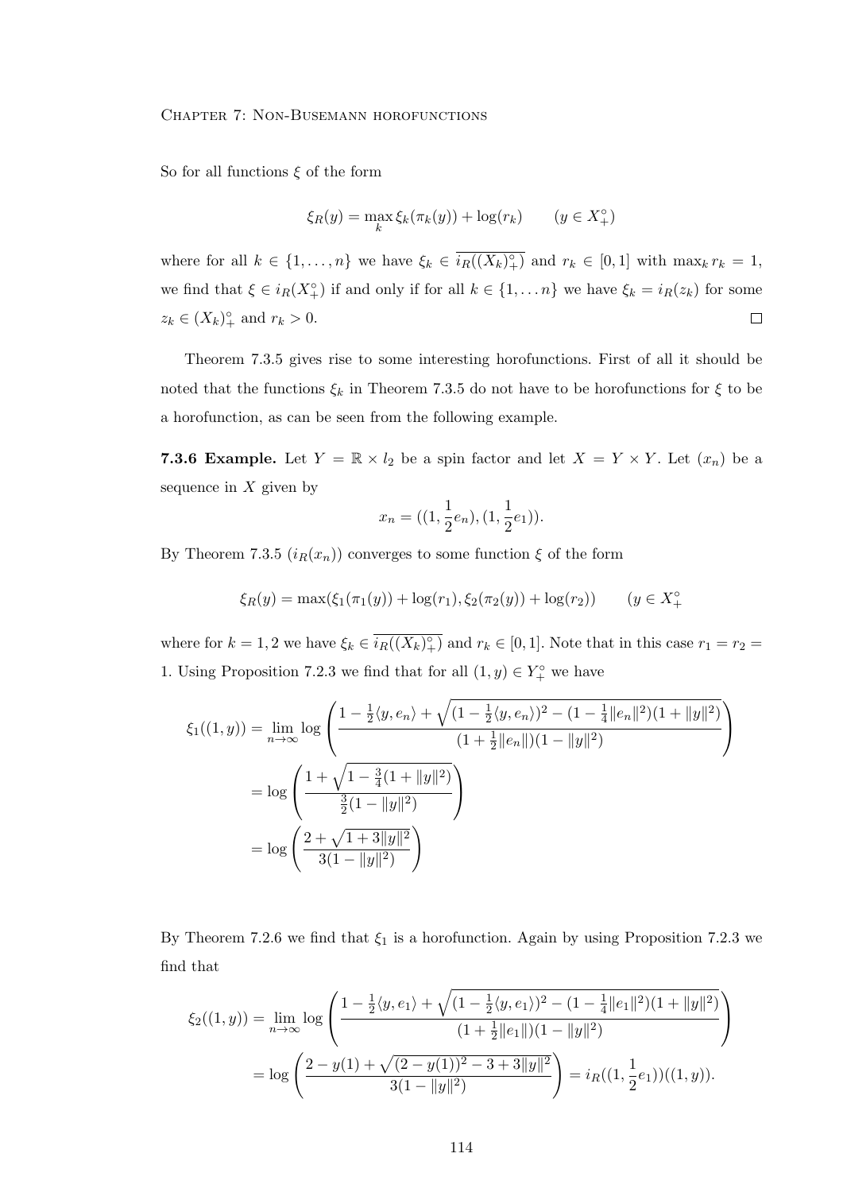So for all functions $\xi$ of the form

$$\xi_R(y) = \max_k \xi_k(\pi_k(y)) + \log(r_k) \qquad (y \in X_+^\circ)$$

where for all $k \in \{1, \ldots, n\}$ we have $\xi_k \in \overline{i_R((X_k)_+^\circ)}$ and $r_k \in [0,1]$ with $\max_k r_k = 1$, we find that $\xi \in i_R(X_+^\circ)$ if and only if for all $k \in \{1, \ldots n\}$ we have $\xi_k = i_R(z_k)$ for some $z_k \in (X_k)_+^\circ$ and $r_k > 0$. $\square$

Theorem 7.3.5 gives rise to some interesting horofunctions. First of all it should be noted that the functions $\xi_k$ in Theorem 7.3.5 do not have to be horofunctions for $\xi$ to be a horofunction, as can be seen from the following example.

**7.3.6 Example.** Let $Y = \mathbb{R} \times l_2$ be a spin factor and let $X = Y \times Y$. Let $(x_n)$ be a sequence in $X$ given by

$$x_n = ((1, \frac{1}{2}e_n), (1, \frac{1}{2}e_1)).$$

By Theorem 7.3.5 $(i_R(x_n))$ converges to some function $\xi$ of the form

$$\xi_R(y) = \max(\xi_1(\pi_1(y)) + \log(r_1), \xi_2(\pi_2(y)) + \log(r_2)) \qquad (y \in X_+^\circ$$

where for $k = 1, 2$ we have $\xi_k \in \overline{i_R((X_k)_+^\circ)}$ and $r_k \in [0,1]$. Note that in this case $r_1 = r_2 = 1$. Using Proposition 7.2.3 we find that for all $(1, y) \in Y_+^\circ$ we have

$$\begin{aligned}
\xi_1((1,y)) &= \lim_{n\to\infty} \log\left(\frac{1 - \frac{1}{2}\langle y, e_n\rangle + \sqrt{(1 - \frac{1}{2}\langle y, e_n\rangle)^2 - (1 - \frac{1}{4}\|e_n\|^2)(1 + \|y\|^2)}}{(1 + \frac{1}{2}\|e_n\|)(1 - \|y\|^2)}\right) \\
&= \log\left(\frac{1 + \sqrt{1 - \frac{3}{4}(1 + \|y\|^2)}}{\frac{3}{2}(1 - \|y\|^2)}\right) \\
&= \log\left(\frac{2 + \sqrt{1 + 3\|y\|^2}}{3(1 - \|y\|^2)}\right)
\end{aligned}$$

By Theorem 7.2.6 we find that $\xi_1$ is a horofunction. Again by using Proposition 7.2.3 we find that

$$\begin{aligned}
\xi_2((1,y)) &= \lim_{n\to\infty} \log\left(\frac{1 - \frac{1}{2}\langle y, e_1\rangle + \sqrt{(1 - \frac{1}{2}\langle y, e_1\rangle)^2 - (1 - \frac{1}{4}\|e_1\|^2)(1 + \|y\|^2)}}{(1 + \frac{1}{2}\|e_1\|)(1 - \|y\|^2)}\right) \\
&= \log\left(\frac{2 - y(1) + \sqrt{(2 - y(1))^2 - 3 + 3\|y\|^2}}{3(1 - \|y\|^2)}\right) = i_R((1, \frac{1}{2}e_1))((1,y)).
\end{aligned}$$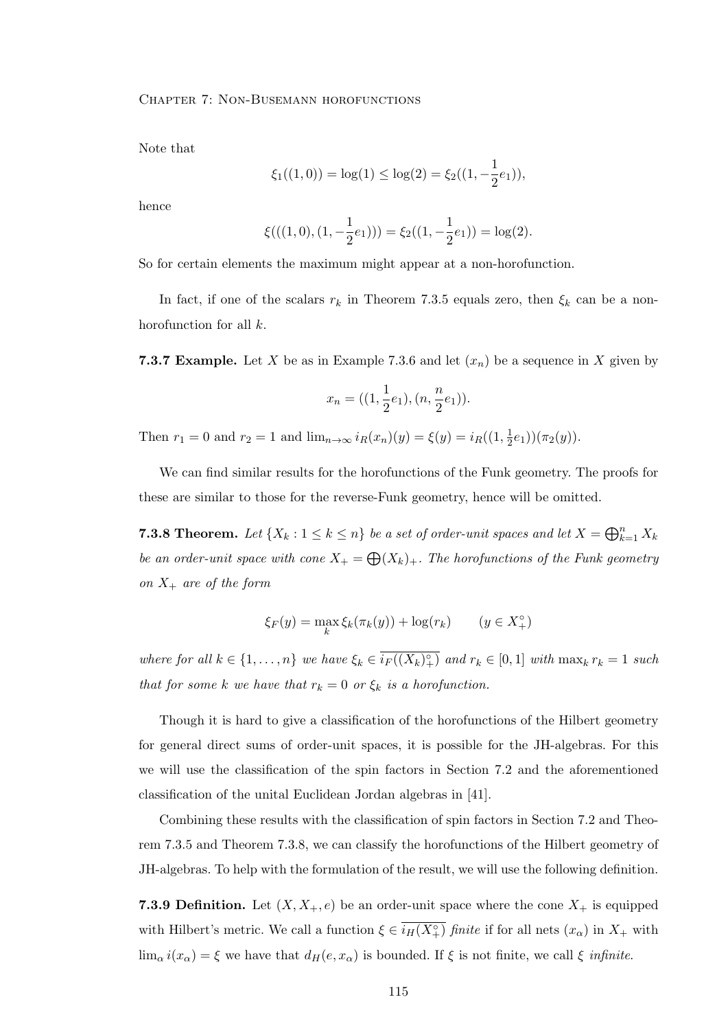Note that

$$\xi_1((1,0)) = \log(1) \leq \log(2) = \xi_2((1, -\frac{1}{2}e_1)),$$

hence

$$\xi(((1,0),(1,-\frac{1}{2}e_1))) = \xi_2((1,-\frac{1}{2}e_1)) = \log(2).$$

So for certain elements the maximum might appear at a non-horofunction.

In fact, if one of the scalars $r_k$ in Theorem 7.3.5 equals zero, then $\xi_k$ can be a non-horofunction for all $k$.

**7.3.7 Example.** Let $X$ be as in Example 7.3.6 and let $(x_n)$ be a sequence in $X$ given by

$$x_n = ((1, \frac{1}{2}e_1), (n, \frac{n}{2}e_1)).$$

Then $r_1 = 0$ and $r_2 = 1$ and $\lim_{n\to\infty} i_R(x_n)(y) = \xi(y) = i_R((1, \frac{1}{2}e_1))(\pi_2(y))$.

We can find similar results for the horofunctions of the Funk geometry. The proofs for these are similar to those for the reverse-Funk geometry, hence will be omitted.

**7.3.8 Theorem.** *Let $\{X_k : 1 \leq k \leq n\}$ be a set of order-unit spaces and let $X = \bigoplus_{k=1}^n X_k$ be an order-unit space with cone $X_+ = \bigoplus (X_k)_+$. The horofunctions of the Funk geometry on $X_+$ are of the form*

$$\xi_F(y) = \max_k \xi_k(\pi_k(y)) + \log(r_k) \qquad (y \in X_+^\circ)$$

*where for all $k \in \{1, \ldots, n\}$ we have $\xi_k \in \overline{i_F((X_k)_+^\circ)}$ and $r_k \in [0,1]$ with $\max_k r_k = 1$ such that for some $k$ we have that $r_k = 0$ or $\xi_k$ is a horofunction.*

Though it is hard to give a classification of the horofunctions of the Hilbert geometry for general direct sums of order-unit spaces, it is possible for the JH-algebras. For this we will use the classification of the spin factors in Section 7.2 and the aforementioned classification of the unital Euclidean Jordan algebras in [41].

Combining these results with the classification of spin factors in Section 7.2 and Theorem 7.3.5 and Theorem 7.3.8, we can classify the horofunctions of the Hilbert geometry of JH-algebras. To help with the formulation of the result, we will use the following definition.

**7.3.9 Definition.** Let $(X, X_+, e)$ be an order-unit space where the cone $X_+$ is equipped with Hilbert's metric. We call a function $\xi \in \overline{i_H(X_+^\circ)}$ *finite* if for all nets $(x_\alpha)$ in $X_+$ with $\lim_\alpha i(x_\alpha) = \xi$ we have that $d_H(e, x_\alpha)$ is bounded. If $\xi$ is not finite, we call $\xi$ *infinite*.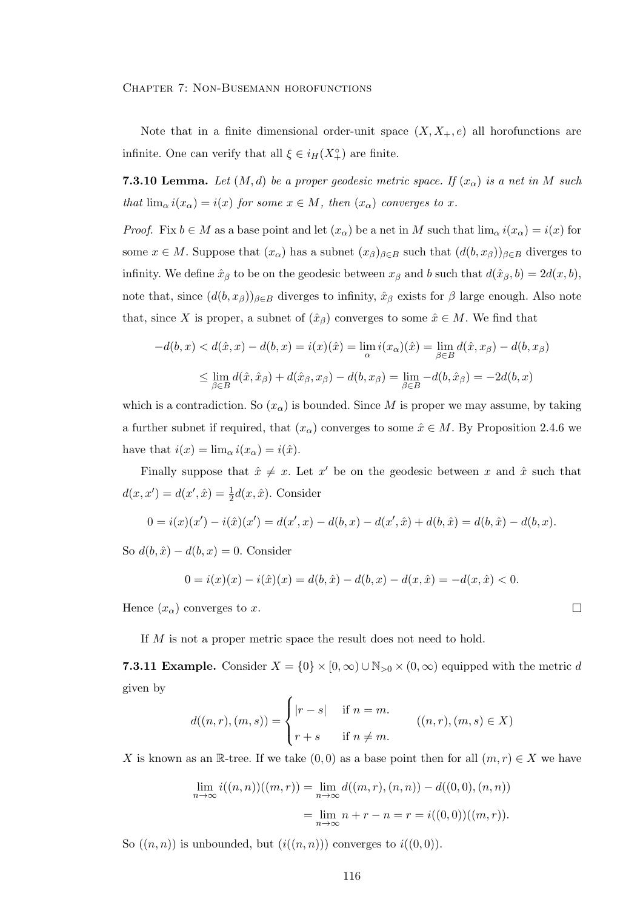Note that in a finite dimensional order-unit space $(X, X_+, e)$ all horofunctions are infinite. One can verify that all $\xi \in i_H(X_+^\circ)$ are finite.

**7.3.10 Lemma.** *Let $(M, d)$ be a proper geodesic metric space. If $(x_\alpha)$ is a net in $M$ such that $\lim_\alpha i(x_\alpha) = i(x)$ for some $x \in M$, then $(x_\alpha)$ converges to $x$.*

*Proof.* Fix $b \in M$ as a base point and let $(x_\alpha)$ be a net in $M$ such that $\lim_\alpha i(x_\alpha) = i(x)$ for some $x \in M$. Suppose that $(x_\alpha)$ has a subnet $(x_\beta)_{\beta \in B}$ such that $(d(b, x_\beta))_{\beta \in B}$ diverges to infinity. We define $\hat{x}_\beta$ to be on the geodesic between $x_\beta$ and $b$ such that $d(\hat{x}_\beta, b) = 2d(x, b)$, note that, since $(d(b, x_\beta))_{\beta \in B}$ diverges to infinity, $\hat{x}_\beta$ exists for $\beta$ large enough. Also note that, since $X$ is proper, a subnet of $(\hat{x}_\beta)$ converges to some $\hat{x} \in M$. We find that

$$
\begin{aligned}
-d(b, x) < d(\hat{x}, x) - d(b, x) = i(x)(\hat{x}) &= \lim_\alpha i(x_\alpha)(\hat{x}) = \lim_{\beta \in B} d(\hat{x}, x_\beta) - d(b, x_\beta) \\
&\leq \lim_{\beta \in B} d(\hat{x}, \hat{x}_\beta) + d(\hat{x}_\beta, x_\beta) - d(b, x_\beta) = \lim_{\beta \in B} -d(b, \hat{x}_\beta) = -2d(b, x)
\end{aligned}
$$

which is a contradiction. So $(x_\alpha)$ is bounded. Since $M$ is proper we may assume, by taking a further subnet if required, that $(x_\alpha)$ converges to some $\hat{x} \in M$. By Proposition 2.4.6 we have that $i(x) = \lim_\alpha i(x_\alpha) = i(\hat{x})$.

Finally suppose that $\hat{x} \neq x$. Let $x'$ be on the geodesic between $x$ and $\hat{x}$ such that $d(x, x') = d(x', \hat{x}) = \frac{1}{2} d(x, \hat{x})$. Consider

$$0 = i(x)(x') - i(\hat{x})(x') = d(x', x) - d(b, x) - d(x', \hat{x}) + d(b, \hat{x}) = d(b, \hat{x}) - d(b, x).$$

So $d(b, \hat{x}) - d(b, x) = 0$. Consider

$$0 = i(x)(x) - i(\hat{x})(x) = d(b, \hat{x}) - d(b, x) - d(x, \hat{x}) = -d(x, \hat{x}) < 0.$$

Hence $(x_\alpha)$ converges to $x$. $\square$

If $M$ is not a proper metric space the result does not need to hold.

**7.3.11 Example.** Consider $X = \{0\} \times [0, \infty) \cup \mathbb{N}_{>0} \times (0, \infty)$ equipped with the metric $d$ given by

$$d((n, r), (m, s)) = \begin{cases} |r - s| & \text{if } n = m. \\ r + s & \text{if } n \neq m. \end{cases} \qquad ((n, r), (m, s) \in X)$$

$X$ is known as an $\mathbb{R}$-tree. If we take $(0, 0)$ as a base point then for all $(m, r) \in X$ we have

$$
\begin{aligned}
\lim_{n \to \infty} i((n, n))((m, r)) &= \lim_{n \to \infty} d((m, r), (n, n)) - d((0, 0), (n, n)) \\
&= \lim_{n \to \infty} n + r - n = r = i((0, 0))((m, r)).
\end{aligned}
$$

So $((n, n))$ is unbounded, but $(i((n, n)))$ converges to $i((0, 0))$.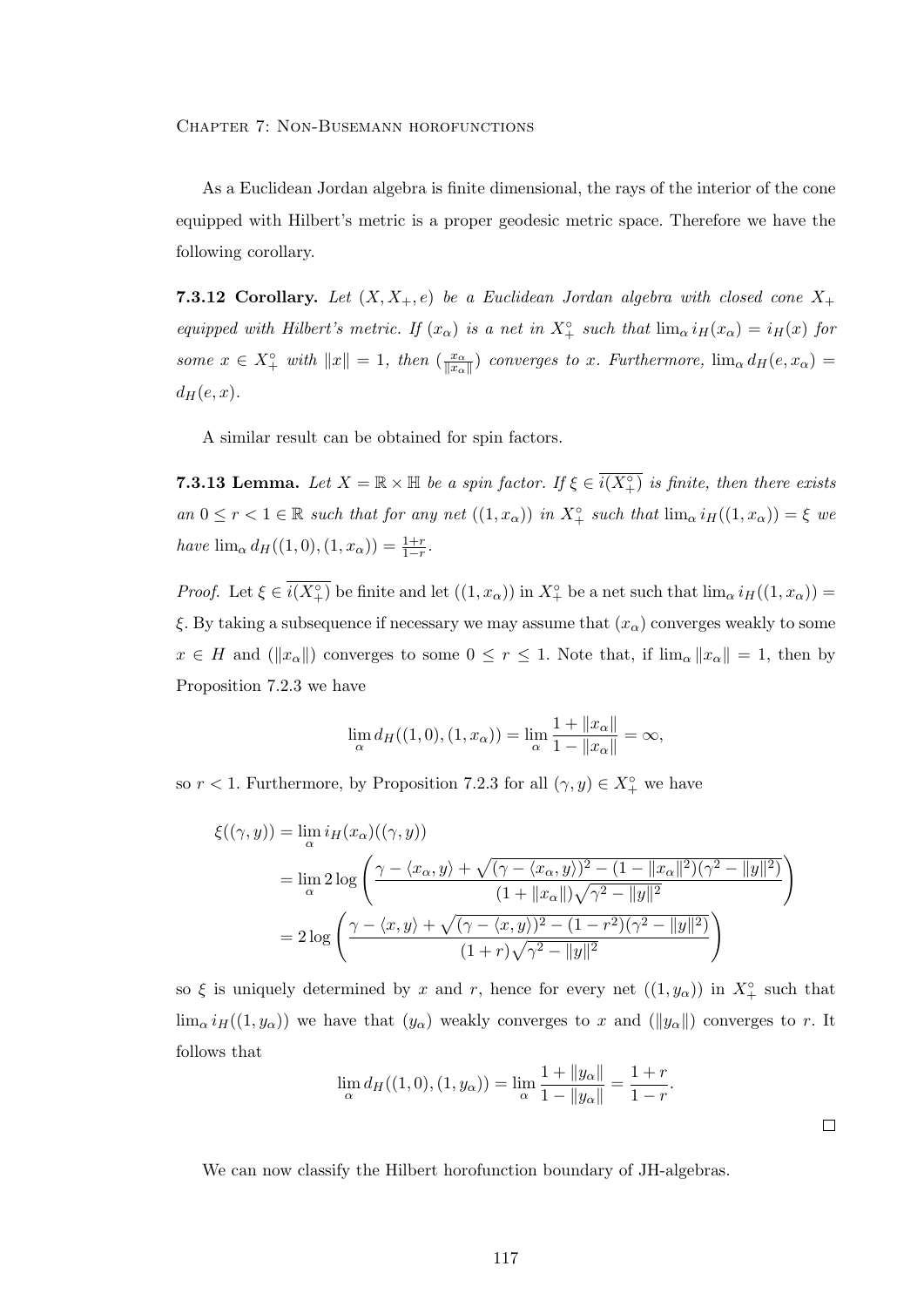As a Euclidean Jordan algebra is finite dimensional, the rays of the interior of the cone equipped with Hilbert's metric is a proper geodesic metric space. Therefore we have the following corollary.

**7.3.12 Corollary.** *Let $(X, X_+, e)$ be a Euclidean Jordan algebra with closed cone $X_+$ equipped with Hilbert's metric. If $(x_\alpha)$ is a net in $X_+^\circ$ such that $\lim_\alpha i_H(x_\alpha) = i_H(x)$ for some $x \in X_+^\circ$ with $\|x\| = 1$, then $(\frac{x_\alpha}{\|x_\alpha\|})$ converges to $x$. Furthermore, $\lim_\alpha d_H(e, x_\alpha) = d_H(e, x)$.*

A similar result can be obtained for spin factors.

**7.3.13 Lemma.** *Let $X = \mathbb{R} \times \mathbb{H}$ be a spin factor. If $\xi \in \overline{i(X_+^\circ)}$ is finite, then there exists an $0 \leq r < 1 \in \mathbb{R}$ such that for any net $((1, x_\alpha))$ in $X_+^\circ$ such that $\lim_\alpha i_H((1, x_\alpha)) = \xi$ we have $\lim_\alpha d_H((1, 0), (1, x_\alpha)) = \frac{1+r}{1-r}$.*

*Proof.* Let $\xi \in \overline{i(X_+^\circ)}$ be finite and let $((1, x_\alpha))$ in $X_+^\circ$ be a net such that $\lim_\alpha i_H((1, x_\alpha)) = \xi$. By taking a subsequence if necessary we may assume that $(x_\alpha)$ converges weakly to some $x \in H$ and $(\|x_\alpha\|)$ converges to some $0 \leq r \leq 1$. Note that, if $\lim_\alpha \|x_\alpha\| = 1$, then by Proposition 7.2.3 we have

$$\lim_\alpha d_H((1, 0), (1, x_\alpha)) = \lim_\alpha \frac{1 + \|x_\alpha\|}{1 - \|x_\alpha\|} = \infty,$$

so $r < 1$. Furthermore, by Proposition 7.2.3 for all $(\gamma, y) \in X_+^\circ$ we have

$$\begin{aligned}
\xi((\gamma, y)) &= \lim_\alpha i_H(x_\alpha)((\gamma, y)) \\
&= \lim_\alpha 2 \log \left( \frac{\gamma - \langle x_\alpha, y \rangle + \sqrt{(\gamma - \langle x_\alpha, y \rangle)^2 - (1 - \|x_\alpha\|^2)(\gamma^2 - \|y\|^2)}}{(1 + \|x_\alpha\|)\sqrt{\gamma^2 - \|y\|^2}} \right) \\
&= 2 \log \left( \frac{\gamma - \langle x, y \rangle + \sqrt{(\gamma - \langle x, y \rangle)^2 - (1 - r^2)(\gamma^2 - \|y\|^2)}}{(1 + r)\sqrt{\gamma^2 - \|y\|^2}} \right)
\end{aligned}$$

so $\xi$ is uniquely determined by $x$ and $r$, hence for every net $((1, y_\alpha))$ in $X_+^\circ$ such that $\lim_\alpha i_H((1, y_\alpha))$ we have that $(y_\alpha)$ weakly converges to $x$ and $(\|y_\alpha\|)$ converges to $r$. It follows that

$$\lim_\alpha d_H((1, 0), (1, y_\alpha)) = \lim_\alpha \frac{1 + \|y_\alpha\|}{1 - \|y_\alpha\|} = \frac{1 + r}{1 - r}.$$

$\square$

We can now classify the Hilbert horofunction boundary of JH-algebras.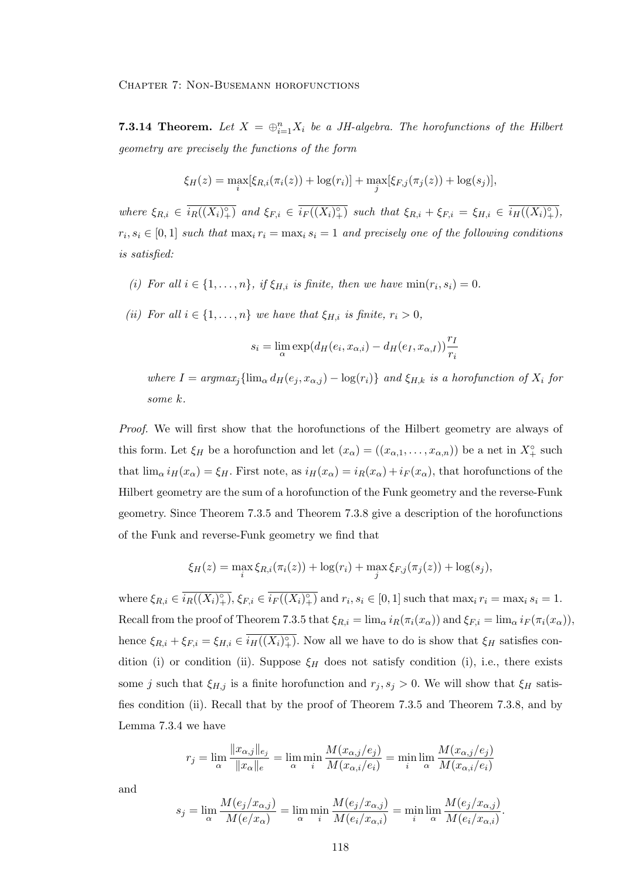**7.3.14 Theorem.** *Let $X = \oplus_{i=1}^n X_i$ be a JH-algebra. The horofunctions of the Hilbert geometry are precisely the functions of the form*

$$\xi_H(z) = \max_i [\xi_{R,i}(\pi_i(z)) + \log(r_i)] + \max_j [\xi_{F,j}(\pi_j(z)) + \log(s_j)],$$

*where $\xi_{R,i} \in \overline{i_R((X_i)^\circ_+)}$ and $\xi_{F,i} \in \overline{i_F((X_i)^\circ_+)}$ such that $\xi_{R,i} + \xi_{F,i} = \xi_{H,i} \in \overline{i_H((X_i)^\circ_+)}$, $r_i, s_i \in [0,1]$ such that $\max_i r_i = \max_i s_i = 1$ and precisely one of the following conditions is satisfied:*

*(i) For all $i \in \{1, \ldots, n\}$, if $\xi_{H,i}$ is finite, then we have $\min(r_i, s_i) = 0$.*

*(ii) For all $i \in \{1, \ldots, n\}$ we have that $\xi_{H,i}$ is finite, $r_i > 0$,*

$$s_i = \lim_\alpha \exp(d_H(e_i, x_{\alpha,i}) - d_H(e_I, x_{\alpha,I}))\frac{r_I}{r_i}$$

*where $I = \text{argmax}_j\{\lim_\alpha d_H(e_j, x_{\alpha,j}) - \log(r_i)\}$ and $\xi_{H,k}$ is a horofunction of $X_i$ for some $k$.*

*Proof.* We will first show that the horofunctions of the Hilbert geometry are always of this form. Let $\xi_H$ be a horofunction and let $(x_\alpha) = ((x_{\alpha,1}, \ldots, x_{\alpha,n}))$ be a net in $X_+^\circ$ such that $\lim_\alpha i_H(x_\alpha) = \xi_H$. First note, as $i_H(x_\alpha) = i_R(x_\alpha) + i_F(x_\alpha)$, that horofunctions of the Hilbert geometry are the sum of a horofunction of the Funk geometry and the reverse-Funk geometry. Since Theorem 7.3.5 and Theorem 7.3.8 give a description of the horofunctions of the Funk and reverse-Funk geometry we find that

$$\xi_H(z) = \max_i \xi_{R,i}(\pi_i(z)) + \log(r_i) + \max_j \xi_{F,j}(\pi_j(z)) + \log(s_j),$$

where $\xi_{R,i} \in \overline{i_R((X_i)^\circ_+)}$, $\xi_{F,i} \in \overline{i_F((X_i)^\circ_+)}$ and $r_i, s_i \in [0,1]$ such that $\max_i r_i = \max_i s_i = 1$. Recall from the proof of Theorem 7.3.5 that $\xi_{R,i} = \lim_\alpha i_R(\pi_i(x_\alpha))$ and $\xi_{F,i} = \lim_\alpha i_F(\pi_i(x_\alpha))$, hence $\xi_{R,i} + \xi_{F,i} = \xi_{H,i} \in \overline{i_H((X_i)^\circ_+)}$. Now all we have to do is show that $\xi_H$ satisfies condition (i) or condition (ii). Suppose $\xi_H$ does not satisfy condition (i), i.e., there exists some $j$ such that $\xi_{H,j}$ is a finite horofunction and $r_j, s_j > 0$. We will show that $\xi_H$ satisfies condition (ii). Recall that by the proof of Theorem 7.3.5 and Theorem 7.3.8, and by Lemma 7.3.4 we have

$$r_j = \lim_\alpha \frac{\|x_{\alpha,j}\|_{e_j}}{\|x_\alpha\|_e} = \lim_\alpha \min_i \frac{M(x_{\alpha,j}/e_j)}{M(x_{\alpha,i}/e_i)} = \min_i \lim_\alpha \frac{M(x_{\alpha,j}/e_j)}{M(x_{\alpha,i}/e_i)}$$

and

$$s_j = \lim_\alpha \frac{M(e_j/x_{\alpha,j})}{M(e/x_\alpha)} = \lim_\alpha \min_i \frac{M(e_j/x_{\alpha,j})}{M(e_i/x_{\alpha,i})} = \min_i \lim_\alpha \frac{M(e_j/x_{\alpha,j})}{M(e_i/x_{\alpha,i})}.$$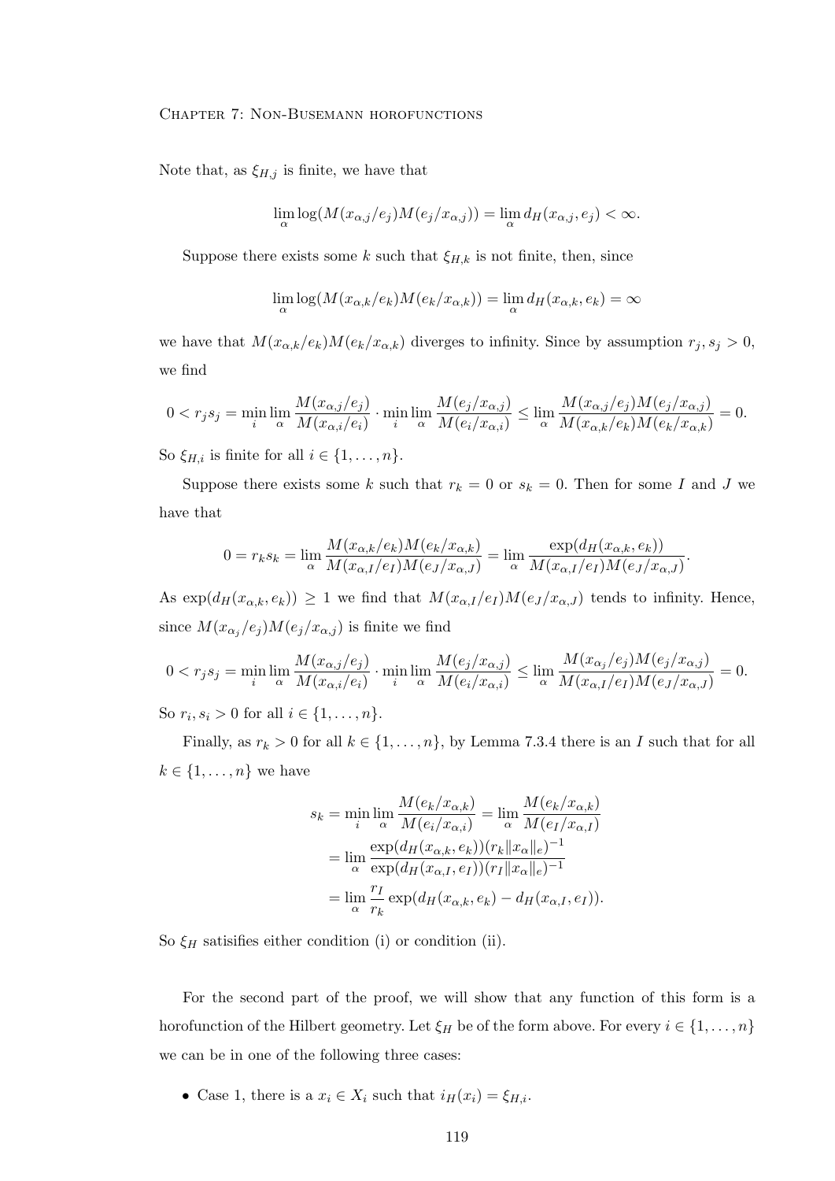Note that, as $\xi_{H,j}$ is finite, we have that

$$\lim_\alpha \log(M(x_{\alpha,j}/e_j)M(e_j/x_{\alpha,j})) = \lim_\alpha d_H(x_{\alpha,j}, e_j) < \infty.$$

Suppose there exists some $k$ such that $\xi_{H,k}$ is not finite, then, since

$$\lim_\alpha \log(M(x_{\alpha,k}/e_k)M(e_k/x_{\alpha,k})) = \lim_\alpha d_H(x_{\alpha,k}, e_k) = \infty$$

we have that $M(x_{\alpha,k}/e_k)M(e_k/x_{\alpha,k})$ diverges to infinity. Since by assumption $r_j, s_j > 0$, we find

$$0 < r_j s_j = \min_i \lim_\alpha \frac{M(x_{\alpha,j}/e_j)}{M(x_{\alpha,i}/e_i)} \cdot \min_i \lim_\alpha \frac{M(e_j/x_{\alpha,j})}{M(e_i/x_{\alpha,i})} \leq \lim_\alpha \frac{M(x_{\alpha,j}/e_j)M(e_j/x_{\alpha,j})}{M(x_{\alpha,k}/e_k)M(e_k/x_{\alpha,k})} = 0.$$

So $\xi_{H,i}$ is finite for all $i \in \{1, \ldots, n\}$.

Suppose there exists some $k$ such that $r_k = 0$ or $s_k = 0$. Then for some $I$ and $J$ we have that

$$0 = r_k s_k = \lim_\alpha \frac{M(x_{\alpha,k}/e_k)M(e_k/x_{\alpha,k})}{M(x_{\alpha,I}/e_I)M(e_J/x_{\alpha,J})} = \lim_\alpha \frac{\exp(d_H(x_{\alpha,k}, e_k))}{M(x_{\alpha,I}/e_I)M(e_J/x_{\alpha,J})}.$$

As $\exp(d_H(x_{\alpha,k}, e_k)) \geq 1$ we find that $M(x_{\alpha,I}/e_I)M(e_J/x_{\alpha,J})$ tends to infinity. Hence, since $M(x_{\alpha_j}/e_j)M(e_j/x_{\alpha,j})$ is finite we find

$$0 < r_j s_j = \min_i \lim_\alpha \frac{M(x_{\alpha,j}/e_j)}{M(x_{\alpha,i}/e_i)} \cdot \min_i \lim_\alpha \frac{M(e_j/x_{\alpha,j})}{M(e_i/x_{\alpha,i})} \leq \lim_\alpha \frac{M(x_{\alpha_j}/e_j)M(e_j/x_{\alpha,j})}{M(x_{\alpha,I}/e_I)M(e_J/x_{\alpha,J})} = 0.$$

So $r_i, s_i > 0$ for all $i \in \{1, \ldots, n\}$.

Finally, as $r_k > 0$ for all $k \in \{1, \ldots, n\}$, by Lemma 7.3.4 there is an $I$ such that for all $k \in \{1, \ldots, n\}$ we have

$$\begin{aligned}
s_k = \min_i \lim_\alpha \frac{M(e_k/x_{\alpha,k})}{M(e_i/x_{\alpha,i})} &= \lim_\alpha \frac{M(e_k/x_{\alpha,k})}{M(e_I/x_{\alpha,I})} \\
&= \lim_\alpha \frac{\exp(d_H(x_{\alpha,k}, e_k))(r_k \|x_\alpha\|_e)^{-1}}{\exp(d_H(x_{\alpha,I}, e_I))(r_I \|x_\alpha\|_e)^{-1}} \\
&= \lim_\alpha \frac{r_I}{r_k} \exp(d_H(x_{\alpha,k}, e_k) - d_H(x_{\alpha,I}, e_I)).
\end{aligned}$$

So $\xi_H$ satisifies either condition (i) or condition (ii).

For the second part of the proof, we will show that any function of this form is a horofunction of the Hilbert geometry. Let $\xi_H$ be of the form above. For every $i \in \{1, \ldots, n\}$ we can be in one of the following three cases:

- Case 1, there is a $x_i \in X_i$ such that $i_H(x_i) = \xi_{H,i}$.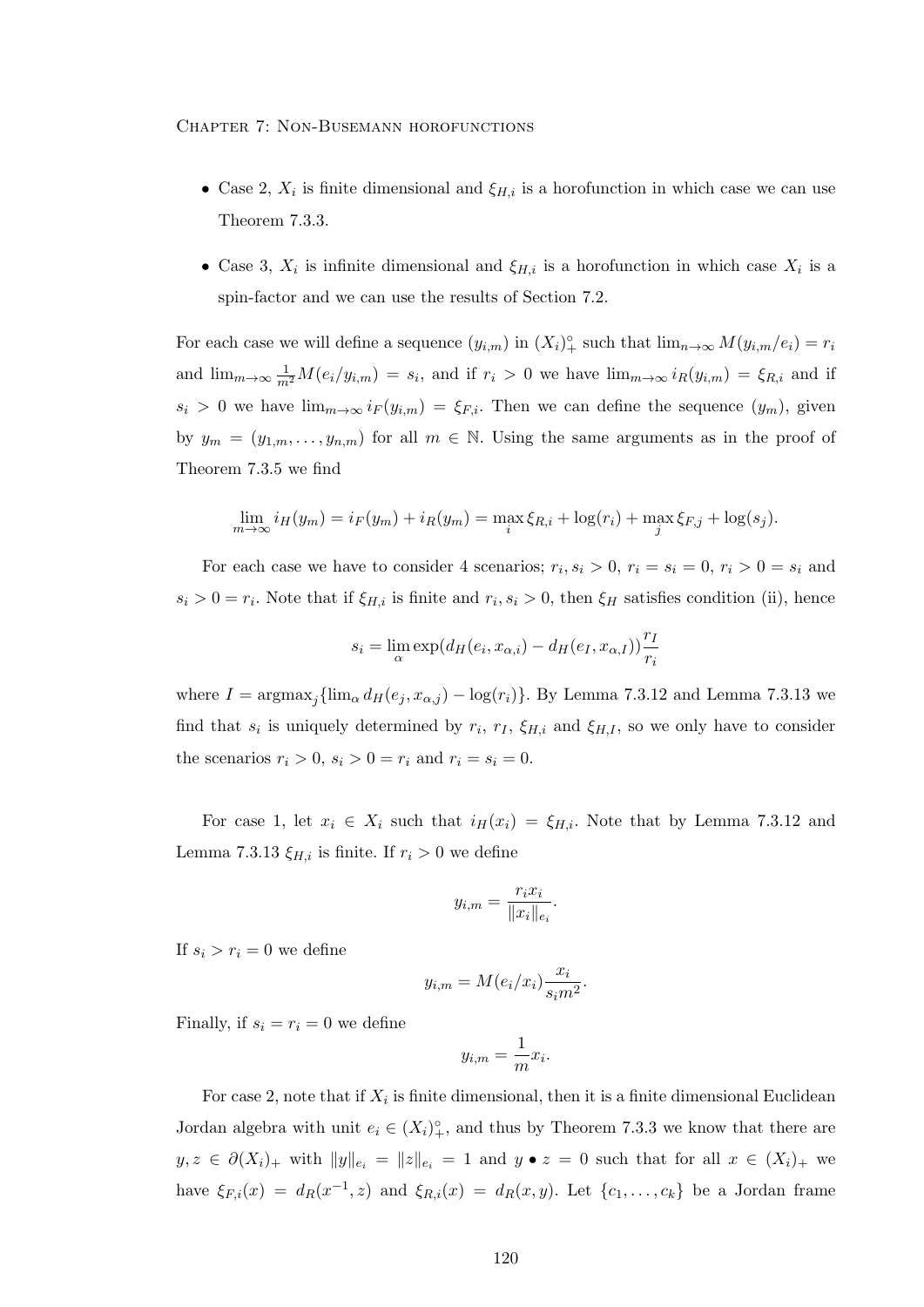- Case 2, $X_i$ is finite dimensional and $\xi_{H,i}$ is a horofunction in which case we can use Theorem 7.3.3.
- Case 3, $X_i$ is infinite dimensional and $\xi_{H,i}$ is a horofunction in which case $X_i$ is a spin-factor and we can use the results of Section 7.2.

For each case we will define a sequence $(y_{i,m})$ in $(X_i)_+^\circ$ such that $\lim_{n\to\infty} M(y_{i,m}/e_i) = r_i$ and $\lim_{m\to\infty} \frac{1}{m^2} M(e_i/y_{i,m}) = s_i$, and if $r_i > 0$ we have $\lim_{m\to\infty} i_R(y_{i,m}) = \xi_{R,i}$ and if $s_i > 0$ we have $\lim_{m\to\infty} i_F(y_{i,m}) = \xi_{F,i}$. Then we can define the sequence $(y_m)$, given by $y_m = (y_{1,m}, \ldots, y_{n,m})$ for all $m \in \mathbb{N}$. Using the same arguments as in the proof of Theorem 7.3.5 we find

$$\lim_{m\to\infty} i_H(y_m) = i_F(y_m) + i_R(y_m) = \max_i \xi_{R,i} + \log(r_i) + \max_j \xi_{F,j} + \log(s_j).$$

For each case we have to consider 4 scenarios; $r_i, s_i > 0$, $r_i = s_i = 0$, $r_i > 0 = s_i$ and $s_i > 0 = r_i$. Note that if $\xi_{H,i}$ is finite and $r_i, s_i > 0$, then $\xi_H$ satisfies condition (ii), hence

$$s_i = \lim_\alpha \exp(d_H(e_i, x_{\alpha,i}) - d_H(e_I, x_{\alpha,I}))\frac{r_I}{r_i}$$

where $I = \operatorname{argmax}_j\{\lim_\alpha d_H(e_j, x_{\alpha,j}) - \log(r_i)\}$. By Lemma 7.3.12 and Lemma 7.3.13 we find that $s_i$ is uniquely determined by $r_i$, $r_I$, $\xi_{H,i}$ and $\xi_{H,I}$, so we only have to consider the scenarios $r_i > 0$, $s_i > 0 = r_i$ and $r_i = s_i = 0$.

For case 1, let $x_i \in X_i$ such that $i_H(x_i) = \xi_{H,i}$. Note that by Lemma 7.3.12 and Lemma 7.3.13 $\xi_{H,i}$ is finite. If $r_i > 0$ we define

$$y_{i,m} = \frac{r_i x_i}{\|x_i\|_{e_i}}.$$

If $s_i > r_i = 0$ we define

$$y_{i,m} = M(e_i/x_i)\frac{x_i}{s_i m^2}.$$

Finally, if $s_i = r_i = 0$ we define

$$y_{i,m} = \frac{1}{m}x_i.$$

For case 2, note that if $X_i$ is finite dimensional, then it is a finite dimensional Euclidean Jordan algebra with unit $e_i \in (X_i)_+^\circ$, and thus by Theorem 7.3.3 we know that there are $y, z \in \partial(X_i)_+$ with $\|y\|_{e_i} = \|z\|_{e_i} = 1$ and $y \bullet z = 0$ such that for all $x \in (X_i)_+$ we have $\xi_{F,i}(x) = d_R(x^{-1}, z)$ and $\xi_{R,i}(x) = d_R(x, y)$. Let $\{c_1, \ldots, c_k\}$ be a Jordan frame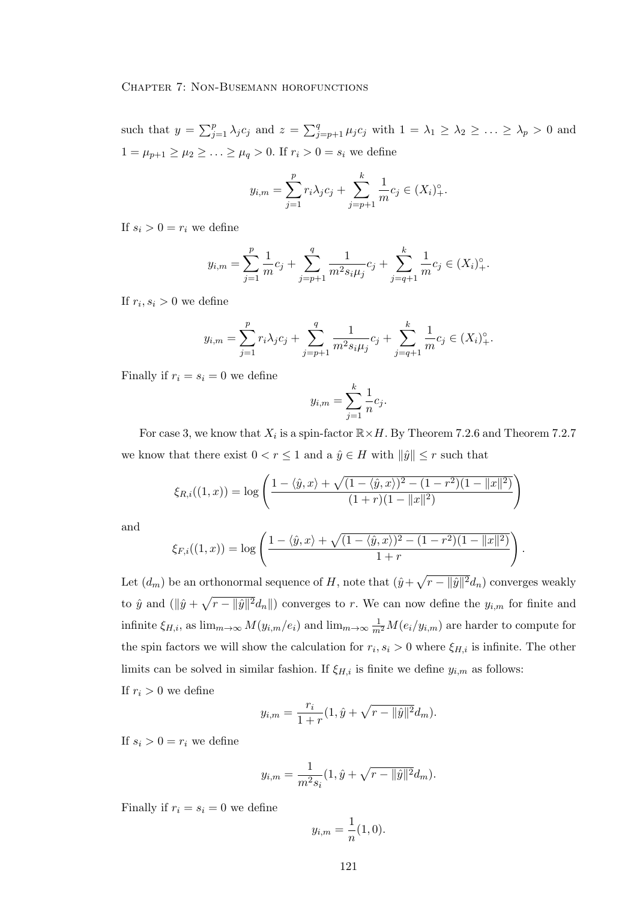such that $y = \sum_{j=1}^{p} \lambda_j c_j$ and $z = \sum_{j=p+1}^{q} \mu_j c_j$ with $1 = \lambda_1 \geq \lambda_2 \geq \ldots \geq \lambda_p > 0$ and $1 = \mu_{p+1} \geq \mu_2 \geq \ldots \geq \mu_q > 0$. If $r_i > 0 = s_i$ we define

$$y_{i,m} = \sum_{j=1}^{p} r_i \lambda_j c_j + \sum_{j=p+1}^{k} \frac{1}{m} c_j \in (X_i)_+^\circ.$$

If $s_i > 0 = r_i$ we define

$$y_{i,m} = \sum_{j=1}^{p} \frac{1}{m} c_j + \sum_{j=p+1}^{q} \frac{1}{m^2 s_i \mu_j} c_j + \sum_{j=q+1}^{k} \frac{1}{m} c_j \in (X_i)_+^\circ.$$

If $r_i, s_i > 0$ we define

$$y_{i,m} = \sum_{j=1}^{p} r_i \lambda_j c_j + \sum_{j=p+1}^{q} \frac{1}{m^2 s_i \mu_j} c_j + \sum_{j=q+1}^{k} \frac{1}{m} c_j \in (X_i)_+^\circ.$$

Finally if $r_i = s_i = 0$ we define

$$y_{i,m} = \sum_{j=1}^{k} \frac{1}{n} c_j.$$

For case 3, we know that $X_i$ is a spin-factor $\mathbb{R} \times H$. By Theorem 7.2.6 and Theorem 7.2.7 we know that there exist $0 < r \leq 1$ and a $\hat{y} \in H$ with $\|\hat{y}\| \leq r$ such that

$$\xi_{R,i}((1,x)) = \log\left(\frac{1 - \langle \hat{y}, x\rangle + \sqrt{(1 - \langle \hat{y}, x\rangle)^2 - (1 - r^2)(1 - \|x\|^2)}}{(1+r)(1 - \|x\|^2)}\right)$$

and

$$\xi_{F,i}((1,x)) = \log\left(\frac{1 - \langle \hat{y}, x\rangle + \sqrt{(1 - \langle \hat{y}, x\rangle)^2 - (1 - r^2)(1 - \|x\|^2)}}{1+r}\right).$$

Let $(d_m)$ be an orthonormal sequence of $H$, note that $(\hat{y} + \sqrt{r - \|\hat{y}\|^2} d_n)$ converges weakly to $\hat{y}$ and $(\|\hat{y} + \sqrt{r - \|\hat{y}\|^2} d_n\|)$ converges to $r$. We can now define the $y_{i,m}$ for finite and infinite $\xi_{H,i}$, as $\lim_{m\to\infty} M(y_{i,m}/e_i)$ and $\lim_{m\to\infty} \frac{1}{m^2} M(e_i/y_{i,m})$ are harder to compute for the spin factors we will show the calculation for $r_i, s_i > 0$ where $\xi_{H,i}$ is infinite. The other limits can be solved in similar fashion. If $\xi_{H,i}$ is finite we define $y_{i,m}$ as follows:
If $r_i > 0$ we define

$$y_{i,m} = \frac{r_i}{1+r}(1, \hat{y} + \sqrt{r - \|\hat{y}\|^2} d_m).$$

If $s_i > 0 = r_i$ we define

$$y_{i,m} = \frac{1}{m^2 s_i}(1, \hat{y} + \sqrt{r - \|\hat{y}\|^2} d_m).$$

Finally if $r_i = s_i = 0$ we define

$$y_{i,m} = \frac{1}{n}(1, 0).$$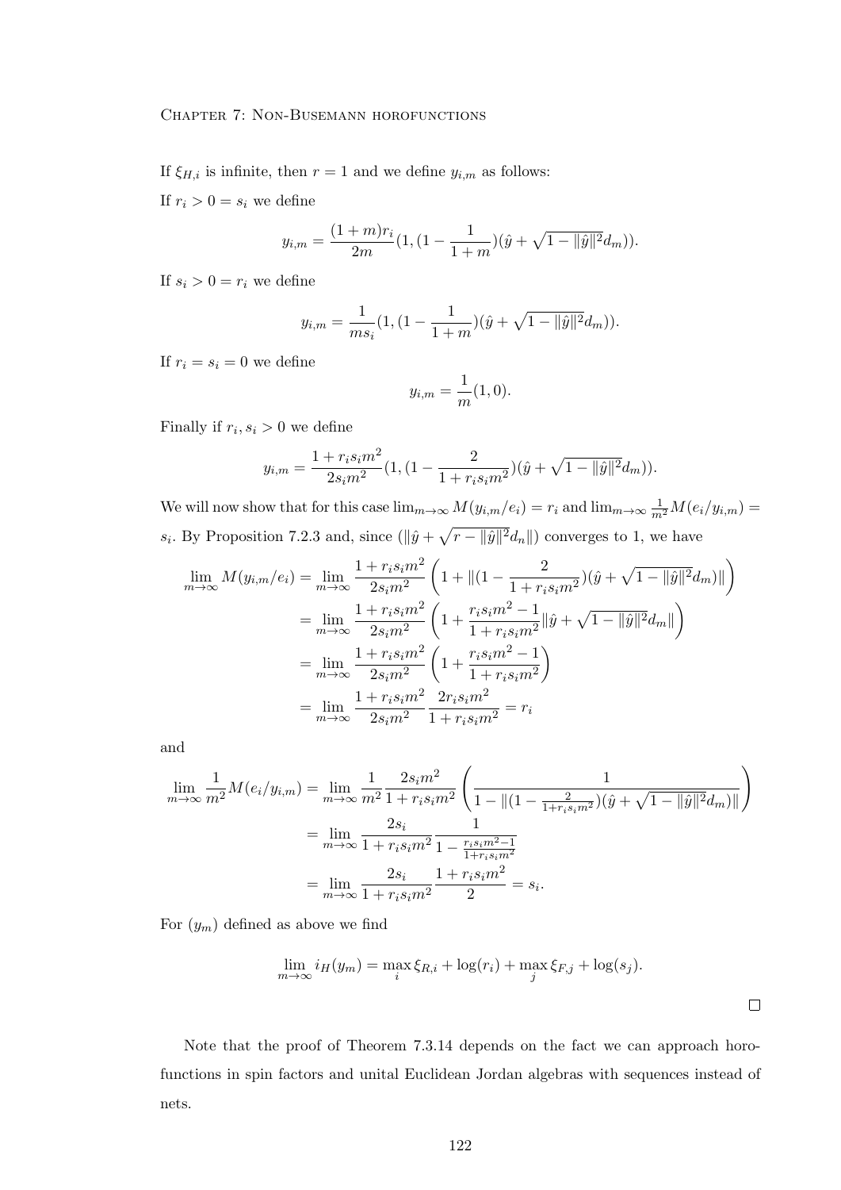If $\xi_{H,i}$ is infinite, then $r = 1$ and we define $y_{i,m}$ as follows:

If $r_i > 0 = s_i$ we define

$$y_{i,m} = \frac{(1+m)r_i}{2m}(1, (1 - \frac{1}{1+m})(\hat{y} + \sqrt{1 - \|\hat{y}\|^2} d_m)).$$

If $s_i > 0 = r_i$ we define

$$y_{i,m} = \frac{1}{ms_i}(1, (1 - \frac{1}{1+m})(\hat{y} + \sqrt{1 - \|\hat{y}\|^2} d_m)).$$

If $r_i = s_i = 0$ we define

$$y_{i,m} = \frac{1}{m}(1, 0).$$

Finally if $r_i, s_i > 0$ we define

$$y_{i,m} = \frac{1 + r_i s_i m^2}{2 s_i m^2}(1, (1 - \frac{2}{1 + r_i s_i m^2})(\hat{y} + \sqrt{1 - \|\hat{y}\|^2} d_m)).$$

We will now show that for this case $\lim_{m\to\infty} M(y_{i,m}/e_i) = r_i$ and $\lim_{m\to\infty} \frac{1}{m^2} M(e_i/y_{i,m}) = s_i$. By Proposition 7.2.3 and, since $(\|\hat{y} + \sqrt{r - \|\hat{y}\|^2} d_n\|)$ converges to 1, we have

$$\begin{aligned}
\lim_{m\to\infty} M(y_{i,m}/e_i) &= \lim_{m\to\infty} \frac{1 + r_i s_i m^2}{2 s_i m^2}\left(1 + \|(1 - \frac{2}{1 + r_i s_i m^2})(\hat{y} + \sqrt{1 - \|\hat{y}\|^2} d_m)\|\right) \\
&= \lim_{m\to\infty} \frac{1 + r_i s_i m^2}{2 s_i m^2}\left(1 + \frac{r_i s_i m^2 - 1}{1 + r_i s_i m^2}\|\hat{y} + \sqrt{1 - \|\hat{y}\|^2} d_m\|\right) \\
&= \lim_{m\to\infty} \frac{1 + r_i s_i m^2}{2 s_i m^2}\left(1 + \frac{r_i s_i m^2 - 1}{1 + r_i s_i m^2}\right) \\
&= \lim_{m\to\infty} \frac{1 + r_i s_i m^2}{2 s_i m^2} \frac{2 r_i s_i m^2}{1 + r_i s_i m^2} = r_i
\end{aligned}$$

and

$$\begin{aligned}
\lim_{m\to\infty} \frac{1}{m^2} M(e_i/y_{i,m}) &= \lim_{m\to\infty} \frac{1}{m^2} \frac{2 s_i m^2}{1 + r_i s_i m^2}\left(\frac{1}{1 - \|(1 - \frac{2}{1 + r_i s_i m^2})(\hat{y} + \sqrt{1 - \|\hat{y}\|^2} d_m)\|}\right) \\
&= \lim_{m\to\infty} \frac{2 s_i}{1 + r_i s_i m^2} \frac{1}{1 - \frac{r_i s_i m^2 - 1}{1 + r_i s_i m^2}} \\
&= \lim_{m\to\infty} \frac{2 s_i}{1 + r_i s_i m^2} \frac{1 + r_i s_i m^2}{2} = s_i.
\end{aligned}$$

For $(y_m)$ defined as above we find

$$\lim_{m\to\infty} i_H(y_m) = \max_i \xi_{R,i} + \log(r_i) + \max_j \xi_{F,j} + \log(s_j).$$

□

Note that the proof of Theorem 7.3.14 depends on the fact we can approach horofunctions in spin factors and unital Euclidean Jordan algebras with sequences instead of nets.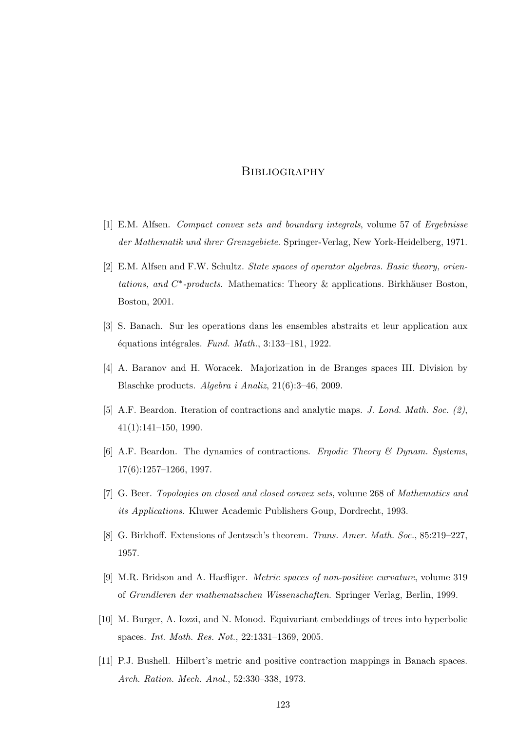# Bibliography

[1] E.M. Alfsen. *Compact convex sets and boundary integrals*, volume 57 of *Ergebnisse der Mathematik und ihrer Grenzgebiete*. Springer-Verlag, New York-Heidelberg, 1971.

[2] E.M. Alfsen and F.W. Schultz. *State spaces of operator algebras. Basic theory, orientations, and $C^*$-products*. Mathematics: Theory & applications. Birkhäuser Boston, Boston, 2001.

[3] S. Banach. Sur les operations dans les ensembles abstraits et leur application aux équations intégrales. *Fund. Math.*, 3:133–181, 1922.

[4] A. Baranov and H. Woracek. Majorization in de Branges spaces III. Division by Blaschke products. *Algebra i Analiz*, 21(6):3–46, 2009.

[5] A.F. Beardon. Iteration of contractions and analytic maps. *J. Lond. Math. Soc. (2)*, 41(1):141–150, 1990.

[6] A.F. Beardon. The dynamics of contractions. *Ergodic Theory & Dynam. Systems*, 17(6):1257–1266, 1997.

[7] G. Beer. *Topologies on closed and closed convex sets*, volume 268 of *Mathematics and its Applications*. Kluwer Academic Publishers Goup, Dordrecht, 1993.

[8] G. Birkhoff. Extensions of Jentzsch's theorem. *Trans. Amer. Math. Soc.*, 85:219–227, 1957.

[9] M.R. Bridson and A. Haefliger. *Metric spaces of non-positive curvature*, volume 319 of *Grundleren der mathematischen Wissenschaften*. Springer Verlag, Berlin, 1999.

[10] M. Burger, A. Iozzi, and N. Monod. Equivariant embeddings of trees into hyperbolic spaces. *Int. Math. Res. Not.*, 22:1331–1369, 2005.

[11] P.J. Bushell. Hilbert's metric and positive contraction mappings in Banach spaces. *Arch. Ration. Mech. Anal.*, 52:330–338, 1973.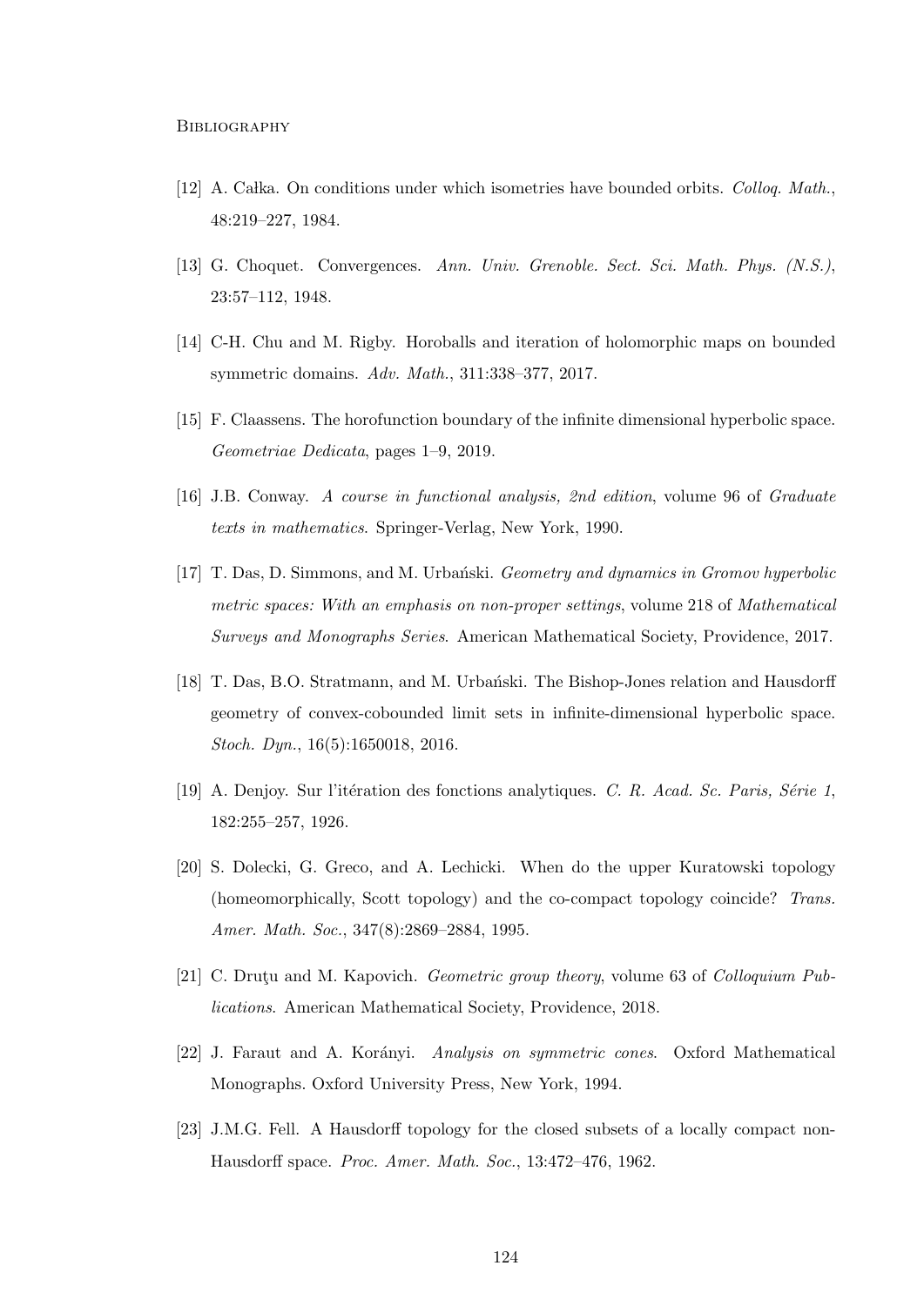[12] A. Całka. On conditions under which isometries have bounded orbits. *Colloq. Math.*, 48:219–227, 1984.

[13] G. Choquet. Convergences. *Ann. Univ. Grenoble. Sect. Sci. Math. Phys. (N.S.)*, 23:57–112, 1948.

[14] C-H. Chu and M. Rigby. Horoballs and iteration of holomorphic maps on bounded symmetric domains. *Adv. Math.*, 311:338–377, 2017.

[15] F. Claassens. The horofunction boundary of the infinite dimensional hyperbolic space. *Geometriae Dedicata*, pages 1–9, 2019.

[16] J.B. Conway. *A course in functional analysis, 2nd edition*, volume 96 of *Graduate texts in mathematics*. Springer-Verlag, New York, 1990.

[17] T. Das, D. Simmons, and M. Urbański. *Geometry and dynamics in Gromov hyperbolic metric spaces: With an emphasis on non-proper settings*, volume 218 of *Mathematical Surveys and Monographs Series*. American Mathematical Society, Providence, 2017.

[18] T. Das, B.O. Stratmann, and M. Urbański. The Bishop-Jones relation and Hausdorff geometry of convex-cobounded limit sets in infinite-dimensional hyperbolic space. *Stoch. Dyn.*, 16(5):1650018, 2016.

[19] A. Denjoy. Sur l'itération des fonctions analytiques. *C. R. Acad. Sc. Paris, Série 1*, 182:255–257, 1926.

[20] S. Dolecki, G. Greco, and A. Lechicki. When do the upper Kuratowski topology (homeomorphically, Scott topology) and the co-compact topology coincide? *Trans. Amer. Math. Soc.*, 347(8):2869–2884, 1995.

[21] C. Druţu and M. Kapovich. *Geometric group theory*, volume 63 of *Colloquium Publications*. American Mathematical Society, Providence, 2018.

[22] J. Faraut and A. Korányi. *Analysis on symmetric cones*. Oxford Mathematical Monographs. Oxford University Press, New York, 1994.

[23] J.M.G. Fell. A Hausdorff topology for the closed subsets of a locally compact non-Hausdorff space. *Proc. Amer. Math. Soc.*, 13:472–476, 1962.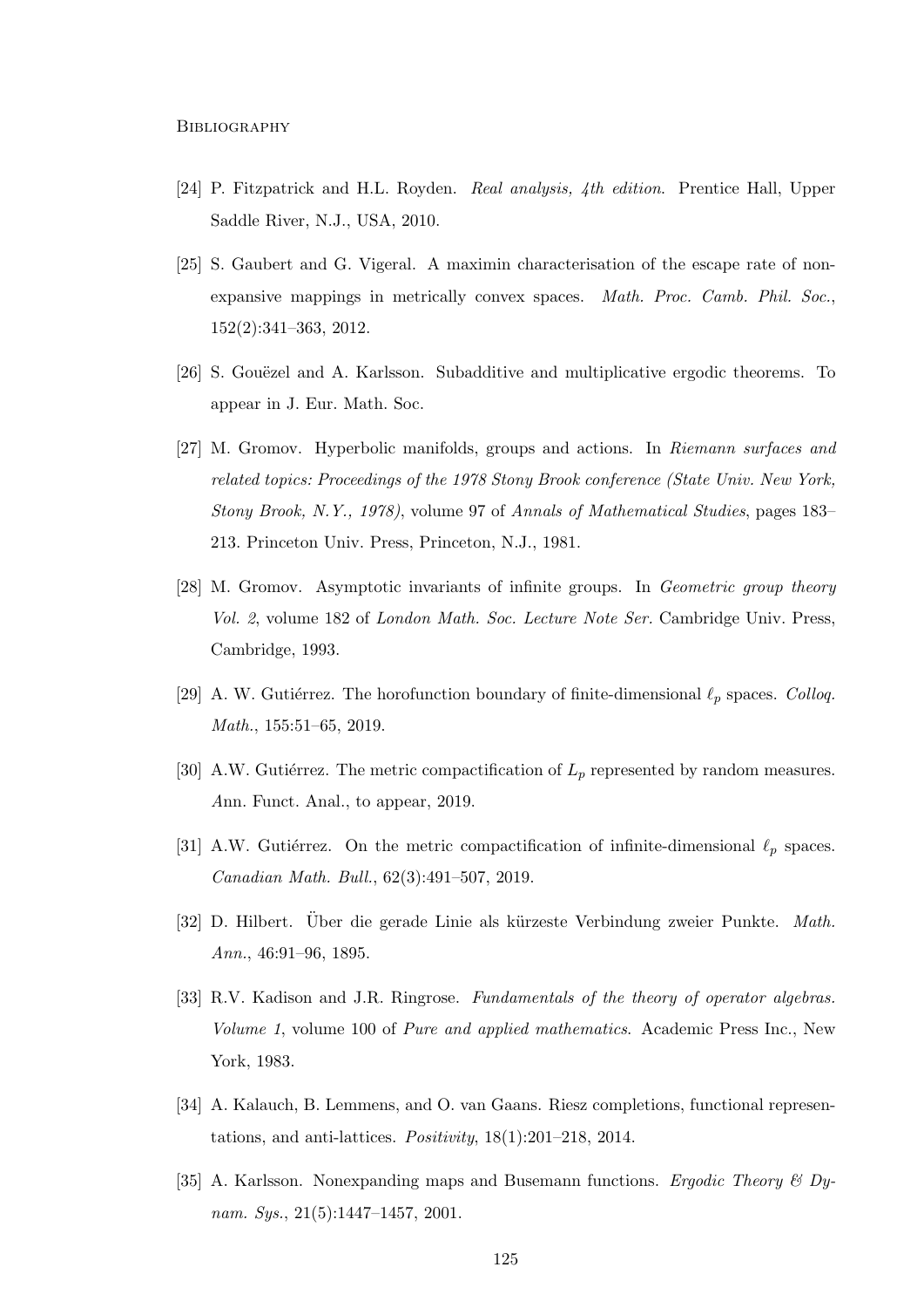[24] P. Fitzpatrick and H.L. Royden. *Real analysis, 4th edition*. Prentice Hall, Upper Saddle River, N.J., USA, 2010.

[25] S. Gaubert and G. Vigeral. A maximin characterisation of the escape rate of non-expansive mappings in metrically convex spaces. *Math. Proc. Camb. Phil. Soc.*, 152(2):341–363, 2012.

[26] S. Gouëzel and A. Karlsson. Subadditive and multiplicative ergodic theorems. To appear in J. Eur. Math. Soc.

[27] M. Gromov. Hyperbolic manifolds, groups and actions. In *Riemann surfaces and related topics: Proceedings of the 1978 Stony Brook conference (State Univ. New York, Stony Brook, N.Y., 1978)*, volume 97 of *Annals of Mathematical Studies*, pages 183–213. Princeton Univ. Press, Princeton, N.J., 1981.

[28] M. Gromov. Asymptotic invariants of infinite groups. In *Geometric group theory Vol. 2*, volume 182 of *London Math. Soc. Lecture Note Ser.* Cambridge Univ. Press, Cambridge, 1993.

[29] A. W. Gutiérrez. The horofunction boundary of finite-dimensional $\ell_p$ spaces. *Colloq. Math.*, 155:51–65, 2019.

[30] A.W. Gutiérrez. The metric compactification of $L_p$ represented by random measures. *A*nn. Funct. Anal., to appear, 2019.

[31] A.W. Gutiérrez. On the metric compactification of infinite-dimensional $\ell_p$ spaces. *Canadian Math. Bull.*, 62(3):491–507, 2019.

[32] D. Hilbert. Über die gerade Linie als kürzeste Verbindung zweier Punkte. *Math. Ann.*, 46:91–96, 1895.

[33] R.V. Kadison and J.R. Ringrose. *Fundamentals of the theory of operator algebras. Volume 1*, volume 100 of *Pure and applied mathematics*. Academic Press Inc., New York, 1983.

[34] A. Kalauch, B. Lemmens, and O. van Gaans. Riesz completions, functional representations, and anti-lattices. *Positivity*, 18(1):201–218, 2014.

[35] A. Karlsson. Nonexpanding maps and Busemann functions. *Ergodic Theory & Dynam. Sys.*, 21(5):1447–1457, 2001.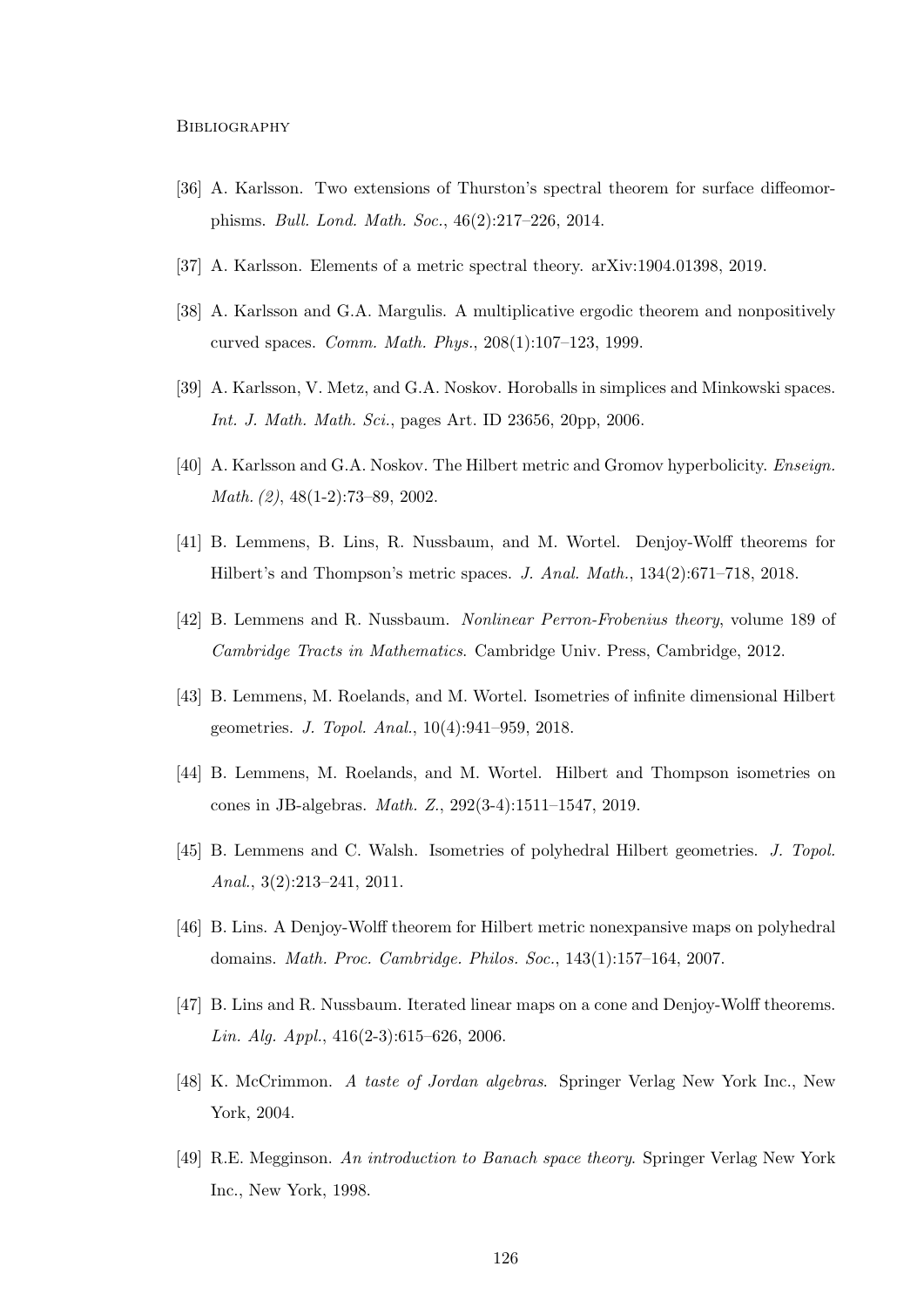[36] A. Karlsson. Two extensions of Thurston's spectral theorem for surface diffeomorphisms. *Bull. Lond. Math. Soc.*, 46(2):217–226, 2014.

[37] A. Karlsson. Elements of a metric spectral theory. arXiv:1904.01398, 2019.

[38] A. Karlsson and G.A. Margulis. A multiplicative ergodic theorem and nonpositively curved spaces. *Comm. Math. Phys.*, 208(1):107–123, 1999.

[39] A. Karlsson, V. Metz, and G.A. Noskov. Horoballs in simplices and Minkowski spaces. *Int. J. Math. Math. Sci.*, pages Art. ID 23656, 20pp, 2006.

[40] A. Karlsson and G.A. Noskov. The Hilbert metric and Gromov hyperbolicity. *Enseign. Math. (2)*, 48(1-2):73–89, 2002.

[41] B. Lemmens, B. Lins, R. Nussbaum, and M. Wortel. Denjoy-Wolff theorems for Hilbert's and Thompson's metric spaces. *J. Anal. Math.*, 134(2):671–718, 2018.

[42] B. Lemmens and R. Nussbaum. *Nonlinear Perron-Frobenius theory*, volume 189 of *Cambridge Tracts in Mathematics*. Cambridge Univ. Press, Cambridge, 2012.

[43] B. Lemmens, M. Roelands, and M. Wortel. Isometries of infinite dimensional Hilbert geometries. *J. Topol. Anal.*, 10(4):941–959, 2018.

[44] B. Lemmens, M. Roelands, and M. Wortel. Hilbert and Thompson isometries on cones in JB-algebras. *Math. Z.*, 292(3-4):1511–1547, 2019.

[45] B. Lemmens and C. Walsh. Isometries of polyhedral Hilbert geometries. *J. Topol. Anal.*, 3(2):213–241, 2011.

[46] B. Lins. A Denjoy-Wolff theorem for Hilbert metric nonexpansive maps on polyhedral domains. *Math. Proc. Cambridge. Philos. Soc.*, 143(1):157–164, 2007.

[47] B. Lins and R. Nussbaum. Iterated linear maps on a cone and Denjoy-Wolff theorems. *Lin. Alg. Appl.*, 416(2-3):615–626, 2006.

[48] K. McCrimmon. *A taste of Jordan algebras*. Springer Verlag New York Inc., New York, 2004.

[49] R.E. Megginson. *An introduction to Banach space theory*. Springer Verlag New York Inc., New York, 1998.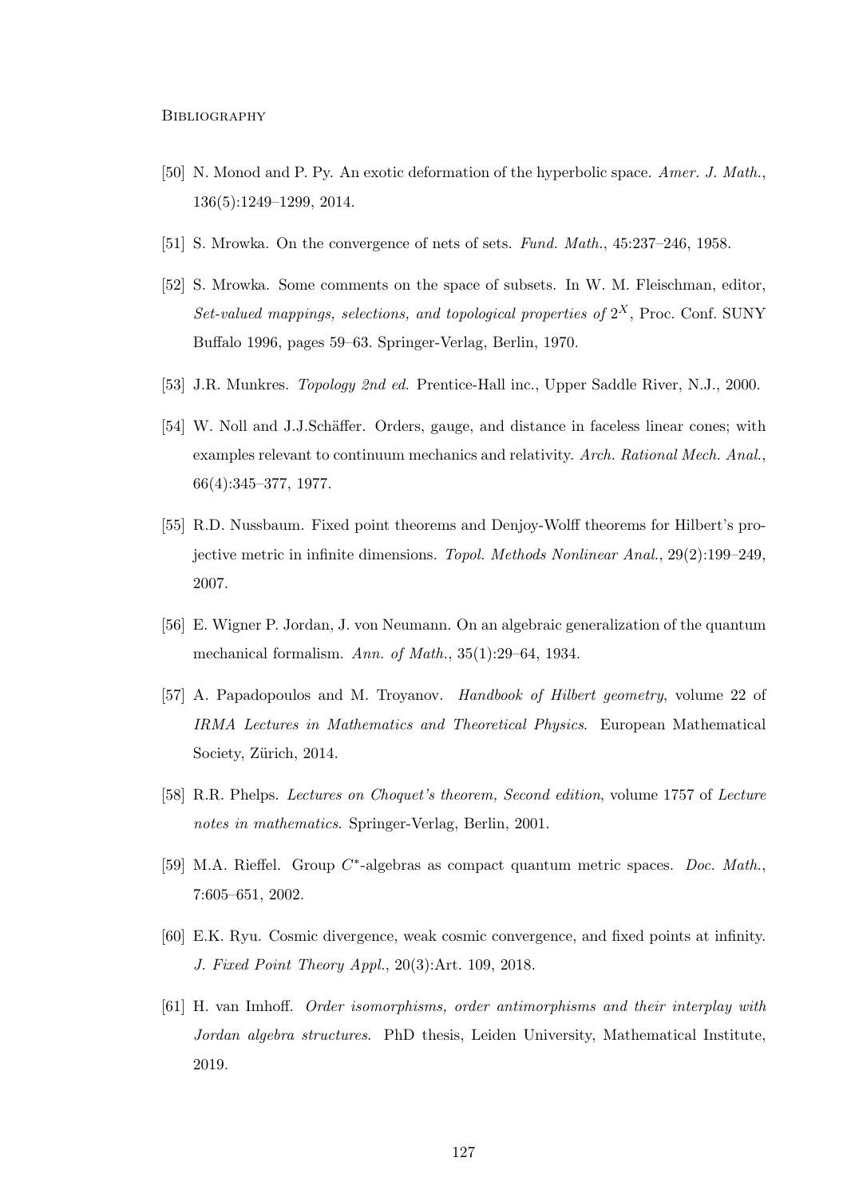[50] N. Monod and P. Py. An exotic deformation of the hyperbolic space. *Amer. J. Math.*, 136(5):1249–1299, 2014.

[51] S. Mrowka. On the convergence of nets of sets. *Fund. Math.*, 45:237–246, 1958.

[52] S. Mrowka. Some comments on the space of subsets. In W. M. Fleischman, editor, *Set-valued mappings, selections, and topological properties of* $2^X$, Proc. Conf. SUNY Buffalo 1996, pages 59–63. Springer-Verlag, Berlin, 1970.

[53] J.R. Munkres. *Topology 2nd ed.* Prentice-Hall inc., Upper Saddle River, N.J., 2000.

[54] W. Noll and J.J.Schäffer. Orders, gauge, and distance in faceless linear cones; with examples relevant to continuum mechanics and relativity. *Arch. Rational Mech. Anal.*, 66(4):345–377, 1977.

[55] R.D. Nussbaum. Fixed point theorems and Denjoy-Wolff theorems for Hilbert's projective metric in infinite dimensions. *Topol. Methods Nonlinear Anal.*, 29(2):199–249, 2007.

[56] E. Wigner P. Jordan, J. von Neumann. On an algebraic generalization of the quantum mechanical formalism. *Ann. of Math.*, 35(1):29–64, 1934.

[57] A. Papadopoulos and M. Troyanov. *Handbook of Hilbert geometry*, volume 22 of *IRMA Lectures in Mathematics and Theoretical Physics*. European Mathematical Society, Zürich, 2014.

[58] R.R. Phelps. *Lectures on Choquet's theorem, Second edition*, volume 1757 of *Lecture notes in mathematics*. Springer-Verlag, Berlin, 2001.

[59] M.A. Rieffel. Group $C^*$-algebras as compact quantum metric spaces. *Doc. Math.*, 7:605–651, 2002.

[60] E.K. Ryu. Cosmic divergence, weak cosmic convergence, and fixed points at infinity. *J. Fixed Point Theory Appl.*, 20(3):Art. 109, 2018.

[61] H. van Imhoff. *Order isomorphisms, order antimorphisms and their interplay with Jordan algebra structures*. PhD thesis, Leiden University, Mathematical Institute, 2019.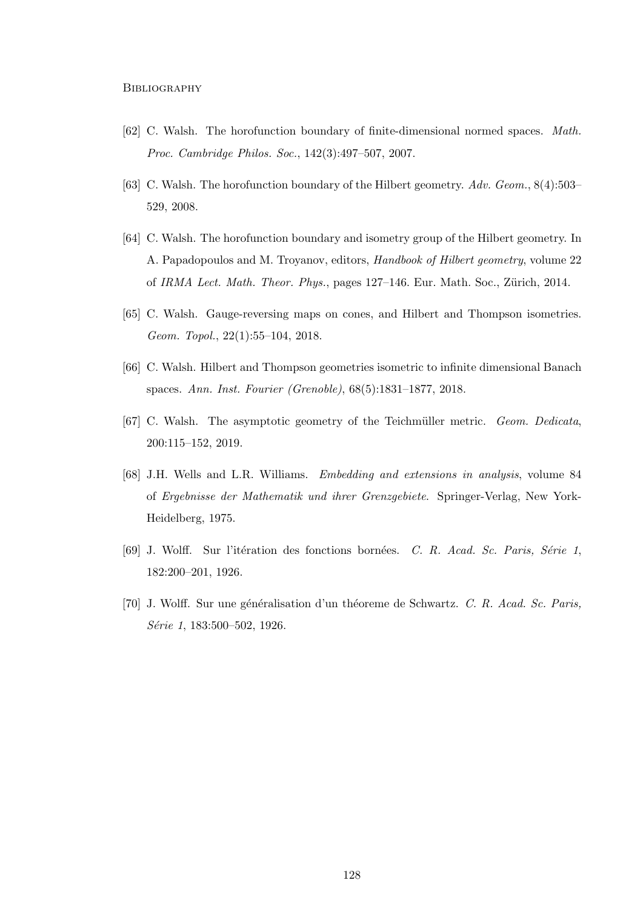- [62] C. Walsh. The horofunction boundary of finite-dimensional normed spaces. *Math. Proc. Cambridge Philos. Soc.*, 142(3):497–507, 2007.
- [63] C. Walsh. The horofunction boundary of the Hilbert geometry. *Adv. Geom.*, 8(4):503–529, 2008.
- [64] C. Walsh. The horofunction boundary and isometry group of the Hilbert geometry. In A. Papadopoulos and M. Troyanov, editors, *Handbook of Hilbert geometry*, volume 22 of *IRMA Lect. Math. Theor. Phys.*, pages 127–146. Eur. Math. Soc., Zürich, 2014.
- [65] C. Walsh. Gauge-reversing maps on cones, and Hilbert and Thompson isometries. *Geom. Topol.*, 22(1):55–104, 2018.
- [66] C. Walsh. Hilbert and Thompson geometries isometric to infinite dimensional Banach spaces. *Ann. Inst. Fourier (Grenoble)*, 68(5):1831–1877, 2018.
- [67] C. Walsh. The asymptotic geometry of the Teichmüller metric. *Geom. Dedicata*, 200:115–152, 2019.
- [68] J.H. Wells and L.R. Williams. *Embedding and extensions in analysis*, volume 84 of *Ergebnisse der Mathematik und ihrer Grenzgebiete*. Springer-Verlag, New York-Heidelberg, 1975.
- [69] J. Wolff. Sur l'itération des fonctions bornées. *C. R. Acad. Sc. Paris, Série 1*, 182:200–201, 1926.
- [70] J. Wolff. Sur une généralisation d'un théoreme de Schwartz. *C. R. Acad. Sc. Paris, Série 1*, 183:500–502, 1926.